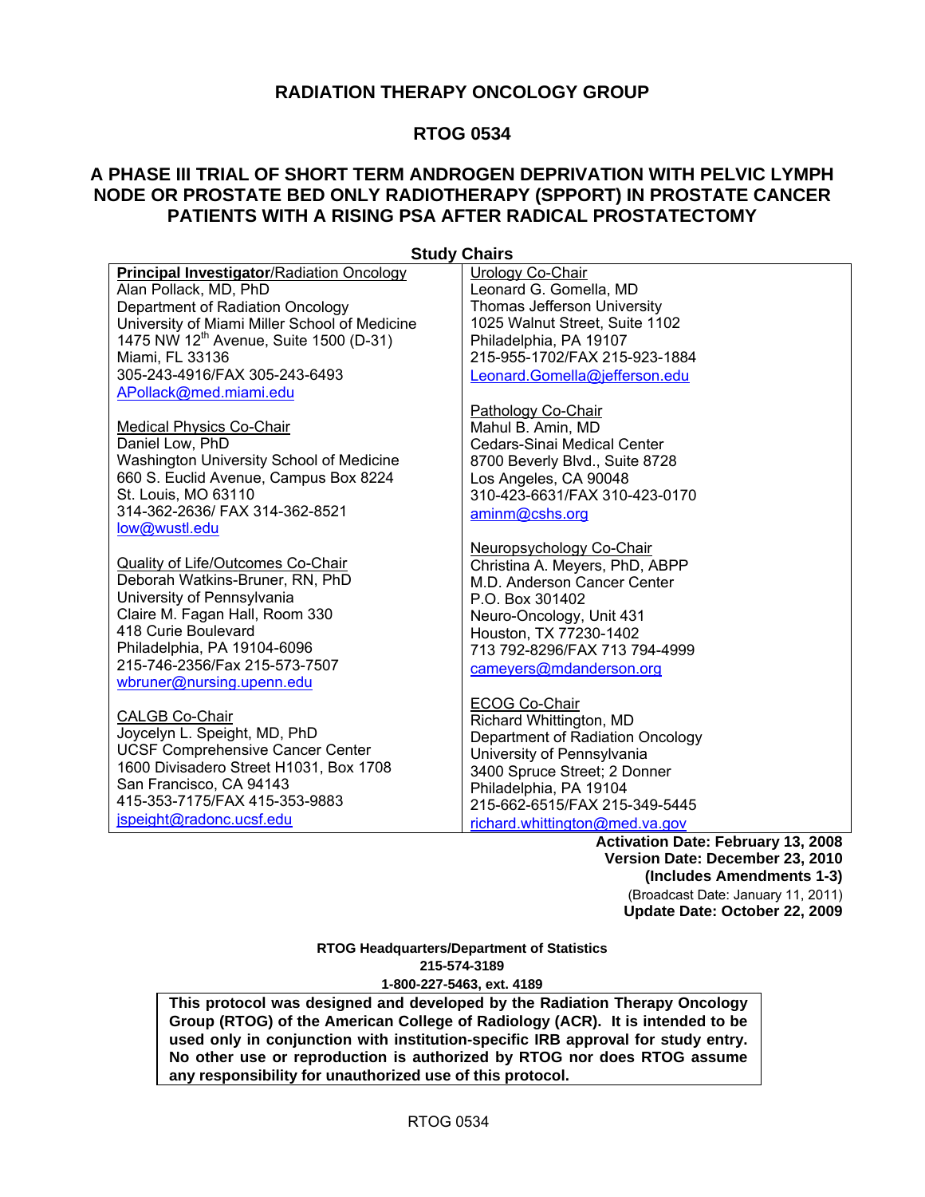# RADIATION THERAPY ONCOLOGY GROUP

# RTOG 0534

## A PHASE III TRIAL OF SHORT TERM ANDROGEN DEPRIVATION WITH PELVIC LYMPH NODE OR PROSTATE BED ONLY RADIOTHERAPY (SPPORT) IN PROSTATE CANCER PATIENTS WITH A RISING PSA AFTER RADICAL PROSTATECTOMY

**Study Chairs**

**Principal Investigator**/Radiation Oncology
Alan Pollack, MD, PhD
Department of Radiation Oncology
University of Miami Miller School of Medicine
1475 NW 12th Avenue, Suite 1500 (D-31)
Miami, FL 33136
305-243-4916/FAX 305-243-6493
APollack@med.miami.edu

Medical Physics Co-Chair
Daniel Low, PhD
Washington University School of Medicine
660 S. Euclid Avenue, Campus Box 8224
St. Louis, MO 63110
314-362-2636/ FAX 314-362-8521
low@wustl.edu

Quality of Life/Outcomes Co-Chair
Deborah Watkins-Bruner, RN, PhD
University of Pennsylvania
Claire M. Fagan Hall, Room 330
418 Curie Boulevard
Philadelphia, PA 19104-6096
215-746-2356/Fax 215-573-7507
wbruner@nursing.upenn.edu

CALGB Co-Chair
Joycelyn L. Speight, MD, PhD
UCSF Comprehensive Cancer Center
1600 Divisadero Street H1031, Box 1708
San Francisco, CA 94143
415-353-7175/FAX 415-353-9883
jspeight@radonc.ucsf.edu

Urology Co-Chair
Leonard G. Gomella, MD
Thomas Jefferson University
1025 Walnut Street, Suite 1102
Philadelphia, PA 19107
215-955-1702/FAX 215-923-1884
Leonard.Gomella@jefferson.edu

Pathology Co-Chair
Mahul B. Amin, MD
Cedars-Sinai Medical Center
8700 Beverly Blvd., Suite 8728
Los Angeles, CA 90048
310-423-6631/FAX 310-423-0170
aminm@cshs.org

Neuropsychology Co-Chair
Christina A. Meyers, PhD, ABPP
M.D. Anderson Cancer Center
P.O. Box 301402
Neuro-Oncology, Unit 431
Houston, TX 77230-1402
713 792-8296/FAX 713 794-4999
cameyers@mdanderson.org

ECOG Co-Chair
Richard Whittington, MD
Department of Radiation Oncology
University of Pennsylvania
3400 Spruce Street; 2 Donner
Philadelphia, PA 19104
215-662-6515/FAX 215-349-5445
richard.whittington@med.va.gov

**Activation Date: February 13, 2008**
**Version Date: December 23, 2010**
**(Includes Amendments 1-3)**
(Broadcast Date: January 11, 2011)
**Update Date: October 22, 2009**

**RTOG Headquarters/Department of Statistics**
**215-574-3189**
**1-800-227-5463, ext. 4189**

**This protocol was designed and developed by the Radiation Therapy Oncology Group (RTOG) of the American College of Radiology (ACR). It is intended to be used only in conjunction with institution-specific IRB approval for study entry. No other use or reproduction is authorized by RTOG nor does RTOG assume any responsibility for unauthorized use of this protocol.**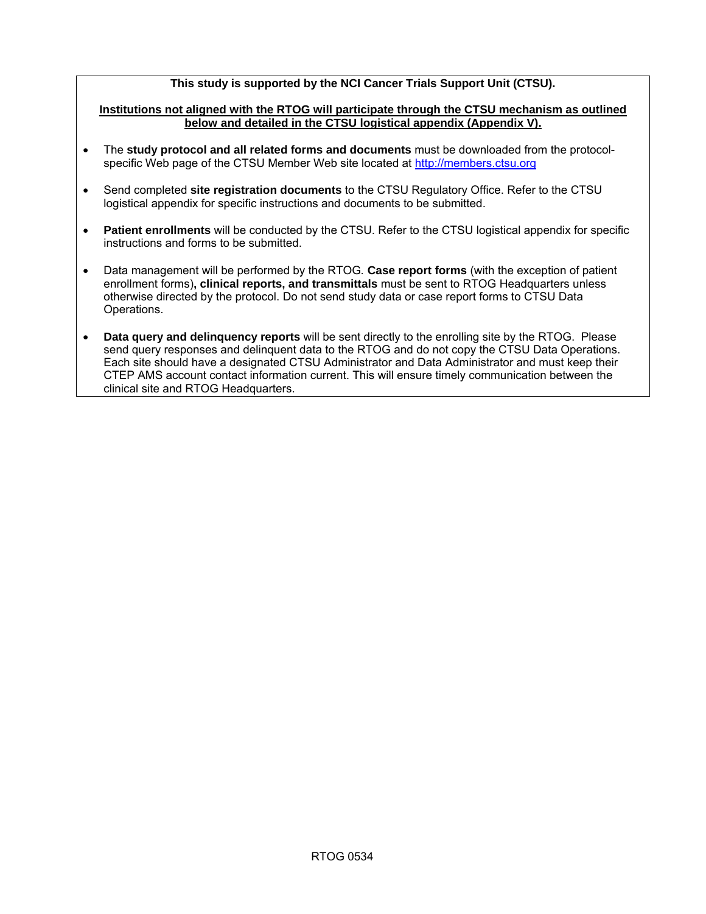**This study is supported by the NCI Cancer Trials Support Unit (CTSU).**

**Institutions not aligned with the RTOG will participate through the CTSU mechanism as outlined below and detailed in the CTSU logistical appendix (Appendix V).**

- The **study protocol and all related forms and documents** must be downloaded from the protocol-specific Web page of the CTSU Member Web site located at [http://members.ctsu.org](http://members.ctsu.org)

- Send completed **site registration documents** to the CTSU Regulatory Office. Refer to the CTSU logistical appendix for specific instructions and documents to be submitted.

- **Patient enrollments** will be conducted by the CTSU. Refer to the CTSU logistical appendix for specific instructions and forms to be submitted.

- Data management will be performed by the RTOG. **Case report forms** (with the exception of patient enrollment forms)**, clinical reports, and transmittals** must be sent to RTOG Headquarters unless otherwise directed by the protocol. Do not send study data or case report forms to CTSU Data Operations.

- **Data query and delinquency reports** will be sent directly to the enrolling site by the RTOG. Please send query responses and delinquent data to the RTOG and do not copy the CTSU Data Operations. Each site should have a designated CTSU Administrator and Data Administrator and must keep their CTEP AMS account contact information current. This will ensure timely communication between the clinical site and RTOG Headquarters.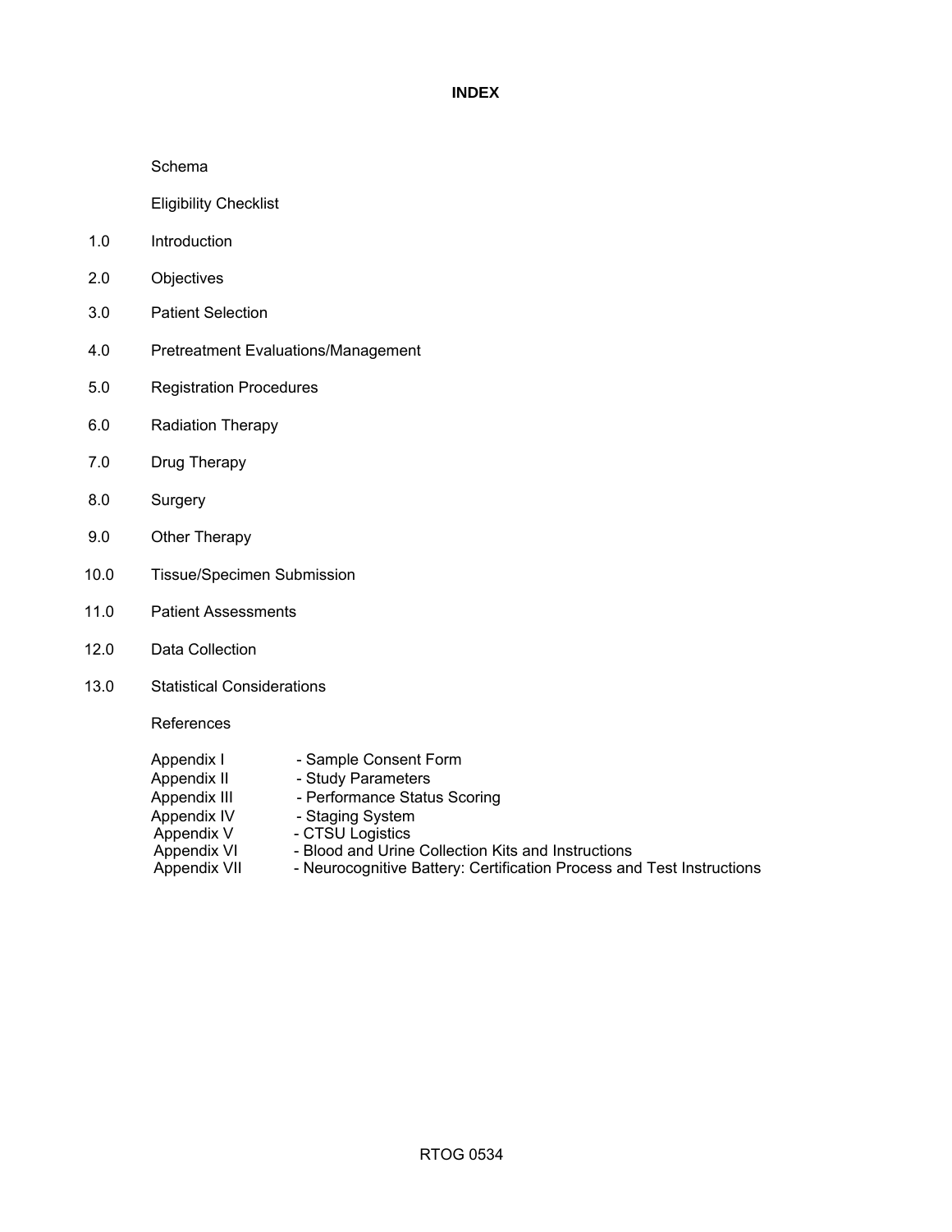# INDEX

Schema

Eligibility Checklist

1.0 Introduction

2.0 Objectives

3.0 Patient Selection

4.0 Pretreatment Evaluations/Management

5.0 Registration Procedures

6.0 Radiation Therapy

7.0 Drug Therapy

8.0 Surgery

9.0 Other Therapy

10.0 Tissue/Specimen Submission

11.0 Patient Assessments

12.0 Data Collection

13.0 Statistical Considerations

References

Appendix I - Sample Consent Form
Appendix II - Study Parameters
Appendix III - Performance Status Scoring
Appendix IV - Staging System
Appendix V - CTSU Logistics
Appendix VI - Blood and Urine Collection Kits and Instructions
Appendix VII - Neurocognitive Battery: Certification Process and Test Instructions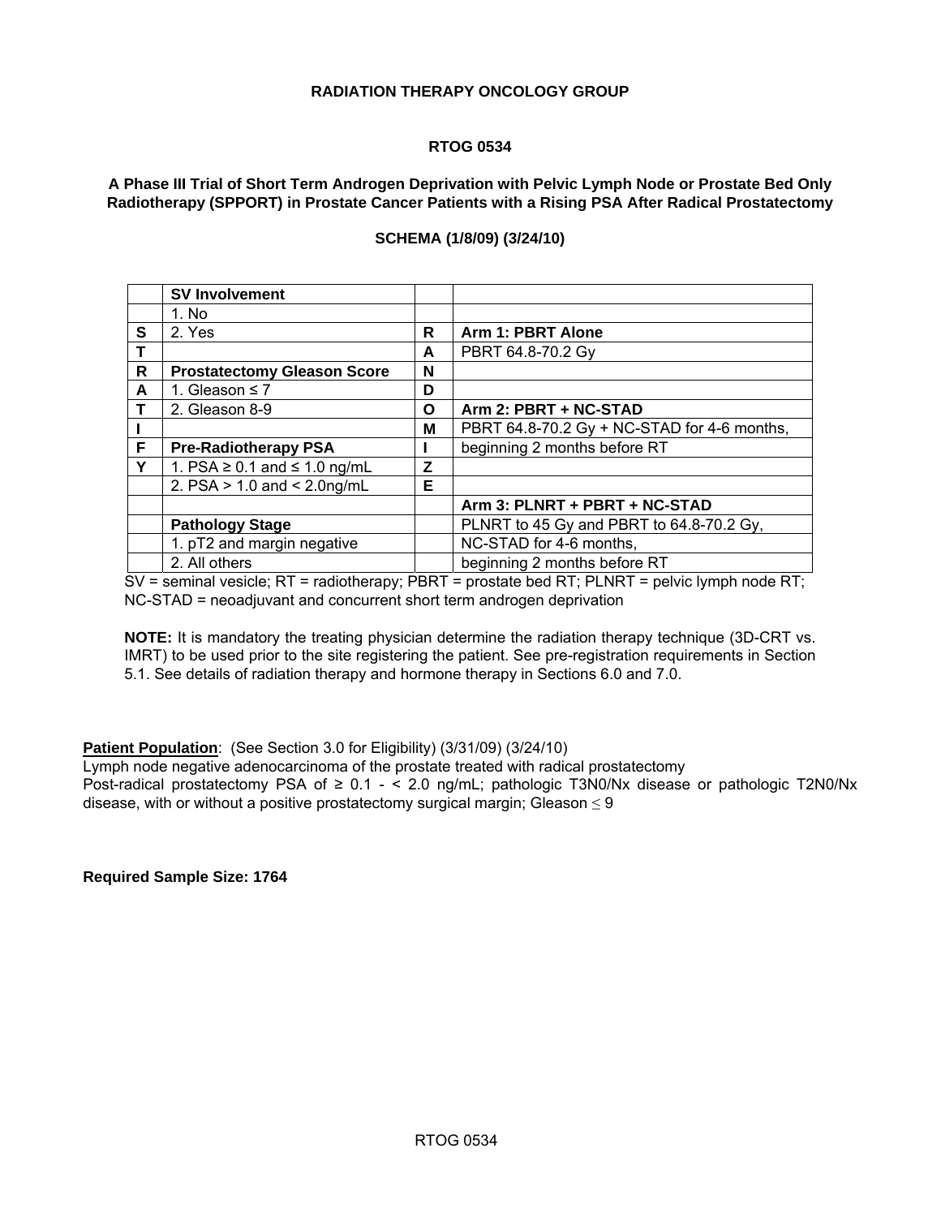**RADIATION THERAPY ONCOLOGY GROUP**

**RTOG 0534**

**A Phase III Trial of Short Term Androgen Deprivation with Pelvic Lymph Node or Prostate Bed Only Radiotherapy (SPPORT) in Prostate Cancer Patients with a Rising PSA After Radical Prostatectomy**

**SCHEMA (1/8/09) (3/24/10)**

| | **SV Involvement** | | |
|---|---|---|---|
| | 1. No | | |
| **S** | 2. Yes | **R** | **Arm 1: PBRT Alone** |
| **T** | | **A** | PBRT 64.8-70.2 Gy |
| **R** | **Prostatectomy Gleason Score** | **N** | |
| **A** | 1. Gleason ≤ 7 | **D** | |
| **T** | 2. Gleason 8-9 | **O** | **Arm 2: PBRT + NC-STAD** |
| **I** | | **M** | PBRT 64.8-70.2 Gy + NC-STAD for 4-6 months, |
| **F** | **Pre-Radiotherapy PSA** | **I** | beginning 2 months before RT |
| **Y** | 1. PSA ≥ 0.1 and ≤ 1.0 ng/mL | **Z** | |
| | 2. PSA > 1.0 and < 2.0ng/mL | **E** | |
| | | | **Arm 3: PLNRT + PBRT + NC-STAD** |
| | **Pathology Stage** | | PLNRT to 45 Gy and PBRT to 64.8-70.2 Gy, |
| | 1. pT2 and margin negative | | NC-STAD for 4-6 months, |
| | 2. All others | | beginning 2 months before RT |

SV = seminal vesicle; RT = radiotherapy; PBRT = prostate bed RT; PLNRT = pelvic lymph node RT; NC-STAD = neoadjuvant and concurrent short term androgen deprivation

**NOTE:** It is mandatory the treating physician determine the radiation therapy technique (3D-CRT vs. IMRT) to be used prior to the site registering the patient. See pre-registration requirements in Section 5.1. See details of radiation therapy and hormone therapy in Sections 6.0 and 7.0.

**Patient Population**: (See Section 3.0 for Eligibility) (3/31/09) (3/24/10)
Lymph node negative adenocarcinoma of the prostate treated with radical prostatectomy
Post-radical prostatectomy PSA of ≥ 0.1 - < 2.0 ng/mL; pathologic T3N0/Nx disease or pathologic T2N0/Nx disease, with or without a positive prostatectomy surgical margin; Gleason ≤ 9

**Required Sample Size: 1764**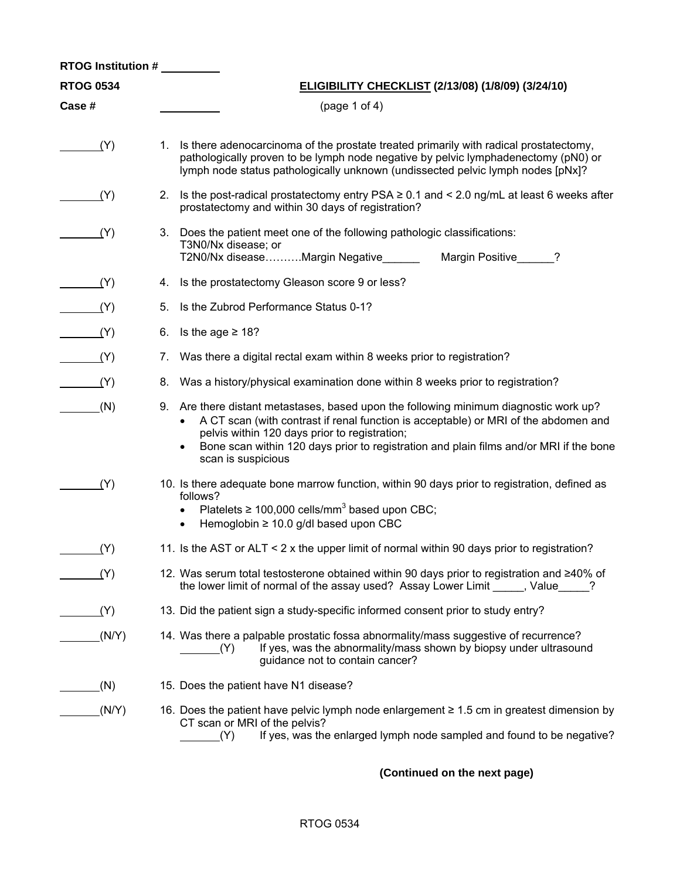RTOG Institution # _________

**RTOG 0534** **ELIGIBILITY CHECKLIST (2/13/08) (1/8/09) (3/24/10)**

**Case #** _________ (page 1 of 4)

_______(Y) 1. Is there adenocarcinoma of the prostate treated primarily with radical prostatectomy, pathologically proven to be lymph node negative by pelvic lymphadenectomy (pN0) or lymph node status pathologically unknown (undissected pelvic lymph nodes [pNx]?

_______(Y) 2. Is the post-radical prostatectomy entry PSA ≥ 0.1 and < 2.0 ng/mL at least 6 weeks after prostatectomy and within 30 days of registration?

_______(Y) 3. Does the patient meet one of the following pathologic classifications:
T3N0/Nx disease; or
T2N0/Nx disease……….Margin Negative______ Margin Positive______?

_______(Y) 4. Is the prostatectomy Gleason score 9 or less?

_______(Y) 5. Is the Zubrod Performance Status 0-1?

_______(Y) 6. Is the age ≥ 18?

_______(Y) 7. Was there a digital rectal exam within 8 weeks prior to registration?

_______(Y) 8. Was a history/physical examination done within 8 weeks prior to registration?

_______(N) 9. Are there distant metastases, based upon the following minimum diagnostic work up?
- A CT scan (with contrast if renal function is acceptable) or MRI of the abdomen and pelvis within 120 days prior to registration;
- Bone scan within 120 days prior to registration and plain films and/or MRI if the bone scan is suspicious

_______(Y) 10. Is there adequate bone marrow function, within 90 days prior to registration, defined as follows?
- Platelets ≥ 100,000 cells/$mm^3$ based upon CBC;
- Hemoglobin ≥ 10.0 g/dl based upon CBC

_______(Y) 11. Is the AST or ALT < 2 x the upper limit of normal within 90 days prior to registration?

_______(Y) 12. Was serum total testosterone obtained within 90 days prior to registration and ≥40% of the lower limit of normal of the assay used? Assay Lower Limit _____, Value_____?

_______(Y) 13. Did the patient sign a study-specific informed consent prior to study entry?

_______(N/Y) 14. Was there a palpable prostatic fossa abnormality/mass suggestive of recurrence?
_______(Y) If yes, was the abnormality/mass shown by biopsy under ultrasound guidance not to contain cancer?

_______(N) 15. Does the patient have N1 disease?

_______(N/Y) 16. Does the patient have pelvic lymph node enlargement ≥ 1.5 cm in greatest dimension by CT scan or MRI of the pelvis?
_______(Y) If yes, was the enlarged lymph node sampled and found to be negative?

**(Continued on the next page)**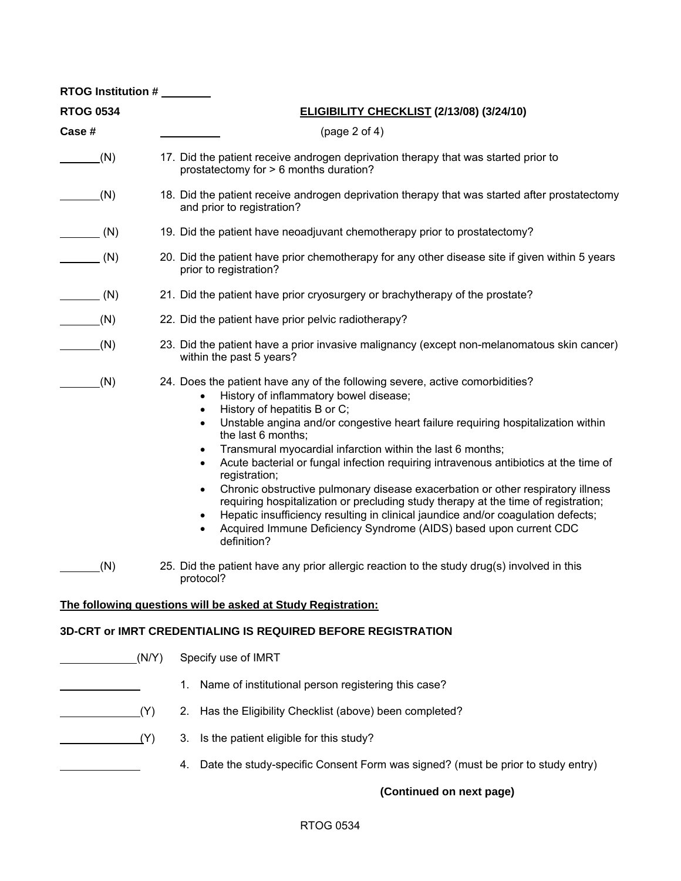RTOG Institution # ________

RTOG 0534 **ELIGIBILITY CHECKLIST (2/13/08) (3/24/10)**

Case # __________ (page 2 of 4)

_______(N) 17. Did the patient receive androgen deprivation therapy that was started prior to prostatectomy for > 6 months duration?

_______(N) 18. Did the patient receive androgen deprivation therapy that was started after prostatectomy and prior to registration?

_______(N) 19. Did the patient have neoadjuvant chemotherapy prior to prostatectomy?

_______(N) 20. Did the patient have prior chemotherapy for any other disease site if given within 5 years prior to registration?

_______(N) 21. Did the patient have prior cryosurgery or brachytherapy of the prostate?

_______(N) 22. Did the patient have prior pelvic radiotherapy?

_______(N) 23. Did the patient have a prior invasive malignancy (except non-melanomatous skin cancer) within the past 5 years?

_______(N) 24. Does the patient have any of the following severe, active comorbidities?

- History of inflammatory bowel disease;
- History of hepatitis B or C;
- Unstable angina and/or congestive heart failure requiring hospitalization within the last 6 months;
- Transmural myocardial infarction within the last 6 months;
- Acute bacterial or fungal infection requiring intravenous antibiotics at the time of registration;
- Chronic obstructive pulmonary disease exacerbation or other respiratory illness requiring hospitalization or precluding study therapy at the time of registration;
- Hepatic insufficiency resulting in clinical jaundice and/or coagulation defects;
- Acquired Immune Deficiency Syndrome (AIDS) based upon current CDC definition?

_______(N) 25. Did the patient have any prior allergic reaction to the study drug(s) involved in this protocol?

**The following questions will be asked at Study Registration:**

**3D-CRT or IMRT CREDENTIALING IS REQUIRED BEFORE REGISTRATION**

____________(N/Y) Specify use of IMRT

____________ 1. Name of institutional person registering this case?

____________(Y) 2. Has the Eligibility Checklist (above) been completed?

____________(Y) 3. Is the patient eligible for this study?

____________ 4. Date the study-specific Consent Form was signed? (must be prior to study entry)

**(Continued on next page)**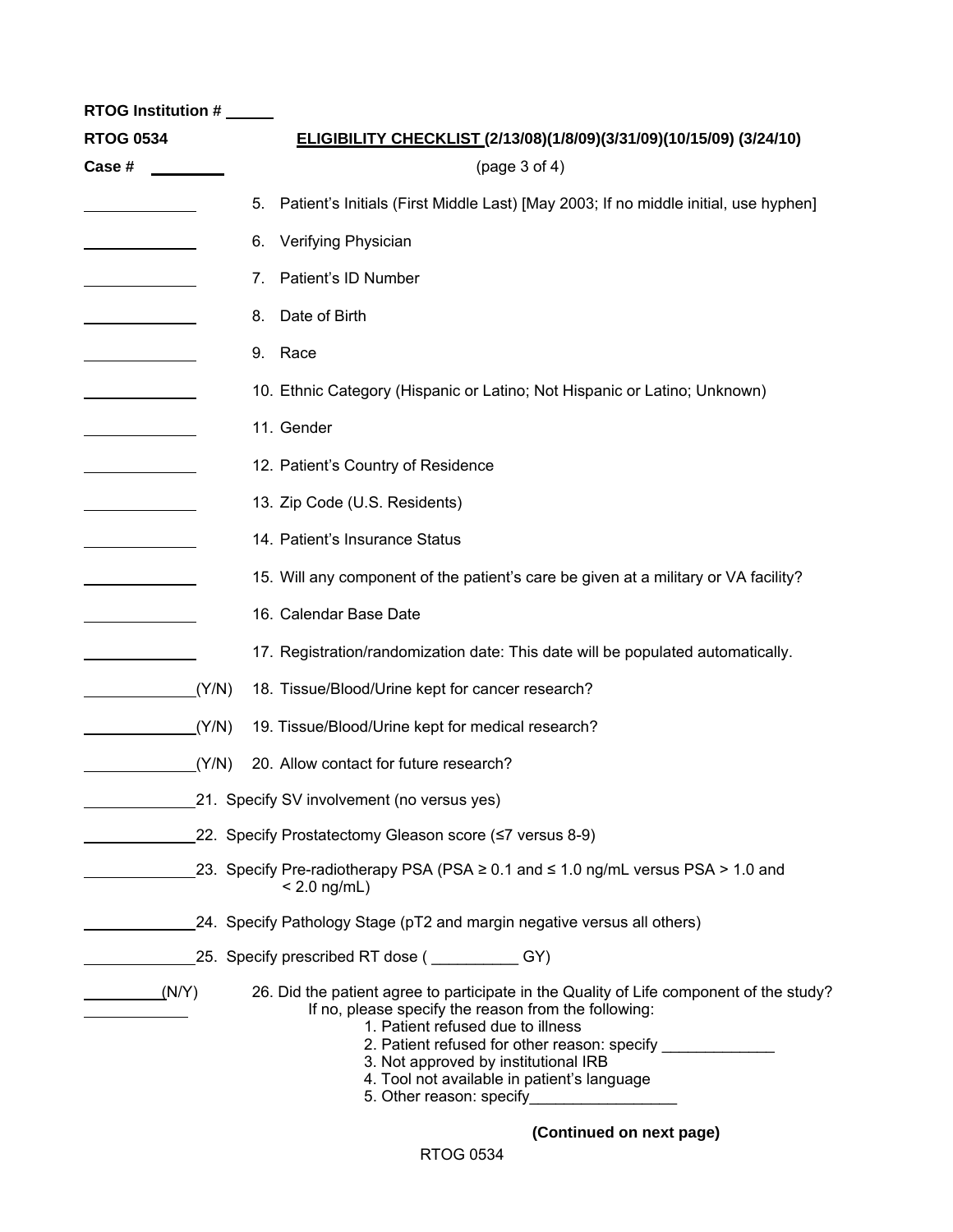RTOG Institution # ______

RTOG 0534 **ELIGIBILITY CHECKLIST (2/13/08)(1/8/09)(3/31/09)(10/15/09) (3/24/10)**

Case # ________ (page 3 of 4)

______________ 5. Patient's Initials (First Middle Last) [May 2003; If no middle initial, use hyphen]

______________ 6. Verifying Physician

______________ 7. Patient's ID Number

______________ 8. Date of Birth

______________ 9. Race

______________ 10. Ethnic Category (Hispanic or Latino; Not Hispanic or Latino; Unknown)

______________ 11. Gender

______________ 12. Patient's Country of Residence

______________ 13. Zip Code (U.S. Residents)

______________ 14. Patient's Insurance Status

______________ 15. Will any component of the patient's care be given at a military or VA facility?

______________ 16. Calendar Base Date

______________ 17. Registration/randomization date: This date will be populated automatically.

______________(Y/N) 18. Tissue/Blood/Urine kept for cancer research?

______________(Y/N) 19. Tissue/Blood/Urine kept for medical research?

______________(Y/N) 20. Allow contact for future research?

______________21. Specify SV involvement (no versus yes)

______________22. Specify Prostatectomy Gleason score (≤7 versus 8-9)

______________23. Specify Pre-radiotherapy PSA (PSA ≥ 0.1 and ≤ 1.0 ng/mL versus PSA > 1.0 and < 2.0 ng/mL)

______________24. Specify Pathology Stage (pT2 and margin negative versus all others)

______________25. Specify prescribed RT dose ( __________ GY)

__________(N/Y) 26. Did the patient agree to participate in the Quality of Life component of the study?
____________ If no, please specify the reason from the following:

1. Patient refused due to illness
2. Patient refused for other reason: specify _____________
3. Not approved by institutional IRB
4. Tool not available in patient's language
5. Other reason: specify_________________

**(Continued on next page)**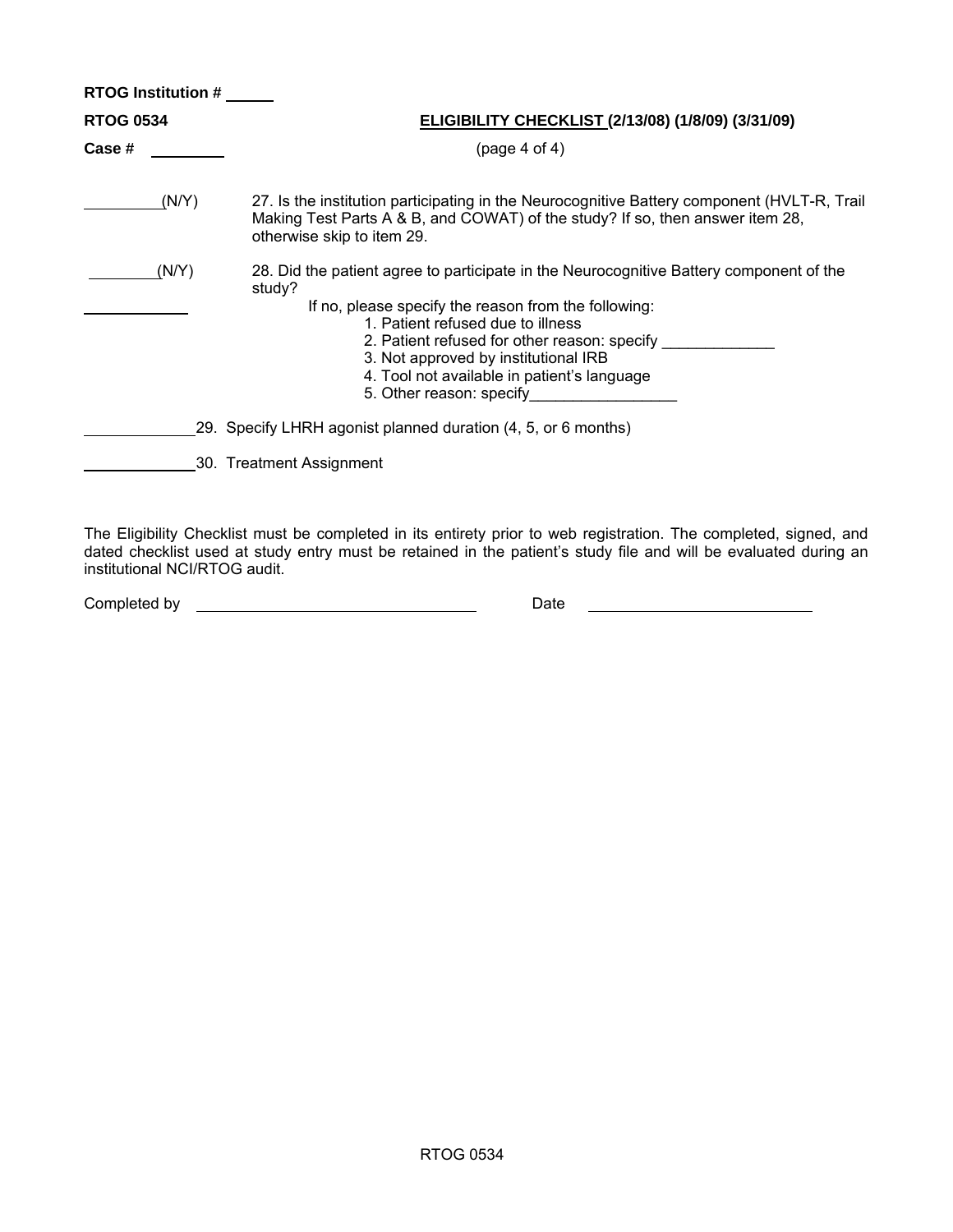**RTOG Institution #** ______

**RTOG 0534** **<u>ELIGIBILITY CHECKLIST</u> (2/13/08) (1/8/09) (3/31/09)**

**Case #** ________ (page 4 of 4)

________(N/Y) 27. Is the institution participating in the Neurocognitive Battery component (HVLT-R, Trail Making Test Parts A & B, and COWAT) of the study? If so, then answer item 28, otherwise skip to item 29.

________(N/Y) 28. Did the patient agree to participate in the Neurocognitive Battery component of the study?

____________ If no, please specify the reason from the following:

1. Patient refused due to illness
2. Patient refused for other reason: specify _____________
3. Not approved by institutional IRB
4. Tool not available in patient's language
5. Other reason: specify_________________

____________29. Specify LHRH agonist planned duration (4, 5, or 6 months)

____________30. Treatment Assignment

The Eligibility Checklist must be completed in its entirety prior to web registration. The completed, signed, and dated checklist used at study entry must be retained in the patient's study file and will be evaluated during an institutional NCI/RTOG audit.

Completed by ______________________________ Date ______________________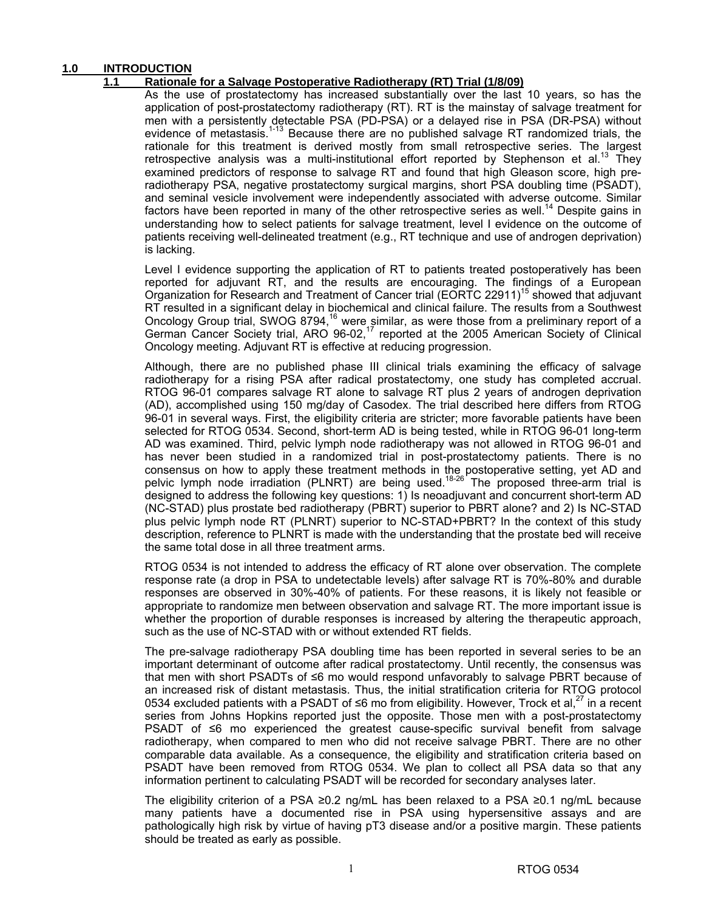# 1.0 INTRODUCTION

## 1.1 Rationale for a Salvage Postoperative Radiotherapy (RT) Trial (1/8/09)

As the use of prostatectomy has increased substantially over the last 10 years, so has the application of post-prostatectomy radiotherapy (RT). RT is the mainstay of salvage treatment for men with a persistently detectable PSA (PD-PSA) or a delayed rise in PSA (DR-PSA) without evidence of metastasis.[1-13] Because there are no published salvage RT randomized trials, the rationale for this treatment is derived mostly from small retrospective series. The largest retrospective analysis was a multi-institutional effort reported by Stephenson et al.[13] They examined predictors of response to salvage RT and found that high Gleason score, high pre-radiotherapy PSA, negative prostatectomy surgical margins, short PSA doubling time (PSADT), and seminal vesicle involvement were independently associated with adverse outcome. Similar factors have been reported in many of the other retrospective series as well.[14] Despite gains in understanding how to select patients for salvage treatment, level I evidence on the outcome of patients receiving well-delineated treatment (e.g., RT technique and use of androgen deprivation) is lacking.

Level I evidence supporting the application of RT to patients treated postoperatively has been reported for adjuvant RT, and the results are encouraging. The findings of a European Organization for Research and Treatment of Cancer trial (EORTC 22911)[15] showed that adjuvant RT resulted in a significant delay in biochemical and clinical failure. The results from a Southwest Oncology Group trial, SWOG 8794,[16] were similar, as were those from a preliminary report of a German Cancer Society trial, ARO 96-02,[17] reported at the 2005 American Society of Clinical Oncology meeting. Adjuvant RT is effective at reducing progression.

Although, there are no published phase III clinical trials examining the efficacy of salvage radiotherapy for a rising PSA after radical prostatectomy, one study has completed accrual. RTOG 96-01 compares salvage RT alone to salvage RT plus 2 years of androgen deprivation (AD), accomplished using 150 mg/day of Casodex. The trial described here differs from RTOG 96-01 in several ways. First, the eligibility criteria are stricter; more favorable patients have been selected for RTOG 0534. Second, short-term AD is being tested, while in RTOG 96-01 long-term AD was examined. Third, pelvic lymph node radiotherapy was not allowed in RTOG 96-01 and has never been studied in a randomized trial in post-prostatectomy patients. There is no consensus on how to apply these treatment methods in the postoperative setting, yet AD and pelvic lymph node irradiation (PLNRT) are being used.[18-26] The proposed three-arm trial is designed to address the following key questions: 1) Is neoadjuvant and concurrent short-term AD (NC-STAD) plus prostate bed radiotherapy (PBRT) superior to PBRT alone? and 2) Is NC-STAD plus pelvic lymph node RT (PLNRT) superior to NC-STAD+PBRT? In the context of this study description, reference to PLNRT is made with the understanding that the prostate bed will receive the same total dose in all three treatment arms.

RTOG 0534 is not intended to address the efficacy of RT alone over observation. The complete response rate (a drop in PSA to undetectable levels) after salvage RT is 70%-80% and durable responses are observed in 30%-40% of patients. For these reasons, it is likely not feasible or appropriate to randomize men between observation and salvage RT. The more important issue is whether the proportion of durable responses is increased by altering the therapeutic approach, such as the use of NC-STAD with or without extended RT fields.

The pre-salvage radiotherapy PSA doubling time has been reported in several series to be an important determinant of outcome after radical prostatectomy. Until recently, the consensus was that men with short PSADTs of ≤6 mo would respond unfavorably to salvage PBRT because of an increased risk of distant metastasis. Thus, the initial stratification criteria for RTOG protocol 0534 excluded patients with a PSADT of ≤6 mo from eligibility. However, Trock et al,[27] in a recent series from Johns Hopkins reported just the opposite. Those men with a post-prostatectomy PSADT of ≤6 mo experienced the greatest cause-specific survival benefit from salvage radiotherapy, when compared to men who did not receive salvage PBRT. There are no other comparable data available. As a consequence, the eligibility and stratification criteria based on PSADT have been removed from RTOG 0534. We plan to collect all PSA data so that any information pertinent to calculating PSADT will be recorded for secondary analyses later.

The eligibility criterion of a PSA ≥0.2 ng/mL has been relaxed to a PSA ≥0.1 ng/mL because many patients have a documented rise in PSA using hypersensitive assays and are pathologically high risk by virtue of having pT3 disease and/or a positive margin. These patients should be treated as early as possible.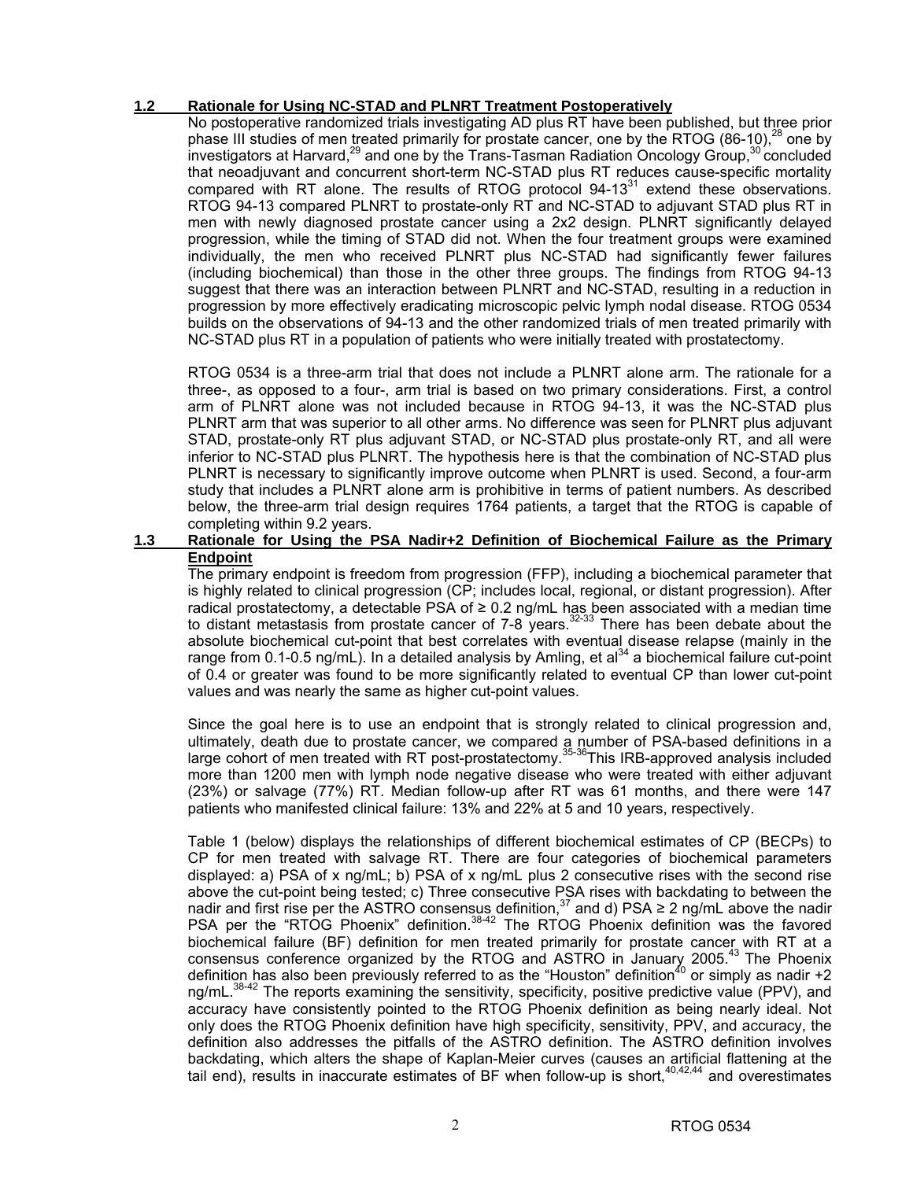### 1.2 Rationale for Using NC-STAD and PLNRT Treatment Postoperatively

No postoperative randomized trials investigating AD plus RT have been published, but three prior phase III studies of men treated primarily for prostate cancer, one by the RTOG (86-10),[28] one by investigators at Harvard,[29] and one by the Trans-Tasman Radiation Oncology Group,[30] concluded that neoadjuvant and concurrent short-term NC-STAD plus RT reduces cause-specific mortality compared with RT alone. The results of RTOG protocol 94-13[31] extend these observations. RTOG 94-13 compared PLNRT to prostate-only RT and NC-STAD to adjuvant STAD plus RT in men with newly diagnosed prostate cancer using a 2x2 design. PLNRT significantly delayed progression, while the timing of STAD did not. When the four treatment groups were examined individually, the men who received PLNRT plus NC-STAD had significantly fewer failures (including biochemical) than those in the other three groups. The findings from RTOG 94-13 suggest that there was an interaction between PLNRT and NC-STAD, resulting in a reduction in progression by more effectively eradicating microscopic pelvic lymph nodal disease. RTOG 0534 builds on the observations of 94-13 and the other randomized trials of men treated primarily with NC-STAD plus RT in a population of patients who were initially treated with prostatectomy.

RTOG 0534 is a three-arm trial that does not include a PLNRT alone arm. The rationale for a three-, as opposed to a four-, arm trial is based on two primary considerations. First, a control arm of PLNRT alone was not included because in RTOG 94-13, it was the NC-STAD plus PLNRT arm that was superior to all other arms. No difference was seen for PLNRT plus adjuvant STAD, prostate-only RT plus adjuvant STAD, or NC-STAD plus prostate-only RT, and all were inferior to NC-STAD plus PLNRT. The hypothesis here is that the combination of NC-STAD plus PLNRT is necessary to significantly improve outcome when PLNRT is used. Second, a four-arm study that includes a PLNRT alone arm is prohibitive in terms of patient numbers. As described below, the three-arm trial design requires 1764 patients, a target that the RTOG is capable of completing within 9.2 years.

### 1.3 Rationale for Using the PSA Nadir+2 Definition of Biochemical Failure as the Primary Endpoint

The primary endpoint is freedom from progression (FFP), including a biochemical parameter that is highly related to clinical progression (CP; includes local, regional, or distant progression). After radical prostatectomy, a detectable PSA of ≥ 0.2 ng/mL has been associated with a median time to distant metastasis from prostate cancer of 7-8 years.[32-33] There has been debate about the absolute biochemical cut-point that best correlates with eventual disease relapse (mainly in the range from 0.1-0.5 ng/mL). In a detailed analysis by Amling, et al[34] a biochemical failure cut-point of 0.4 or greater was found to be more significantly related to eventual CP than lower cut-point values and was nearly the same as higher cut-point values.

Since the goal here is to use an endpoint that is strongly related to clinical progression and, ultimately, death due to prostate cancer, we compared a number of PSA-based definitions in a large cohort of men treated with RT post-prostatectomy.[35-36] This IRB-approved analysis included more than 1200 men with lymph node negative disease who were treated with either adjuvant (23%) or salvage (77%) RT. Median follow-up after RT was 61 months, and there were 147 patients who manifested clinical failure: 13% and 22% at 5 and 10 years, respectively.

Table 1 (below) displays the relationships of different biochemical estimates of CP (BECPs) to CP for men treated with salvage RT. There are four categories of biochemical parameters displayed: a) PSA of x ng/mL; b) PSA of x ng/mL plus 2 consecutive rises with the second rise above the cut-point being tested; c) Three consecutive PSA rises with backdating to between the nadir and first rise per the ASTRO consensus definition,[37] and d) PSA ≥ 2 ng/mL above the nadir PSA per the "RTOG Phoenix" definition.[38-42] The RTOG Phoenix definition was the favored biochemical failure (BF) definition for men treated primarily for prostate cancer with RT at a consensus conference organized by the RTOG and ASTRO in January 2005.[43] The Phoenix definition has also been previously referred to as the "Houston" definition[40] or simply as nadir +2 ng/mL.[38-42] The reports examining the sensitivity, specificity, positive predictive value (PPV), and accuracy have consistently pointed to the RTOG Phoenix definition as being nearly ideal. Not only does the RTOG Phoenix definition have high specificity, sensitivity, PPV, and accuracy, the definition also addresses the pitfalls of the ASTRO definition. The ASTRO definition involves backdating, which alters the shape of Kaplan-Meier curves (causes an artificial flattening at the tail end), results in inaccurate estimates of BF when follow-up is short,[40,42,44] and overestimates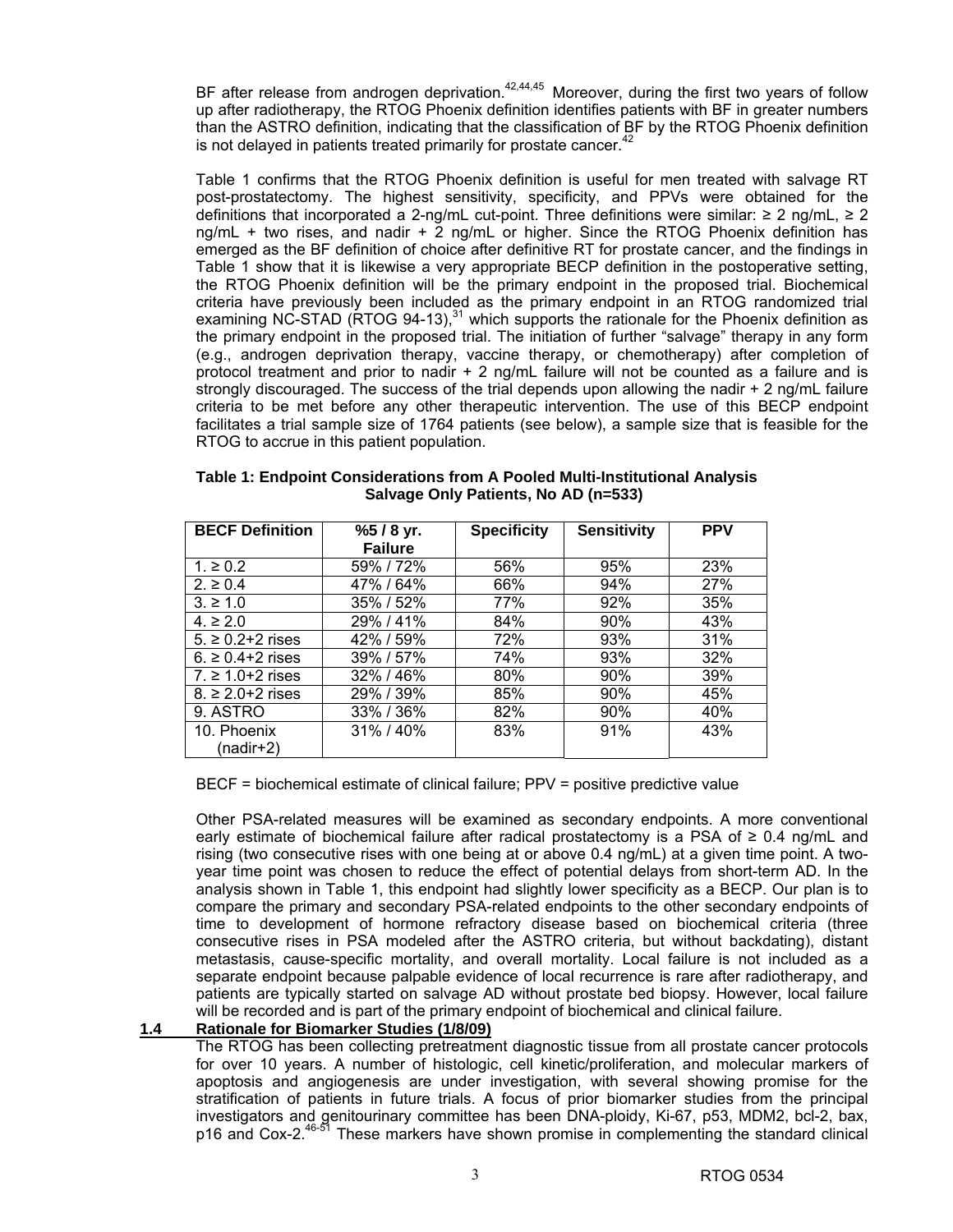BF after release from androgen deprivation.[42,44,45] Moreover, during the first two years of follow up after radiotherapy, the RTOG Phoenix definition identifies patients with BF in greater numbers than the ASTRO definition, indicating that the classification of BF by the RTOG Phoenix definition is not delayed in patients treated primarily for prostate cancer.[42]

Table 1 confirms that the RTOG Phoenix definition is useful for men treated with salvage RT post-prostatectomy. The highest sensitivity, specificity, and PPVs were obtained for the definitions that incorporated a 2-ng/mL cut-point. Three definitions were similar: ≥ 2 ng/mL, ≥ 2 ng/mL + two rises, and nadir + 2 ng/mL or higher. Since the RTOG Phoenix definition has emerged as the BF definition of choice after definitive RT for prostate cancer, and the findings in Table 1 show that it is likewise a very appropriate BECP definition in the postoperative setting, the RTOG Phoenix definition will be the primary endpoint in the proposed trial. Biochemical criteria have previously been included as the primary endpoint in an RTOG randomized trial examining NC-STAD (RTOG 94-13),[31] which supports the rationale for the Phoenix definition as the primary endpoint in the proposed trial. The initiation of further "salvage" therapy in any form (e.g., androgen deprivation therapy, vaccine therapy, or chemotherapy) after completion of protocol treatment and prior to nadir + 2 ng/mL failure will not be counted as a failure and is strongly discouraged. The success of the trial depends upon allowing the nadir + 2 ng/mL failure criteria to be met before any other therapeutic intervention. The use of this BECP endpoint facilitates a trial sample size of 1764 patients (see below), a sample size that is feasible for the RTOG to accrue in this patient population.

**Table 1: Endpoint Considerations from A Pooled Multi-Institutional Analysis Salvage Only Patients, No AD (n=533)**

| BECF Definition | %5 / 8 yr. Failure | Specificity | Sensitivity | PPV |
|---|---|---|---|---|
| 1. ≥ 0.2 | 59% / 72% | 56% | 95% | 23% |
| 2. ≥ 0.4 | 47% / 64% | 66% | 94% | 27% |
| 3. ≥ 1.0 | 35% / 52% | 77% | 92% | 35% |
| 4. ≥ 2.0 | 29% / 41% | 84% | 90% | 43% |
| 5. ≥ 0.2+2 rises | 42% / 59% | 72% | 93% | 31% |
| 6. ≥ 0.4+2 rises | 39% / 57% | 74% | 93% | 32% |
| 7. ≥ 1.0+2 rises | 32% / 46% | 80% | 90% | 39% |
| 8. ≥ 2.0+2 rises | 29% / 39% | 85% | 90% | 45% |
| 9. ASTRO | 33% / 36% | 82% | 90% | 40% |
| 10. Phoenix (nadir+2) | 31% / 40% | 83% | 91% | 43% |

BECF = biochemical estimate of clinical failure; PPV = positive predictive value

Other PSA-related measures will be examined as secondary endpoints. A more conventional early estimate of biochemical failure after radical prostatectomy is a PSA of ≥ 0.4 ng/mL and rising (two consecutive rises with one being at or above 0.4 ng/mL) at a given time point. A two-year time point was chosen to reduce the effect of potential delays from short-term AD. In the analysis shown in Table 1, this endpoint had slightly lower specificity as a BECP. Our plan is to compare the primary and secondary PSA-related endpoints to the other secondary endpoints of time to development of hormone refractory disease based on biochemical criteria (three consecutive rises in PSA modeled after the ASTRO criteria, but without backdating), distant metastasis, cause-specific mortality, and overall mortality. Local failure is not included as a separate endpoint because palpable evidence of local recurrence is rare after radiotherapy, and patients are typically started on salvage AD without prostate bed biopsy. However, local failure will be recorded and is part of the primary endpoint of biochemical and clinical failure.

## 1.4 Rationale for Biomarker Studies (1/8/09)

The RTOG has been collecting pretreatment diagnostic tissue from all prostate cancer protocols for over 10 years. A number of histologic, cell kinetic/proliferation, and molecular markers of apoptosis and angiogenesis are under investigation, with several showing promise for the stratification of patients in future trials. A focus of prior biomarker studies from the principal investigators and genitourinary committee has been DNA-ploidy, Ki-67, p53, MDM2, bcl-2, bax, p16 and Cox-2.[46-51] These markers have shown promise in complementing the standard clinical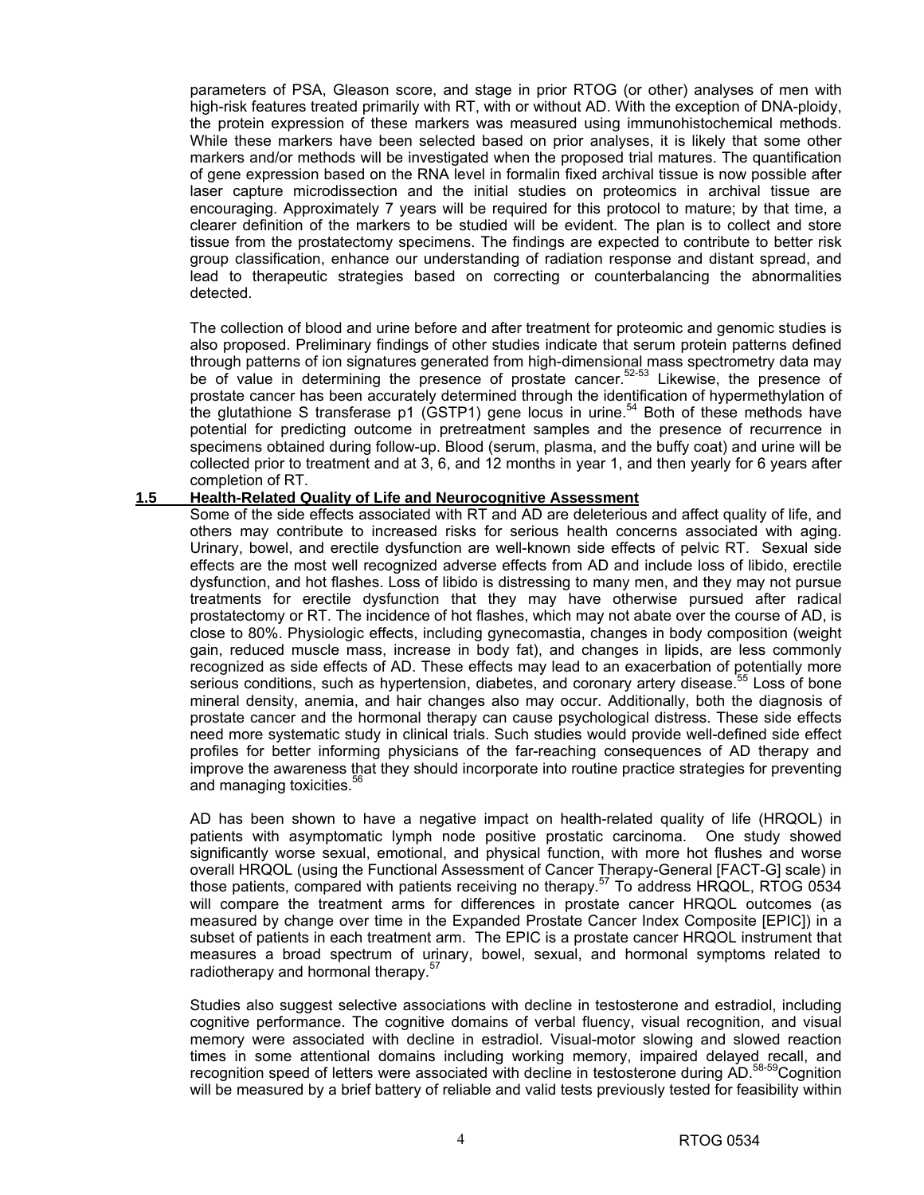parameters of PSA, Gleason score, and stage in prior RTOG (or other) analyses of men with high-risk features treated primarily with RT, with or without AD. With the exception of DNA-ploidy, the protein expression of these markers was measured using immunohistochemical methods. While these markers have been selected based on prior analyses, it is likely that some other markers and/or methods will be investigated when the proposed trial matures. The quantification of gene expression based on the RNA level in formalin fixed archival tissue is now possible after laser capture microdissection and the initial studies on proteomics in archival tissue are encouraging. Approximately 7 years will be required for this protocol to mature; by that time, a clearer definition of the markers to be studied will be evident. The plan is to collect and store tissue from the prostatectomy specimens. The findings are expected to contribute to better risk group classification, enhance our understanding of radiation response and distant spread, and lead to therapeutic strategies based on correcting or counterbalancing the abnormalities detected.

The collection of blood and urine before and after treatment for proteomic and genomic studies is also proposed. Preliminary findings of other studies indicate that serum protein patterns defined through patterns of ion signatures generated from high-dimensional mass spectrometry data may be of value in determining the presence of prostate cancer.[52-53] Likewise, the presence of prostate cancer has been accurately determined through the identification of hypermethylation of the glutathione S transferase p1 (GSTP1) gene locus in urine.[54] Both of these methods have potential for predicting outcome in pretreatment samples and the presence of recurrence in specimens obtained during follow-up. Blood (serum, plasma, and the buffy coat) and urine will be collected prior to treatment and at 3, 6, and 12 months in year 1, and then yearly for 6 years after completion of RT.

### 1.5 Health-Related Quality of Life and Neurocognitive Assessment

Some of the side effects associated with RT and AD are deleterious and affect quality of life, and others may contribute to increased risks for serious health concerns associated with aging. Urinary, bowel, and erectile dysfunction are well-known side effects of pelvic RT. Sexual side effects are the most well recognized adverse effects from AD and include loss of libido, erectile dysfunction, and hot flashes. Loss of libido is distressing to many men, and they may not pursue treatments for erectile dysfunction that they may have otherwise pursued after radical prostatectomy or RT. The incidence of hot flashes, which may not abate over the course of AD, is close to 80%. Physiologic effects, including gynecomastia, changes in body composition (weight gain, reduced muscle mass, increase in body fat), and changes in lipids, are less commonly recognized as side effects of AD. These effects may lead to an exacerbation of potentially more serious conditions, such as hypertension, diabetes, and coronary artery disease.[55] Loss of bone mineral density, anemia, and hair changes also may occur. Additionally, both the diagnosis of prostate cancer and the hormonal therapy can cause psychological distress. These side effects need more systematic study in clinical trials. Such studies would provide well-defined side effect profiles for better informing physicians of the far-reaching consequences of AD therapy and improve the awareness that they should incorporate into routine practice strategies for preventing and managing toxicities.[56]

AD has been shown to have a negative impact on health-related quality of life (HRQOL) in patients with asymptomatic lymph node positive prostatic carcinoma. One study showed significantly worse sexual, emotional, and physical function, with more hot flushes and worse overall HRQOL (using the Functional Assessment of Cancer Therapy-General [FACT-G] scale) in those patients, compared with patients receiving no therapy.[57] To address HRQOL, RTOG 0534 will compare the treatment arms for differences in prostate cancer HRQOL outcomes (as measured by change over time in the Expanded Prostate Cancer Index Composite [EPIC]) in a subset of patients in each treatment arm. The EPIC is a prostate cancer HRQOL instrument that measures a broad spectrum of urinary, bowel, sexual, and hormonal symptoms related to radiotherapy and hormonal therapy.[57]

Studies also suggest selective associations with decline in testosterone and estradiol, including cognitive performance. The cognitive domains of verbal fluency, visual recognition, and visual memory were associated with decline in estradiol. Visual-motor slowing and slowed reaction times in some attentional domains including working memory, impaired delayed recall, and recognition speed of letters were associated with decline in testosterone during AD.[58-59] Cognition will be measured by a brief battery of reliable and valid tests previously tested for feasibility within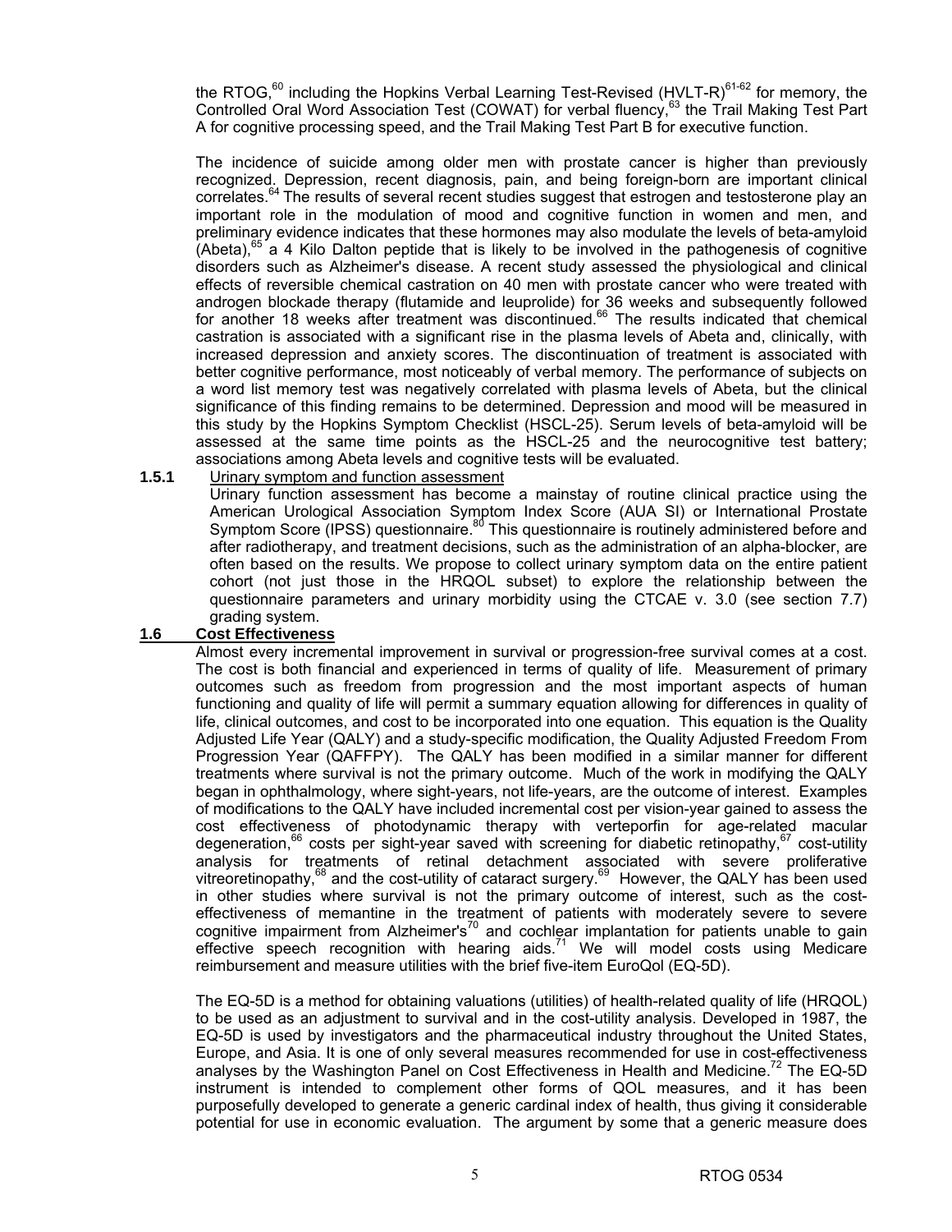the RTOG,[60] including the Hopkins Verbal Learning Test-Revised (HVLT-R)[61-62] for memory, the Controlled Oral Word Association Test (COWAT) for verbal fluency,[63] the Trail Making Test Part A for cognitive processing speed, and the Trail Making Test Part B for executive function.

The incidence of suicide among older men with prostate cancer is higher than previously recognized. Depression, recent diagnosis, pain, and being foreign-born are important clinical correlates.[64] The results of several recent studies suggest that estrogen and testosterone play an important role in the modulation of mood and cognitive function in women and men, and preliminary evidence indicates that these hormones may also modulate the levels of beta-amyloid (Abeta),[65] a 4 Kilo Dalton peptide that is likely to be involved in the pathogenesis of cognitive disorders such as Alzheimer's disease. A recent study assessed the physiological and clinical effects of reversible chemical castration on 40 men with prostate cancer who were treated with androgen blockade therapy (flutamide and leuprolide) for 36 weeks and subsequently followed for another 18 weeks after treatment was discontinued.[66] The results indicated that chemical castration is associated with a significant rise in the plasma levels of Abeta and, clinically, with increased depression and anxiety scores. The discontinuation of treatment is associated with better cognitive performance, most noticeably of verbal memory. The performance of subjects on a word list memory test was negatively correlated with plasma levels of Abeta, but the clinical significance of this finding remains to be determined. Depression and mood will be measured in this study by the Hopkins Symptom Checklist (HSCL-25). Serum levels of beta-amyloid will be assessed at the same time points as the HSCL-25 and the neurocognitive test battery; associations among Abeta levels and cognitive tests will be evaluated.

**1.5.1** Urinary symptom and function assessment

Urinary function assessment has become a mainstay of routine clinical practice using the American Urological Association Symptom Index Score (AUA SI) or International Prostate Symptom Score (IPSS) questionnaire.[80] This questionnaire is routinely administered before and after radiotherapy, and treatment decisions, such as the administration of an alpha-blocker, are often based on the results. We propose to collect urinary symptom data on the entire patient cohort (not just those in the HRQOL subset) to explore the relationship between the questionnaire parameters and urinary morbidity using the CTCAE v. 3.0 (see section 7.7) grading system.

## 1.6 Cost Effectiveness

Almost every incremental improvement in survival or progression-free survival comes at a cost. The cost is both financial and experienced in terms of quality of life. Measurement of primary outcomes such as freedom from progression and the most important aspects of human functioning and quality of life will permit a summary equation allowing for differences in quality of life, clinical outcomes, and cost to be incorporated into one equation. This equation is the Quality Adjusted Life Year (QALY) and a study-specific modification, the Quality Adjusted Freedom From Progression Year (QAFFPY). The QALY has been modified in a similar manner for different treatments where survival is not the primary outcome. Much of the work in modifying the QALY began in ophthalmology, where sight-years, not life-years, are the outcome of interest. Examples of modifications to the QALY have included incremental cost per vision-year gained to assess the cost effectiveness of photodynamic therapy with verteporfin for age-related macular degeneration,[66] costs per sight-year saved with screening for diabetic retinopathy,[67] cost-utility analysis for treatments of retinal detachment associated with severe proliferative vitreoretinopathy,[68] and the cost-utility of cataract surgery.[69] However, the QALY has been used in other studies where survival is not the primary outcome of interest, such as the cost-effectiveness of memantine in the treatment of patients with moderately severe to severe cognitive impairment from Alzheimer's[70] and cochlear implantation for patients unable to gain effective speech recognition with hearing aids.[71] We will model costs using Medicare reimbursement and measure utilities with the brief five-item EuroQol (EQ-5D).

The EQ-5D is a method for obtaining valuations (utilities) of health-related quality of life (HRQOL) to be used as an adjustment to survival and in the cost-utility analysis. Developed in 1987, the EQ-5D is used by investigators and the pharmaceutical industry throughout the United States, Europe, and Asia. It is one of only several measures recommended for use in cost-effectiveness analyses by the Washington Panel on Cost Effectiveness in Health and Medicine.[72] The EQ-5D instrument is intended to complement other forms of QOL measures, and it has been purposefully developed to generate a generic cardinal index of health, thus giving it considerable potential for use in economic evaluation. The argument by some that a generic measure does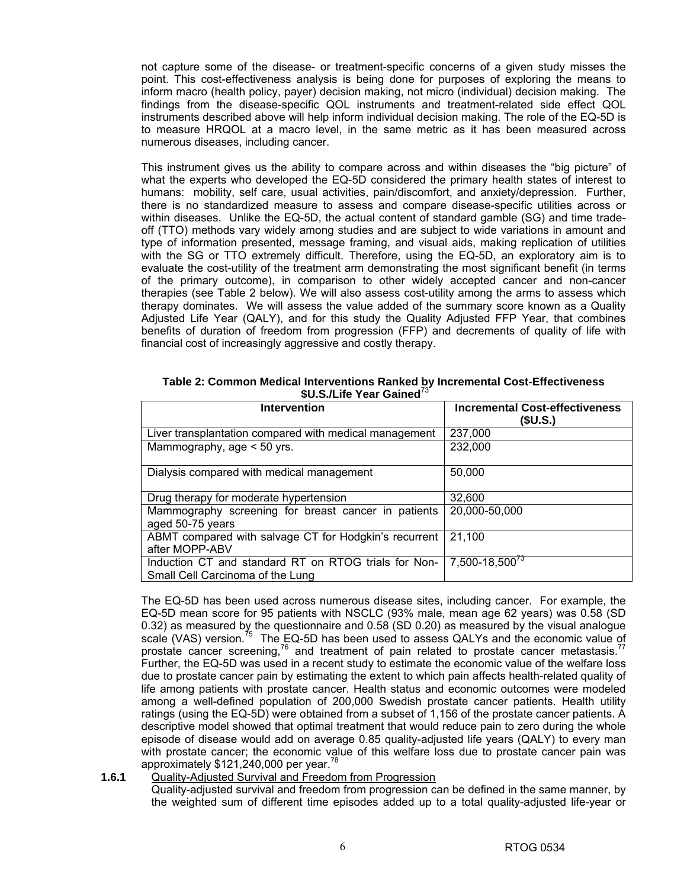not capture some of the disease- or treatment-specific concerns of a given study misses the point. This cost-effectiveness analysis is being done for purposes of exploring the means to inform macro (health policy, payer) decision making, not micro (individual) decision making. The findings from the disease-specific QOL instruments and treatment-related side effect QOL instruments described above will help inform individual decision making. The role of the EQ-5D is to measure HRQOL at a macro level, in the same metric as it has been measured across numerous diseases, including cancer.

This instrument gives us the ability to compare across and within diseases the "big picture" of what the experts who developed the EQ-5D considered the primary health states of interest to humans: mobility, self care, usual activities, pain/discomfort, and anxiety/depression. Further, there is no standardized measure to assess and compare disease-specific utilities across or within diseases. Unlike the EQ-5D, the actual content of standard gamble (SG) and time trade-off (TTO) methods vary widely among studies and are subject to wide variations in amount and type of information presented, message framing, and visual aids, making replication of utilities with the SG or TTO extremely difficult. Therefore, using the EQ-5D, an exploratory aim is to evaluate the cost-utility of the treatment arm demonstrating the most significant benefit (in terms of the primary outcome), in comparison to other widely accepted cancer and non-cancer therapies (see Table 2 below). We will also assess cost-utility among the arms to assess which therapy dominates. We will assess the value added of the summary score known as a Quality Adjusted Life Year (QALY), and for this study the Quality Adjusted FFP Year, that combines benefits of duration of freedom from progression (FFP) and decrements of quality of life with financial cost of increasingly aggressive and costly therapy.

**Table 2: Common Medical Interventions Ranked by Incremental Cost-Effectiveness $U.S./Life Year Gained[73]**

| Intervention | Incremental Cost-effectiveness ($U.S.) |
|---|---|
| Liver transplantation compared with medical management | 237,000 |
| Mammography, age < 50 yrs. | 232,000 |
| Dialysis compared with medical management | 50,000 |
| Drug therapy for moderate hypertension | 32,600 |
| Mammography screening for breast cancer in patients aged 50-75 years | 20,000-50,000 |
| ABMT compared with salvage CT for Hodgkin's recurrent after MOPP-ABV | 21,100 |
| Induction CT and standard RT on RTOG trials for Non-Small Cell Carcinoma of the Lung | 7,500-18,500[73] |

The EQ-5D has been used across numerous disease sites, including cancer. For example, the EQ-5D mean score for 95 patients with NSCLC (93% male, mean age 62 years) was 0.58 (SD 0.32) as measured by the questionnaire and 0.58 (SD 0.20) as measured by the visual analogue scale (VAS) version.[75] The EQ-5D has been used to assess QALYs and the economic value of prostate cancer screening,[76] and treatment of pain related to prostate cancer metastasis.[77] Further, the EQ-5D was used in a recent study to estimate the economic value of the welfare loss due to prostate cancer pain by estimating the extent to which pain affects health-related quality of life among patients with prostate cancer. Health status and economic outcomes were modeled among a well-defined population of 200,000 Swedish prostate cancer patients. Health utility ratings (using the EQ-5D) were obtained from a subset of 1,156 of the prostate cancer patients. A descriptive model showed that optimal treatment that would reduce pain to zero during the whole episode of disease would add on average 0.85 quality-adjusted life years (QALY) to every man with prostate cancer; the economic value of this welfare loss due to prostate cancer pain was approximately $121,240,000 per year.[78]

### 1.6.1 Quality-Adjusted Survival and Freedom from Progression

Quality-adjusted survival and freedom from progression can be defined in the same manner, by the weighted sum of different time episodes added up to a total quality-adjusted life-year or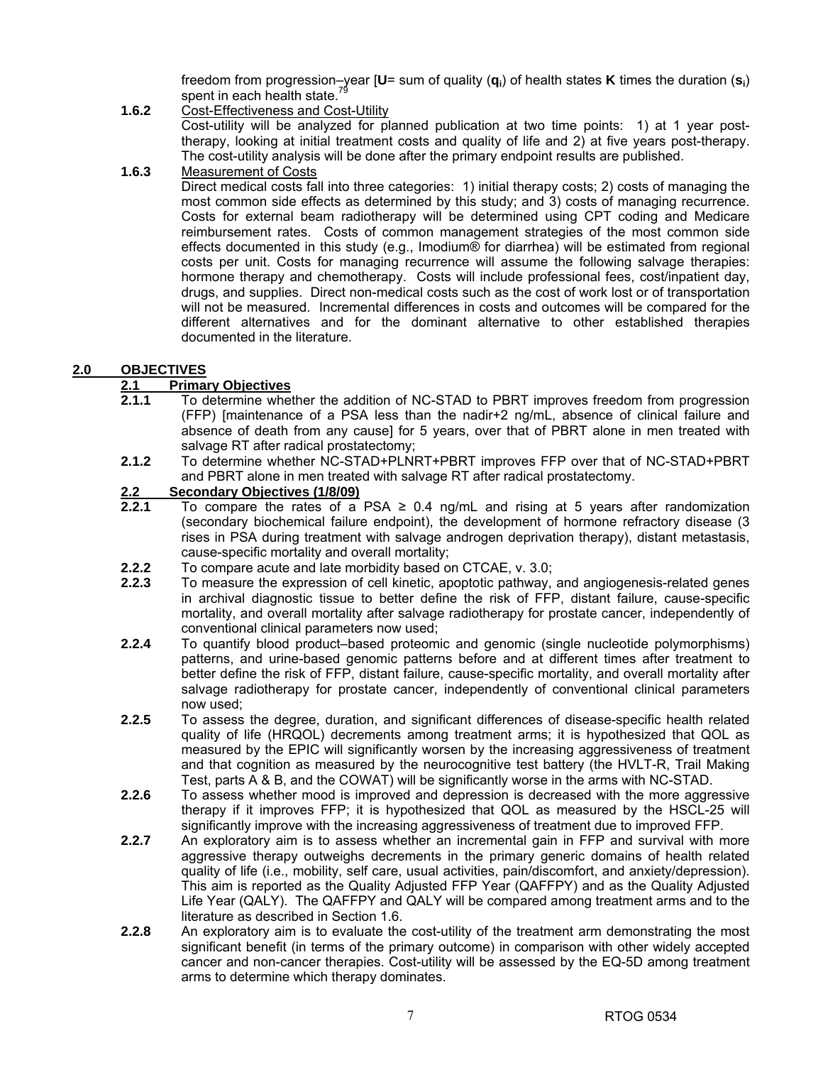freedom from progression–year [**U**= sum of quality ($\mathbf{q}_i$) of health states **K** times the duration ($\mathbf{s}_i$) spent in each health state.[79]

**1.6.2** Cost-Effectiveness and Cost-Utility

Cost-utility will be analyzed for planned publication at two time points: 1) at 1 year post-therapy, looking at initial treatment costs and quality of life and 2) at five years post-therapy. The cost-utility analysis will be done after the primary endpoint results are published.

**1.6.3** Measurement of Costs

Direct medical costs fall into three categories: 1) initial therapy costs; 2) costs of managing the most common side effects as determined by this study; and 3) costs of managing recurrence. Costs for external beam radiotherapy will be determined using CPT coding and Medicare reimbursement rates. Costs of common management strategies of the most common side effects documented in this study (e.g., Imodium® for diarrhea) will be estimated from regional costs per unit. Costs for managing recurrence will assume the following salvage therapies: hormone therapy and chemotherapy. Costs will include professional fees, cost/inpatient day, drugs, and supplies. Direct non-medical costs such as the cost of work lost or of transportation will not be measured. Incremental differences in costs and outcomes will be compared for the different alternatives and for the dominant alternative to other established therapies documented in the literature.

## 2.0 OBJECTIVES

### 2.1 Primary Objectives

**2.1.1** To determine whether the addition of NC-STAD to PBRT improves freedom from progression (FFP) [maintenance of a PSA less than the nadir+2 ng/mL, absence of clinical failure and absence of death from any cause] for 5 years, over that of PBRT alone in men treated with salvage RT after radical prostatectomy;

**2.1.2** To determine whether NC-STAD+PLNRT+PBRT improves FFP over that of NC-STAD+PBRT and PBRT alone in men treated with salvage RT after radical prostatectomy.

### 2.2 Secondary Objectives (1/8/09)

**2.2.1** To compare the rates of a PSA ≥ 0.4 ng/mL and rising at 5 years after randomization (secondary biochemical failure endpoint), the development of hormone refractory disease (3 rises in PSA during treatment with salvage androgen deprivation therapy), distant metastasis, cause-specific mortality and overall mortality;

**2.2.2** To compare acute and late morbidity based on CTCAE, v. 3.0;

**2.2.3** To measure the expression of cell kinetic, apoptotic pathway, and angiogenesis-related genes in archival diagnostic tissue to better define the risk of FFP, distant failure, cause-specific mortality, and overall mortality after salvage radiotherapy for prostate cancer, independently of conventional clinical parameters now used;

**2.2.4** To quantify blood product–based proteomic and genomic (single nucleotide polymorphisms) patterns, and urine-based genomic patterns before and at different times after treatment to better define the risk of FFP, distant failure, cause-specific mortality, and overall mortality after salvage radiotherapy for prostate cancer, independently of conventional clinical parameters now used;

**2.2.5** To assess the degree, duration, and significant differences of disease-specific health related quality of life (HRQOL) decrements among treatment arms; it is hypothesized that QOL as measured by the EPIC will significantly worsen by the increasing aggressiveness of treatment and that cognition as measured by the neurocognitive test battery (the HVLT-R, Trail Making Test, parts A & B, and the COWAT) will be significantly worse in the arms with NC-STAD.

**2.2.6** To assess whether mood is improved and depression is decreased with the more aggressive therapy if it improves FFP; it is hypothesized that QOL as measured by the HSCL-25 will significantly improve with the increasing aggressiveness of treatment due to improved FFP.

**2.2.7** An exploratory aim is to assess whether an incremental gain in FFP and survival with more aggressive therapy outweighs decrements in the primary generic domains of health related quality of life (i.e., mobility, self care, usual activities, pain/discomfort, and anxiety/depression). This aim is reported as the Quality Adjusted FFP Year (QAFFPY) and as the Quality Adjusted Life Year (QALY). The QAFFPY and QALY will be compared among treatment arms and to the literature as described in Section 1.6.

**2.2.8** An exploratory aim is to evaluate the cost-utility of the treatment arm demonstrating the most significant benefit (in terms of the primary outcome) in comparison with other widely accepted cancer and non-cancer therapies. Cost-utility will be assessed by the EQ-5D among treatment arms to determine which therapy dominates.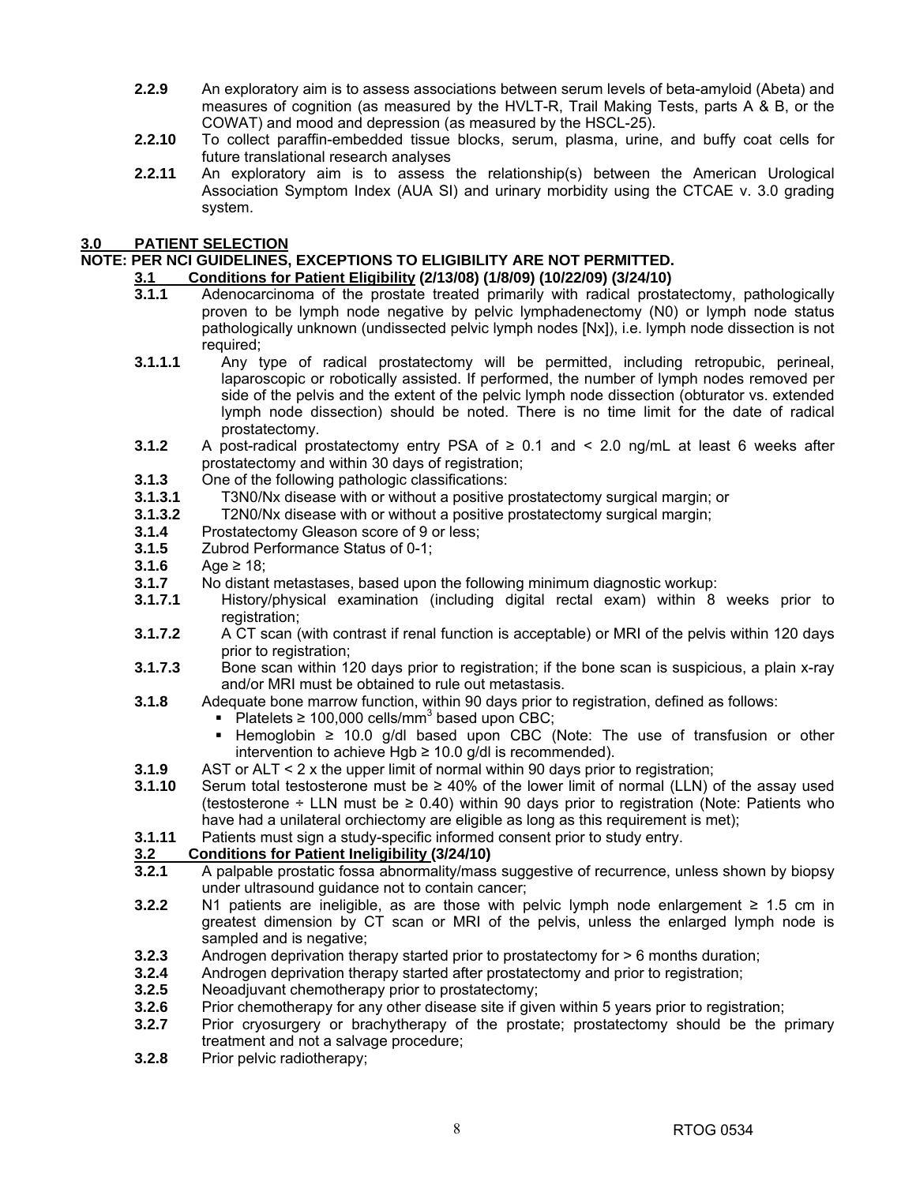**2.2.9** An exploratory aim is to assess associations between serum levels of beta-amyloid (Abeta) and measures of cognition (as measured by the HVLT-R, Trail Making Tests, parts A & B, or the COWAT) and mood and depression (as measured by the HSCL-25).

**2.2.10** To collect paraffin-embedded tissue blocks, serum, plasma, urine, and buffy coat cells for future translational research analyses

**2.2.11** An exploratory aim is to assess the relationship(s) between the American Urological Association Symptom Index (AUA SI) and urinary morbidity using the CTCAE v. 3.0 grading system.

## 3.0 PATIENT SELECTION

**NOTE: PER NCI GUIDELINES, EXCEPTIONS TO ELIGIBILITY ARE NOT PERMITTED.**

### 3.1 Conditions for Patient Eligibility (2/13/08) (1/8/09) (10/22/09) (3/24/10)

**3.1.1** Adenocarcinoma of the prostate treated primarily with radical prostatectomy, pathologically proven to be lymph node negative by pelvic lymphadenectomy (N0) or lymph node status pathologically unknown (undissected pelvic lymph nodes [Nx]), i.e. lymph node dissection is not required;

**3.1.1.1** Any type of radical prostatectomy will be permitted, including retropubic, perineal, laparoscopic or robotically assisted. If performed, the number of lymph nodes removed per side of the pelvis and the extent of the pelvic lymph node dissection (obturator vs. extended lymph node dissection) should be noted. There is no time limit for the date of radical prostatectomy.

**3.1.2** A post-radical prostatectomy entry PSA of ≥ 0.1 and < 2.0 ng/mL at least 6 weeks after prostatectomy and within 30 days of registration;

**3.1.3** One of the following pathologic classifications:

**3.1.3.1** T3N0/Nx disease with or without a positive prostatectomy surgical margin; or

**3.1.3.2** T2N0/Nx disease with or without a positive prostatectomy surgical margin;

**3.1.4** Prostatectomy Gleason score of 9 or less;

**3.1.5** Zubrod Performance Status of 0-1;

**3.1.6** Age ≥ 18;

**3.1.7** No distant metastases, based upon the following minimum diagnostic workup:

**3.1.7.1** History/physical examination (including digital rectal exam) within 8 weeks prior to registration;

**3.1.7.2** A CT scan (with contrast if renal function is acceptable) or MRI of the pelvis within 120 days prior to registration;

**3.1.7.3** Bone scan within 120 days prior to registration; if the bone scan is suspicious, a plain x-ray and/or MRI must be obtained to rule out metastasis.

**3.1.8** Adequate bone marrow function, within 90 days prior to registration, defined as follows:

- Platelets ≥ 100,000 cells/mm$^3$ based upon CBC;
- Hemoglobin ≥ 10.0 g/dl based upon CBC (Note: The use of transfusion or other intervention to achieve Hgb ≥ 10.0 g/dl is recommended).

**3.1.9** AST or ALT < 2 x the upper limit of normal within 90 days prior to registration;

**3.1.10** Serum total testosterone must be ≥ 40% of the lower limit of normal (LLN) of the assay used (testosterone ÷ LLN must be ≥ 0.40) within 90 days prior to registration (Note: Patients who have had a unilateral orchiectomy are eligible as long as this requirement is met);

**3.1.11** Patients must sign a study-specific informed consent prior to study entry.

### 3.2 Conditions for Patient Ineligibility (3/24/10)

**3.2.1** A palpable prostatic fossa abnormality/mass suggestive of recurrence, unless shown by biopsy under ultrasound guidance not to contain cancer;

**3.2.2** N1 patients are ineligible, as are those with pelvic lymph node enlargement ≥ 1.5 cm in greatest dimension by CT scan or MRI of the pelvis, unless the enlarged lymph node is sampled and is negative;

**3.2.3** Androgen deprivation therapy started prior to prostatectomy for > 6 months duration;

**3.2.4** Androgen deprivation therapy started after prostatectomy and prior to registration;

**3.2.5** Neoadjuvant chemotherapy prior to prostatectomy;

**3.2.6** Prior chemotherapy for any other disease site if given within 5 years prior to registration;

**3.2.7** Prior cryosurgery or brachytherapy of the prostate; prostatectomy should be the primary treatment and not a salvage procedure;

**3.2.8** Prior pelvic radiotherapy;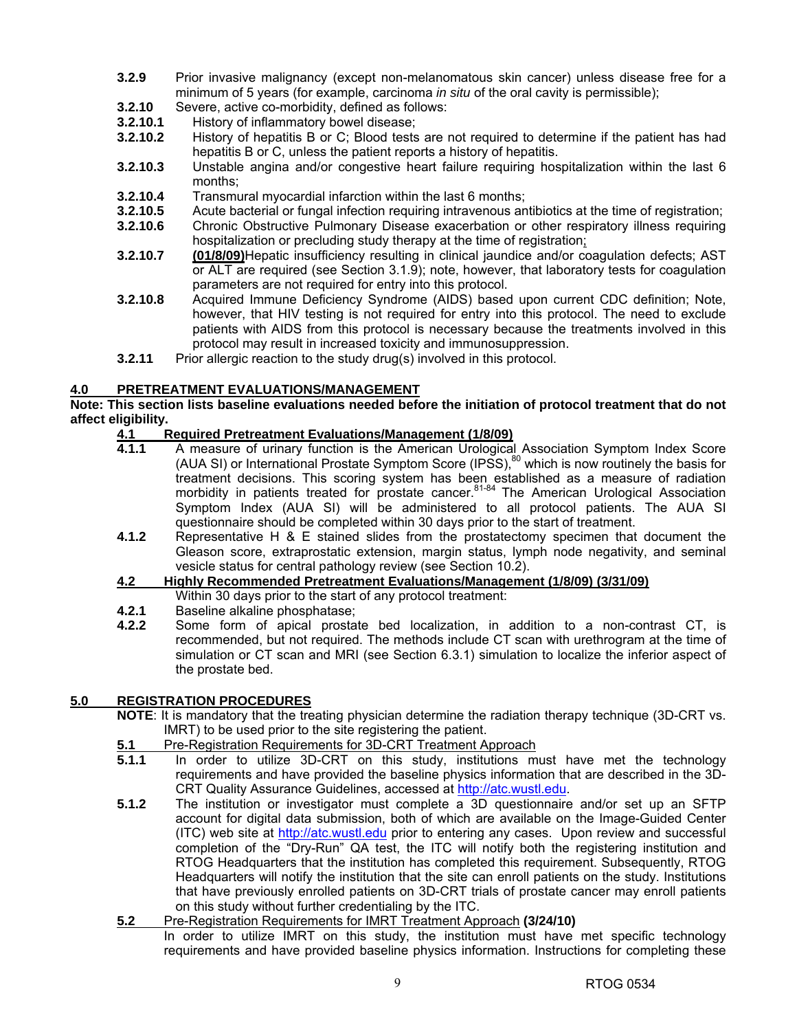**3.2.9** Prior invasive malignancy (except non-melanomatous skin cancer) unless disease free for a minimum of 5 years (for example, carcinoma *in situ* of the oral cavity is permissible);

**3.2.10** Severe, active co-morbidity, defined as follows:

**3.2.10.1** History of inflammatory bowel disease;

**3.2.10.2** History of hepatitis B or C; Blood tests are not required to determine if the patient has had hepatitis B or C, unless the patient reports a history of hepatitis.

**3.2.10.3** Unstable angina and/or congestive heart failure requiring hospitalization within the last 6 months;

**3.2.10.4** Transmural myocardial infarction within the last 6 months;

**3.2.10.5** Acute bacterial or fungal infection requiring intravenous antibiotics at the time of registration;

**3.2.10.6** Chronic Obstructive Pulmonary Disease exacerbation or other respiratory illness requiring hospitalization or precluding study therapy at the time of registration;

**3.2.10.7** **(01/8/09)**Hepatic insufficiency resulting in clinical jaundice and/or coagulation defects; AST or ALT are required (see Section 3.1.9); note, however, that laboratory tests for coagulation parameters are not required for entry into this protocol.

**3.2.10.8** Acquired Immune Deficiency Syndrome (AIDS) based upon current CDC definition; Note, however, that HIV testing is not required for entry into this protocol. The need to exclude patients with AIDS from this protocol is necessary because the treatments involved in this protocol may result in increased toxicity and immunosuppression.

**3.2.11** Prior allergic reaction to the study drug(s) involved in this protocol.

## 4.0 PRETREATMENT EVALUATIONS/MANAGEMENT

**Note: This section lists baseline evaluations needed before the initiation of protocol treatment that do not affect eligibility.**

### 4.1 Required Pretreatment Evaluations/Management (1/8/09)

**4.1.1** A measure of urinary function is the American Urological Association Symptom Index Score (AUA SI) or International Prostate Symptom Score (IPSS),[80] which is now routinely the basis for treatment decisions. This scoring system has been established as a measure of radiation morbidity in patients treated for prostate cancer.[81-84] The American Urological Association Symptom Index (AUA SI) will be administered to all protocol patients. The AUA SI questionnaire should be completed within 30 days prior to the start of treatment.

**4.1.2** Representative H & E stained slides from the prostatectomy specimen that document the Gleason score, extraprostatic extension, margin status, lymph node negativity, and seminal vesicle status for central pathology review (see Section 10.2).

### 4.2 Highly Recommended Pretreatment Evaluations/Management (1/8/09) (3/31/09)

Within 30 days prior to the start of any protocol treatment:

**4.2.1** Baseline alkaline phosphatase;

**4.2.2** Some form of apical prostate bed localization, in addition to a non-contrast CT, is recommended, but not required. The methods include CT scan with urethrogram at the time of simulation or CT scan and MRI (see Section 6.3.1) simulation to localize the inferior aspect of the prostate bed.

## 5.0 REGISTRATION PROCEDURES

**NOTE**: It is mandatory that the treating physician determine the radiation therapy technique (3D-CRT vs. IMRT) to be used prior to the site registering the patient.

### 5.1 Pre-Registration Requirements for 3D-CRT Treatment Approach

**5.1.1** In order to utilize 3D-CRT on this study, institutions must have met the technology requirements and have provided the baseline physics information that are described in the 3D-CRT Quality Assurance Guidelines, accessed at http://atc.wustl.edu.

**5.1.2** The institution or investigator must complete a 3D questionnaire and/or set up an SFTP account for digital data submission, both of which are available on the Image-Guided Center (ITC) web site at http://atc.wustl.edu prior to entering any cases. Upon review and successful completion of the "Dry-Run" QA test, the ITC will notify both the registering institution and RTOG Headquarters that the institution has completed this requirement. Subsequently, RTOG Headquarters will notify the institution that the site can enroll patients on the study. Institutions that have previously enrolled patients on 3D-CRT trials of prostate cancer may enroll patients on this study without further credentialing by the ITC.

### 5.2 Pre-Registration Requirements for IMRT Treatment Approach (3/24/10)

In order to utilize IMRT on this study, the institution must have met specific technology requirements and have provided baseline physics information. Instructions for completing these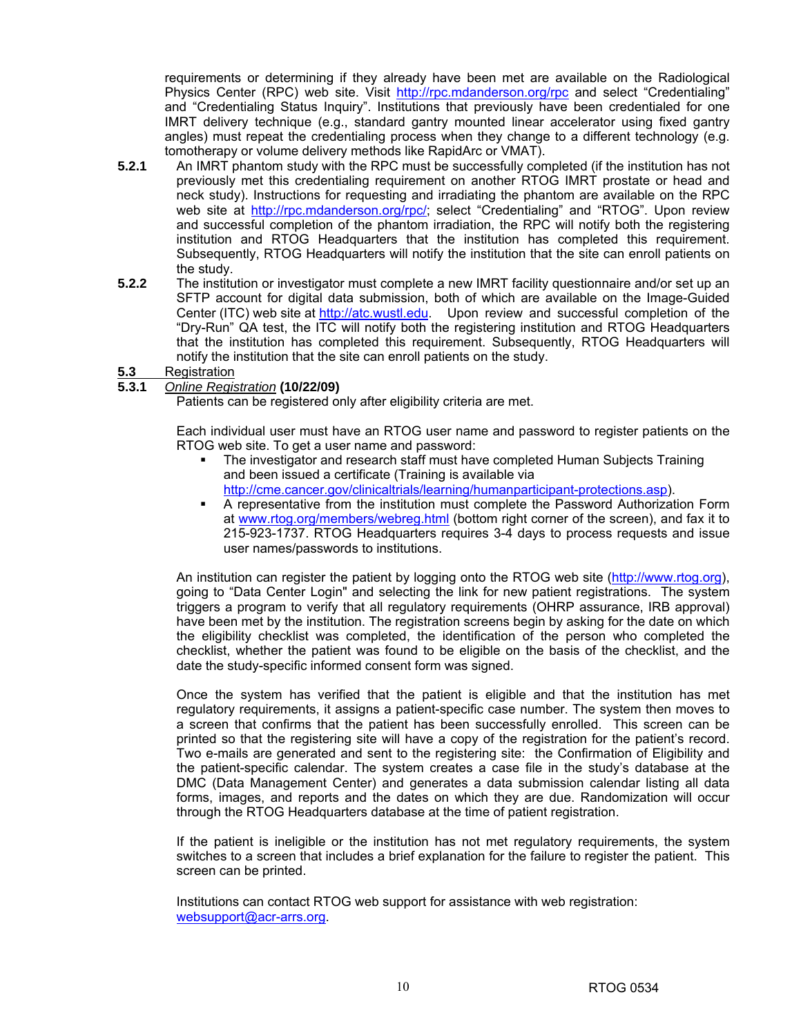requirements or determining if they already have been met are available on the Radiological Physics Center (RPC) web site. Visit http://rpc.mdanderson.org/rpc and select "Credentialing" and "Credentialing Status Inquiry". Institutions that previously have been credentialed for one IMRT delivery technique (e.g., standard gantry mounted linear accelerator using fixed gantry angles) must repeat the credentialing process when they change to a different technology (e.g. tomotherapy or volume delivery methods like RapidArc or VMAT).

**5.2.1** An IMRT phantom study with the RPC must be successfully completed (if the institution has not previously met this credentialing requirement on another RTOG IMRT prostate or head and neck study). Instructions for requesting and irradiating the phantom are available on the RPC web site at http://rpc.mdanderson.org/rpc/; select "Credentialing" and "RTOG". Upon review and successful completion of the phantom irradiation, the RPC will notify both the registering institution and RTOG Headquarters that the institution has completed this requirement. Subsequently, RTOG Headquarters will notify the institution that the site can enroll patients on the study.

**5.2.2** The institution or investigator must complete a new IMRT facility questionnaire and/or set up an SFTP account for digital data submission, both of which are available on the Image-Guided Center (ITC) web site at http://atc.wustl.edu. Upon review and successful completion of the "Dry-Run" QA test, the ITC will notify both the registering institution and RTOG Headquarters that the institution has completed this requirement. Subsequently, RTOG Headquarters will notify the institution that the site can enroll patients on the study.

## 5.3 Registration

### 5.3.1 *Online Registration* **(10/22/09)**

Patients can be registered only after eligibility criteria are met.

Each individual user must have an RTOG user name and password to register patients on the RTOG web site. To get a user name and password:

- The investigator and research staff must have completed Human Subjects Training and been issued a certificate (Training is available via http://cme.cancer.gov/clinicaltrials/learning/humanparticipant-protections.asp).
- A representative from the institution must complete the Password Authorization Form at www.rtog.org/members/webreg.html (bottom right corner of the screen), and fax it to 215-923-1737. RTOG Headquarters requires 3-4 days to process requests and issue user names/passwords to institutions.

An institution can register the patient by logging onto the RTOG web site (http://www.rtog.org), going to "Data Center Login" and selecting the link for new patient registrations. The system triggers a program to verify that all regulatory requirements (OHRP assurance, IRB approval) have been met by the institution. The registration screens begin by asking for the date on which the eligibility checklist was completed, the identification of the person who completed the checklist, whether the patient was found to be eligible on the basis of the checklist, and the date the study-specific informed consent form was signed.

Once the system has verified that the patient is eligible and that the institution has met regulatory requirements, it assigns a patient-specific case number. The system then moves to a screen that confirms that the patient has been successfully enrolled. This screen can be printed so that the registering site will have a copy of the registration for the patient's record. Two e-mails are generated and sent to the registering site: the Confirmation of Eligibility and the patient-specific calendar. The system creates a case file in the study's database at the DMC (Data Management Center) and generates a data submission calendar listing all data forms, images, and reports and the dates on which they are due. Randomization will occur through the RTOG Headquarters database at the time of patient registration.

If the patient is ineligible or the institution has not met regulatory requirements, the system switches to a screen that includes a brief explanation for the failure to register the patient. This screen can be printed.

Institutions can contact RTOG web support for assistance with web registration: websupport@acr-arrs.org.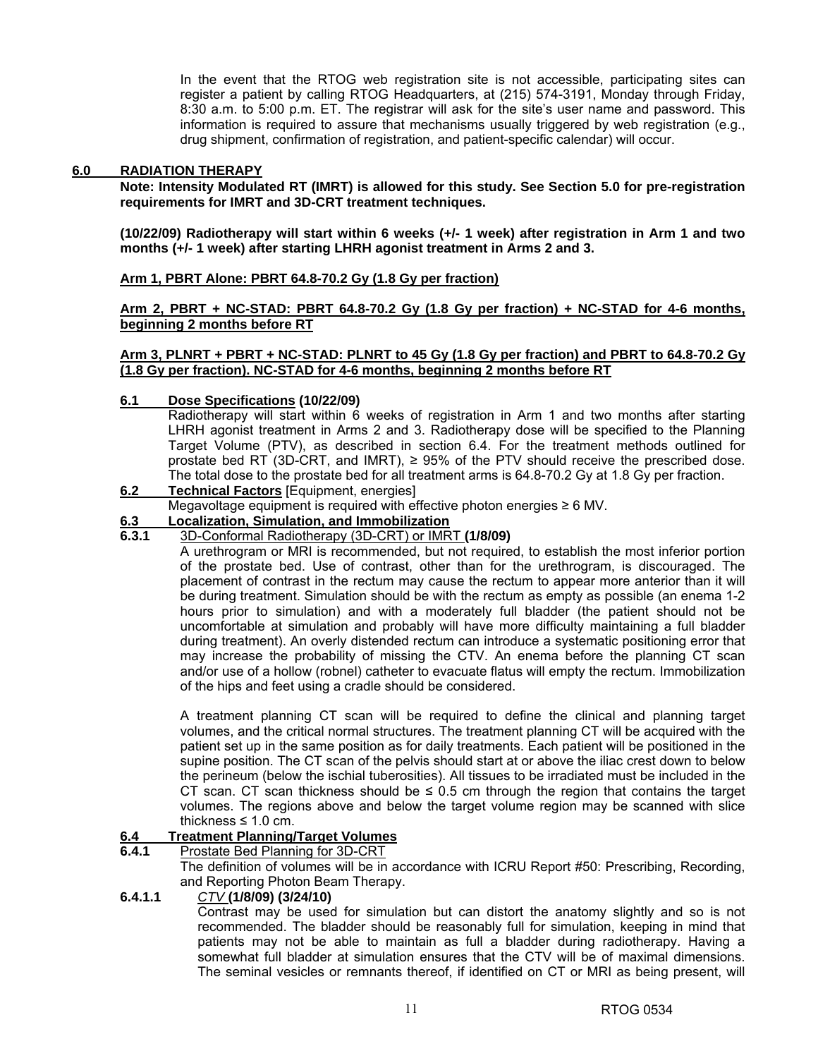In the event that the RTOG web registration site is not accessible, participating sites can register a patient by calling RTOG Headquarters, at (215) 574-3191, Monday through Friday, 8:30 a.m. to 5:00 p.m. ET. The registrar will ask for the site's user name and password. This information is required to assure that mechanisms usually triggered by web registration (e.g., drug shipment, confirmation of registration, and patient-specific calendar) will occur.

## 6.0 RADIATION THERAPY

**Note: Intensity Modulated RT (IMRT) is allowed for this study. See Section 5.0 for pre-registration requirements for IMRT and 3D-CRT treatment techniques.**

**(10/22/09) Radiotherapy will start within 6 weeks (+/- 1 week) after registration in Arm 1 and two months (+/- 1 week) after starting LHRH agonist treatment in Arms 2 and 3.**

**Arm 1, PBRT Alone: PBRT 64.8-70.2 Gy (1.8 Gy per fraction)**

**Arm 2, PBRT + NC-STAD: PBRT 64.8-70.2 Gy (1.8 Gy per fraction) + NC-STAD for 4-6 months, beginning 2 months before RT**

**Arm 3, PLNRT + PBRT + NC-STAD: PLNRT to 45 Gy (1.8 Gy per fraction) and PBRT to 64.8-70.2 Gy (1.8 Gy per fraction). NC-STAD for 4-6 months, beginning 2 months before RT**

### 6.1 Dose Specifications (10/22/09)

Radiotherapy will start within 6 weeks of registration in Arm 1 and two months after starting LHRH agonist treatment in Arms 2 and 3. Radiotherapy dose will be specified to the Planning Target Volume (PTV), as described in section 6.4. For the treatment methods outlined for prostate bed RT (3D-CRT, and IMRT), ≥ 95% of the PTV should receive the prescribed dose. The total dose to the prostate bed for all treatment arms is 64.8-70.2 Gy at 1.8 Gy per fraction.

### 6.2 Technical Factors [Equipment, energies]

Megavoltage equipment is required with effective photon energies ≥ 6 MV.

### 6.3 Localization, Simulation, and Immobilization

#### 6.3.1 3D-Conformal Radiotherapy (3D-CRT) or IMRT (1/8/09)

A urethrogram or MRI is recommended, but not required, to establish the most inferior portion of the prostate bed. Use of contrast, other than for the urethrogram, is discouraged. The placement of contrast in the rectum may cause the rectum to appear more anterior than it will be during treatment. Simulation should be with the rectum as empty as possible (an enema 1-2 hours prior to simulation) and with a moderately full bladder (the patient should not be uncomfortable at simulation and probably will have more difficulty maintaining a full bladder during treatment). An overly distended rectum can introduce a systematic positioning error that may increase the probability of missing the CTV. An enema before the planning CT scan and/or use of a hollow (robnel) catheter to evacuate flatus will empty the rectum. Immobilization of the hips and feet using a cradle should be considered.

A treatment planning CT scan will be required to define the clinical and planning target volumes, and the critical normal structures. The treatment planning CT will be acquired with the patient set up in the same position as for daily treatments. Each patient will be positioned in the supine position. The CT scan of the pelvis should start at or above the iliac crest down to below the perineum (below the ischial tuberosities). All tissues to be irradiated must be included in the CT scan. CT scan thickness should be ≤ 0.5 cm through the region that contains the target volumes. The regions above and below the target volume region may be scanned with slice thickness ≤ 1.0 cm.

### 6.4 Treatment Planning/Target Volumes

#### 6.4.1 Prostate Bed Planning for 3D-CRT

The definition of volumes will be in accordance with ICRU Report #50: Prescribing, Recording, and Reporting Photon Beam Therapy.

##### 6.4.1.1 *CTV* (1/8/09) (3/24/10)

Contrast may be used for simulation but can distort the anatomy slightly and so is not recommended. The bladder should be reasonably full for simulation, keeping in mind that patients may not be able to maintain as full a bladder during radiotherapy. Having a somewhat full bladder at simulation ensures that the CTV will be of maximal dimensions. The seminal vesicles or remnants thereof, if identified on CT or MRI as being present, will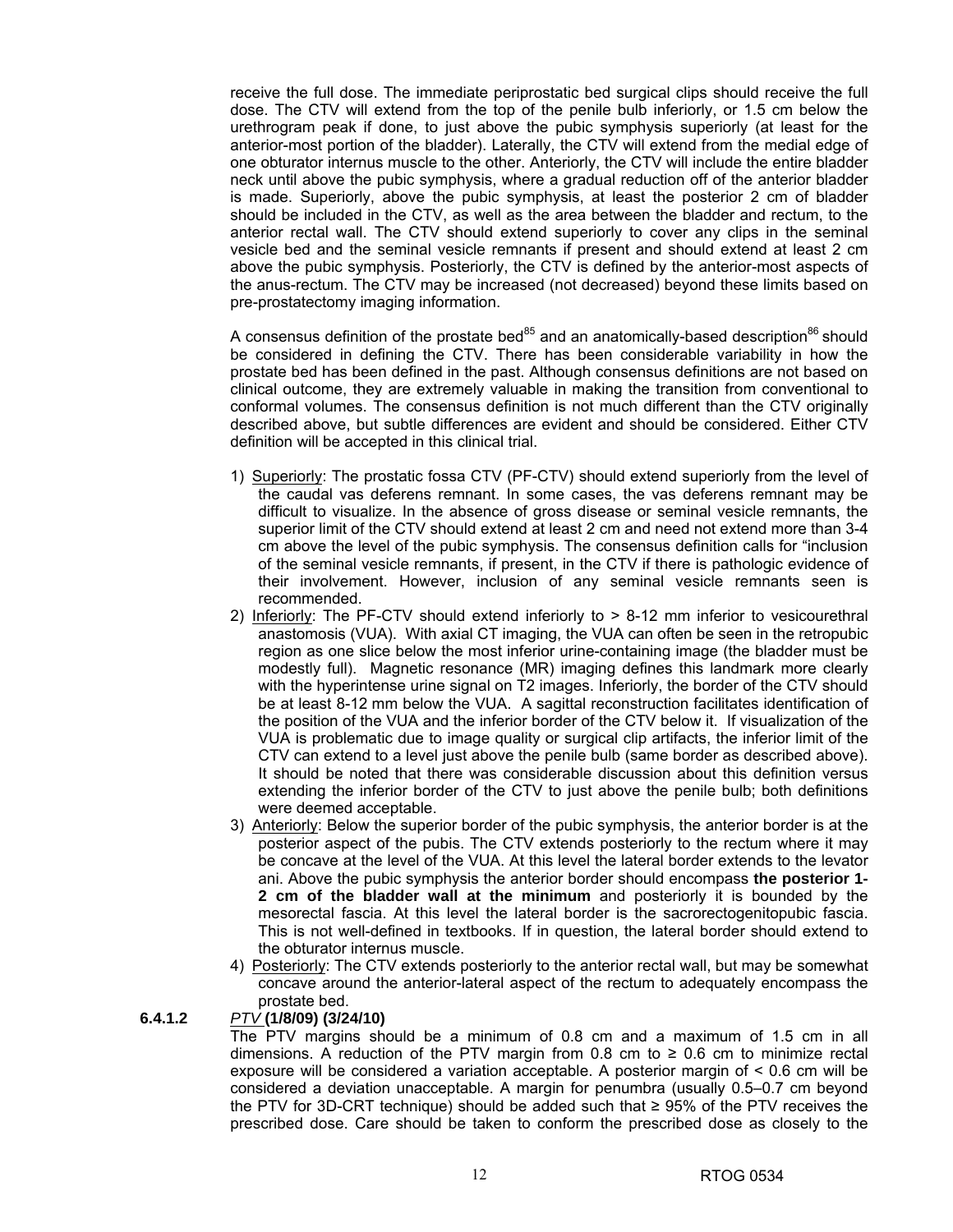receive the full dose. The immediate periprostatic bed surgical clips should receive the full dose. The CTV will extend from the top of the penile bulb inferiorly, or 1.5 cm below the urethrogram peak if done, to just above the pubic symphysis superiorly (at least for the anterior-most portion of the bladder). Laterally, the CTV will extend from the medial edge of one obturator internus muscle to the other. Anteriorly, the CTV will include the entire bladder neck until above the pubic symphysis, where a gradual reduction off of the anterior bladder is made. Superiorly, above the pubic symphysis, at least the posterior 2 cm of bladder should be included in the CTV, as well as the area between the bladder and rectum, to the anterior rectal wall. The CTV should extend superiorly to cover any clips in the seminal vesicle bed and the seminal vesicle remnants if present and should extend at least 2 cm above the pubic symphysis. Posteriorly, the CTV is defined by the anterior-most aspects of the anus-rectum. The CTV may be increased (not decreased) beyond these limits based on pre-prostatectomy imaging information.

A consensus definition of the prostate bed[85] and an anatomically-based description[86] should be considered in defining the CTV. There has been considerable variability in how the prostate bed has been defined in the past. Although consensus definitions are not based on clinical outcome, they are extremely valuable in making the transition from conventional to conformal volumes. The consensus definition is not much different than the CTV originally described above, but subtle differences are evident and should be considered. Either CTV definition will be accepted in this clinical trial.

1) Superiorly: The prostatic fossa CTV (PF-CTV) should extend superiorly from the level of the caudal vas deferens remnant. In some cases, the vas deferens remnant may be difficult to visualize. In the absence of gross disease or seminal vesicle remnants, the superior limit of the CTV should extend at least 2 cm and need not extend more than 3-4 cm above the level of the pubic symphysis. The consensus definition calls for "inclusion of the seminal vesicle remnants, if present, in the CTV if there is pathologic evidence of their involvement. However, inclusion of any seminal vesicle remnants seen is recommended.
2) Inferiorly: The PF-CTV should extend inferiorly to > 8-12 mm inferior to vesicourethral anastomosis (VUA). With axial CT imaging, the VUA can often be seen in the retropubic region as one slice below the most inferior urine-containing image (the bladder must be modestly full). Magnetic resonance (MR) imaging defines this landmark more clearly with the hyperintense urine signal on T2 images. Inferiorly, the border of the CTV should be at least 8-12 mm below the VUA. A sagittal reconstruction facilitates identification of the position of the VUA and the inferior border of the CTV below it. If visualization of the VUA is problematic due to image quality or surgical clip artifacts, the inferior limit of the CTV can extend to a level just above the penile bulb (same border as described above). It should be noted that there was considerable discussion about this definition versus extending the inferior border of the CTV to just above the penile bulb; both definitions were deemed acceptable.
3) Anteriorly: Below the superior border of the pubic symphysis, the anterior border is at the posterior aspect of the pubis. The CTV extends posteriorly to the rectum where it may be concave at the level of the VUA. At this level the lateral border extends to the levator ani. Above the pubic symphysis the anterior border should encompass **the posterior 1-2 cm of the bladder wall at the minimum** and posteriorly it is bounded by the mesorectal fascia. At this level the lateral border is the sacrorectogenitopubic fascia. This is not well-defined in textbooks. If in question, the lateral border should extend to the obturator internus muscle.
4) Posteriorly: The CTV extends posteriorly to the anterior rectal wall, but may be somewhat concave around the anterior-lateral aspect of the rectum to adequately encompass the prostate bed.

**6.4.1.2** *PTV* **(1/8/09) (3/24/10)**

The PTV margins should be a minimum of 0.8 cm and a maximum of 1.5 cm in all dimensions. A reduction of the PTV margin from 0.8 cm to ≥ 0.6 cm to minimize rectal exposure will be considered a variation acceptable. A posterior margin of < 0.6 cm will be considered a deviation unacceptable. A margin for penumbra (usually 0.5–0.7 cm beyond the PTV for 3D-CRT technique) should be added such that ≥ 95% of the PTV receives the prescribed dose. Care should be taken to conform the prescribed dose as closely to the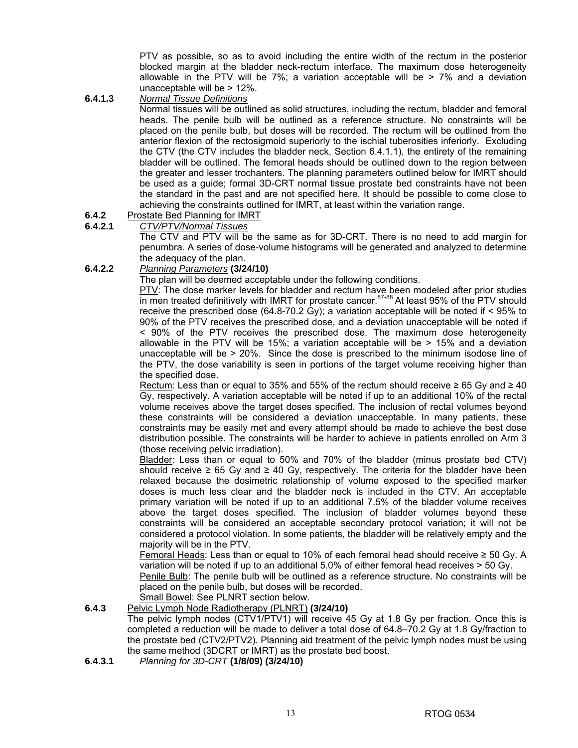PTV as possible, so as to avoid including the entire width of the rectum in the posterior blocked margin at the bladder neck-rectum interface. The maximum dose heterogeneity allowable in the PTV will be 7%; a variation acceptable will be > 7% and a deviation unacceptable will be > 12%.

**6.4.1.3** *Normal Tissue Definitions*

Normal tissues will be outlined as solid structures, including the rectum, bladder and femoral heads. The penile bulb will be outlined as a reference structure. No constraints will be placed on the penile bulb, but doses will be recorded. The rectum will be outlined from the anterior flexion of the rectosigmoid superiorly to the ischial tuberosities inferiorly. Excluding the CTV (the CTV includes the bladder neck, Section 6.4.1.1), the entirety of the remaining bladder will be outlined. The femoral heads should be outlined down to the region between the greater and lesser trochanters. The planning parameters outlined below for IMRT should be used as a guide; formal 3D-CRT normal tissue prostate bed constraints have not been the standard in the past and are not specified here. It should be possible to come close to achieving the constraints outlined for IMRT, at least within the variation range.

**6.4.2** Prostate Bed Planning for IMRT

**6.4.2.1** *CTV/PTV/Normal Tissues*

The CTV and PTV will be the same as for 3D-CRT. There is no need to add margin for penumbra. A series of dose-volume histograms will be generated and analyzed to determine the adequacy of the plan.

**6.4.2.2** *Planning Parameters* **(3/24/10)**

The plan will be deemed acceptable under the following conditions.

PTV: The dose marker levels for bladder and rectum have been modeled after prior studies in men treated definitively with IMRT for prostate cancer.[87-88] At least 95% of the PTV should receive the prescribed dose (64.8-70.2 Gy); a variation acceptable will be noted if < 95% to 90% of the PTV receives the prescribed dose, and a deviation unacceptable will be noted if < 90% of the PTV receives the prescribed dose. The maximum dose heterogeneity allowable in the PTV will be 15%; a variation acceptable will be > 15% and a deviation unacceptable will be > 20%. Since the dose is prescribed to the minimum isodose line of the PTV, the dose variability is seen in portions of the target volume receiving higher than the specified dose.

Rectum: Less than or equal to 35% and 55% of the rectum should receive ≥ 65 Gy and ≥ 40 Gy, respectively. A variation acceptable will be noted if up to an additional 10% of the rectal volume receives above the target doses specified. The inclusion of rectal volumes beyond these constraints will be considered a deviation unacceptable. In many patients, these constraints may be easily met and every attempt should be made to achieve the best dose distribution possible. The constraints will be harder to achieve in patients enrolled on Arm 3 (those receiving pelvic irradiation).

Bladder: Less than or equal to 50% and 70% of the bladder (minus prostate bed CTV) should receive ≥ 65 Gy and ≥ 40 Gy, respectively. The criteria for the bladder have been relaxed because the dosimetric relationship of volume exposed to the specified marker doses is much less clear and the bladder neck is included in the CTV. An acceptable primary variation will be noted if up to an additional 7.5% of the bladder volume receives above the target doses specified. The inclusion of bladder volumes beyond these constraints will be considered an acceptable secondary protocol variation; it will not be considered a protocol violation. In some patients, the bladder will be relatively empty and the majority will be in the PTV.

Femoral Heads: Less than or equal to 10% of each femoral head should receive ≥ 50 Gy. A variation will be noted if up to an additional 5.0% of either femoral head receives > 50 Gy.

Penile Bulb: The penile bulb will be outlined as a reference structure. No constraints will be placed on the penile bulb, but doses will be recorded.

Small Bowel: See PLNRT section below.

**6.4.3** Pelvic Lymph Node Radiotherapy (PLNRT) **(3/24/10)**

The pelvic lymph nodes (CTV1/PTV1) will receive 45 Gy at 1.8 Gy per fraction. Once this is completed a reduction will be made to deliver a total dose of 64.8–70.2 Gy at 1.8 Gy/fraction to the prostate bed (CTV2/PTV2). Planning aid treatment of the pelvic lymph nodes must be using the same method (3DCRT or IMRT) as the prostate bed boost.

**6.4.3.1** *Planning for 3D-CRT* **(1/8/09) (3/24/10)**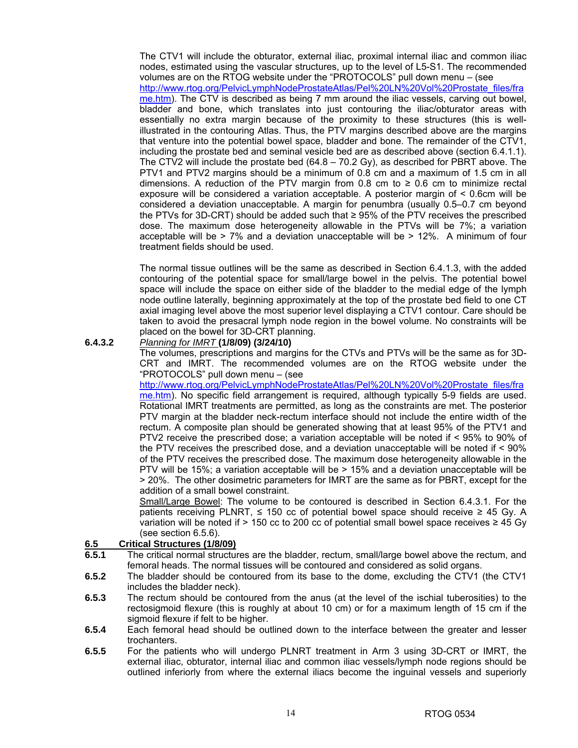The CTV1 will include the obturator, external iliac, proximal internal iliac and common iliac nodes, estimated using the vascular structures, up to the level of L5-S1. The recommended volumes are on the RTOG website under the "PROTOCOLS" pull down menu – (see [http://www.rtog.org/PelvicLymphNodeProstateAtlas/Pel%20LN%20Vol%20Prostate_files/frame.htm](http://www.rtog.org/PelvicLymphNodeProstateAtlas/Pel%20LN%20Vol%20Prostate_files/frame.htm)). The CTV is described as being 7 mm around the iliac vessels, carving out bowel, bladder and bone, which translates into just contouring the iliac/obturator areas with essentially no extra margin because of the proximity to these structures (this is well-illustrated in the contouring Atlas. Thus, the PTV margins described above are the margins that venture into the potential bowel space, bladder and bone. The remainder of the CTV1, including the prostate bed and seminal vesicle bed are as described above (section 6.4.1.1). The CTV2 will include the prostate bed (64.8 – 70.2 Gy), as described for PBRT above. The PTV1 and PTV2 margins should be a minimum of 0.8 cm and a maximum of 1.5 cm in all dimensions. A reduction of the PTV margin from 0.8 cm to ≥ 0.6 cm to minimize rectal exposure will be considered a variation acceptable. A posterior margin of < 0.6cm will be considered a deviation unacceptable. A margin for penumbra (usually 0.5–0.7 cm beyond the PTVs for 3D-CRT) should be added such that ≥ 95% of the PTV receives the prescribed dose. The maximum dose heterogeneity allowable in the PTVs will be 7%; a variation acceptable will be > 7% and a deviation unacceptable will be > 12%. A minimum of four treatment fields should be used.

The normal tissue outlines will be the same as described in Section 6.4.1.3, with the added contouring of the potential space for small/large bowel in the pelvis. The potential bowel space will include the space on either side of the bladder to the medial edge of the lymph node outline laterally, beginning approximately at the top of the prostate bed field to one CT axial imaging level above the most superior level displaying a CTV1 contour. Care should be taken to avoid the presacral lymph node region in the bowel volume. No constraints will be placed on the bowel for 3D-CRT planning.

**6.4.3.2** *Planning for IMRT* **(1/8/09) (3/24/10)**

The volumes, prescriptions and margins for the CTVs and PTVs will be the same as for 3D-CRT and IMRT. The recommended volumes are on the RTOG website under the "PROTOCOLS" pull down menu – (see [http://www.rtog.org/PelvicLymphNodeProstateAtlas/Pel%20LN%20Vol%20Prostate_files/frame.htm](http://www.rtog.org/PelvicLymphNodeProstateAtlas/Pel%20LN%20Vol%20Prostate_files/frame.htm)). No specific field arrangement is required, although typically 5-9 fields are used. Rotational IMRT treatments are permitted, as long as the constraints are met. The posterior PTV margin at the bladder neck-rectum interface should not include the entire width of the rectum. A composite plan should be generated showing that at least 95% of the PTV1 and PTV2 receive the prescribed dose; a variation acceptable will be noted if < 95% to 90% of the PTV receives the prescribed dose, and a deviation unacceptable will be noted if < 90% of the PTV receives the prescribed dose. The maximum dose heterogeneity allowable in the PTV will be 15%; a variation acceptable will be > 15% and a deviation unacceptable will be > 20%. The other dosimetric parameters for IMRT are the same as for PBRT, except for the addition of a small bowel constraint.

Small/Large Bowel: The volume to be contoured is described in Section 6.4.3.1. For the patients receiving PLNRT, ≤ 150 cc of potential bowel space should receive ≥ 45 Gy. A variation will be noted if > 150 cc to 200 cc of potential small bowel space receives ≥ 45 Gy (see section 6.5.6).

## 6.5 Critical Structures (1/8/09)

**6.5.1** The critical normal structures are the bladder, rectum, small/large bowel above the rectum, and femoral heads. The normal tissues will be contoured and considered as solid organs.

**6.5.2** The bladder should be contoured from its base to the dome, excluding the CTV1 (the CTV1 includes the bladder neck).

**6.5.3** The rectum should be contoured from the anus (at the level of the ischial tuberosities) to the rectosigmoid flexure (this is roughly at about 10 cm) or for a maximum length of 15 cm if the sigmoid flexure if felt to be higher.

**6.5.4** Each femoral head should be outlined down to the interface between the greater and lesser trochanters.

**6.5.5** For the patients who will undergo PLNRT treatment in Arm 3 using 3D-CRT or IMRT, the external iliac, obturator, internal iliac and common iliac vessels/lymph node regions should be outlined inferiorly from where the external iliacs become the inguinal vessels and superiorly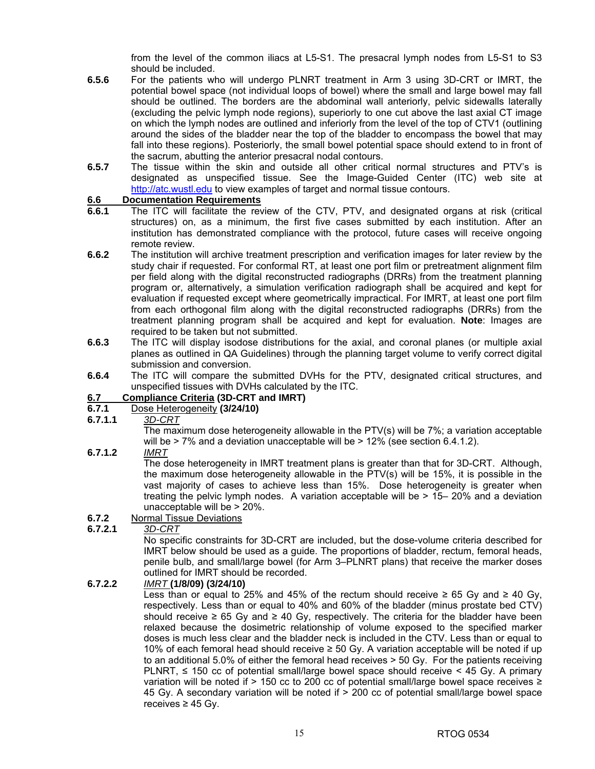from the level of the common iliacs at L5-S1. The presacral lymph nodes from L5-S1 to S3 should be included.

**6.5.6** For the patients who will undergo PLNRT treatment in Arm 3 using 3D-CRT or IMRT, the potential bowel space (not individual loops of bowel) where the small and large bowel may fall should be outlined. The borders are the abdominal wall anteriorly, pelvic sidewalls laterally (excluding the pelvic lymph node regions), superiorly to one cut above the last axial CT image on which the lymph nodes are outlined and inferiorly from the level of the top of CTV1 (outlining around the sides of the bladder near the top of the bladder to encompass the bowel that may fall into these regions). Posteriorly, the small bowel potential space should extend to in front of the sacrum, abutting the anterior presacral nodal contours.

**6.5.7** The tissue within the skin and outside all other critical normal structures and PTV's is designated as unspecified tissue. See the Image-Guided Center (ITC) web site at http://atc.wustl.edu to view examples of target and normal tissue contours.

## 6.6 Documentation Requirements

**6.6.1** The ITC will facilitate the review of the CTV, PTV, and designated organs at risk (critical structures) on, as a minimum, the first five cases submitted by each institution. After an institution has demonstrated compliance with the protocol, future cases will receive ongoing remote review.

**6.6.2** The institution will archive treatment prescription and verification images for later review by the study chair if requested. For conformal RT, at least one port film or pretreatment alignment film per field along with the digital reconstructed radiographs (DRRs) from the treatment planning program or, alternatively, a simulation verification radiograph shall be acquired and kept for evaluation if requested except where geometrically impractical. For IMRT, at least one port film from each orthogonal film along with the digital reconstructed radiographs (DRRs) from the treatment planning program shall be acquired and kept for evaluation. **Note**: Images are required to be taken but not submitted.

**6.6.3** The ITC will display isodose distributions for the axial, and coronal planes (or multiple axial planes as outlined in QA Guidelines) through the planning target volume to verify correct digital submission and conversion.

**6.6.4** The ITC will compare the submitted DVHs for the PTV, designated critical structures, and unspecified tissues with DVHs calculated by the ITC.

## 6.7 Compliance Criteria (3D-CRT and IMRT)

### 6.7.1 Dose Heterogeneity (3/24/10)

**6.7.1.1** *3D-CRT*

The maximum dose heterogeneity allowable in the PTV(s) will be 7%; a variation acceptable will be > 7% and a deviation unacceptable will be > 12% (see section 6.4.1.2).

**6.7.1.2** *IMRT*

The dose heterogeneity in IMRT treatment plans is greater than that for 3D-CRT. Although, the maximum dose heterogeneity allowable in the PTV(s) will be 15%, it is possible in the vast majority of cases to achieve less than 15%. Dose heterogeneity is greater when treating the pelvic lymph nodes. A variation acceptable will be > 15– 20% and a deviation unacceptable will be > 20%.

### 6.7.2 Normal Tissue Deviations

**6.7.2.1** *3D-CRT*

No specific constraints for 3D-CRT are included, but the dose-volume criteria described for IMRT below should be used as a guide. The proportions of bladder, rectum, femoral heads, penile bulb, and small/large bowel (for Arm 3–PLNRT plans) that receive the marker doses outlined for IMRT should be recorded.

**6.7.2.2** *IMRT* **(1/8/09) (3/24/10)**

Less than or equal to 25% and 45% of the rectum should receive ≥ 65 Gy and ≥ 40 Gy, respectively. Less than or equal to 40% and 60% of the bladder (minus prostate bed CTV) should receive ≥ 65 Gy and ≥ 40 Gy, respectively. The criteria for the bladder have been relaxed because the dosimetric relationship of volume exposed to the specified marker doses is much less clear and the bladder neck is included in the CTV. Less than or equal to 10% of each femoral head should receive ≥ 50 Gy. A variation acceptable will be noted if up to an additional 5.0% of either the femoral head receives > 50 Gy. For the patients receiving PLNRT, ≤ 150 cc of potential small/large bowel space should receive < 45 Gy. A primary variation will be noted if > 150 cc to 200 cc of potential small/large bowel space receives ≥ 45 Gy. A secondary variation will be noted if > 200 cc of potential small/large bowel space receives ≥ 45 Gy.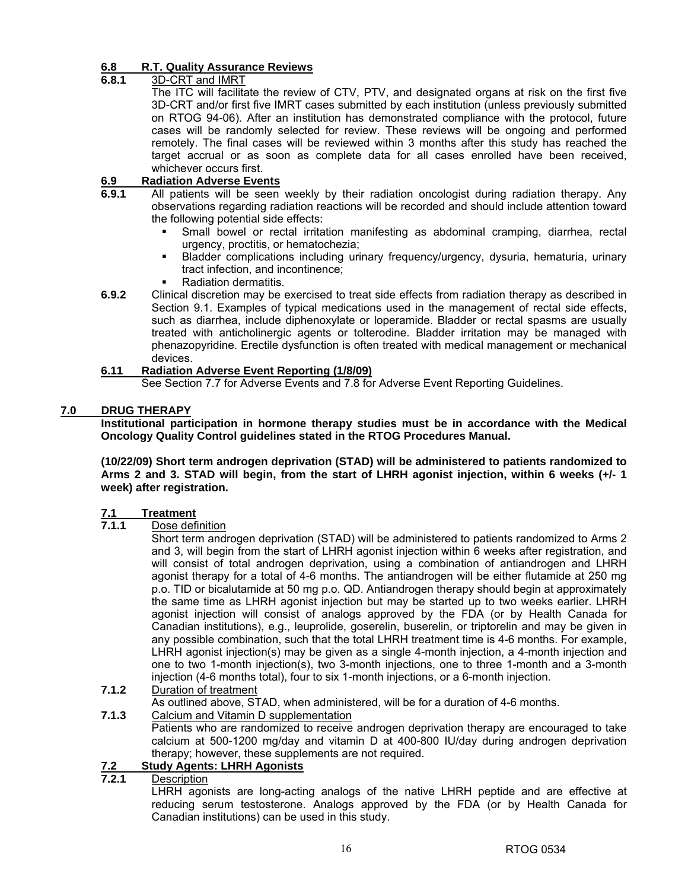### 6.8 R.T. Quality Assurance Reviews

**6.8.1** 3D-CRT and IMRT

The ITC will facilitate the review of CTV, PTV, and designated organs at risk on the first five 3D-CRT and/or first five IMRT cases submitted by each institution (unless previously submitted on RTOG 94-06). After an institution has demonstrated compliance with the protocol, future cases will be randomly selected for review. These reviews will be ongoing and performed remotely. The final cases will be reviewed within 3 months after this study has reached the target accrual or as soon as complete data for all cases enrolled have been received, whichever occurs first.

### 6.9 Radiation Adverse Events

**6.9.1** All patients will be seen weekly by their radiation oncologist during radiation therapy. Any observations regarding radiation reactions will be recorded and should include attention toward the following potential side effects:

- Small bowel or rectal irritation manifesting as abdominal cramping, diarrhea, rectal urgency, proctitis, or hematochezia;
- Bladder complications including urinary frequency/urgency, dysuria, hematuria, urinary tract infection, and incontinence;
- Radiation dermatitis.

**6.9.2** Clinical discretion may be exercised to treat side effects from radiation therapy as described in Section 9.1. Examples of typical medications used in the management of rectal side effects, such as diarrhea, include diphenoxylate or loperamide. Bladder or rectal spasms are usually treated with anticholinergic agents or tolterodine. Bladder irritation may be managed with phenazopyridine. Erectile dysfunction is often treated with medical management or mechanical devices.

### 6.11 Radiation Adverse Event Reporting (1/8/09)

See Section 7.7 for Adverse Events and 7.8 for Adverse Event Reporting Guidelines.

## 7.0 DRUG THERAPY

**Institutional participation in hormone therapy studies must be in accordance with the Medical Oncology Quality Control guidelines stated in the RTOG Procedures Manual.**

**(10/22/09) Short term androgen deprivation (STAD) will be administered to patients randomized to Arms 2 and 3. STAD will begin, from the start of LHRH agonist injection, within 6 weeks (+/- 1 week) after registration.**

### 7.1 Treatment

**7.1.1** Dose definition

Short term androgen deprivation (STAD) will be administered to patients randomized to Arms 2 and 3, will begin from the start of LHRH agonist injection within 6 weeks after registration, and will consist of total androgen deprivation, using a combination of antiandrogen and LHRH agonist therapy for a total of 4-6 months. The antiandrogen will be either flutamide at 250 mg p.o. TID or bicalutamide at 50 mg p.o. QD. Antiandrogen therapy should begin at approximately the same time as LHRH agonist injection but may be started up to two weeks earlier. LHRH agonist injection will consist of analogs approved by the FDA (or by Health Canada for Canadian institutions), e.g., leuprolide, goserelin, buserelin, or triptorelin and may be given in any possible combination, such that the total LHRH treatment time is 4-6 months. For example, LHRH agonist injection(s) may be given as a single 4-month injection, a 4-month injection and one to two 1-month injection(s), two 3-month injections, one to three 1-month and a 3-month injection (4-6 months total), four to six 1-month injections, or a 6-month injection.

**7.1.2** Duration of treatment

As outlined above, STAD, when administered, will be for a duration of 4-6 months.

**7.1.3** Calcium and Vitamin D supplementation

Patients who are randomized to receive androgen deprivation therapy are encouraged to take calcium at 500-1200 mg/day and vitamin D at 400-800 IU/day during androgen deprivation therapy; however, these supplements are not required.

### 7.2 Study Agents: LHRH Agonists

**7.2.1** Description

LHRH agonists are long-acting analogs of the native LHRH peptide and are effective at reducing serum testosterone. Analogs approved by the FDA (or by Health Canada for Canadian institutions) can be used in this study.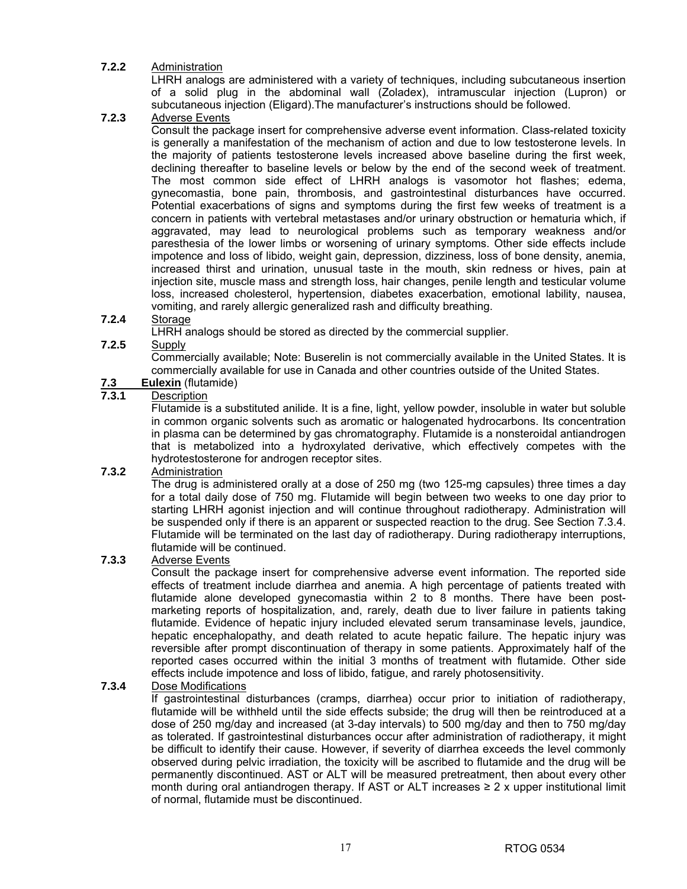**7.2.2** Administration

LHRH analogs are administered with a variety of techniques, including subcutaneous insertion of a solid plug in the abdominal wall (Zoladex), intramuscular injection (Lupron) or subcutaneous injection (Eligard).The manufacturer's instructions should be followed.

**7.2.3** Adverse Events

Consult the package insert for comprehensive adverse event information. Class-related toxicity is generally a manifestation of the mechanism of action and due to low testosterone levels. In the majority of patients testosterone levels increased above baseline during the first week, declining thereafter to baseline levels or below by the end of the second week of treatment. The most common side effect of LHRH analogs is vasomotor hot flashes; edema, gynecomastia, bone pain, thrombosis, and gastrointestinal disturbances have occurred. Potential exacerbations of signs and symptoms during the first few weeks of treatment is a concern in patients with vertebral metastases and/or urinary obstruction or hematuria which, if aggravated, may lead to neurological problems such as temporary weakness and/or paresthesia of the lower limbs or worsening of urinary symptoms. Other side effects include impotence and loss of libido, weight gain, depression, dizziness, loss of bone density, anemia, increased thirst and urination, unusual taste in the mouth, skin redness or hives, pain at injection site, muscle mass and strength loss, hair changes, penile length and testicular volume loss, increased cholesterol, hypertension, diabetes exacerbation, emotional lability, nausea, vomiting, and rarely allergic generalized rash and difficulty breathing.

**7.2.4** Storage

LHRH analogs should be stored as directed by the commercial supplier.

**7.2.5** Supply

Commercially available; Note: Buserelin is not commercially available in the United States. It is commercially available for use in Canada and other countries outside of the United States.

## 7.3 Eulexin (flutamide)

**7.3.1** Description

Flutamide is a substituted anilide. It is a fine, light, yellow powder, insoluble in water but soluble in common organic solvents such as aromatic or halogenated hydrocarbons. Its concentration in plasma can be determined by gas chromatography. Flutamide is a nonsteroidal antiandrogen that is metabolized into a hydroxylated derivative, which effectively competes with the hydrotestosterone for androgen receptor sites.

**7.3.2** Administration

The drug is administered orally at a dose of 250 mg (two 125-mg capsules) three times a day for a total daily dose of 750 mg. Flutamide will begin between two weeks to one day prior to starting LHRH agonist injection and will continue throughout radiotherapy. Administration will be suspended only if there is an apparent or suspected reaction to the drug. See Section 7.3.4. Flutamide will be terminated on the last day of radiotherapy. During radiotherapy interruptions, flutamide will be continued.

**7.3.3** Adverse Events

Consult the package insert for comprehensive adverse event information. The reported side effects of treatment include diarrhea and anemia. A high percentage of patients treated with flutamide alone developed gynecomastia within 2 to 8 months. There have been post-marketing reports of hospitalization, and, rarely, death due to liver failure in patients taking flutamide. Evidence of hepatic injury included elevated serum transaminase levels, jaundice, hepatic encephalopathy, and death related to acute hepatic failure. The hepatic injury was reversible after prompt discontinuation of therapy in some patients. Approximately half of the reported cases occurred within the initial 3 months of treatment with flutamide. Other side effects include impotence and loss of libido, fatigue, and rarely photosensitivity.

**7.3.4** Dose Modifications

If gastrointestinal disturbances (cramps, diarrhea) occur prior to initiation of radiotherapy, flutamide will be withheld until the side effects subside; the drug will then be reintroduced at a dose of 250 mg/day and increased (at 3-day intervals) to 500 mg/day and then to 750 mg/day as tolerated. If gastrointestinal disturbances occur after administration of radiotherapy, it might be difficult to identify their cause. However, if severity of diarrhea exceeds the level commonly observed during pelvic irradiation, the toxicity will be ascribed to flutamide and the drug will be permanently discontinued. AST or ALT will be measured pretreatment, then about every other month during oral antiandrogen therapy. If AST or ALT increases ≥ 2 x upper institutional limit of normal, flutamide must be discontinued.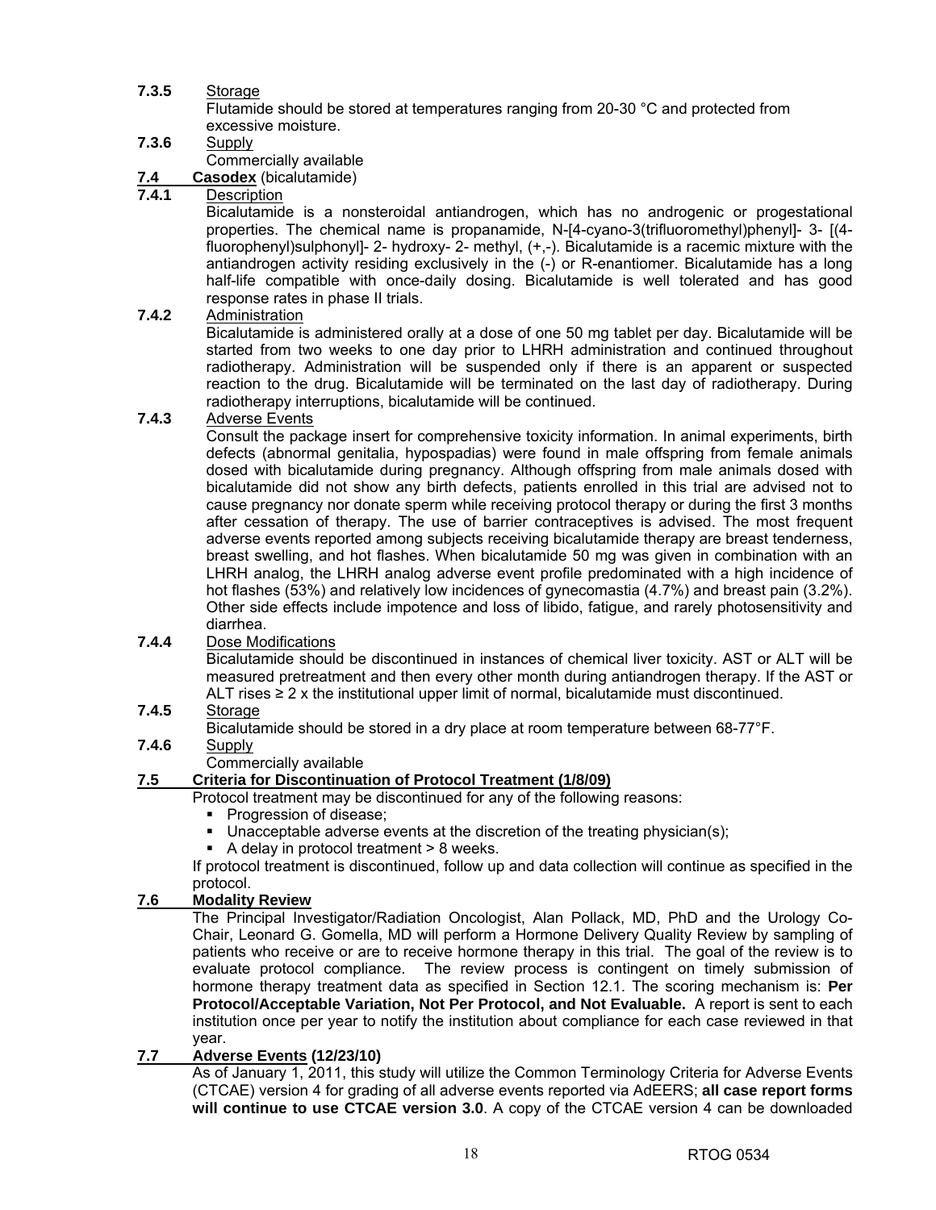**7.3.5** Storage

Flutamide should be stored at temperatures ranging from 20-30 °C and protected from excessive moisture.

**7.3.6** Supply

Commercially available

## 7.4 Casodex (bicalutamide)

**7.4.1** Description

Bicalutamide is a nonsteroidal antiandrogen, which has no androgenic or progestational properties. The chemical name is propanamide, N-[4-cyano-3(trifluoromethyl)phenyl]- 3- [(4-fluorophenyl)sulphonyl]- 2- hydroxy- 2- methyl, (+,-). Bicalutamide is a racemic mixture with the antiandrogen activity residing exclusively in the (-) or R-enantiomer. Bicalutamide has a long half-life compatible with once-daily dosing. Bicalutamide is well tolerated and has good response rates in phase II trials.

**7.4.2** Administration

Bicalutamide is administered orally at a dose of one 50 mg tablet per day. Bicalutamide will be started from two weeks to one day prior to LHRH administration and continued throughout radiotherapy. Administration will be suspended only if there is an apparent or suspected reaction to the drug. Bicalutamide will be terminated on the last day of radiotherapy. During radiotherapy interruptions, bicalutamide will be continued.

**7.4.3** Adverse Events

Consult the package insert for comprehensive toxicity information. In animal experiments, birth defects (abnormal genitalia, hypospadias) were found in male offspring from female animals dosed with bicalutamide during pregnancy. Although offspring from male animals dosed with bicalutamide did not show any birth defects, patients enrolled in this trial are advised not to cause pregnancy nor donate sperm while receiving protocol therapy or during the first 3 months after cessation of therapy. The use of barrier contraceptives is advised. The most frequent adverse events reported among subjects receiving bicalutamide therapy are breast tenderness, breast swelling, and hot flashes. When bicalutamide 50 mg was given in combination with an LHRH analog, the LHRH analog adverse event profile predominated with a high incidence of hot flashes (53%) and relatively low incidences of gynecomastia (4.7%) and breast pain (3.2%). Other side effects include impotence and loss of libido, fatigue, and rarely photosensitivity and diarrhea.

**7.4.4** Dose Modifications

Bicalutamide should be discontinued in instances of chemical liver toxicity. AST or ALT will be measured pretreatment and then every other month during antiandrogen therapy. If the AST or ALT rises ≥ 2 x the institutional upper limit of normal, bicalutamide must discontinued.

**7.4.5** Storage

Bicalutamide should be stored in a dry place at room temperature between 68-77°F.

**7.4.6** Supply

Commercially available

## 7.5 Criteria for Discontinuation of Protocol Treatment (1/8/09)

Protocol treatment may be discontinued for any of the following reasons:

- Progression of disease;
- Unacceptable adverse events at the discretion of the treating physician(s);
- A delay in protocol treatment > 8 weeks.

If protocol treatment is discontinued, follow up and data collection will continue as specified in the protocol.

## 7.6 Modality Review

The Principal Investigator/Radiation Oncologist, Alan Pollack, MD, PhD and the Urology Co-Chair, Leonard G. Gomella, MD will perform a Hormone Delivery Quality Review by sampling of patients who receive or are to receive hormone therapy in this trial. The goal of the review is to evaluate protocol compliance. The review process is contingent on timely submission of hormone therapy treatment data as specified in Section 12.1. The scoring mechanism is: **Per Protocol/Acceptable Variation, Not Per Protocol, and Not Evaluable.** A report is sent to each institution once per year to notify the institution about compliance for each case reviewed in that year.

## 7.7 Adverse Events (12/23/10)

As of January 1, 2011, this study will utilize the Common Terminology Criteria for Adverse Events (CTCAE) version 4 for grading of all adverse events reported via AdEERS; **all case report forms will continue to use CTCAE version 3.0**. A copy of the CTCAE version 4 can be downloaded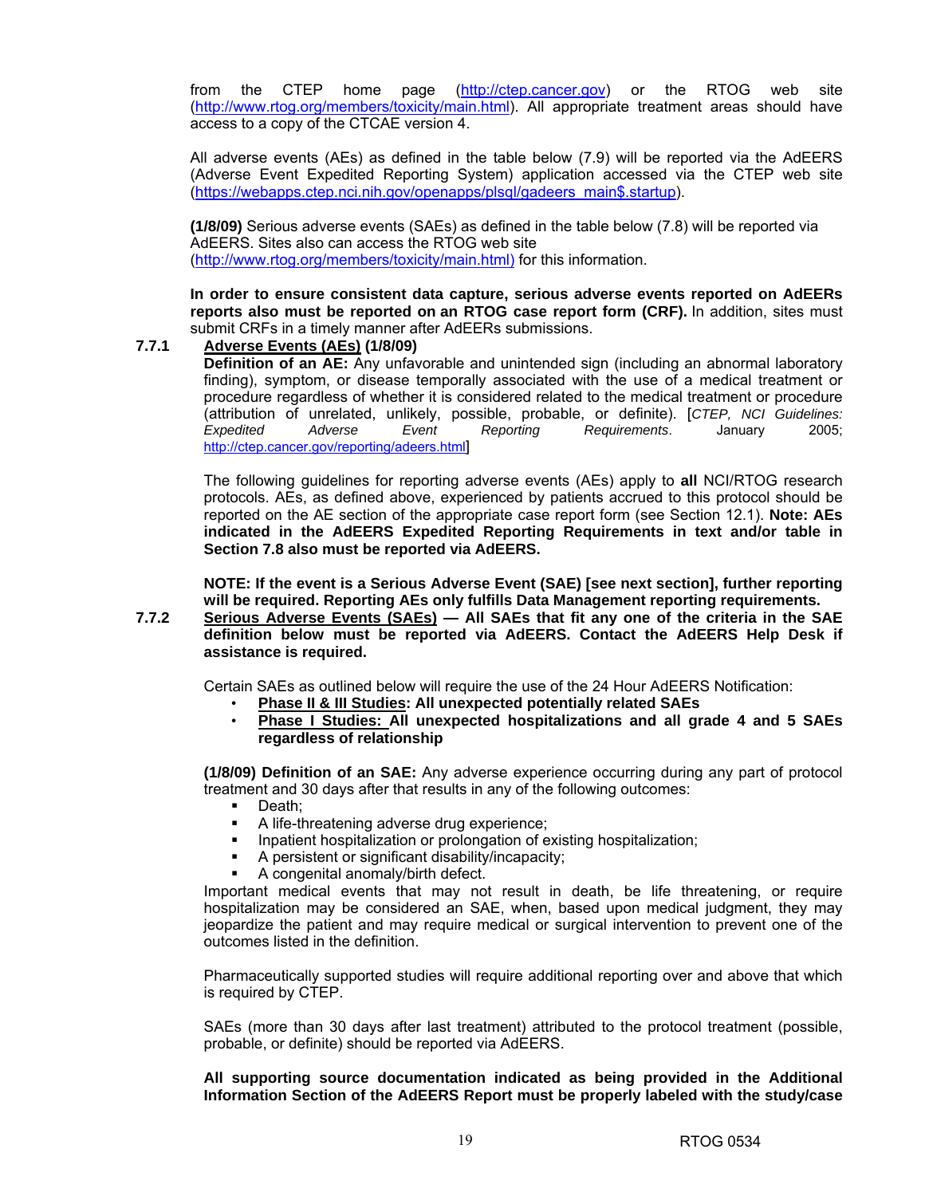from the CTEP home page (http://ctep.cancer.gov) or the RTOG web site (http://www.rtog.org/members/toxicity/main.html). All appropriate treatment areas should have access to a copy of the CTCAE version 4.

All adverse events (AEs) as defined in the table below (7.9) will be reported via the AdEERS (Adverse Event Expedited Reporting System) application accessed via the CTEP web site (https://webapps.ctep.nci.nih.gov/openapps/plsql/gadeers_main$.startup).

**(1/8/09)** Serious adverse events (SAEs) as defined in the table below (7.8) will be reported via AdEERS. Sites also can access the RTOG web site (http://www.rtog.org/members/toxicity/main.html) for this information.

**In order to ensure consistent data capture, serious adverse events reported on AdEERs reports also must be reported on an RTOG case report form (CRF).** In addition, sites must submit CRFs in a timely manner after AdEERs submissions.

**7.7.1 Adverse Events (AEs) (1/8/09)**

**Definition of an AE:** Any unfavorable and unintended sign (including an abnormal laboratory finding), symptom, or disease temporally associated with the use of a medical treatment or procedure regardless of whether it is considered related to the medical treatment or procedure (attribution of unrelated, unlikely, possible, probable, or definite). [*CTEP, NCI Guidelines: Expedited Adverse Event Reporting Requirements*. January 2005; http://ctep.cancer.gov/reporting/adeers.html]

The following guidelines for reporting adverse events (AEs) apply to **all** NCI/RTOG research protocols. AEs, as defined above, experienced by patients accrued to this protocol should be reported on the AE section of the appropriate case report form (see Section 12.1). **Note: AEs indicated in the AdEERS Expedited Reporting Requirements in text and/or table in Section 7.8 also must be reported via AdEERS.**

**NOTE: If the event is a Serious Adverse Event (SAE) [see next section], further reporting will be required. Reporting AEs only fulfills Data Management reporting requirements.**

**7.7.2 Serious Adverse Events (SAEs) — All SAEs that fit any one of the criteria in the SAE definition below must be reported via AdEERS. Contact the AdEERS Help Desk if assistance is required.**

Certain SAEs as outlined below will require the use of the 24 Hour AdEERS Notification:

- **Phase II & III Studies: All unexpected potentially related SAEs**
- **Phase I Studies: All unexpected hospitalizations and all grade 4 and 5 SAEs regardless of relationship**

**(1/8/09) Definition of an SAE:** Any adverse experience occurring during any part of protocol treatment and 30 days after that results in any of the following outcomes:

- Death;
- A life-threatening adverse drug experience;
- Inpatient hospitalization or prolongation of existing hospitalization;
- A persistent or significant disability/incapacity;
- A congenital anomaly/birth defect.

Important medical events that may not result in death, be life threatening, or require hospitalization may be considered an SAE, when, based upon medical judgment, they may jeopardize the patient and may require medical or surgical intervention to prevent one of the outcomes listed in the definition.

Pharmaceutically supported studies will require additional reporting over and above that which is required by CTEP.

SAEs (more than 30 days after last treatment) attributed to the protocol treatment (possible, probable, or definite) should be reported via AdEERS.

**All supporting source documentation indicated as being provided in the Additional Information Section of the AdEERS Report must be properly labeled with the study/case**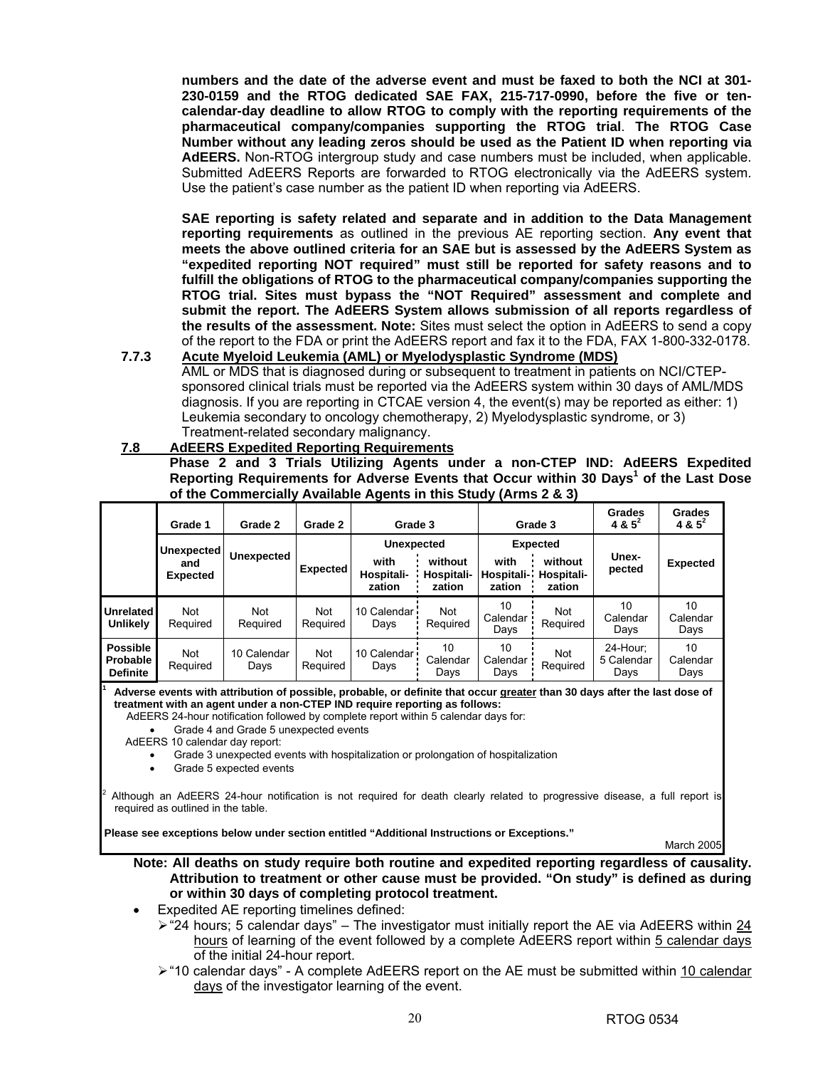**numbers and the date of the adverse event and must be faxed to both the NCI at 301-230-0159 and the RTOG dedicated SAE FAX, 215-717-0990, before the five or ten-calendar-day deadline to allow RTOG to comply with the reporting requirements of the pharmaceutical company/companies supporting the RTOG trial**. **The RTOG Case Number without any leading zeros should be used as the Patient ID when reporting via AdEERS.** Non-RTOG intergroup study and case numbers must be included, when applicable. Submitted AdEERS Reports are forwarded to RTOG electronically via the AdEERS system. Use the patient's case number as the patient ID when reporting via AdEERS.

**SAE reporting is safety related and separate and in addition to the Data Management reporting requirements** as outlined in the previous AE reporting section. **Any event that meets the above outlined criteria for an SAE but is assessed by the AdEERS System as "expedited reporting NOT required" must still be reported for safety reasons and to fulfill the obligations of RTOG to the pharmaceutical company/companies supporting the RTOG trial. Sites must bypass the "NOT Required" assessment and complete and submit the report. The AdEERS System allows submission of all reports regardless of the results of the assessment. Note:** Sites must select the option in AdEERS to send a copy of the report to the FDA or print the AdEERS report and fax it to the FDA, FAX 1-800-332-0178.

**7.7.3 Acute Myeloid Leukemia (AML) or Myelodysplastic Syndrome (MDS)**

AML or MDS that is diagnosed during or subsequent to treatment in patients on NCI/CTEP-sponsored clinical trials must be reported via the AdEERS system within 30 days of AML/MDS diagnosis. If you are reporting in CTCAE version 4, the event(s) may be reported as either: 1) Leukemia secondary to oncology chemotherapy, 2) Myelodysplastic syndrome, or 3) Treatment-related secondary malignancy.

## 7.8 AdEERS Expedited Reporting Requirements

**Phase 2 and 3 Trials Utilizing Agents under a non-CTEP IND: AdEERS Expedited Reporting Requirements for Adverse Events that Occur within 30 Days[1] of the Last Dose of the Commercially Available Agents in this Study (Arms 2 & 3)**

| | Grade 1 | Grade 2 | Grade 2 | Grade 3 | | Grade 3 | | Grades 4 & 5[2] | Grades 4 & 5[2] |
|---|---|---|---|---|---|---|---|---|---|
| | | | | Unexpected | | Expected | | | |
| | Unexpected and Expected | Unexpected | Expected | with Hospitalization | without Hospitalization | with Hospitalization | without Hospitalization | Unexpected | Expected |
| **Unrelated Unlikely** | Not Required | Not Required | Not Required | 10 Calendar Days | Not Required | 10 Calendar Days | Not Required | 10 Calendar Days | 10 Calendar Days |
| **Possible Probable Definite** | Not Required | 10 Calendar Days | Not Required | 10 Calendar Days | 10 Calendar Days | 10 Calendar Days | Not Required | 24-Hour; 5 Calendar Days | 10 Calendar Days |

[1] **Adverse events with attribution of possible, probable, or definite that occur greater than 30 days after the last dose of treatment with an agent under a non-CTEP IND require reporting as follows:**

AdEERS 24-hour notification followed by complete report within 5 calendar days for:
- Grade 4 and Grade 5 unexpected events

AdEERS 10 calendar day report:
- Grade 3 unexpected events with hospitalization or prolongation of hospitalization
- Grade 5 expected events

[2] Although an AdEERS 24-hour notification is not required for death clearly related to progressive disease, a full report is required as outlined in the table.

**Please see exceptions below under section entitled "Additional Instructions or Exceptions."**

March 2005

**Note: All deaths on study require both routine and expedited reporting regardless of causality. Attribution to treatment or other cause must be provided. "On study" is defined as during or within 30 days of completing protocol treatment.**

- Expedited AE reporting timelines defined:
  - "24 hours; 5 calendar days" – The investigator must initially report the AE via AdEERS within 24 hours of learning of the event followed by a complete AdEERS report within 5 calendar days of the initial 24-hour report.
  - "10 calendar days" - A complete AdEERS report on the AE must be submitted within 10 calendar days of the investigator learning of the event.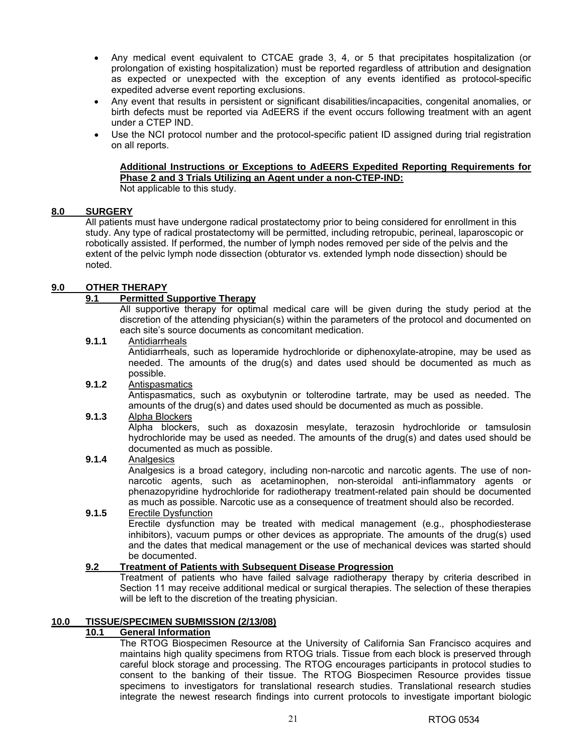- Any medical event equivalent to CTCAE grade 3, 4, or 5 that precipitates hospitalization (or prolongation of existing hospitalization) must be reported regardless of attribution and designation as expected or unexpected with the exception of any events identified as protocol-specific expedited adverse event reporting exclusions.
- Any event that results in persistent or significant disabilities/incapacities, congenital anomalies, or birth defects must be reported via AdEERS if the event occurs following treatment with an agent under a CTEP IND.
- Use the NCI protocol number and the protocol-specific patient ID assigned during trial registration on all reports.

**Additional Instructions or Exceptions to AdEERS Expedited Reporting Requirements for Phase 2 and 3 Trials Utilizing an Agent under a non-CTEP-IND:**
Not applicable to this study.

## 8.0 SURGERY

All patients must have undergone radical prostatectomy prior to being considered for enrollment in this study. Any type of radical prostatectomy will be permitted, including retropubic, perineal, laparoscopic or robotically assisted. If performed, the number of lymph nodes removed per side of the pelvis and the extent of the pelvic lymph node dissection (obturator vs. extended lymph node dissection) should be noted.

## 9.0 OTHER THERAPY

### 9.1 Permitted Supportive Therapy

All supportive therapy for optimal medical care will be given during the study period at the discretion of the attending physician(s) within the parameters of the protocol and documented on each site's source documents as concomitant medication.

**9.1.1** Antidiarrheals

Antidiarrheals, such as loperamide hydrochloride or diphenoxylate-atropine, may be used as needed. The amounts of the drug(s) and dates used should be documented as much as possible.

**9.1.2** Antispasmatics

Antispasmatics, such as oxybutynin or tolterodine tartrate, may be used as needed. The amounts of the drug(s) and dates used should be documented as much as possible.

**9.1.3** Alpha Blockers

Alpha blockers, such as doxazosin mesylate, terazosin hydrochloride or tamsulosin hydrochloride may be used as needed. The amounts of the drug(s) and dates used should be documented as much as possible.

**9.1.4** Analgesics

Analgesics is a broad category, including non-narcotic and narcotic agents. The use of non-narcotic agents, such as acetaminophen, non-steroidal anti-inflammatory agents or phenazopyridine hydrochloride for radiotherapy treatment-related pain should be documented as much as possible. Narcotic use as a consequence of treatment should also be recorded.

**9.1.5** Erectile Dysfunction

Erectile dysfunction may be treated with medical management (e.g., phosphodiesterase inhibitors), vacuum pumps or other devices as appropriate. The amounts of the drug(s) used and the dates that medical management or the use of mechanical devices was started should be documented.

### 9.2 Treatment of Patients with Subsequent Disease Progression

Treatment of patients who have failed salvage radiotherapy therapy by criteria described in Section 11 may receive additional medical or surgical therapies. The selection of these therapies will be left to the discretion of the treating physician.

## 10.0 TISSUE/SPECIMEN SUBMISSION (2/13/08)

### 10.1 General Information

The RTOG Biospecimen Resource at the University of California San Francisco acquires and maintains high quality specimens from RTOG trials. Tissue from each block is preserved through careful block storage and processing. The RTOG encourages participants in protocol studies to consent to the banking of their tissue. The RTOG Biospecimen Resource provides tissue specimens to investigators for translational research studies. Translational research studies integrate the newest research findings into current protocols to investigate important biologic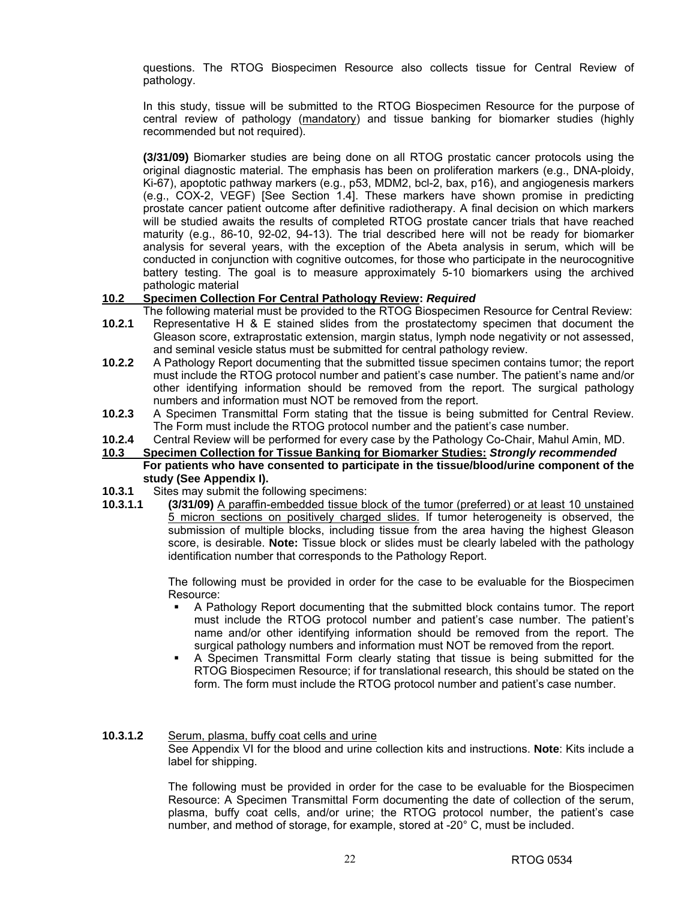questions. The RTOG Biospecimen Resource also collects tissue for Central Review of pathology.

In this study, tissue will be submitted to the RTOG Biospecimen Resource for the purpose of central review of pathology (mandatory) and tissue banking for biomarker studies (highly recommended but not required).

**(3/31/09)** Biomarker studies are being done on all RTOG prostatic cancer protocols using the original diagnostic material. The emphasis has been on proliferation markers (e.g., DNA-ploidy, Ki-67), apoptotic pathway markers (e.g., p53, MDM2, bcl-2, bax, p16), and angiogenesis markers (e.g., COX-2, VEGF) [See Section 1.4]. These markers have shown promise in predicting prostate cancer patient outcome after definitive radiotherapy. A final decision on which markers will be studied awaits the results of completed RTOG prostate cancer trials that have reached maturity (e.g., 86-10, 92-02, 94-13). The trial described here will not be ready for biomarker analysis for several years, with the exception of the Abeta analysis in serum, which will be conducted in conjunction with cognitive outcomes, for those who participate in the neurocognitive battery testing. The goal is to measure approximately 5-10 biomarkers using the archived pathologic material

**10.2 Specimen Collection For Central Pathology Review:** ***Required***

The following material must be provided to the RTOG Biospecimen Resource for Central Review:

**10.2.1** Representative H & E stained slides from the prostatectomy specimen that document the Gleason score, extraprostatic extension, margin status, lymph node negativity or not assessed, and seminal vesicle status must be submitted for central pathology review.

**10.2.2** A Pathology Report documenting that the submitted tissue specimen contains tumor; the report must include the RTOG protocol number and patient's case number. The patient's name and/or other identifying information should be removed from the report. The surgical pathology numbers and information must NOT be removed from the report.

**10.2.3** A Specimen Transmittal Form stating that the tissue is being submitted for Central Review. The Form must include the RTOG protocol number and the patient's case number.

**10.2.4** Central Review will be performed for every case by the Pathology Co-Chair, Mahul Amin, MD.

**10.3 Specimen Collection for Tissue Banking for Biomarker Studies:** ***Strongly recommended***

**For patients who have consented to participate in the tissue/blood/urine component of the study (See Appendix I).**

**10.3.1** Sites may submit the following specimens:

**10.3.1.1** **(3/31/09)** A paraffin-embedded tissue block of the tumor (preferred) or at least 10 unstained 5 micron sections on positively charged slides. If tumor heterogeneity is observed, the submission of multiple blocks, including tissue from the area having the highest Gleason score, is desirable. **Note:** Tissue block or slides must be clearly labeled with the pathology identification number that corresponds to the Pathology Report.

The following must be provided in order for the case to be evaluable for the Biospecimen Resource:

- A Pathology Report documenting that the submitted block contains tumor. The report must include the RTOG protocol number and patient's case number. The patient's name and/or other identifying information should be removed from the report. The surgical pathology numbers and information must NOT be removed from the report.
- A Specimen Transmittal Form clearly stating that tissue is being submitted for the RTOG Biospecimen Resource; if for translational research, this should be stated on the form. The form must include the RTOG protocol number and patient's case number.

**10.3.1.2** Serum, plasma, buffy coat cells and urine

See Appendix VI for the blood and urine collection kits and instructions. **Note**: Kits include a label for shipping.

The following must be provided in order for the case to be evaluable for the Biospecimen Resource: A Specimen Transmittal Form documenting the date of collection of the serum, plasma, buffy coat cells, and/or urine; the RTOG protocol number, the patient's case number, and method of storage, for example, stored at -20° C, must be included.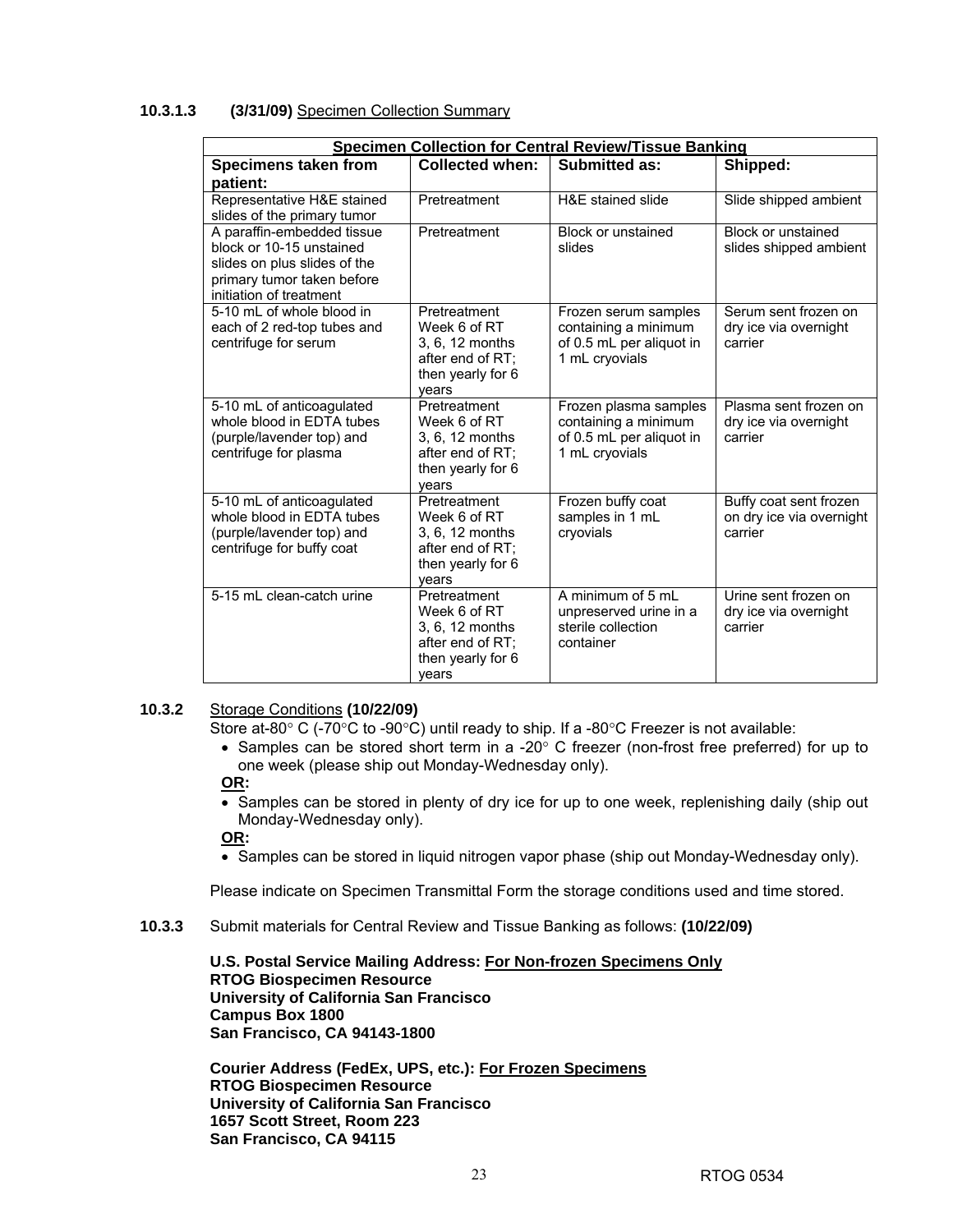**10.3.1.3 (3/31/09)** Specimen Collection Summary

| **Specimen Collection for Central Review/Tissue Banking** | | | |
|---|---|---|---|
| **Specimens taken from patient:** | **Collected when:** | **Submitted as:** | **Shipped:** |
| Representative H&E stained slides of the primary tumor | Pretreatment | H&E stained slide | Slide shipped ambient |
| A paraffin-embedded tissue block or 10-15 unstained slides on plus slides of the primary tumor taken before initiation of treatment | Pretreatment | Block or unstained slides | Block or unstained slides shipped ambient |
| 5-10 mL of whole blood in each of 2 red-top tubes and centrifuge for serum | Pretreatment<br>Week 6 of RT<br>3, 6, 12 months after end of RT; then yearly for 6 years | Frozen serum samples containing a minimum of 0.5 mL per aliquot in 1 mL cryovials | Serum sent frozen on dry ice via overnight carrier |
| 5-10 mL of anticoagulated whole blood in EDTA tubes (purple/lavender top) and centrifuge for plasma | Pretreatment<br>Week 6 of RT<br>3, 6, 12 months after end of RT; then yearly for 6 years | Frozen plasma samples containing a minimum of 0.5 mL per aliquot in 1 mL cryovials | Plasma sent frozen on dry ice via overnight carrier |
| 5-10 mL of anticoagulated whole blood in EDTA tubes (purple/lavender top) and centrifuge for buffy coat | Pretreatment<br>Week 6 of RT<br>3, 6, 12 months after end of RT; then yearly for 6 years | Frozen buffy coat samples in 1 mL cryovials | Buffy coat sent frozen on dry ice via overnight carrier |
| 5-15 mL clean-catch urine | Pretreatment<br>Week 6 of RT<br>3, 6, 12 months after end of RT; then yearly for 6 years | A minimum of 5 mL unpreserved urine in a sterile collection container | Urine sent frozen on dry ice via overnight carrier |

**10.3.2** Storage Conditions **(10/22/09)**

Store at-80° C (-70°C to -90°C) until ready to ship. If a -80°C Freezer is not available:

- Samples can be stored short term in a -20° C freezer (non-frost free preferred) for up to one week (please ship out Monday-Wednesday only).

**OR:**

- Samples can be stored in plenty of dry ice for up to one week, replenishing daily (ship out Monday-Wednesday only).

**OR:**

- Samples can be stored in liquid nitrogen vapor phase (ship out Monday-Wednesday only).

Please indicate on Specimen Transmittal Form the storage conditions used and time stored.

**10.3.3** Submit materials for Central Review and Tissue Banking as follows: **(10/22/09)**

**U.S. Postal Service Mailing Address: For Non-frozen Specimens Only**
**RTOG Biospecimen Resource**
**University of California San Francisco**
**Campus Box 1800**
**San Francisco, CA 94143-1800**

**Courier Address (FedEx, UPS, etc.): For Frozen Specimens**
**RTOG Biospecimen Resource**
**University of California San Francisco**
**1657 Scott Street, Room 223**
**San Francisco, CA 94115**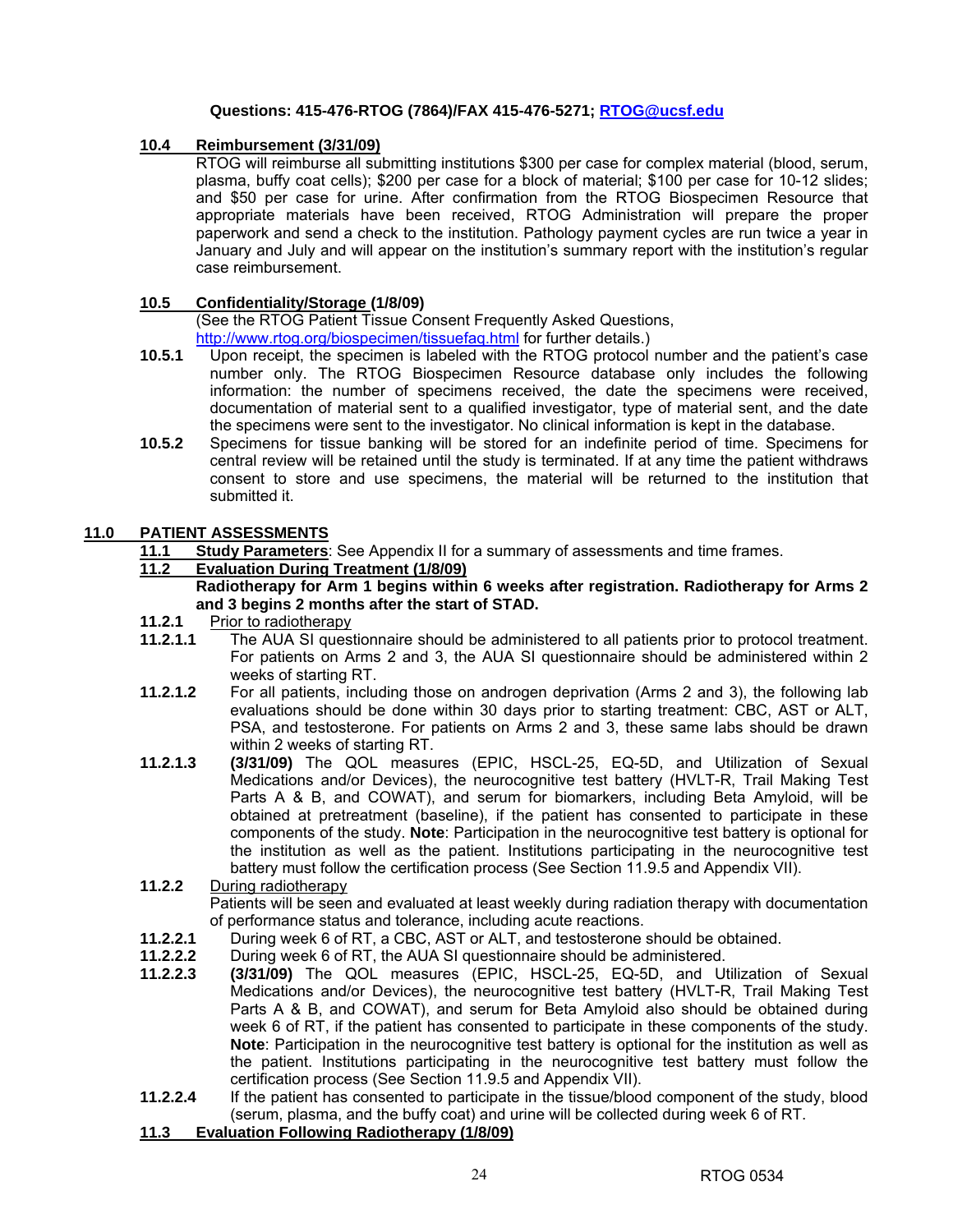**Questions: 415-476-RTOG (7864)/FAX 415-476-5271; RTOG@ucsf.edu**

### 10.4 Reimbursement (3/31/09)

RTOG will reimburse all submitting institutions $300 per case for complex material (blood, serum, plasma, buffy coat cells); $200 per case for a block of material; $100 per case for 10-12 slides; and $50 per case for urine. After confirmation from the RTOG Biospecimen Resource that appropriate materials have been received, RTOG Administration will prepare the proper paperwork and send a check to the institution. Pathology payment cycles are run twice a year in January and July and will appear on the institution's summary report with the institution's regular case reimbursement.

### 10.5 Confidentiality/Storage (1/8/09)

(See the RTOG Patient Tissue Consent Frequently Asked Questions, http://www.rtog.org/biospecimen/tissuefaq.html for further details.)

**10.5.1** Upon receipt, the specimen is labeled with the RTOG protocol number and the patient's case number only. The RTOG Biospecimen Resource database only includes the following information: the number of specimens received, the date the specimens were received, documentation of material sent to a qualified investigator, type of material sent, and the date the specimens were sent to the investigator. No clinical information is kept in the database.

**10.5.2** Specimens for tissue banking will be stored for an indefinite period of time. Specimens for central review will be retained until the study is terminated. If at any time the patient withdraws consent to store and use specimens, the material will be returned to the institution that submitted it.

## 11.0 PATIENT ASSESSMENTS

### 11.1 Study Parameters: See Appendix II for a summary of assessments and time frames.

### 11.2 Evaluation During Treatment (1/8/09)

**Radiotherapy for Arm 1 begins within 6 weeks after registration. Radiotherapy for Arms 2 and 3 begins 2 months after the start of STAD.**

**11.2.1** Prior to radiotherapy

**11.2.1.1** The AUA SI questionnaire should be administered to all patients prior to protocol treatment. For patients on Arms 2 and 3, the AUA SI questionnaire should be administered within 2 weeks of starting RT.

**11.2.1.2** For all patients, including those on androgen deprivation (Arms 2 and 3), the following lab evaluations should be done within 30 days prior to starting treatment: CBC, AST or ALT, PSA, and testosterone. For patients on Arms 2 and 3, these same labs should be drawn within 2 weeks of starting RT.

**11.2.1.3** **(3/31/09)** The QOL measures (EPIC, HSCL-25, EQ-5D, and Utilization of Sexual Medications and/or Devices), the neurocognitive test battery (HVLT-R, Trail Making Test Parts A & B, and COWAT), and serum for biomarkers, including Beta Amyloid, will be obtained at pretreatment (baseline), if the patient has consented to participate in these components of the study. **Note**: Participation in the neurocognitive test battery is optional for the institution as well as the patient. Institutions participating in the neurocognitive test battery must follow the certification process (See Section 11.9.5 and Appendix VII).

**11.2.2** During radiotherapy

Patients will be seen and evaluated at least weekly during radiation therapy with documentation of performance status and tolerance, including acute reactions.

**11.2.2.1** During week 6 of RT, a CBC, AST or ALT, and testosterone should be obtained.

**11.2.2.2** During week 6 of RT, the AUA SI questionnaire should be administered.

**11.2.2.3** **(3/31/09)** The QOL measures (EPIC, HSCL-25, EQ-5D, and Utilization of Sexual Medications and/or Devices), the neurocognitive test battery (HVLT-R, Trail Making Test Parts A & B, and COWAT), and serum for Beta Amyloid also should be obtained during week 6 of RT, if the patient has consented to participate in these components of the study. **Note**: Participation in the neurocognitive test battery is optional for the institution as well as the patient. Institutions participating in the neurocognitive test battery must follow the certification process (See Section 11.9.5 and Appendix VII).

**11.2.2.4** If the patient has consented to participate in the tissue/blood component of the study, blood (serum, plasma, and the buffy coat) and urine will be collected during week 6 of RT.

### 11.3 Evaluation Following Radiotherapy (1/8/09)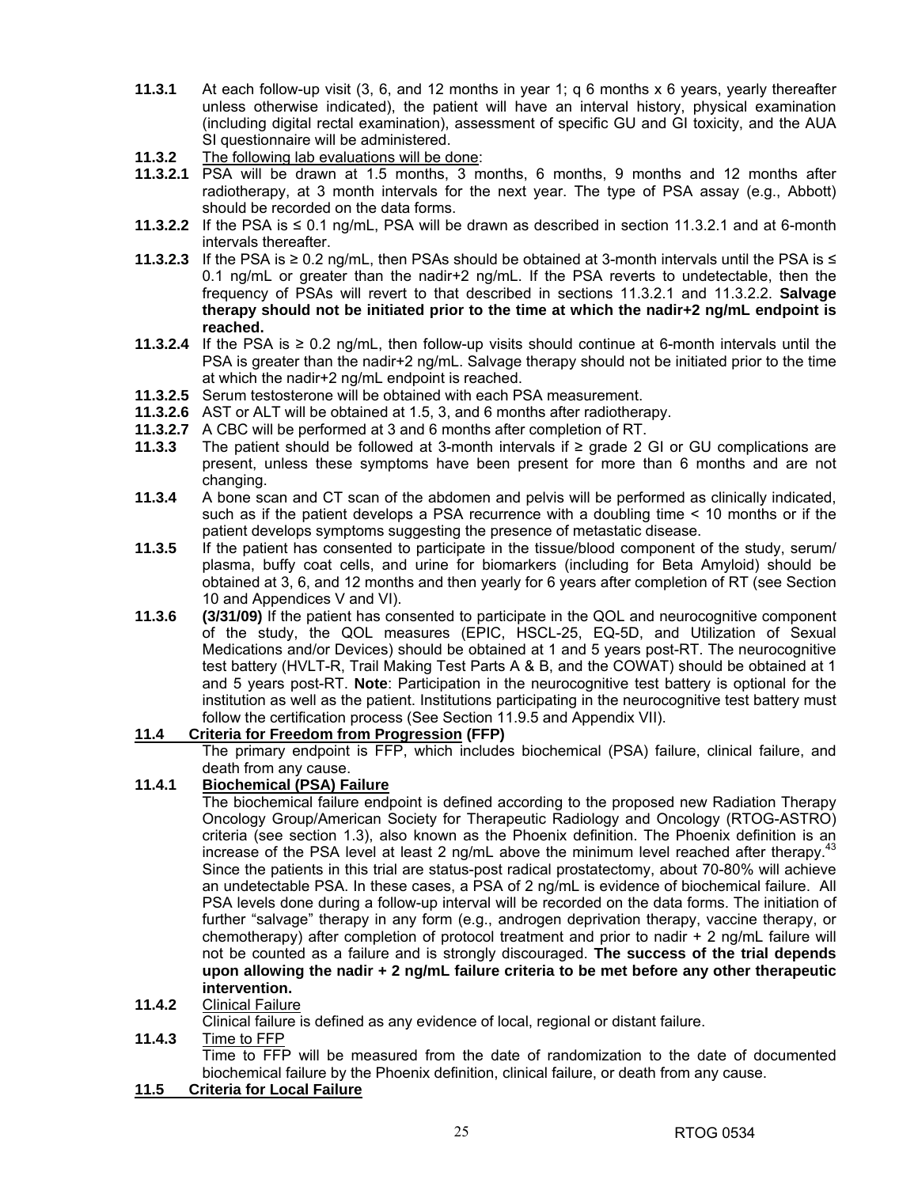**11.3.1** At each follow-up visit (3, 6, and 12 months in year 1; q 6 months x 6 years, yearly thereafter unless otherwise indicated), the patient will have an interval history, physical examination (including digital rectal examination), assessment of specific GU and GI toxicity, and the AUA SI questionnaire will be administered.

**11.3.2** The following lab evaluations will be done:

**11.3.2.1** PSA will be drawn at 1.5 months, 3 months, 6 months, 9 months and 12 months after radiotherapy, at 3 month intervals for the next year. The type of PSA assay (e.g., Abbott) should be recorded on the data forms.

**11.3.2.2** If the PSA is ≤ 0.1 ng/mL, PSA will be drawn as described in section 11.3.2.1 and at 6-month intervals thereafter.

**11.3.2.3** If the PSA is ≥ 0.2 ng/mL, then PSAs should be obtained at 3-month intervals until the PSA is ≤ 0.1 ng/mL or greater than the nadir+2 ng/mL. If the PSA reverts to undetectable, then the frequency of PSAs will revert to that described in sections 11.3.2.1 and 11.3.2.2. **Salvage therapy should not be initiated prior to the time at which the nadir+2 ng/mL endpoint is reached.**

**11.3.2.4** If the PSA is ≥ 0.2 ng/mL, then follow-up visits should continue at 6-month intervals until the PSA is greater than the nadir+2 ng/mL. Salvage therapy should not be initiated prior to the time at which the nadir+2 ng/mL endpoint is reached.

**11.3.2.5** Serum testosterone will be obtained with each PSA measurement.

**11.3.2.6** AST or ALT will be obtained at 1.5, 3, and 6 months after radiotherapy.

**11.3.2.7** A CBC will be performed at 3 and 6 months after completion of RT.

**11.3.3** The patient should be followed at 3-month intervals if ≥ grade 2 GI or GU complications are present, unless these symptoms have been present for more than 6 months and are not changing.

**11.3.4** A bone scan and CT scan of the abdomen and pelvis will be performed as clinically indicated, such as if the patient develops a PSA recurrence with a doubling time < 10 months or if the patient develops symptoms suggesting the presence of metastatic disease.

**11.3.5** If the patient has consented to participate in the tissue/blood component of the study, serum/ plasma, buffy coat cells, and urine for biomarkers (including for Beta Amyloid) should be obtained at 3, 6, and 12 months and then yearly for 6 years after completion of RT (see Section 10 and Appendices V and VI).

**11.3.6** **(3/31/09)** If the patient has consented to participate in the QOL and neurocognitive component of the study, the QOL measures (EPIC, HSCL-25, EQ-5D, and Utilization of Sexual Medications and/or Devices) should be obtained at 1 and 5 years post-RT. The neurocognitive test battery (HVLT-R, Trail Making Test Parts A & B, and the COWAT) should be obtained at 1 and 5 years post-RT. **Note**: Participation in the neurocognitive test battery is optional for the institution as well as the patient. Institutions participating in the neurocognitive test battery must follow the certification process (See Section 11.9.5 and Appendix VII).

## 11.4 Criteria for Freedom from Progression (FFP)

The primary endpoint is FFP, which includes biochemical (PSA) failure, clinical failure, and death from any cause.

### 11.4.1 Biochemical (PSA) Failure

The biochemical failure endpoint is defined according to the proposed new Radiation Therapy Oncology Group/American Society for Therapeutic Radiology and Oncology (RTOG-ASTRO) criteria (see section 1.3), also known as the Phoenix definition. The Phoenix definition is an increase of the PSA level at least 2 ng/mL above the minimum level reached after therapy.[43] Since the patients in this trial are status-post radical prostatectomy, about 70-80% will achieve an undetectable PSA. In these cases, a PSA of 2 ng/mL is evidence of biochemical failure. All PSA levels done during a follow-up interval will be recorded on the data forms. The initiation of further "salvage" therapy in any form (e.g., androgen deprivation therapy, vaccine therapy, or chemotherapy) after completion of protocol treatment and prior to nadir + 2 ng/mL failure will not be counted as a failure and is strongly discouraged. **The success of the trial depends upon allowing the nadir + 2 ng/mL failure criteria to be met before any other therapeutic intervention.**

### 11.4.2 Clinical Failure

Clinical failure is defined as any evidence of local, regional or distant failure.

### 11.4.3 Time to FFP

Time to FFP will be measured from the date of randomization to the date of documented biochemical failure by the Phoenix definition, clinical failure, or death from any cause.

## 11.5 Criteria for Local Failure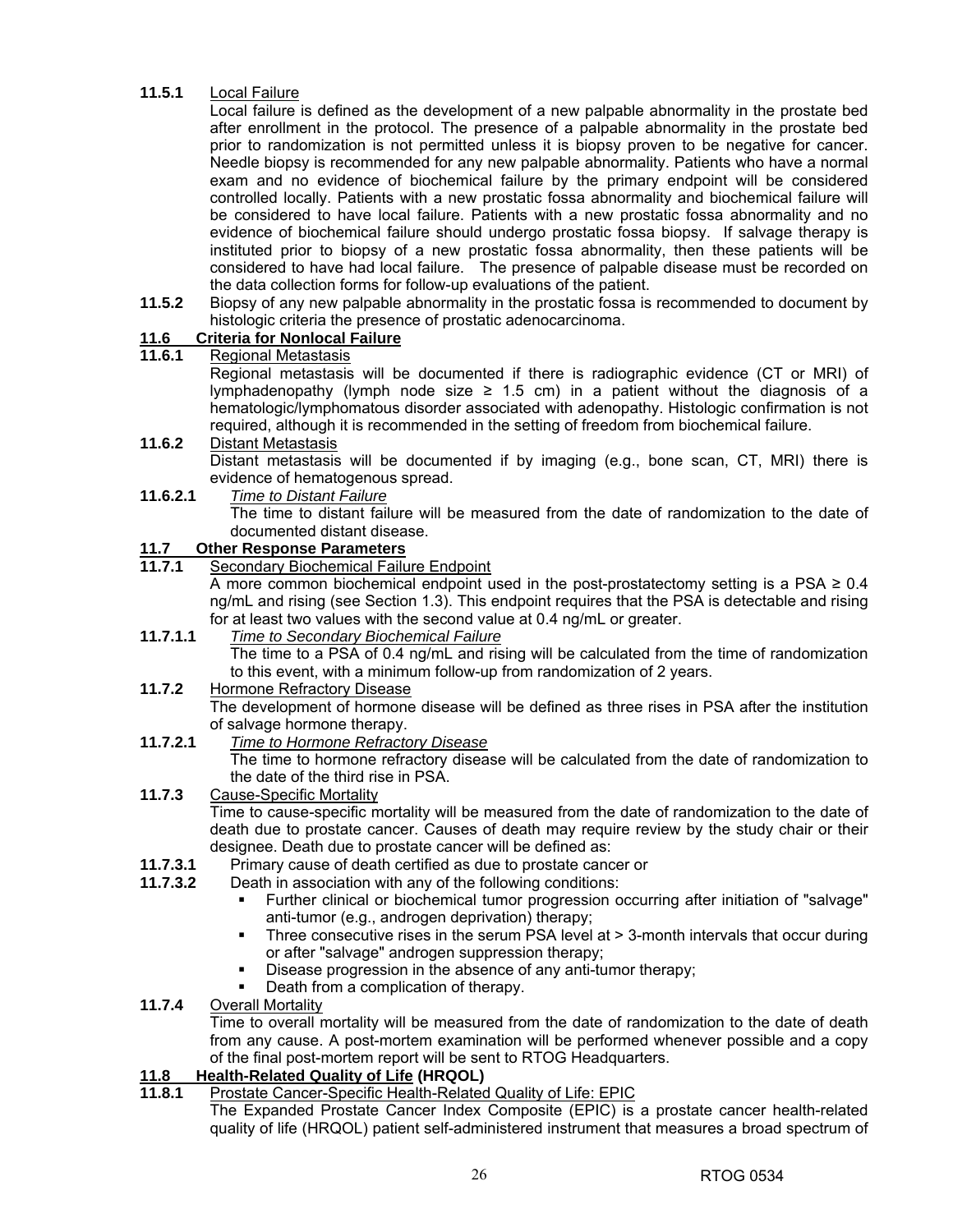**11.5.1** Local Failure

Local failure is defined as the development of a new palpable abnormality in the prostate bed after enrollment in the protocol. The presence of a palpable abnormality in the prostate bed prior to randomization is not permitted unless it is biopsy proven to be negative for cancer. Needle biopsy is recommended for any new palpable abnormality. Patients who have a normal exam and no evidence of biochemical failure by the primary endpoint will be considered controlled locally. Patients with a new prostatic fossa abnormality and biochemical failure will be considered to have local failure. Patients with a new prostatic fossa abnormality and no evidence of biochemical failure should undergo prostatic fossa biopsy. If salvage therapy is instituted prior to biopsy of a new prostatic fossa abnormality, then these patients will be considered to have had local failure. The presence of palpable disease must be recorded on the data collection forms for follow-up evaluations of the patient.

**11.5.2** Biopsy of any new palpable abnormality in the prostatic fossa is recommended to document by histologic criteria the presence of prostatic adenocarcinoma.

## 11.6 Criteria for Nonlocal Failure

**11.6.1** Regional Metastasis

Regional metastasis will be documented if there is radiographic evidence (CT or MRI) of lymphadenopathy (lymph node size ≥ 1.5 cm) in a patient without the diagnosis of a hematologic/lymphomatous disorder associated with adenopathy. Histologic confirmation is not required, although it is recommended in the setting of freedom from biochemical failure.

**11.6.2** Distant Metastasis

Distant metastasis will be documented if by imaging (e.g., bone scan, CT, MRI) there is evidence of hematogenous spread.

**11.6.2.1** *Time to Distant Failure*

The time to distant failure will be measured from the date of randomization to the date of documented distant disease.

## 11.7 Other Response Parameters

**11.7.1** Secondary Biochemical Failure Endpoint

A more common biochemical endpoint used in the post-prostatectomy setting is a PSA ≥ 0.4 ng/mL and rising (see Section 1.3). This endpoint requires that the PSA is detectable and rising for at least two values with the second value at 0.4 ng/mL or greater.

**11.7.1.1** *Time to Secondary Biochemical Failure*

The time to a PSA of 0.4 ng/mL and rising will be calculated from the time of randomization to this event, with a minimum follow-up from randomization of 2 years.

**11.7.2** Hormone Refractory Disease

The development of hormone disease will be defined as three rises in PSA after the institution of salvage hormone therapy.

**11.7.2.1** *Time to Hormone Refractory Disease*

The time to hormone refractory disease will be calculated from the date of randomization to the date of the third rise in PSA.

**11.7.3** Cause-Specific Mortality

Time to cause-specific mortality will be measured from the date of randomization to the date of death due to prostate cancer. Causes of death may require review by the study chair or their designee. Death due to prostate cancer will be defined as:

**11.7.3.1** Primary cause of death certified as due to prostate cancer or

**11.7.3.2** Death in association with any of the following conditions:

- Further clinical or biochemical tumor progression occurring after initiation of "salvage" anti-tumor (e.g., androgen deprivation) therapy;
- Three consecutive rises in the serum PSA level at > 3-month intervals that occur during or after "salvage" androgen suppression therapy;
- Disease progression in the absence of any anti-tumor therapy;
- Death from a complication of therapy.

**11.7.4** Overall Mortality

Time to overall mortality will be measured from the date of randomization to the date of death from any cause. A post-mortem examination will be performed whenever possible and a copy of the final post-mortem report will be sent to RTOG Headquarters.

## 11.8 Health-Related Quality of Life (HRQOL)

**11.8.1** Prostate Cancer-Specific Health-Related Quality of Life: EPIC

The Expanded Prostate Cancer Index Composite (EPIC) is a prostate cancer health-related quality of life (HRQOL) patient self-administered instrument that measures a broad spectrum of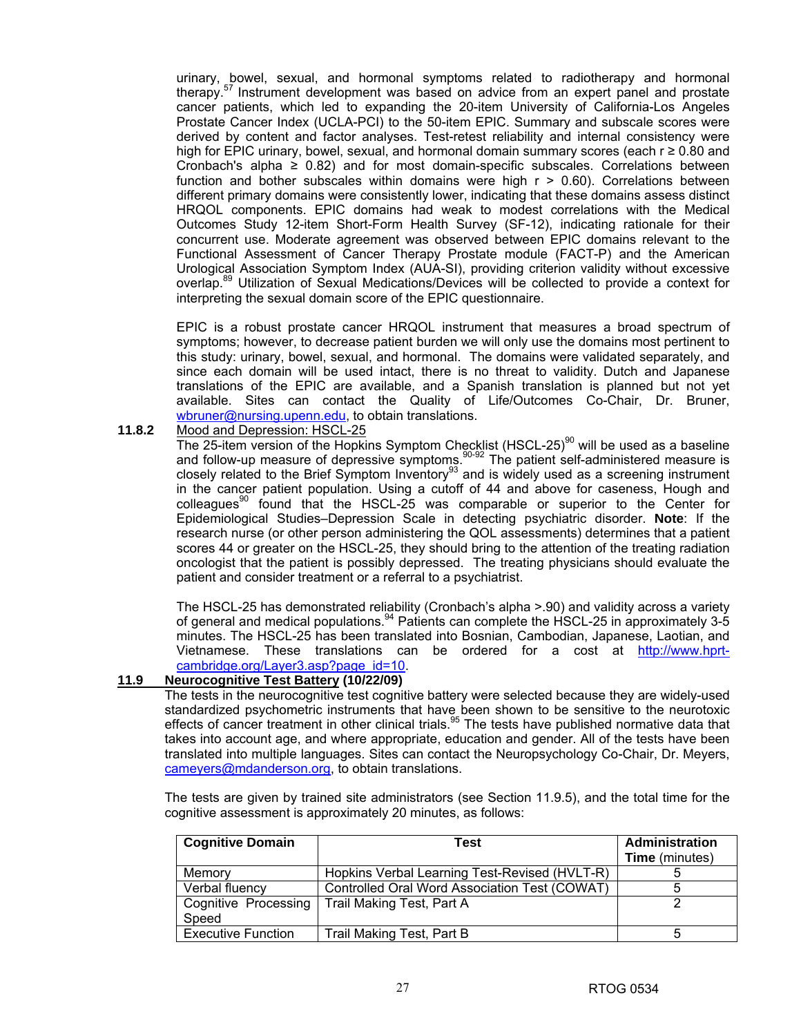urinary, bowel, sexual, and hormonal symptoms related to radiotherapy and hormonal therapy.[57] Instrument development was based on advice from an expert panel and prostate cancer patients, which led to expanding the 20-item University of California-Los Angeles Prostate Cancer Index (UCLA-PCI) to the 50-item EPIC. Summary and subscale scores were derived by content and factor analyses. Test-retest reliability and internal consistency were high for EPIC urinary, bowel, sexual, and hormonal domain summary scores (each $r \geq 0.80$ and Cronbach's alpha $\geq 0.82$) and for most domain-specific subscales. Correlations between function and bother subscales within domains were high ($r > 0.60$). Correlations between different primary domains were consistently lower, indicating that these domains assess distinct HRQOL components. EPIC domains had weak to modest correlations with the Medical Outcomes Study 12-item Short-Form Health Survey (SF-12), indicating rationale for their concurrent use. Moderate agreement was observed between EPIC domains relevant to the Functional Assessment of Cancer Therapy Prostate module (FACT-P) and the American Urological Association Symptom Index (AUA-SI), providing criterion validity without excessive overlap.[89] Utilization of Sexual Medications/Devices will be collected to provide a context for interpreting the sexual domain score of the EPIC questionnaire.

EPIC is a robust prostate cancer HRQOL instrument that measures a broad spectrum of symptoms; however, to decrease patient burden we will only use the domains most pertinent to this study: urinary, bowel, sexual, and hormonal. The domains were validated separately, and since each domain will be used intact, there is no threat to validity. Dutch and Japanese translations of the EPIC are available, and a Spanish translation is planned but not yet available. Sites can contact the Quality of Life/Outcomes Co-Chair, Dr. Bruner, wbruner@nursing.upenn.edu, to obtain translations.

**11.8.2** Mood and Depression: HSCL-25

The 25-item version of the Hopkins Symptom Checklist (HSCL-25)[90] will be used as a baseline and follow-up measure of depressive symptoms.[90-92] The patient self-administered measure is closely related to the Brief Symptom Inventory[93] and is widely used as a screening instrument in the cancer patient population. Using a cutoff of 44 and above for caseness, Hough and colleagues[90] found that the HSCL-25 was comparable or superior to the Center for Epidemiological Studies–Depression Scale in detecting psychiatric disorder. **Note**: If the research nurse (or other person administering the QOL assessments) determines that a patient scores 44 or greater on the HSCL-25, they should bring to the attention of the treating radiation oncologist that the patient is possibly depressed. The treating physicians should evaluate the patient and consider treatment or a referral to a psychiatrist.

The HSCL-25 has demonstrated reliability (Cronbach's alpha >.90) and validity across a variety of general and medical populations.[94] Patients can complete the HSCL-25 in approximately 3-5 minutes. The HSCL-25 has been translated into Bosnian, Cambodian, Japanese, Laotian, and Vietnamese. These translations can be ordered for a cost at http://www.hprt-cambridge.org/Layer3.asp?page_id=10.

## 11.9 Neurocognitive Test Battery (10/22/09)

The tests in the neurocognitive test cognitive battery were selected because they are widely-used standardized psychometric instruments that have been shown to be sensitive to the neurotoxic effects of cancer treatment in other clinical trials.[95] The tests have published normative data that takes into account age, and where appropriate, education and gender. All of the tests have been translated into multiple languages. Sites can contact the Neuropsychology Co-Chair, Dr. Meyers, cameyers@mdanderson.org, to obtain translations.

The tests are given by trained site administrators (see Section 11.9.5), and the total time for the cognitive assessment is approximately 20 minutes, as follows:

| **Cognitive Domain** | **Test** | **Administration Time** (minutes) |
|---|---|---|
| Memory | Hopkins Verbal Learning Test-Revised (HVLT-R) | 5 |
| Verbal fluency | Controlled Oral Word Association Test (COWAT) | 5 |
| Cognitive Processing Speed | Trail Making Test, Part A | 2 |
| Executive Function | Trail Making Test, Part B | 5 |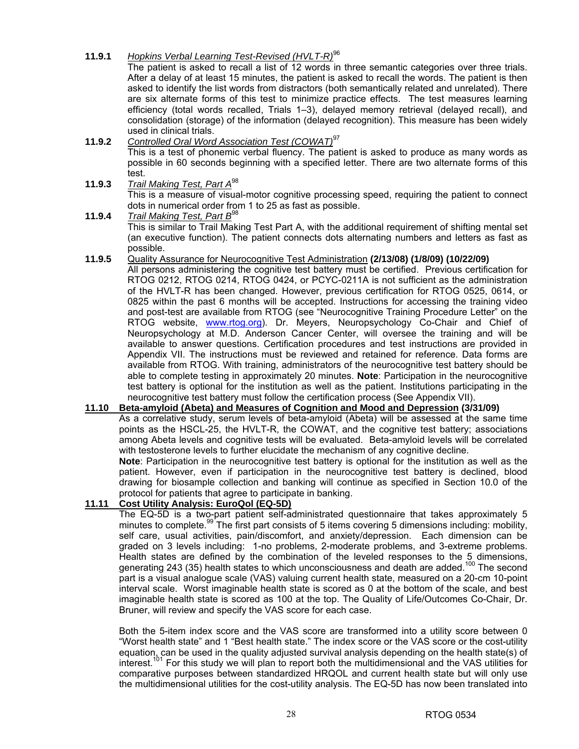**11.9.1** *Hopkins Verbal Learning Test-Revised (HVLT-R)*[96]

The patient is asked to recall a list of 12 words in three semantic categories over three trials. After a delay of at least 15 minutes, the patient is asked to recall the words. The patient is then asked to identify the list words from distractors (both semantically related and unrelated). There are six alternate forms of this test to minimize practice effects. The test measures learning efficiency (total words recalled, Trials 1–3), delayed memory retrieval (delayed recall), and consolidation (storage) of the information (delayed recognition). This measure has been widely used in clinical trials.

**11.9.2** *Controlled Oral Word Association Test (COWAT)*[97]

This is a test of phonemic verbal fluency. The patient is asked to produce as many words as possible in 60 seconds beginning with a specified letter. There are two alternate forms of this test.

**11.9.3** *Trail Making Test, Part A*[98]

This is a measure of visual-motor cognitive processing speed, requiring the patient to connect dots in numerical order from 1 to 25 as fast as possible.

**11.9.4** *Trail Making Test, Part B*[98]

This is similar to Trail Making Test Part A, with the additional requirement of shifting mental set (an executive function). The patient connects dots alternating numbers and letters as fast as possible.

**11.9.5** Quality Assurance for Neurocognitive Test Administration **(2/13/08) (1/8/09) (10/22/09)**

All persons administering the cognitive test battery must be certified. Previous certification for RTOG 0212, RTOG 0214, RTOG 0424, or PCYC-0211A is not sufficient as the administration of the HVLT-R has been changed. However, previous certification for RTOG 0525, 0614, or 0825 within the past 6 months will be accepted. Instructions for accessing the training video and post-test are available from RTOG (see "Neurocognitive Training Procedure Letter" on the RTOG website, www.rtog.org). Dr. Meyers, Neuropsychology Co-Chair and Chief of Neuropsychology at M.D. Anderson Cancer Center, will oversee the training and will be available to answer questions. Certification procedures and test instructions are provided in Appendix VII. The instructions must be reviewed and retained for reference. Data forms are available from RTOG. With training, administrators of the neurocognitive test battery should be able to complete testing in approximately 20 minutes. **Note**: Participation in the neurocognitive test battery is optional for the institution as well as the patient. Institutions participating in the neurocognitive test battery must follow the certification process (See Appendix VII).

## 11.10 Beta-amyloid (Abeta) and Measures of Cognition and Mood and Depression (3/31/09)

As a correlative study, serum levels of beta-amyloid (Abeta) will be assessed at the same time points as the HSCL-25, the HVLT-R, the COWAT, and the cognitive test battery; associations among Abeta levels and cognitive tests will be evaluated. Beta-amyloid levels will be correlated with testosterone levels to further elucidate the mechanism of any cognitive decline.

**Note**: Participation in the neurocognitive test battery is optional for the institution as well as the patient. However, even if participation in the neurocognitive test battery is declined, blood drawing for biosample collection and banking will continue as specified in Section 10.0 of the protocol for patients that agree to participate in banking.

## 11.11 Cost Utility Analysis: EuroQol (EQ-5D)

The EQ-5D is a two-part patient self-administrated questionnaire that takes approximately 5 minutes to complete.[99] The first part consists of 5 items covering 5 dimensions including: mobility, self care, usual activities, pain/discomfort, and anxiety/depression. Each dimension can be graded on 3 levels including: 1-no problems, 2-moderate problems, and 3-extreme problems. Health states are defined by the combination of the leveled responses to the 5 dimensions, generating 243 ($3^5$) health states to which unconsciousness and death are added.[100] The second part is a visual analogue scale (VAS) valuing current health state, measured on a 20-cm 10-point interval scale. Worst imaginable health state is scored as 0 at the bottom of the scale, and best imaginable health state is scored as 100 at the top. The Quality of Life/Outcomes Co-Chair, Dr. Bruner, will review and specify the VAS score for each case.

Both the 5-item index score and the VAS score are transformed into a utility score between 0 "Worst health state" and 1 "Best health state." The index score or the VAS score or the cost-utility equation, can be used in the quality adjusted survival analysis depending on the health state(s) of interest.[101] For this study we will plan to report both the multidimensional and the VAS utilities for comparative purposes between standardized HRQOL and current health state but will only use the multidimensional utilities for the cost-utility analysis. The EQ-5D has now been translated into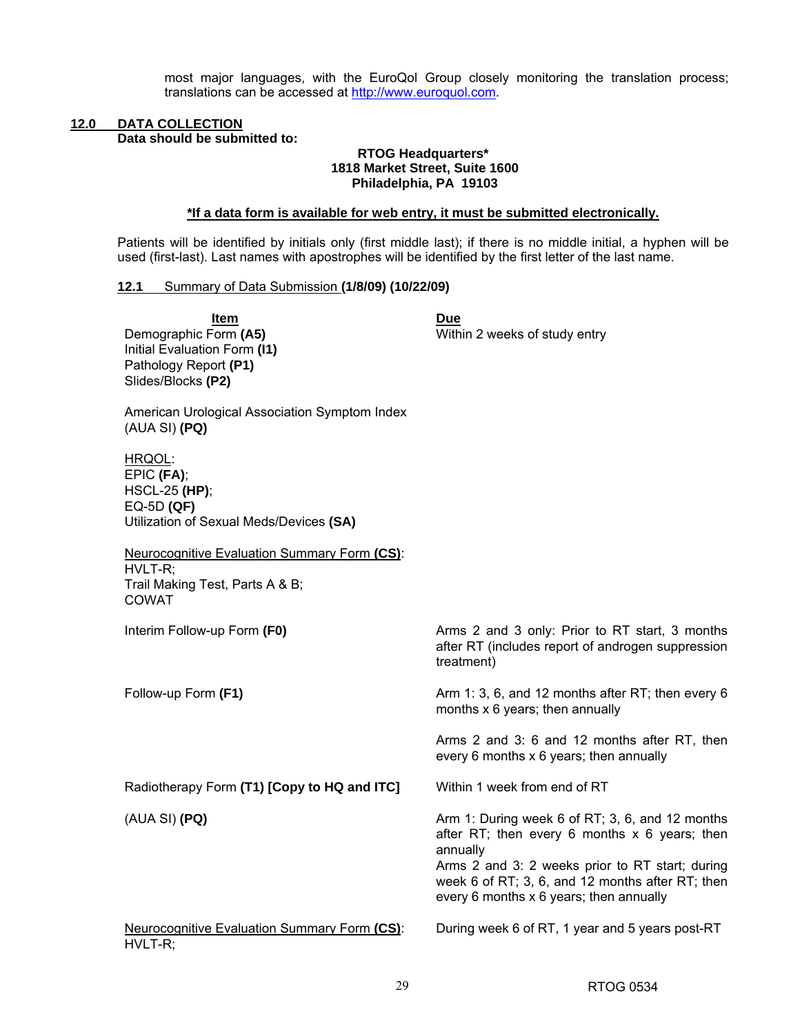most major languages, with the EuroQol Group closely monitoring the translation process; translations can be accessed at http://www.euroquol.com.

## 12.0 DATA COLLECTION

**Data should be submitted to:**

**RTOG Headquarters\***
**1818 Market Street, Suite 1600**
**Philadelphia, PA 19103**

**\*If a data form is available for web entry, it must be submitted electronically.**

Patients will be identified by initials only (first middle last); if there is no middle initial, a hyphen will be used (first-last). Last names with apostrophes will be identified by the first letter of the last name.

### 12.1 Summary of Data Submission (1/8/09) (10/22/09)

| Item | Due |
|---|---|
| Demographic Form **(A5)**<br>Initial Evaluation Form **(I1)**<br>Pathology Report **(P1)**<br>Slides/Blocks **(P2)**<br><br>American Urological Association Symptom Index (AUA SI) **(PQ)**<br><br>HRQOL:<br>EPIC **(FA)**;<br>HSCL-25 **(HP)**;<br>EQ-5D **(QF)**<br>Utilization of Sexual Meds/Devices **(SA)**<br><br>Neurocognitive Evaluation Summary Form **(CS)**:<br>HVLT-R;<br>Trail Making Test, Parts A & B;<br>COWAT | Within 2 weeks of study entry |
| Interim Follow-up Form **(F0)** | Arms 2 and 3 only: Prior to RT start, 3 months after RT (includes report of androgen suppression treatment) |
| Follow-up Form **(F1)** | Arm 1: 3, 6, and 12 months after RT; then every 6 months x 6 years; then annually<br><br>Arms 2 and 3: 6 and 12 months after RT, then every 6 months x 6 years; then annually |
| Radiotherapy Form **(T1) [Copy to HQ and ITC]** | Within 1 week from end of RT |
| (AUA SI) **(PQ)** | Arm 1: During week 6 of RT; 3, 6, and 12 months after RT; then every 6 months x 6 years; then annually<br>Arms 2 and 3: 2 weeks prior to RT start; during week 6 of RT; 3, 6, and 12 months after RT; then every 6 months x 6 years; then annually |
| Neurocognitive Evaluation Summary Form **(CS)**:<br>HVLT-R; | During week 6 of RT, 1 year and 5 years post-RT |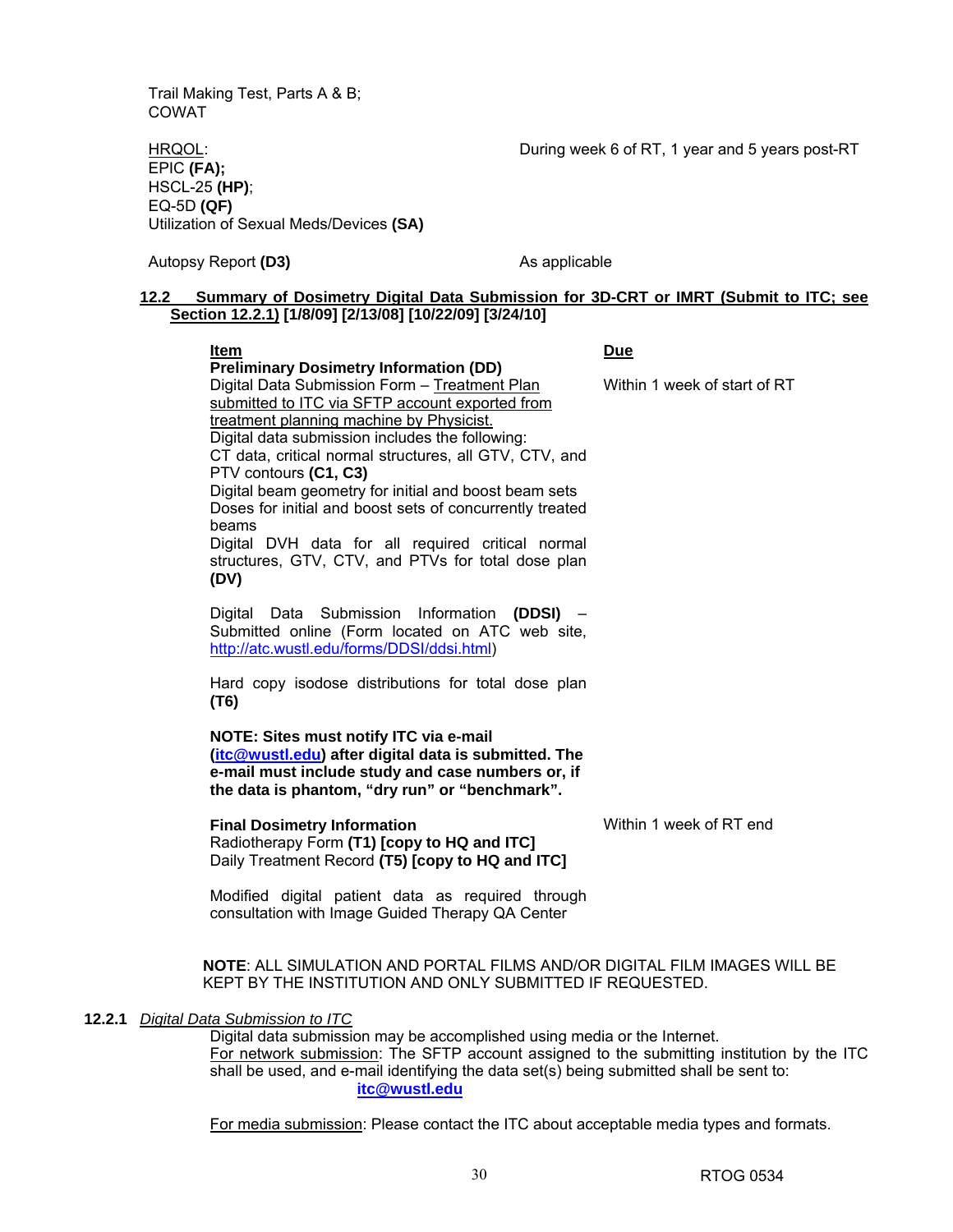Trail Making Test, Parts A & B;
COWAT

| | |
|---|---|
| HRQOL:<br>EPIC **(FA);**<br>HSCL-25 **(HP)**;<br>EQ-5D **(QF)**<br>Utilization of Sexual Meds/Devices **(SA)** | During week 6 of RT, 1 year and 5 years post-RT |
| Autopsy Report **(D3)** | As applicable |

**12.2 Summary of Dosimetry Digital Data Submission for 3D-CRT or IMRT (Submit to ITC; see Section 12.2.1) [1/8/09] [2/13/08] [10/22/09] [3/24/10]**

| Item | Due |
|---|---|
| **Preliminary Dosimetry Information (DD)**<br>Digital Data Submission Form – Treatment Plan submitted to ITC via SFTP account exported from treatment planning machine by Physicist.<br>Digital data submission includes the following:<br>CT data, critical normal structures, all GTV, CTV, and PTV contours **(C1, C3)**<br>Digital beam geometry for initial and boost beam sets<br>Doses for initial and boost sets of concurrently treated beams<br>Digital DVH data for all required critical normal structures, GTV, CTV, and PTVs for total dose plan **(DV)**<br><br>Digital Data Submission Information **(DDSI)** – Submitted online (Form located on ATC web site, http://atc.wustl.edu/forms/DDSI/ddsi.html)<br><br>Hard copy isodose distributions for total dose plan **(T6)**<br><br>**NOTE: Sites must notify ITC via e-mail (itc@wustl.edu) after digital data is submitted. The e-mail must include study and case numbers or, if the data is phantom, "dry run" or "benchmark".** | Within 1 week of start of RT |
| **Final Dosimetry Information**<br>Radiotherapy Form **(T1) [copy to HQ and ITC]**<br>Daily Treatment Record **(T5) [copy to HQ and ITC]**<br><br>Modified digital patient data as required through consultation with Image Guided Therapy QA Center | Within 1 week of RT end |

**NOTE**: ALL SIMULATION AND PORTAL FILMS AND/OR DIGITAL FILM IMAGES WILL BE KEPT BY THE INSTITUTION AND ONLY SUBMITTED IF REQUESTED.

**12.2.1** *Digital Data Submission to ITC*

Digital data submission may be accomplished using media or the Internet.

For network submission: The SFTP account assigned to the submitting institution by the ITC shall be used, and e-mail identifying the data set(s) being submitted shall be sent to:

**itc@wustl.edu**

For media submission: Please contact the ITC about acceptable media types and formats.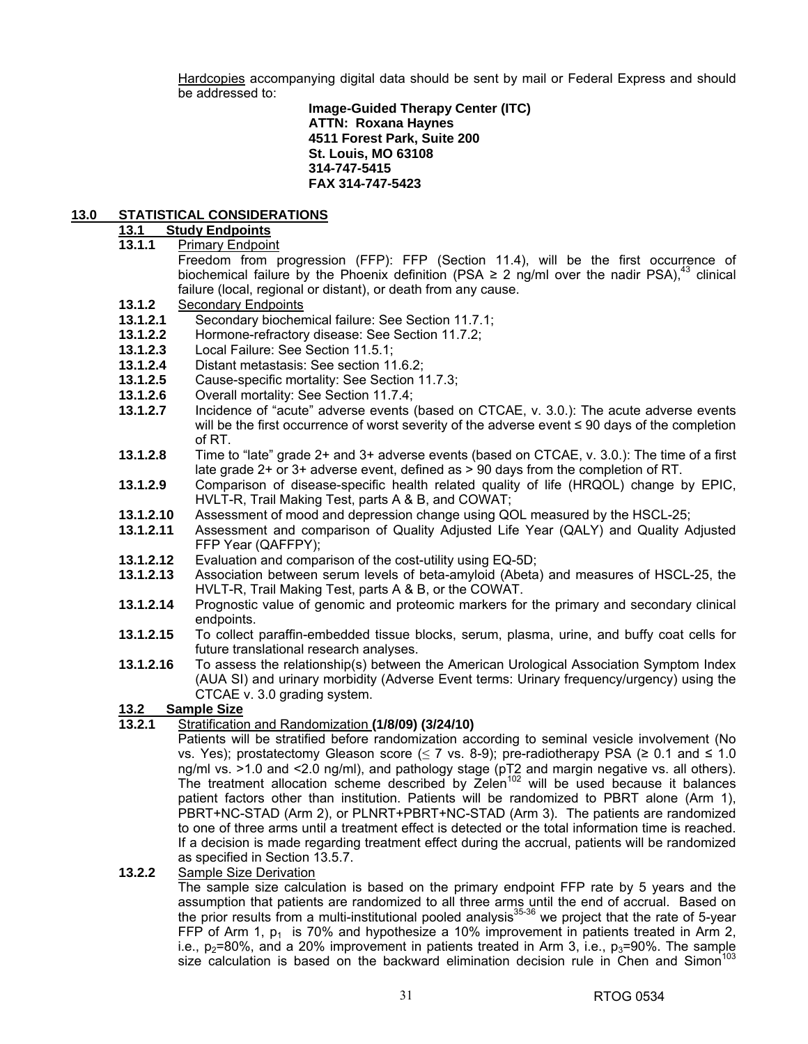Hardcopies accompanying digital data should be sent by mail or Federal Express and should be addressed to:

**Image-Guided Therapy Center (ITC)**
**ATTN: Roxana Haynes**
**4511 Forest Park, Suite 200**
**St. Louis, MO 63108**
**314-747-5415**
**FAX 314-747-5423**

# 13.0 STATISTICAL CONSIDERATIONS

## 13.1 Study Endpoints

**13.1.1** Primary Endpoint

Freedom from progression (FFP): FFP (Section 11.4), will be the first occurrence of biochemical failure by the Phoenix definition (PSA ≥ 2 ng/ml over the nadir PSA),[43] clinical failure (local, regional or distant), or death from any cause.

**13.1.2** Secondary Endpoints

**13.1.2.1** Secondary biochemical failure: See Section 11.7.1;

**13.1.2.2** Hormone-refractory disease: See Section 11.7.2;

**13.1.2.3** Local Failure: See Section 11.5.1;

**13.1.2.4** Distant metastasis: See section 11.6.2;

**13.1.2.5** Cause-specific mortality: See Section 11.7.3;

**13.1.2.6** Overall mortality: See Section 11.7.4;

**13.1.2.7** Incidence of "acute" adverse events (based on CTCAE, v. 3.0.): The acute adverse events will be the first occurrence of worst severity of the adverse event ≤ 90 days of the completion of RT.

**13.1.2.8** Time to "late" grade 2+ and 3+ adverse events (based on CTCAE, v. 3.0.): The time of a first late grade 2+ or 3+ adverse event, defined as > 90 days from the completion of RT.

**13.1.2.9** Comparison of disease-specific health related quality of life (HRQOL) change by EPIC, HVLT-R, Trail Making Test, parts A & B, and COWAT;

**13.1.2.10** Assessment of mood and depression change using QOL measured by the HSCL-25;

**13.1.2.11** Assessment and comparison of Quality Adjusted Life Year (QALY) and Quality Adjusted FFP Year (QAFFPY);

**13.1.2.12** Evaluation and comparison of the cost-utility using EQ-5D;

**13.1.2.13** Association between serum levels of beta-amyloid (Abeta) and measures of HSCL-25, the HVLT-R, Trail Making Test, parts A & B, or the COWAT.

**13.1.2.14** Prognostic value of genomic and proteomic markers for the primary and secondary clinical endpoints.

**13.1.2.15** To collect paraffin-embedded tissue blocks, serum, plasma, urine, and buffy coat cells for future translational research analyses.

**13.1.2.16** To assess the relationship(s) between the American Urological Association Symptom Index (AUA SI) and urinary morbidity (Adverse Event terms: Urinary frequency/urgency) using the CTCAE v. 3.0 grading system.

## 13.2 Sample Size

**13.2.1** Stratification and Randomization **(1/8/09) (3/24/10)**

Patients will be stratified before randomization according to seminal vesicle involvement (No vs. Yes); prostatectomy Gleason score (≤ 7 vs. 8-9); pre-radiotherapy PSA (≥ 0.1 and ≤ 1.0 ng/ml vs. >1.0 and <2.0 ng/ml), and pathology stage (pT2 and margin negative vs. all others). The treatment allocation scheme described by Zelen[102] will be used because it balances patient factors other than institution. Patients will be randomized to PBRT alone (Arm 1), PBRT+NC-STAD (Arm 2), or PLNRT+PBRT+NC-STAD (Arm 3). The patients are randomized to one of three arms until a treatment effect is detected or the total information time is reached. If a decision is made regarding treatment effect during the accrual, patients will be randomized as specified in Section 13.5.7.

**13.2.2** Sample Size Derivation

The sample size calculation is based on the primary endpoint FFP rate by 5 years and the assumption that patients are randomized to all three arms until the end of accrual. Based on the prior results from a multi-institutional pooled analysis[35-36] we project that the rate of 5-year FFP of Arm 1, $p_1$ is 70% and hypothesize a 10% improvement in patients treated in Arm 2, i.e., $p_2$=80%, and a 20% improvement in patients treated in Arm 3, i.e., $p_3$=90%. The sample size calculation is based on the backward elimination decision rule in Chen and Simon[103]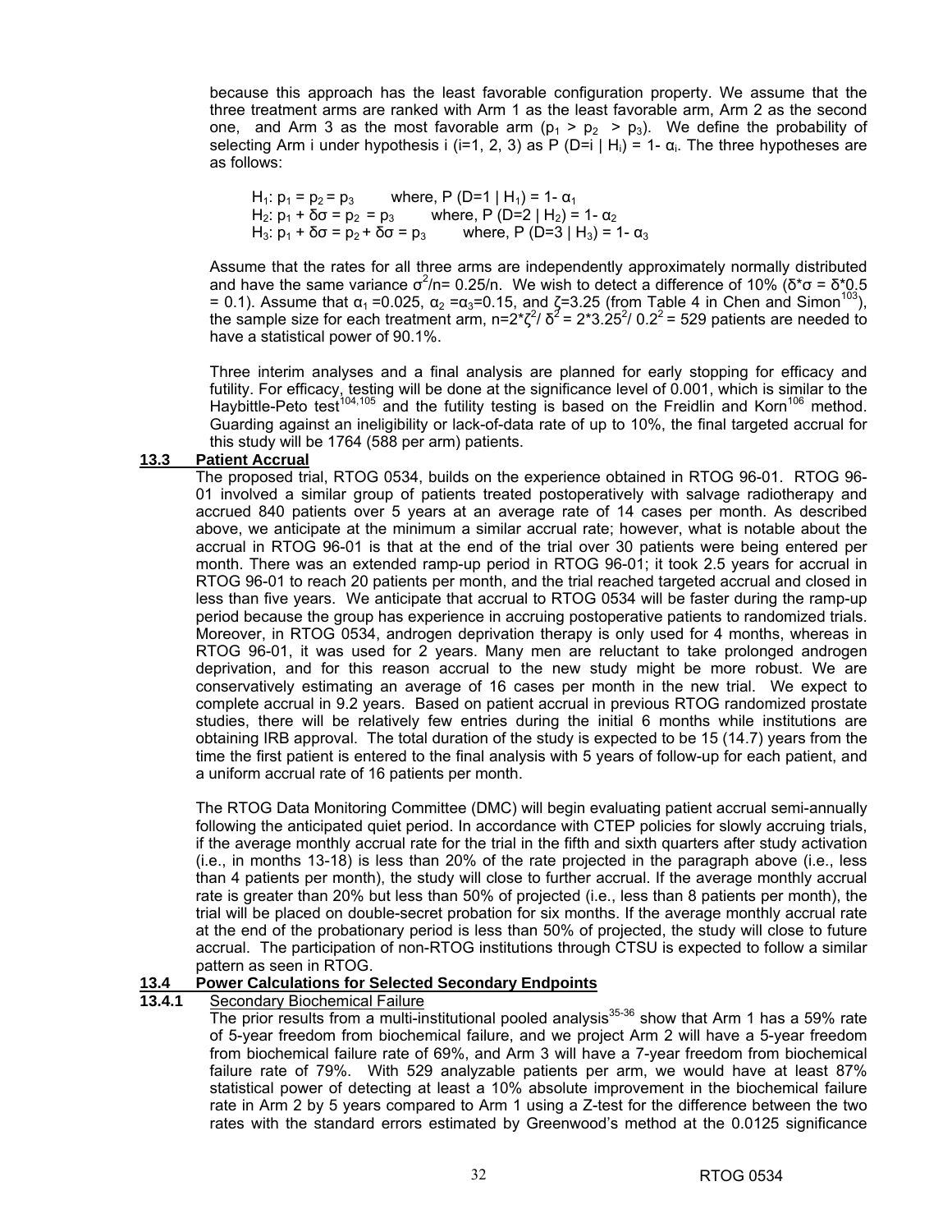because this approach has the least favorable configuration property. We assume that the three treatment arms are ranked with Arm 1 as the least favorable arm, Arm 2 as the second one, and Arm 3 as the most favorable arm ($p_1 > p_2 > p_3$). We define the probability of selecting Arm i under hypothesis i (i=1, 2, 3) as P (D=i | $H_i$) = 1- $\alpha_i$. The three hypotheses are as follows:

$H_1$: $p_1 = p_2 = p_3$ where, P (D=1 | $H_1$) = 1- $\alpha_1$
$H_2$: $p_1 + \delta\sigma = p_2 = p_3$ where, P (D=2 | $H_2$) = 1- $\alpha_2$
$H_3$: $p_1 + \delta\sigma = p_2 + \delta\sigma = p_3$ where, P (D=3 | $H_3$) = 1- $\alpha_3$

Assume that the rates for all three arms are independently approximately normally distributed and have the same variance $\sigma^2/n = 0.25/n$. We wish to detect a difference of 10% ($\delta*\sigma = \delta*0.5 = 0.1$). Assume that $\alpha_1 = 0.025$, $\alpha_2 = \alpha_3 = 0.15$, and $\zeta = 3.25$ (from Table 4 in Chen and Simon[103]), the sample size for each treatment arm, $n = 2*\zeta^2/\delta^2 = 2*3.25^2/0.2^2 = 529$ patients are needed to have a statistical power of 90.1%.

Three interim analyses and a final analysis are planned for early stopping for efficacy and futility. For efficacy, testing will be done at the significance level of 0.001, which is similar to the Haybittle-Peto test[104,105] and the futility testing is based on the Freidlin and Korn[106] method. Guarding against an ineligibility or lack-of-data rate of up to 10%, the final targeted accrual for this study will be 1764 (588 per arm) patients.

## 13.3 Patient Accrual

The proposed trial, RTOG 0534, builds on the experience obtained in RTOG 96-01. RTOG 96-01 involved a similar group of patients treated postoperatively with salvage radiotherapy and accrued 840 patients over 5 years at an average rate of 14 cases per month. As described above, we anticipate at the minimum a similar accrual rate; however, what is notable about the accrual in RTOG 96-01 is that at the end of the trial over 30 patients were being entered per month. There was an extended ramp-up period in RTOG 96-01; it took 2.5 years for accrual in RTOG 96-01 to reach 20 patients per month, and the trial reached targeted accrual and closed in less than five years. We anticipate that accrual to RTOG 0534 will be faster during the ramp-up period because the group has experience in accruing postoperative patients to randomized trials. Moreover, in RTOG 0534, androgen deprivation therapy is only used for 4 months, whereas in RTOG 96-01, it was used for 2 years. Many men are reluctant to take prolonged androgen deprivation, and for this reason accrual to the new study might be more robust. We are conservatively estimating an average of 16 cases per month in the new trial. We expect to complete accrual in 9.2 years. Based on patient accrual in previous RTOG randomized prostate studies, there will be relatively few entries during the initial 6 months while institutions are obtaining IRB approval. The total duration of the study is expected to be 15 (14.7) years from the time the first patient is entered to the final analysis with 5 years of follow-up for each patient, and a uniform accrual rate of 16 patients per month.

The RTOG Data Monitoring Committee (DMC) will begin evaluating patient accrual semi-annually following the anticipated quiet period. In accordance with CTEP policies for slowly accruing trials, if the average monthly accrual rate for the trial in the fifth and sixth quarters after study activation (i.e., in months 13-18) is less than 20% of the rate projected in the paragraph above (i.e., less than 4 patients per month), the study will close to further accrual. If the average monthly accrual rate is greater than 20% but less than 50% of projected (i.e., less than 8 patients per month), the trial will be placed on double-secret probation for six months. If the average monthly accrual rate at the end of the probationary period is less than 50% of projected, the study will close to future accrual. The participation of non-RTOG institutions through CTSU is expected to follow a similar pattern as seen in RTOG.

## 13.4 Power Calculations for Selected Secondary Endpoints

### 13.4.1 Secondary Biochemical Failure

The prior results from a multi-institutional pooled analysis[35-36] show that Arm 1 has a 59% rate of 5-year freedom from biochemical failure, and we project Arm 2 will have a 5-year freedom from biochemical failure rate of 69%, and Arm 3 will have a 7-year freedom from biochemical failure rate of 79%. With 529 analyzable patients per arm, we would have at least 87% statistical power of detecting at least a 10% absolute improvement in the biochemical failure rate in Arm 2 by 5 years compared to Arm 1 using a Z-test for the difference between the two rates with the standard errors estimated by Greenwood's method at the 0.0125 significance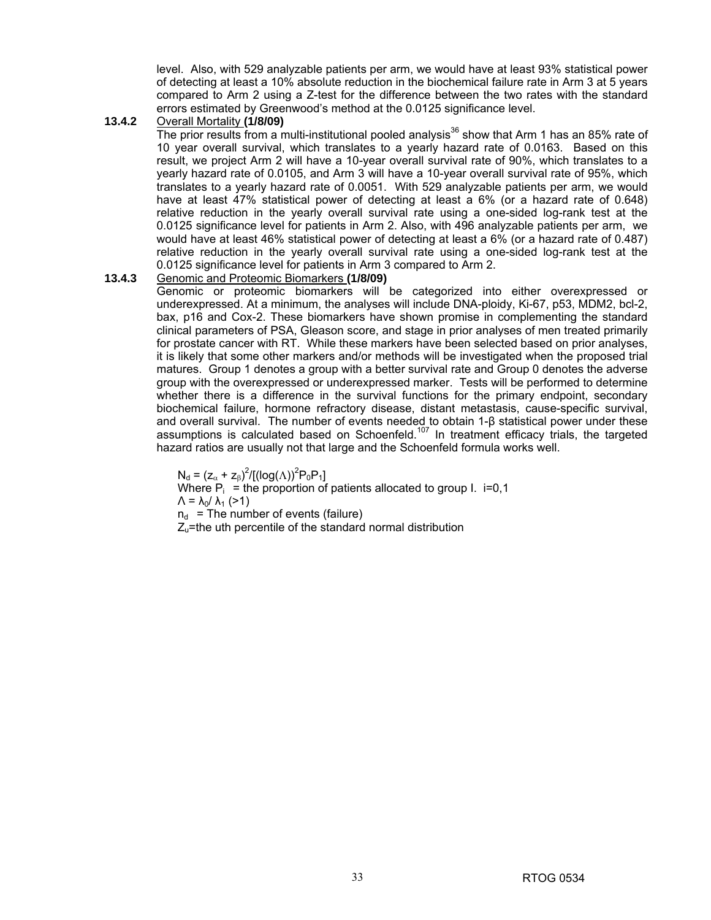level. Also, with 529 analyzable patients per arm, we would have at least 93% statistical power of detecting at least a 10% absolute reduction in the biochemical failure rate in Arm 3 at 5 years compared to Arm 2 using a Z-test for the difference between the two rates with the standard errors estimated by Greenwood's method at the 0.0125 significance level.

**13.4.2** Overall Mortality **(1/8/09)**

The prior results from a multi-institutional pooled analysis[36] show that Arm 1 has an 85% rate of 10 year overall survival, which translates to a yearly hazard rate of 0.0163. Based on this result, we project Arm 2 will have a 10-year overall survival rate of 90%, which translates to a yearly hazard rate of 0.0105, and Arm 3 will have a 10-year overall survival rate of 95%, which translates to a yearly hazard rate of 0.0051. With 529 analyzable patients per arm, we would have at least 47% statistical power of detecting at least a 6% (or a hazard rate of 0.648) relative reduction in the yearly overall survival rate using a one-sided log-rank test at the 0.0125 significance level for patients in Arm 2. Also, with 496 analyzable patients per arm, we would have at least 46% statistical power of detecting at least a 6% (or a hazard rate of 0.487) relative reduction in the yearly overall survival rate using a one-sided log-rank test at the 0.0125 significance level for patients in Arm 3 compared to Arm 2.

**13.4.3** Genomic and Proteomic Biomarkers **(1/8/09)**

Genomic or proteomic biomarkers will be categorized into either overexpressed or underexpressed. At a minimum, the analyses will include DNA-ploidy, Ki-67, p53, MDM2, bcl-2, bax, p16 and Cox-2. These biomarkers have shown promise in complementing the standard clinical parameters of PSA, Gleason score, and stage in prior analyses of men treated primarily for prostate cancer with RT. While these markers have been selected based on prior analyses, it is likely that some other markers and/or methods will be investigated when the proposed trial matures. Group 1 denotes a group with a better survival rate and Group 0 denotes the adverse group with the overexpressed or underexpressed marker. Tests will be performed to determine whether there is a difference in the survival functions for the primary endpoint, secondary biochemical failure, hormone refractory disease, distant metastasis, cause-specific survival, and overall survival. The number of events needed to obtain 1-β statistical power under these assumptions is calculated based on Schoenfeld.[107] In treatment efficacy trials, the targeted hazard ratios are usually not that large and the Schoenfeld formula works well.

$$N_d = (z_\alpha + z_\beta)^2/[(\log(\Lambda))^2 P_0 P_1]$$

Where $P_i$ = the proportion of patients allocated to group I. i=0,1

$\Lambda = \lambda_0/\lambda_1$ (>1)

$n_d$ = The number of events (failure)

$Z_u$=the uth percentile of the standard normal distribution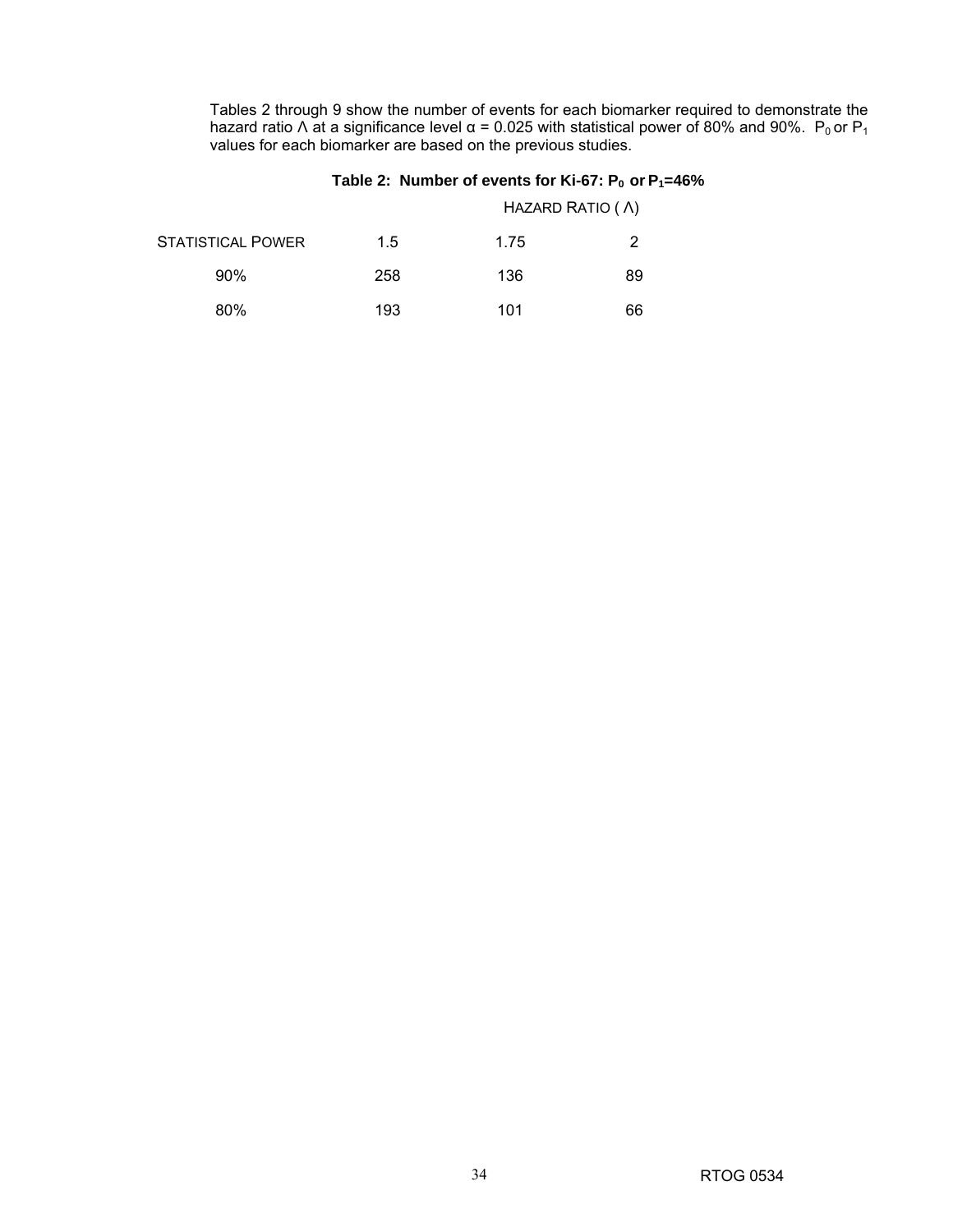Tables 2 through 9 show the number of events for each biomarker required to demonstrate the hazard ratio Λ at a significance level α = 0.025 with statistical power of 80% and 90%. $P_0$ or $P_1$ values for each biomarker are based on the previous studies.

**Table 2: Number of events for Ki-67: $P_0$ or $P_1$=46%**

| | Hazard Ratio (Λ) | | |
|---|---|---|---|
| Statistical Power | 1.5 | 1.75 | 2 |
| 90% | 258 | 136 | 89 |
| 80% | 193 | 101 | 66 |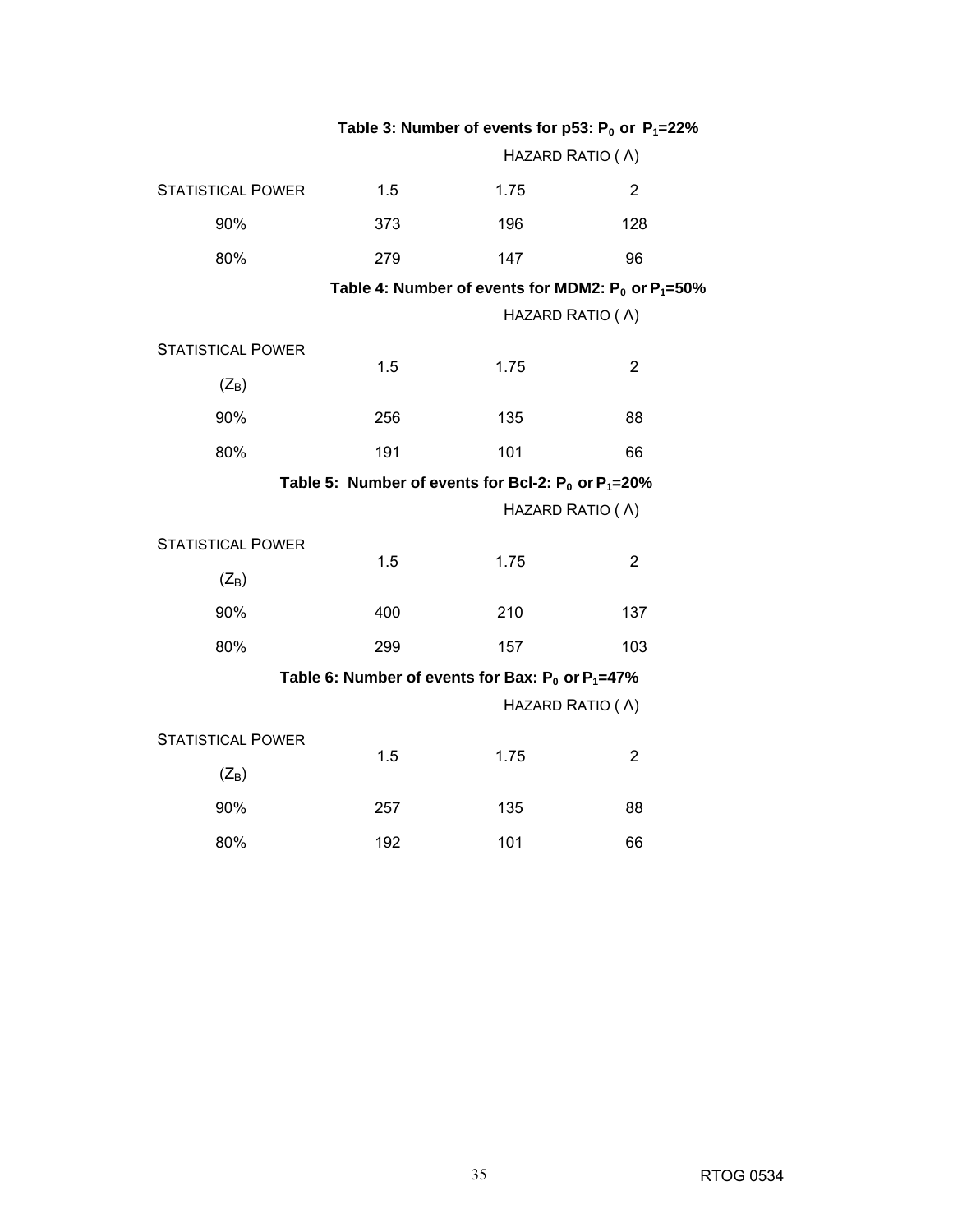**Table 3: Number of events for p53: $P_0$ or $P_1$=22%**

| | Hazard Ratio (Λ) | | |
|---|---|---|---|
| Statistical Power | 1.5 | 1.75 | 2 |
| 90% | 373 | 196 | 128 |
| 80% | 279 | 147 | 96 |

**Table 4: Number of events for MDM2: $P_0$ or $P_1$=50%**

| | Hazard Ratio (Λ) | | |
|---|---|---|---|
| Statistical Power ($Z_B$) | 1.5 | 1.75 | 2 |
| 90% | 256 | 135 | 88 |
| 80% | 191 | 101 | 66 |

**Table 5: Number of events for Bcl-2: $P_0$ or $P_1$=20%**

| | Hazard Ratio (Λ) | | |
|---|---|---|---|
| Statistical Power ($Z_B$) | 1.5 | 1.75 | 2 |
| 90% | 400 | 210 | 137 |
| 80% | 299 | 157 | 103 |

**Table 6: Number of events for Bax: $P_0$ or $P_1$=47%**

| | Hazard Ratio (Λ) | | |
|---|---|---|---|
| Statistical Power ($Z_B$) | 1.5 | 1.75 | 2 |
| 90% | 257 | 135 | 88 |
| 80% | 192 | 101 | 66 |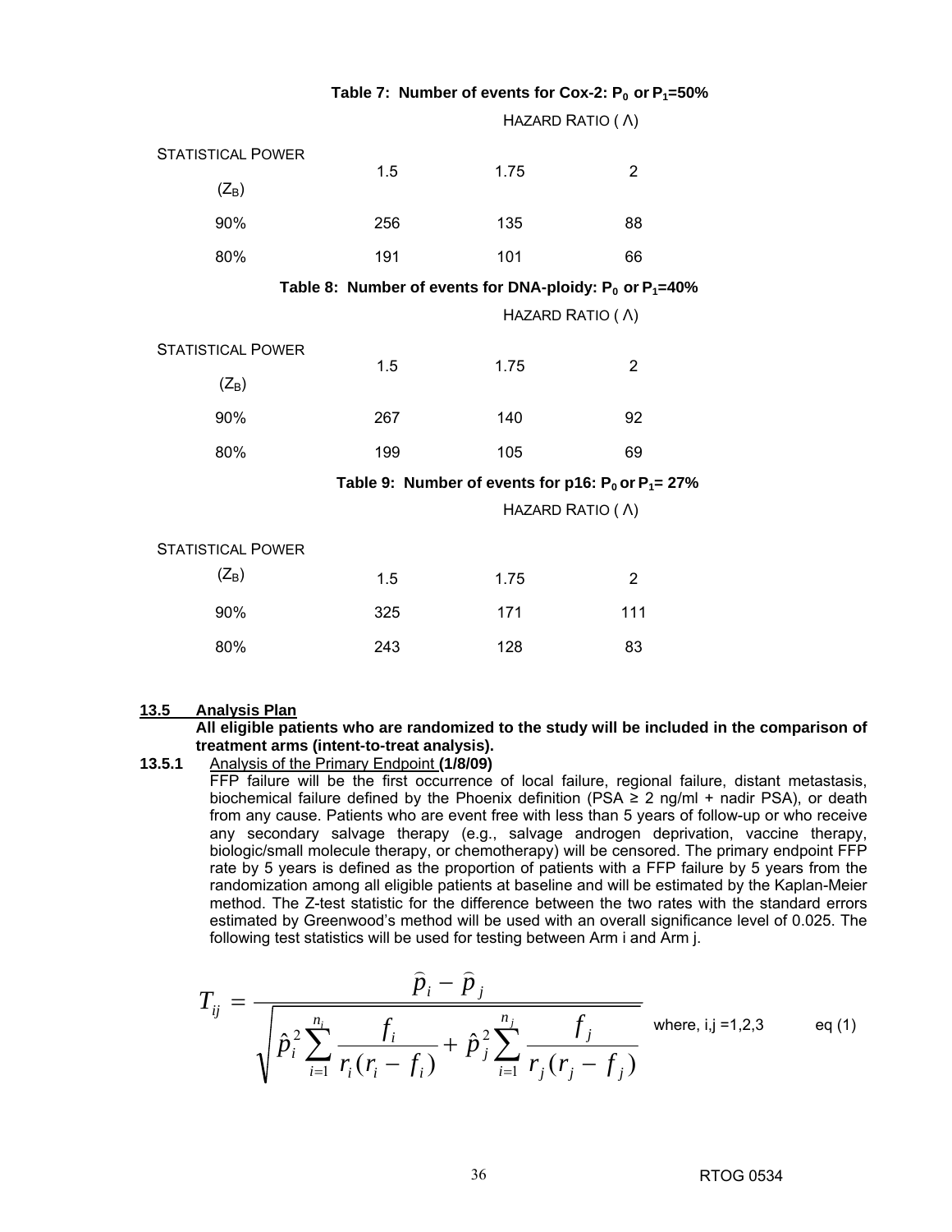**Table 7: Number of events for Cox-2: $P_0$ or $P_1$=50%**

| STATISTICAL POWER ($Z_B$) | HAZARD RATIO ($\Lambda$) | | |
|---|---|---|---|
| | 1.5 | 1.75 | 2 |
| 90% | 256 | 135 | 88 |
| 80% | 191 | 101 | 66 |

**Table 8: Number of events for DNA-ploidy: $P_0$ or $P_1$=40%**

| STATISTICAL POWER ($Z_B$) | HAZARD RATIO ($\Lambda$) | | |
|---|---|---|---|
| | 1.5 | 1.75 | 2 |
| 90% | 267 | 140 | 92 |
| 80% | 199 | 105 | 69 |

**Table 9: Number of events for p16: $P_0$ or $P_1$= 27%**

| STATISTICAL POWER ($Z_B$) | HAZARD RATIO ($\Lambda$) | | |
|---|---|---|---|
| | 1.5 | 1.75 | 2 |
| 90% | 325 | 171 | 111 |
| 80% | 243 | 128 | 83 |

## 13.5 Analysis Plan

**All eligible patients who are randomized to the study will be included in the comparison of treatment arms (intent-to-treat analysis).**

### 13.5.1 Analysis of the Primary Endpoint (1/8/09)

FFP failure will be the first occurrence of local failure, regional failure, distant metastasis, biochemical failure defined by the Phoenix definition (PSA ≥ 2 ng/ml + nadir PSA), or death from any cause. Patients who are event free with less than 5 years of follow-up or who receive any secondary salvage therapy (e.g., salvage androgen deprivation, vaccine therapy, biologic/small molecule therapy, or chemotherapy) will be censored. The primary endpoint FFP rate by 5 years is defined as the proportion of patients with a FFP failure by 5 years from the randomization among all eligible patients at baseline and will be estimated by the Kaplan-Meier method. The Z-test statistic for the difference between the two rates with the standard errors estimated by Greenwood's method will be used with an overall significance level of 0.025. The following test statistics will be used for testing between Arm i and Arm j.

$$T_{ij} = \frac{\hat{p}_i - \hat{p}_j}{\sqrt{\hat{p}_i^2 \sum_{i=1}^{n_i} \frac{f_i}{r_i(r_i - f_i)} + \hat{p}_j^2 \sum_{i=1}^{n_j} \frac{f_j}{r_j(r_j - f_j)}}} \quad \text{where, i,j =1,2,3} \qquad \text{eq (1)}$$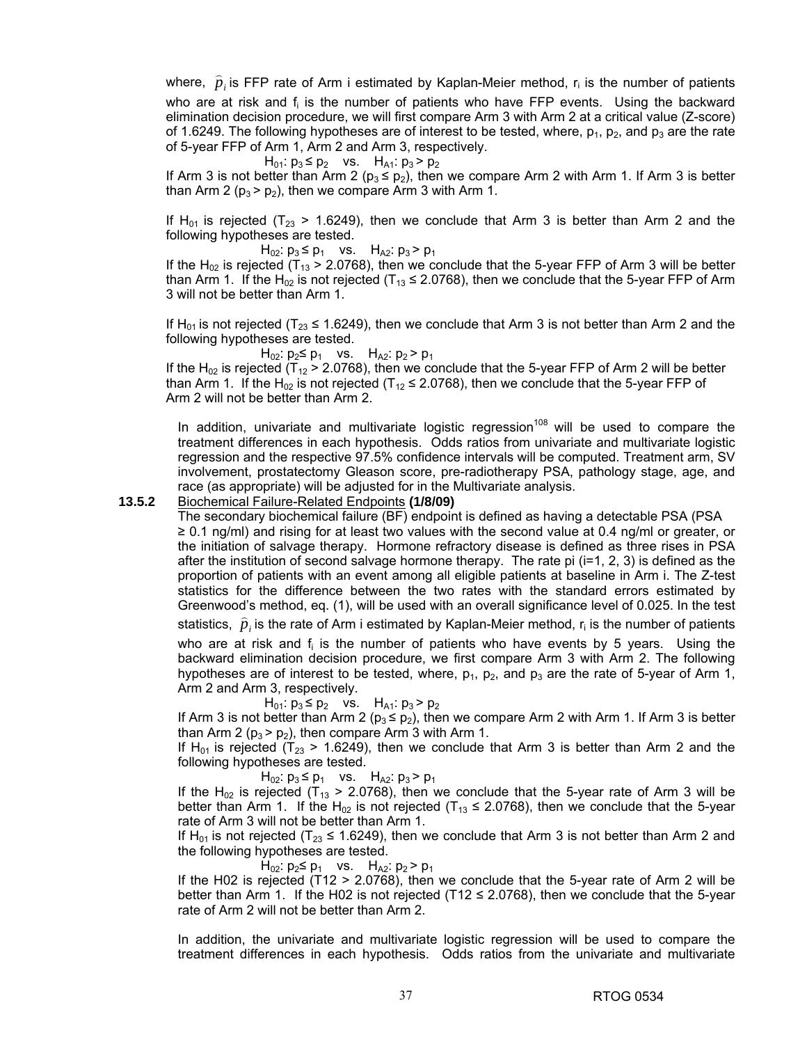where, $\widehat{p}_i$ is FFP rate of Arm i estimated by Kaplan-Meier method, $r_i$ is the number of patients who are at risk and $f_i$ is the number of patients who have FFP events. Using the backward elimination decision procedure, we will first compare Arm 3 with Arm 2 at a critical value (Z-score) of 1.6249. The following hypotheses are of interest to be tested, where, $p_1$, $p_2$, and $p_3$ are the rate of 5-year FFP of Arm 1, Arm 2 and Arm 3, respectively.

$$H_{01}: p_3 \le p_2 \quad \text{vs.} \quad H_{A1}: p_3 > p_2$$

If Arm 3 is not better than Arm 2 ($p_3 \le p_2$), then we compare Arm 2 with Arm 1. If Arm 3 is better than Arm 2 ($p_3 > p_2$), then we compare Arm 3 with Arm 1.

If $H_{01}$ is rejected ($T_{23} > 1.6249$), then we conclude that Arm 3 is better than Arm 2 and the following hypotheses are tested.

$$H_{02}: p_3 \le p_1 \quad \text{vs.} \quad H_{A2}: p_3 > p_1$$

If the $H_{02}$ is rejected ($T_{13} > 2.0768$), then we conclude that the 5-year FFP of Arm 3 will be better than Arm 1. If the $H_{02}$ is not rejected ($T_{13} \le 2.0768$), then we conclude that the 5-year FFP of Arm 3 will not be better than Arm 1.

If $H_{01}$ is not rejected ($T_{23} \le 1.6249$), then we conclude that Arm 3 is not better than Arm 2 and the following hypotheses are tested.

$$H_{02}: p_2 \le p_1 \quad \text{vs.} \quad H_{A2}: p_2 > p_1$$

If the $H_{02}$ is rejected ($T_{12} > 2.0768$), then we conclude that the 5-year FFP of Arm 2 will be better than Arm 1. If the $H_{02}$ is not rejected ($T_{12} \le 2.0768$), then we conclude that the 5-year FFP of Arm 2 will not be better than Arm 2.

In addition, univariate and multivariate logistic regression[108] will be used to compare the treatment differences in each hypothesis. Odds ratios from univariate and multivariate logistic regression and the respective 97.5% confidence intervals will be computed. Treatment arm, SV involvement, prostatectomy Gleason score, pre-radiotherapy PSA, pathology stage, age, and race (as appropriate) will be adjusted for in the Multivariate analysis.

### 13.5.2 Biochemical Failure-Related Endpoints **(1/8/09)**

The secondary biochemical failure (BF) endpoint is defined as having a detectable PSA (PSA ≥ 0.1 ng/ml) and rising for at least two values with the second value at 0.4 ng/ml or greater, or the initiation of salvage therapy. Hormone refractory disease is defined as three rises in PSA after the institution of second salvage hormone therapy. The rate pi (i=1, 2, 3) is defined as the proportion of patients with an event among all eligible patients at baseline in Arm i. The Z-test statistics for the difference between the two rates with the standard errors estimated by Greenwood's method, eq. (1), will be used with an overall significance level of 0.025. In the test statistics, $\widehat{p}_i$ is the rate of Arm i estimated by Kaplan-Meier method, $r_i$ is the number of patients who are at risk and $f_i$ is the number of patients who have events by 5 years. Using the backward elimination decision procedure, we first compare Arm 3 with Arm 2. The following hypotheses are of interest to be tested, where, $p_1$, $p_2$, and $p_3$ are the rate of 5-year of Arm 1, Arm 2 and Arm 3, respectively.

$$H_{01}: p_3 \le p_2 \quad \text{vs.} \quad H_{A1}: p_3 > p_2$$

If Arm 3 is not better than Arm 2 ($p_3 \le p_2$), then we compare Arm 2 with Arm 1. If Arm 3 is better than Arm 2 ($p_3 > p_2$), then compare Arm 3 with Arm 1.

If $H_{01}$ is rejected ($T_{23} > 1.6249$), then we conclude that Arm 3 is better than Arm 2 and the following hypotheses are tested.

$$H_{02}: p_3 \le p_1 \quad \text{vs.} \quad H_{A2}: p_3 > p_1$$

If the $H_{02}$ is rejected ($T_{13} > 2.0768$), then we conclude that the 5-year rate of Arm 3 will be better than Arm 1. If the $H_{02}$ is not rejected ($T_{13} \le 2.0768$), then we conclude that the 5-year rate of Arm 3 will not be better than Arm 1.

If $H_{01}$ is not rejected ($T_{23} \le 1.6249$), then we conclude that Arm 3 is not better than Arm 2 and the following hypotheses are tested.

$$H_{02}: p_2 \le p_1 \quad \text{vs.} \quad H_{A2}: p_2 > p_1$$

If the H02 is rejected (T12 > 2.0768), then we conclude that the 5-year rate of Arm 2 will be better than Arm 1. If the H02 is not rejected (T12 ≤ 2.0768), then we conclude that the 5-year rate of Arm 2 will not be better than Arm 2.

In addition, the univariate and multivariate logistic regression will be used to compare the treatment differences in each hypothesis. Odds ratios from the univariate and multivariate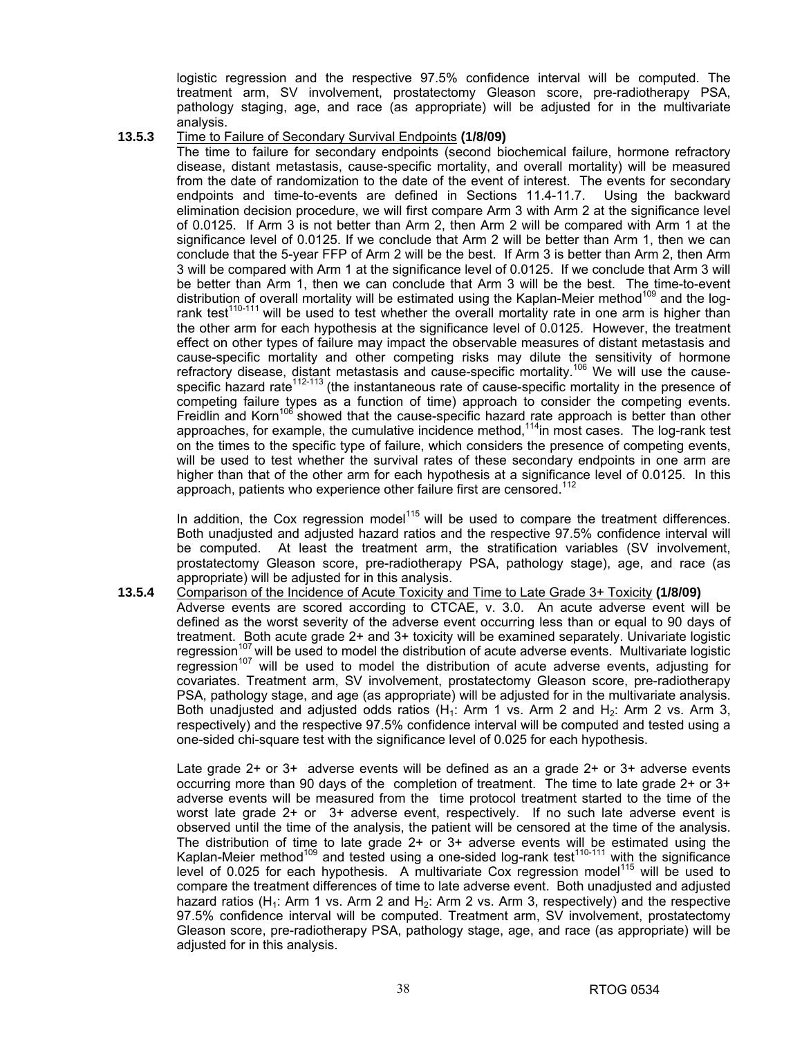logistic regression and the respective 97.5% confidence interval will be computed. The treatment arm, SV involvement, prostatectomy Gleason score, pre-radiotherapy PSA, pathology staging, age, and race (as appropriate) will be adjusted for in the multivariate analysis.

**13.5.3** Time to Failure of Secondary Survival Endpoints **(1/8/09)**

The time to failure for secondary endpoints (second biochemical failure, hormone refractory disease, distant metastasis, cause-specific mortality, and overall mortality) will be measured from the date of randomization to the date of the event of interest. The events for secondary endpoints and time-to-events are defined in Sections 11.4-11.7. Using the backward elimination decision procedure, we will first compare Arm 3 with Arm 2 at the significance level of 0.0125. If Arm 3 is not better than Arm 2, then Arm 2 will be compared with Arm 1 at the significance level of 0.0125. If we conclude that Arm 2 will be better than Arm 1, then we can conclude that the 5-year FFP of Arm 2 will be the best. If Arm 3 is better than Arm 2, then Arm 3 will be compared with Arm 1 at the significance level of 0.0125. If we conclude that Arm 3 will be better than Arm 1, then we can conclude that Arm 3 will be the best. The time-to-event distribution of overall mortality will be estimated using the Kaplan-Meier method[109] and the log-rank test[110-111] will be used to test whether the overall mortality rate in one arm is higher than the other arm for each hypothesis at the significance level of 0.0125. However, the treatment effect on other types of failure may impact the observable measures of distant metastasis and cause-specific mortality and other competing risks may dilute the sensitivity of hormone refractory disease, distant metastasis and cause-specific mortality.[106] We will use the cause-specific hazard rate[112-113] (the instantaneous rate of cause-specific mortality in the presence of competing failure types as a function of time) approach to consider the competing events. Freidlin and Korn[106] showed that the cause-specific hazard rate approach is better than other approaches, for example, the cumulative incidence method,[114]in most cases. The log-rank test on the times to the specific type of failure, which considers the presence of competing events, will be used to test whether the survival rates of these secondary endpoints in one arm are higher than that of the other arm for each hypothesis at a significance level of 0.0125. In this approach, patients who experience other failure first are censored.[112]

In addition, the Cox regression model[115] will be used to compare the treatment differences. Both unadjusted and adjusted hazard ratios and the respective 97.5% confidence interval will be computed. At least the treatment arm, the stratification variables (SV involvement, prostatectomy Gleason score, pre-radiotherapy PSA, pathology stage), age, and race (as appropriate) will be adjusted for in this analysis.

**13.5.4** Comparison of the Incidence of Acute Toxicity and Time to Late Grade 3+ Toxicity **(1/8/09)**

Adverse events are scored according to CTCAE, v. 3.0. An acute adverse event will be defined as the worst severity of the adverse event occurring less than or equal to 90 days of treatment. Both acute grade 2+ and 3+ toxicity will be examined separately. Univariate logistic regression[107] will be used to model the distribution of acute adverse events. Multivariate logistic regression[107] will be used to model the distribution of acute adverse events, adjusting for covariates. Treatment arm, SV involvement, prostatectomy Gleason score, pre-radiotherapy PSA, pathology stage, and age (as appropriate) will be adjusted for in the multivariate analysis. Both unadjusted and adjusted odds ratios ($H_1$: Arm 1 vs. Arm 2 and $H_2$: Arm 2 vs. Arm 3, respectively) and the respective 97.5% confidence interval will be computed and tested using a one-sided chi-square test with the significance level of 0.025 for each hypothesis.

Late grade 2+ or 3+ adverse events will be defined as an a grade 2+ or 3+ adverse events occurring more than 90 days of the completion of treatment. The time to late grade 2+ or 3+ adverse events will be measured from the time protocol treatment started to the time of the worst late grade 2+ or 3+ adverse event, respectively. If no such late adverse event is observed until the time of the analysis, the patient will be censored at the time of the analysis. The distribution of time to late grade 2+ or 3+ adverse events will be estimated using the Kaplan-Meier method[109] and tested using a one-sided log-rank test[110-111] with the significance level of 0.025 for each hypothesis. A multivariate Cox regression model[115] will be used to compare the treatment differences of time to late adverse event. Both unadjusted and adjusted hazard ratios ($H_1$: Arm 1 vs. Arm 2 and $H_2$: Arm 2 vs. Arm 3, respectively) and the respective 97.5% confidence interval will be computed. Treatment arm, SV involvement, prostatectomy Gleason score, pre-radiotherapy PSA, pathology stage, age, and race (as appropriate) will be adjusted for in this analysis.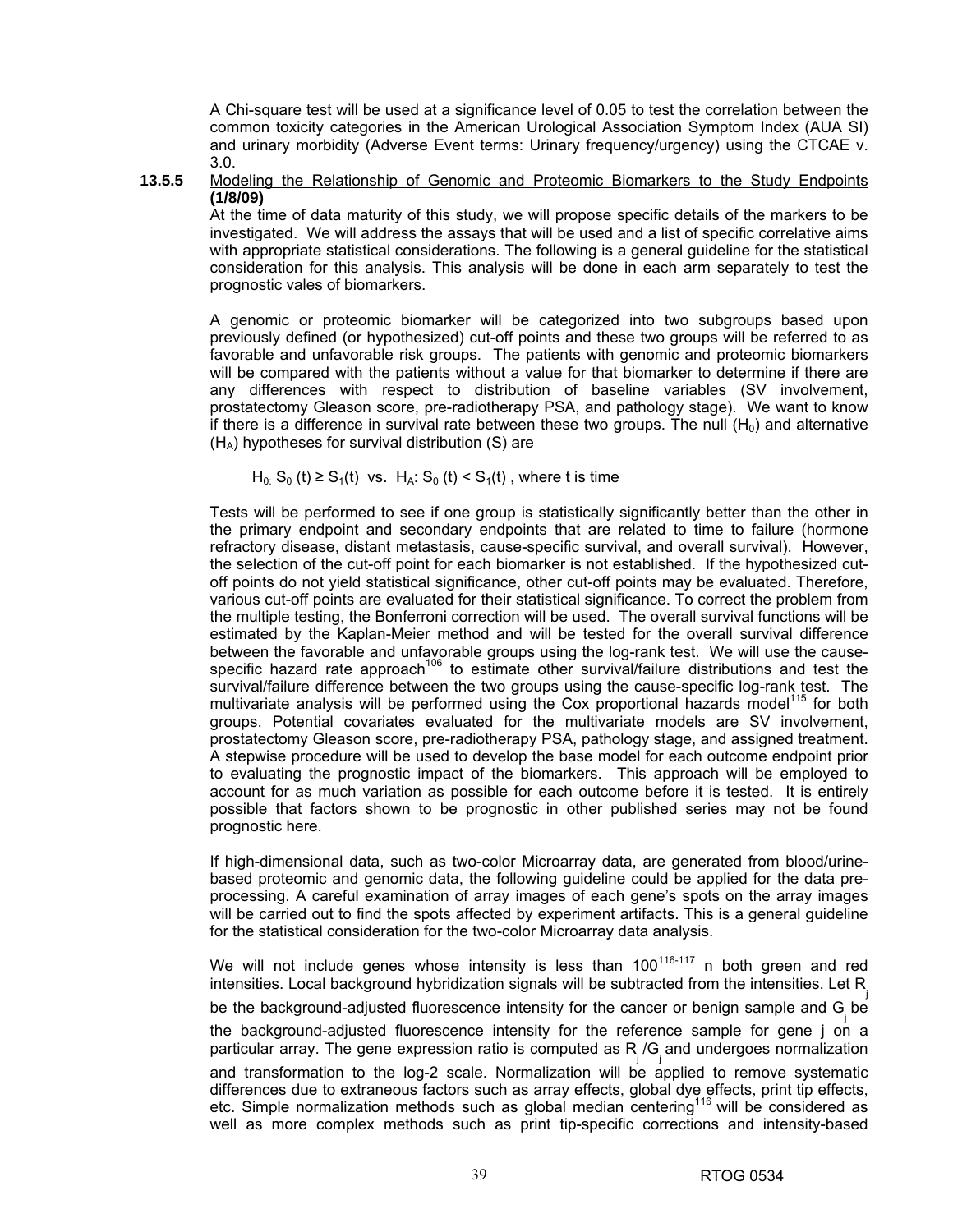A Chi-square test will be used at a significance level of 0.05 to test the correlation between the common toxicity categories in the American Urological Association Symptom Index (AUA SI) and urinary morbidity (Adverse Event terms: Urinary frequency/urgency) using the CTCAE v. 3.0.

### 13.5.5 Modeling the Relationship of Genomic and Proteomic Biomarkers to the Study Endpoints (1/8/09)

At the time of data maturity of this study, we will propose specific details of the markers to be investigated. We will address the assays that will be used and a list of specific correlative aims with appropriate statistical considerations. The following is a general guideline for the statistical consideration for this analysis. This analysis will be done in each arm separately to test the prognostic vales of biomarkers.

A genomic or proteomic biomarker will be categorized into two subgroups based upon previously defined (or hypothesized) cut-off points and these two groups will be referred to as favorable and unfavorable risk groups. The patients with genomic and proteomic biomarkers will be compared with the patients without a value for that biomarker to determine if there are any differences with respect to distribution of baseline variables (SV involvement, prostatectomy Gleason score, pre-radiotherapy PSA, and pathology stage). We want to know if there is a difference in survival rate between these two groups. The null ($H_0$) and alternative ($H_A$) hypotheses for survival distribution (S) are

$H_0$: $S_0(t) \geq S_1(t)$ vs. $H_A$: $S_0(t) < S_1(t)$ , where t is time

Tests will be performed to see if one group is statistically significantly better than the other in the primary endpoint and secondary endpoints that are related to time to failure (hormone refractory disease, distant metastasis, cause-specific survival, and overall survival). However, the selection of the cut-off point for each biomarker is not established. If the hypothesized cut-off points do not yield statistical significance, other cut-off points may be evaluated. Therefore, various cut-off points are evaluated for their statistical significance. To correct the problem from the multiple testing, the Bonferroni correction will be used. The overall survival functions will be estimated by the Kaplan-Meier method and will be tested for the overall survival difference between the favorable and unfavorable groups using the log-rank test. We will use the cause-specific hazard rate approach[106] to estimate other survival/failure distributions and test the survival/failure difference between the two groups using the cause-specific log-rank test. The multivariate analysis will be performed using the Cox proportional hazards model[115] for both groups. Potential covariates evaluated for the multivariate models are SV involvement, prostatectomy Gleason score, pre-radiotherapy PSA, pathology stage, and assigned treatment. A stepwise procedure will be used to develop the base model for each outcome endpoint prior to evaluating the prognostic impact of the biomarkers. This approach will be employed to account for as much variation as possible for each outcome before it is tested. It is entirely possible that factors shown to be prognostic in other published series may not be found prognostic here.

If high-dimensional data, such as two-color Microarray data, are generated from blood/urine-based proteomic and genomic data, the following guideline could be applied for the data pre-processing. A careful examination of array images of each gene's spots on the array images will be carried out to find the spots affected by experiment artifacts. This is a general guideline for the statistical consideration for the two-color Microarray data analysis.

We will not include genes whose intensity is less than 100[116-117] n both green and red intensities. Local background hybridization signals will be subtracted from the intensities. Let $R_j$ be the background-adjusted fluorescence intensity for the cancer or benign sample and $G_j$ be the background-adjusted fluorescence intensity for the reference sample for gene j on a particular array. The gene expression ratio is computed as $R_j/G_j$ and undergoes normalization and transformation to the log-2 scale. Normalization will be applied to remove systematic differences due to extraneous factors such as array effects, global dye effects, print tip effects, etc. Simple normalization methods such as global median centering[116] will be considered as well as more complex methods such as print tip-specific corrections and intensity-based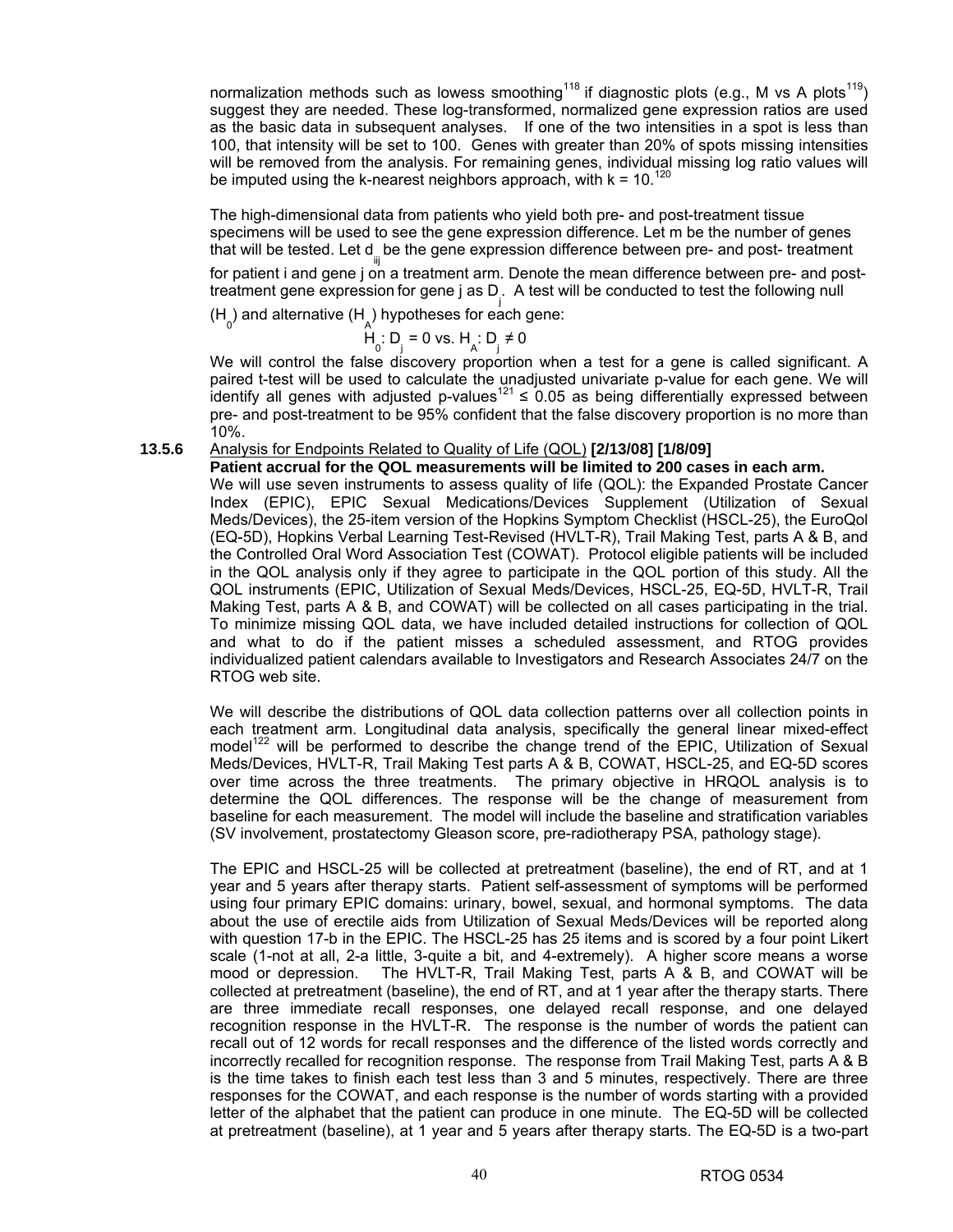normalization methods such as lowess smoothing[118] if diagnostic plots (e.g., M vs A plots[119]) suggest they are needed. These log-transformed, normalized gene expression ratios are used as the basic data in subsequent analyses. If one of the two intensities in a spot is less than 100, that intensity will be set to 100. Genes with greater than 20% of spots missing intensities will be removed from the analysis. For remaining genes, individual missing log ratio values will be imputed using the k-nearest neighbors approach, with k = 10.[120]

The high-dimensional data from patients who yield both pre- and post-treatment tissue specimens will be used to see the gene expression difference. Let m be the number of genes that will be tested. Let $d_{iij}$ be the gene expression difference between pre- and post- treatment for patient i and gene j on a treatment arm. Denote the mean difference between pre- and post-treatment gene expression for gene j as $D_j$. A test will be conducted to test the following null ($H_0$) and alternative ($H_A$) hypotheses for each gene:

$$H_0: D_j = 0 \text{ vs. } H_A: D_j \neq 0$$

We will control the false discovery proportion when a test for a gene is called significant. A paired t-test will be used to calculate the unadjusted univariate p-value for each gene. We will identify all genes with adjusted p-values[121] ≤ 0.05 as being differentially expressed between pre- and post-treatment to be 95% confident that the false discovery proportion is no more than 10%.

### 13.5.6 Analysis for Endpoints Related to Quality of Life (QOL) **[2/13/08] [1/8/09]**

**Patient accrual for the QOL measurements will be limited to 200 cases in each arm.**

We will use seven instruments to assess quality of life (QOL): the Expanded Prostate Cancer Index (EPIC), EPIC Sexual Medications/Devices Supplement (Utilization of Sexual Meds/Devices), the 25-item version of the Hopkins Symptom Checklist (HSCL-25), the EuroQol (EQ-5D), Hopkins Verbal Learning Test-Revised (HVLT-R), Trail Making Test, parts A & B, and the Controlled Oral Word Association Test (COWAT). Protocol eligible patients will be included in the QOL analysis only if they agree to participate in the QOL portion of this study. All the QOL instruments (EPIC, Utilization of Sexual Meds/Devices, HSCL-25, EQ-5D, HVLT-R, Trail Making Test, parts A & B, and COWAT) will be collected on all cases participating in the trial. To minimize missing QOL data, we have included detailed instructions for collection of QOL and what to do if the patient misses a scheduled assessment, and RTOG provides individualized patient calendars available to Investigators and Research Associates 24/7 on the RTOG web site.

We will describe the distributions of QOL data collection patterns over all collection points in each treatment arm. Longitudinal data analysis, specifically the general linear mixed-effect model[122] will be performed to describe the change trend of the EPIC, Utilization of Sexual Meds/Devices, HVLT-R, Trail Making Test parts A & B, COWAT, HSCL-25, and EQ-5D scores over time across the three treatments. The primary objective in HRQOL analysis is to determine the QOL differences. The response will be the change of measurement from baseline for each measurement. The model will include the baseline and stratification variables (SV involvement, prostatectomy Gleason score, pre-radiotherapy PSA, pathology stage).

The EPIC and HSCL-25 will be collected at pretreatment (baseline), the end of RT, and at 1 year and 5 years after therapy starts. Patient self-assessment of symptoms will be performed using four primary EPIC domains: urinary, bowel, sexual, and hormonal symptoms. The data about the use of erectile aids from Utilization of Sexual Meds/Devices will be reported along with question 17-b in the EPIC. The HSCL-25 has 25 items and is scored by a four point Likert scale (1-not at all, 2-a little, 3-quite a bit, and 4-extremely). A higher score means a worse mood or depression. The HVLT-R, Trail Making Test, parts A & B, and COWAT will be collected at pretreatment (baseline), the end of RT, and at 1 year after the therapy starts. There are three immediate recall responses, one delayed recall response, and one delayed recognition response in the HVLT-R. The response is the number of words the patient can recall out of 12 words for recall responses and the difference of the listed words correctly and incorrectly recalled for recognition response. The response from Trail Making Test, parts A & B is the time takes to finish each test less than 3 and 5 minutes, respectively. There are three responses for the COWAT, and each response is the number of words starting with a provided letter of the alphabet that the patient can produce in one minute. The EQ-5D will be collected at pretreatment (baseline), at 1 year and 5 years after therapy starts. The EQ-5D is a two-part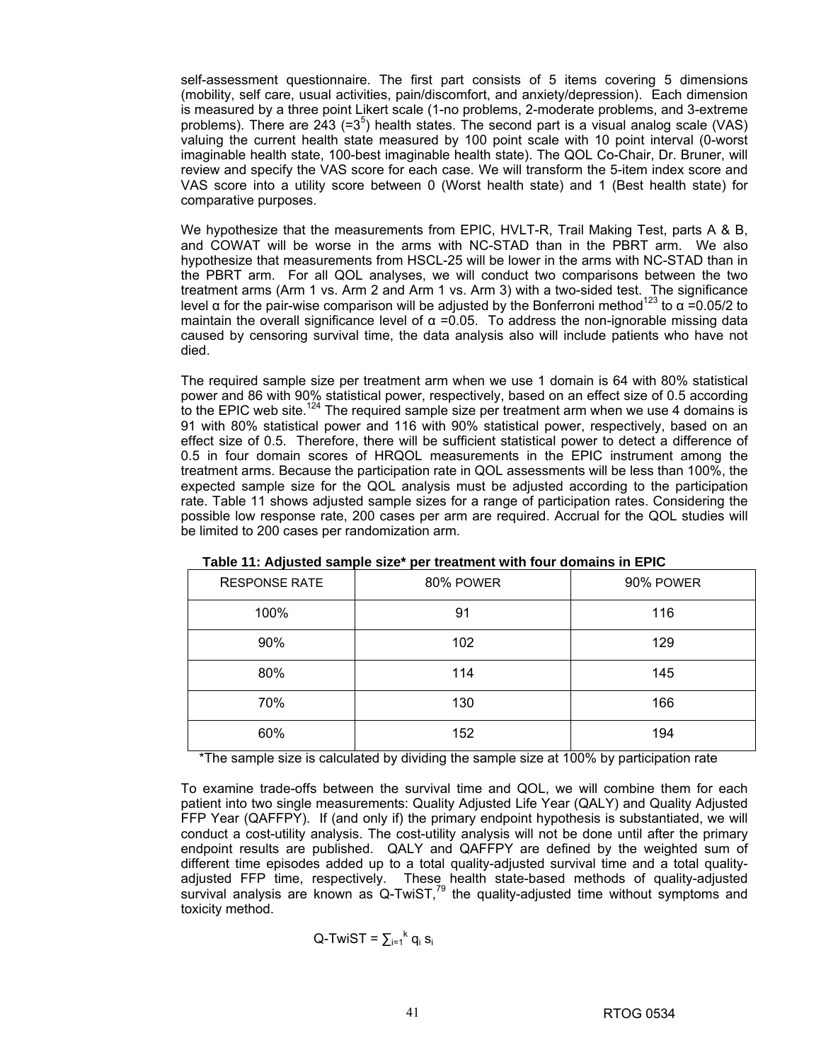self-assessment questionnaire. The first part consists of 5 items covering 5 dimensions (mobility, self care, usual activities, pain/discomfort, and anxiety/depression). Each dimension is measured by a three point Likert scale (1-no problems, 2-moderate problems, and 3-extreme problems). There are 243 ($=3^5$) health states. The second part is a visual analog scale (VAS) valuing the current health state measured by 100 point scale with 10 point interval (0-worst imaginable health state, 100-best imaginable health state). The QOL Co-Chair, Dr. Bruner, will review and specify the VAS score for each case. We will transform the 5-item index score and VAS score into a utility score between 0 (Worst health state) and 1 (Best health state) for comparative purposes.

We hypothesize that the measurements from EPIC, HVLT-R, Trail Making Test, parts A & B, and COWAT will be worse in the arms with NC-STAD than in the PBRT arm. We also hypothesize that measurements from HSCL-25 will be lower in the arms with NC-STAD than in the PBRT arm. For all QOL analyses, we will conduct two comparisons between the two treatment arms (Arm 1 vs. Arm 2 and Arm 1 vs. Arm 3) with a two-sided test. The significance level α for the pair-wise comparison will be adjusted by the Bonferroni method[123] to $\alpha = 0.05/2$ to maintain the overall significance level of $\alpha = 0.05$. To address the non-ignorable missing data caused by censoring survival time, the data analysis also will include patients who have not died.

The required sample size per treatment arm when we use 1 domain is 64 with 80% statistical power and 86 with 90% statistical power, respectively, based on an effect size of 0.5 according to the EPIC web site.[124] The required sample size per treatment arm when we use 4 domains is 91 with 80% statistical power and 116 with 90% statistical power, respectively, based on an effect size of 0.5. Therefore, there will be sufficient statistical power to detect a difference of 0.5 in four domain scores of HRQOL measurements in the EPIC instrument among the treatment arms. Because the participation rate in QOL assessments will be less than 100%, the expected sample size for the QOL analysis must be adjusted according to the participation rate. Table 11 shows adjusted sample sizes for a range of participation rates. Considering the possible low response rate, 200 cases per arm are required. Accrual for the QOL studies will be limited to 200 cases per randomization arm.

**Table 11: Adjusted sample size* per treatment with four domains in EPIC**

| RESPONSE RATE | 80% POWER | 90% POWER |
|---|---|---|
| 100% | 91 | 116 |
| 90% | 102 | 129 |
| 80% | 114 | 145 |
| 70% | 130 | 166 |
| 60% | 152 | 194 |

*The sample size is calculated by dividing the sample size at 100% by participation rate

To examine trade-offs between the survival time and QOL, we will combine them for each patient into two single measurements: Quality Adjusted Life Year (QALY) and Quality Adjusted FFP Year (QAFFPY). If (and only if) the primary endpoint hypothesis is substantiated, we will conduct a cost-utility analysis. The cost-utility analysis will not be done until after the primary endpoint results are published. QALY and QAFFPY are defined by the weighted sum of different time episodes added up to a total quality-adjusted survival time and a total quality-adjusted FFP time, respectively. These health state-based methods of quality-adjusted survival analysis are known as Q-TwiST,[79] the quality-adjusted time without symptoms and toxicity method.

$$\text{Q-TwiST} = \sum_{i=1}^{k} q_i \, s_i$$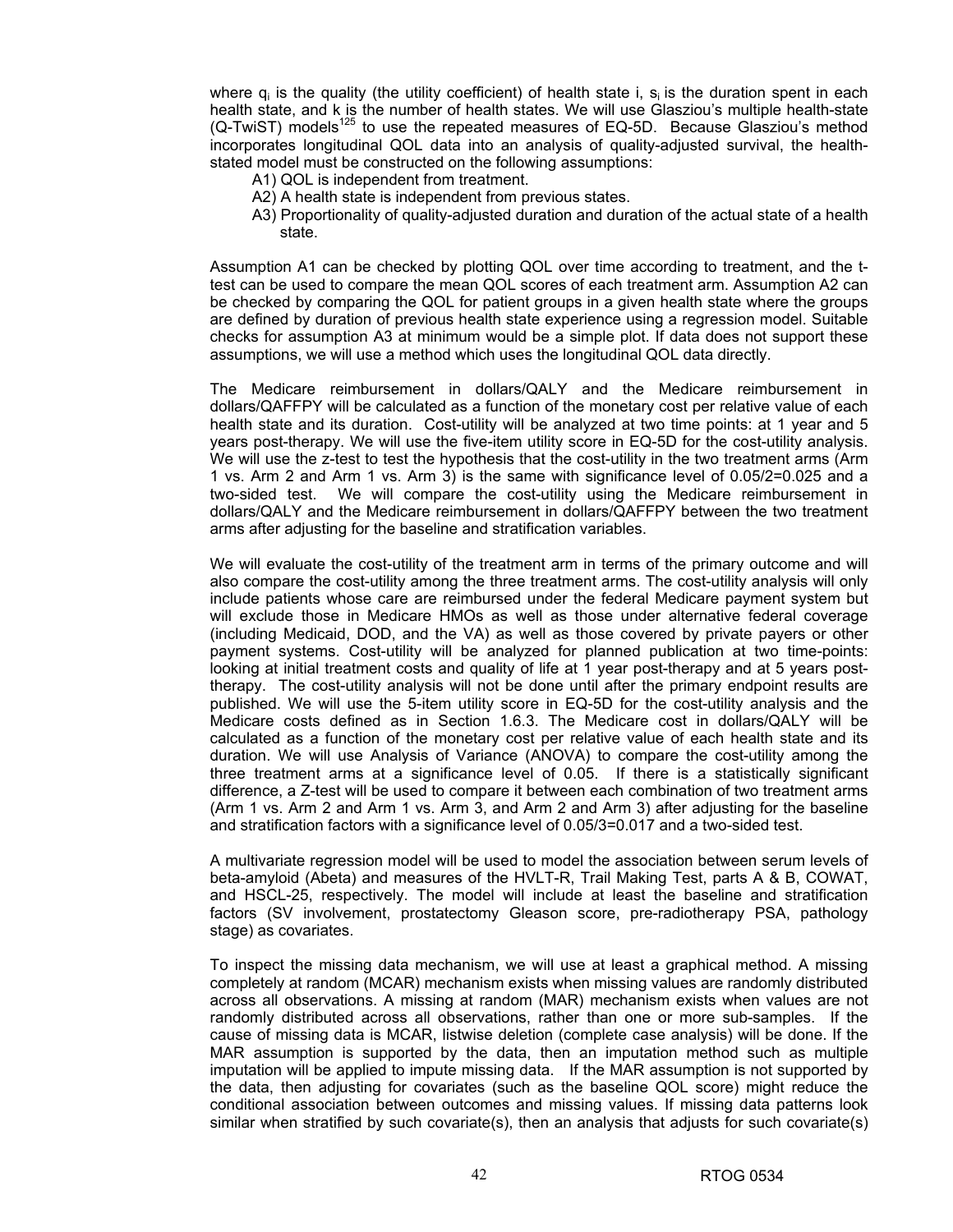where $q_i$ is the quality (the utility coefficient) of health state i, $s_i$ is the duration spent in each health state, and k is the number of health states. We will use Glasziou's multiple health-state (Q-TwiST) models[125] to use the repeated measures of EQ-5D. Because Glasziou's method incorporates longitudinal QOL data into an analysis of quality-adjusted survival, the health-stated model must be constructed on the following assumptions:

A1) QOL is independent from treatment.
A2) A health state is independent from previous states.
A3) Proportionality of quality-adjusted duration and duration of the actual state of a health state.

Assumption A1 can be checked by plotting QOL over time according to treatment, and the t-test can be used to compare the mean QOL scores of each treatment arm. Assumption A2 can be checked by comparing the QOL for patient groups in a given health state where the groups are defined by duration of previous health state experience using a regression model. Suitable checks for assumption A3 at minimum would be a simple plot. If data does not support these assumptions, we will use a method which uses the longitudinal QOL data directly.

The Medicare reimbursement in dollars/QALY and the Medicare reimbursement in dollars/QAFFPY will be calculated as a function of the monetary cost per relative value of each health state and its duration. Cost-utility will be analyzed at two time points: at 1 year and 5 years post-therapy. We will use the five-item utility score in EQ-5D for the cost-utility analysis. We will use the z-test to test the hypothesis that the cost-utility in the two treatment arms (Arm 1 vs. Arm 2 and Arm 1 vs. Arm 3) is the same with significance level of 0.05/2=0.025 and a two-sided test. We will compare the cost-utility using the Medicare reimbursement in dollars/QALY and the Medicare reimbursement in dollars/QAFFPY between the two treatment arms after adjusting for the baseline and stratification variables.

We will evaluate the cost-utility of the treatment arm in terms of the primary outcome and will also compare the cost-utility among the three treatment arms. The cost-utility analysis will only include patients whose care are reimbursed under the federal Medicare payment system but will exclude those in Medicare HMOs as well as those under alternative federal coverage (including Medicaid, DOD, and the VA) as well as those covered by private payers or other payment systems. Cost-utility will be analyzed for planned publication at two time-points: looking at initial treatment costs and quality of life at 1 year post-therapy and at 5 years post-therapy. The cost-utility analysis will not be done until after the primary endpoint results are published. We will use the 5-item utility score in EQ-5D for the cost-utility analysis and the Medicare costs defined as in Section 1.6.3. The Medicare cost in dollars/QALY will be calculated as a function of the monetary cost per relative value of each health state and its duration. We will use Analysis of Variance (ANOVA) to compare the cost-utility among the three treatment arms at a significance level of 0.05. If there is a statistically significant difference, a Z-test will be used to compare it between each combination of two treatment arms (Arm 1 vs. Arm 2 and Arm 1 vs. Arm 3, and Arm 2 and Arm 3) after adjusting for the baseline and stratification factors with a significance level of 0.05/3=0.017 and a two-sided test.

A multivariate regression model will be used to model the association between serum levels of beta-amyloid (Abeta) and measures of the HVLT-R, Trail Making Test, parts A & B, COWAT, and HSCL-25, respectively. The model will include at least the baseline and stratification factors (SV involvement, prostatectomy Gleason score, pre-radiotherapy PSA, pathology stage) as covariates.

To inspect the missing data mechanism, we will use at least a graphical method. A missing completely at random (MCAR) mechanism exists when missing values are randomly distributed across all observations. A missing at random (MAR) mechanism exists when values are not randomly distributed across all observations, rather than one or more sub-samples. If the cause of missing data is MCAR, listwise deletion (complete case analysis) will be done. If the MAR assumption is supported by the data, then an imputation method such as multiple imputation will be applied to impute missing data. If the MAR assumption is not supported by the data, then adjusting for covariates (such as the baseline QOL score) might reduce the conditional association between outcomes and missing values. If missing data patterns look similar when stratified by such covariate(s), then an analysis that adjusts for such covariate(s)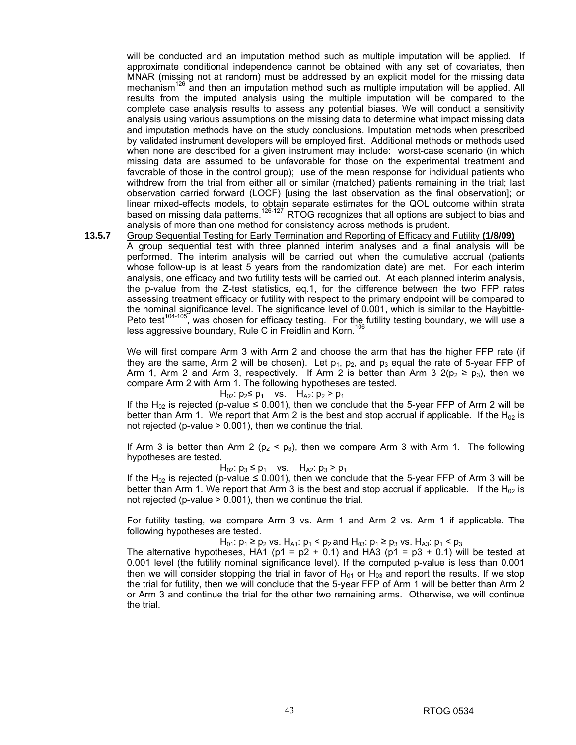will be conducted and an imputation method such as multiple imputation will be applied. If approximate conditional independence cannot be obtained with any set of covariates, then MNAR (missing not at random) must be addressed by an explicit model for the missing data mechanism[126] and then an imputation method such as multiple imputation will be applied. All results from the imputed analysis using the multiple imputation will be compared to the complete case analysis results to assess any potential biases. We will conduct a sensitivity analysis using various assumptions on the missing data to determine what impact missing data and imputation methods have on the study conclusions. Imputation methods when prescribed by validated instrument developers will be employed first. Additional methods or methods used when none are described for a given instrument may include: worst-case scenario (in which missing data are assumed to be unfavorable for those on the experimental treatment and favorable of those in the control group); use of the mean response for individual patients who withdrew from the trial from either all or similar (matched) patients remaining in the trial; last observation carried forward (LOCF) [using the last observation as the final observation]; or linear mixed-effects models, to obtain separate estimates for the QOL outcome within strata based on missing data patterns.[126-127] RTOG recognizes that all options are subject to bias and analysis of more than one method for consistency across methods is prudent.

**13.5.7** Group Sequential Testing for Early Termination and Reporting of Efficacy and Futility **(1/8/09)**

A group sequential test with three planned interim analyses and a final analysis will be performed. The interim analysis will be carried out when the cumulative accrual (patients whose follow-up is at least 5 years from the randomization date) are met. For each interim analysis, one efficacy and two futility tests will be carried out. At each planned interim analysis, the p-value from the Z-test statistics, eq.1, for the difference between the two FFP rates assessing treatment efficacy or futility with respect to the primary endpoint will be compared to the nominal significance level. The significance level of 0.001, which is similar to the Haybittle-Peto test[104-105], was chosen for efficacy testing. For the futility testing boundary, we will use a less aggressive boundary, Rule C in Freidlin and Korn.[106]

We will first compare Arm 3 with Arm 2 and choose the arm that has the higher FFP rate (if they are the same, Arm 2 will be chosen). Let $p_1$, $p_2$, and $p_3$ equal the rate of 5-year FFP of Arm 1, Arm 2 and Arm 3, respectively. If Arm 2 is better than Arm 3 2($p_2 \geq p_3$), then we compare Arm 2 with Arm 1. The following hypotheses are tested.

$$H_{02}: p_2 \leq p_1 \quad \text{vs.} \quad H_{A2}: p_2 > p_1$$

If the $H_{02}$ is rejected (p-value ≤ 0.001), then we conclude that the 5-year FFP of Arm 2 will be better than Arm 1. We report that Arm 2 is the best and stop accrual if applicable. If the $H_{02}$ is not rejected (p-value > 0.001), then we continue the trial.

If Arm 3 is better than Arm 2 ($p_2 < p_3$), then we compare Arm 3 with Arm 1. The following hypotheses are tested.

$$H_{02}: p_3 \leq p_1 \quad \text{vs.} \quad H_{A2}: p_3 > p_1$$

If the $H_{02}$ is rejected (p-value ≤ 0.001), then we conclude that the 5-year FFP of Arm 3 will be better than Arm 1. We report that Arm 3 is the best and stop accrual if applicable. If the $H_{02}$ is not rejected (p-value > 0.001), then we continue the trial.

For futility testing, we compare Arm 3 vs. Arm 1 and Arm 2 vs. Arm 1 if applicable. The following hypotheses are tested.

$$H_{01}: p_1 \geq p_2 \text{ vs. } H_{A1}: p_1 < p_2 \text{ and } H_{03}: p_1 \geq p_3 \text{ vs. } H_{A3}: p_1 < p_3$$

The alternative hypotheses, HA1 (p1 = p2 + 0.1) and HA3 (p1 = p3 + 0.1) will be tested at 0.001 level (the futility nominal significance level). If the computed p-value is less than 0.001 then we will consider stopping the trial in favor of $H_{01}$ or $H_{03}$ and report the results. If we stop the trial for futility, then we will conclude that the 5-year FFP of Arm 1 will be better than Arm 2 or Arm 3 and continue the trial for the other two remaining arms. Otherwise, we will continue the trial.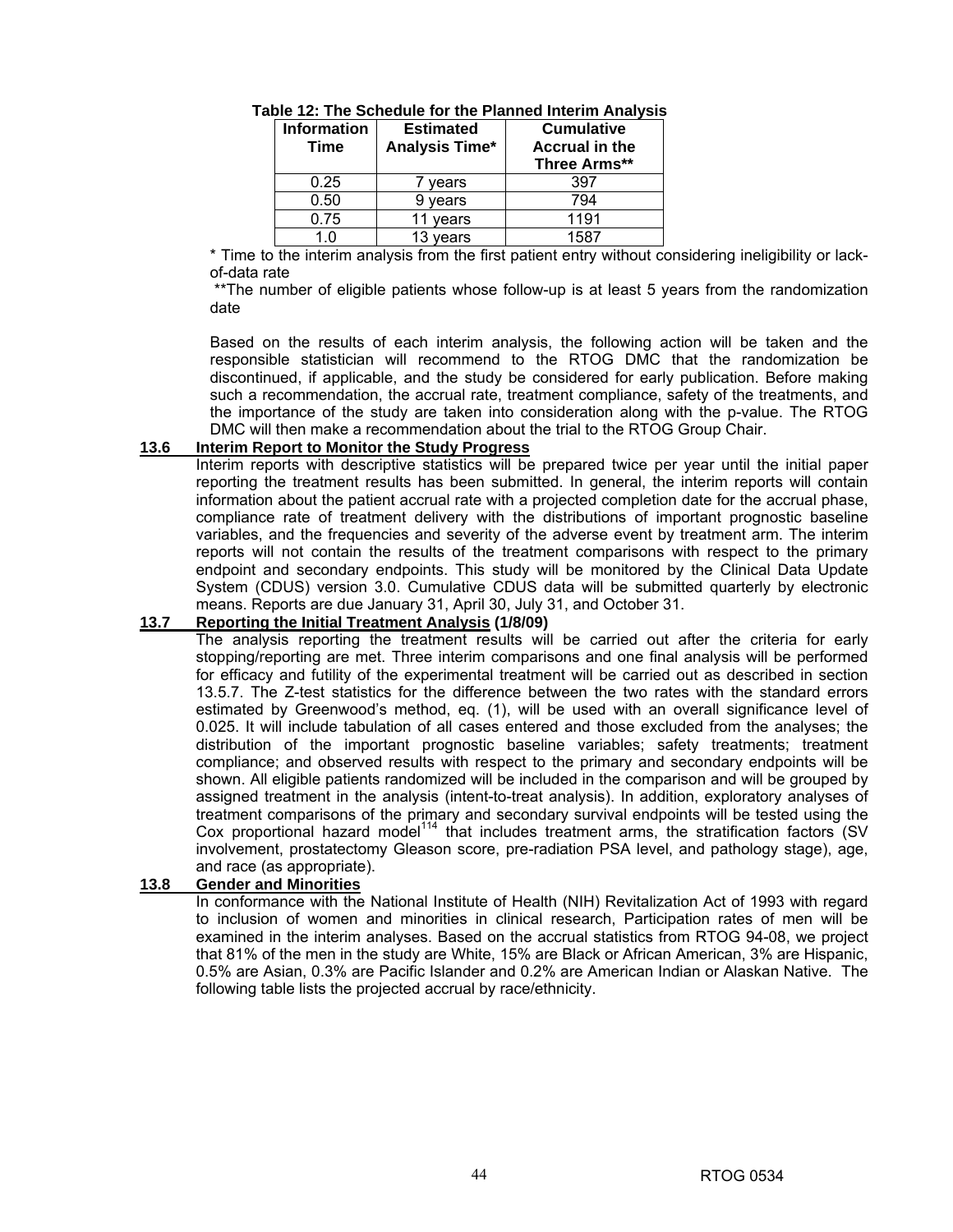**Table 12: The Schedule for the Planned Interim Analysis**

| Information Time | Estimated Analysis Time* | Cumulative Accrual in the Three Arms** |
|---|---|---|
| 0.25 | 7 years | 397 |
| 0.50 | 9 years | 794 |
| 0.75 | 11 years | 1191 |
| 1.0 | 13 years | 1587 |

\* Time to the interim analysis from the first patient entry without considering ineligibility or lack-of-data rate

\*\*The number of eligible patients whose follow-up is at least 5 years from the randomization date

Based on the results of each interim analysis, the following action will be taken and the responsible statistician will recommend to the RTOG DMC that the randomization be discontinued, if applicable, and the study be considered for early publication. Before making such a recommendation, the accrual rate, treatment compliance, safety of the treatments, and the importance of the study are taken into consideration along with the p-value. The RTOG DMC will then make a recommendation about the trial to the RTOG Group Chair.

## 13.6 Interim Report to Monitor the Study Progress

Interim reports with descriptive statistics will be prepared twice per year until the initial paper reporting the treatment results has been submitted. In general, the interim reports will contain information about the patient accrual rate with a projected completion date for the accrual phase, compliance rate of treatment delivery with the distributions of important prognostic baseline variables, and the frequencies and severity of the adverse event by treatment arm. The interim reports will not contain the results of the treatment comparisons with respect to the primary endpoint and secondary endpoints. This study will be monitored by the Clinical Data Update System (CDUS) version 3.0. Cumulative CDUS data will be submitted quarterly by electronic means. Reports are due January 31, April 30, July 31, and October 31.

## 13.7 Reporting the Initial Treatment Analysis (1/8/09)

The analysis reporting the treatment results will be carried out after the criteria for early stopping/reporting are met. Three interim comparisons and one final analysis will be performed for efficacy and futility of the experimental treatment will be carried out as described in section 13.5.7. The Z-test statistics for the difference between the two rates with the standard errors estimated by Greenwood's method, eq. (1), will be used with an overall significance level of 0.025. It will include tabulation of all cases entered and those excluded from the analyses; the distribution of the important prognostic baseline variables; safety treatments; treatment compliance; and observed results with respect to the primary and secondary endpoints will be shown. All eligible patients randomized will be included in the comparison and will be grouped by assigned treatment in the analysis (intent-to-treat analysis). In addition, exploratory analyses of treatment comparisons of the primary and secondary survival endpoints will be tested using the Cox proportional hazard model[114] that includes treatment arms, the stratification factors (SV involvement, prostatectomy Gleason score, pre-radiation PSA level, and pathology stage), age, and race (as appropriate).

## 13.8 Gender and Minorities

In conformance with the National Institute of Health (NIH) Revitalization Act of 1993 with regard to inclusion of women and minorities in clinical research, Participation rates of men will be examined in the interim analyses. Based on the accrual statistics from RTOG 94-08, we project that 81% of the men in the study are White, 15% are Black or African American, 3% are Hispanic, 0.5% are Asian, 0.3% are Pacific Islander and 0.2% are American Indian or Alaskan Native. The following table lists the projected accrual by race/ethnicity.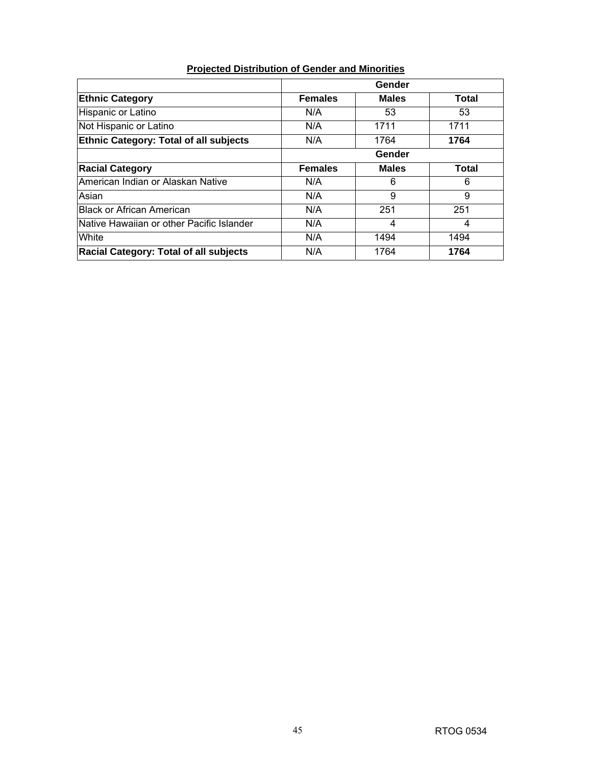**Projected Distribution of Gender and Minorities**

| | Gender | | |
|---|---|---|---|
| **Ethnic Category** | **Females** | **Males** | **Total** |
| Hispanic or Latino | N/A | 53 | 53 |
| Not Hispanic or Latino | N/A | 1711 | 1711 |
| **Ethnic Category: Total of all subjects** | N/A | 1764 | **1764** |
| | **Gender** | | |
| **Racial Category** | **Females** | **Males** | **Total** |
| American Indian or Alaskan Native | N/A | 6 | 6 |
| Asian | N/A | 9 | 9 |
| Black or African American | N/A | 251 | 251 |
| Native Hawaiian or other Pacific Islander | N/A | 4 | 4 |
| White | N/A | 1494 | 1494 |
| **Racial Category: Total of all subjects** | N/A | 1764 | **1764** |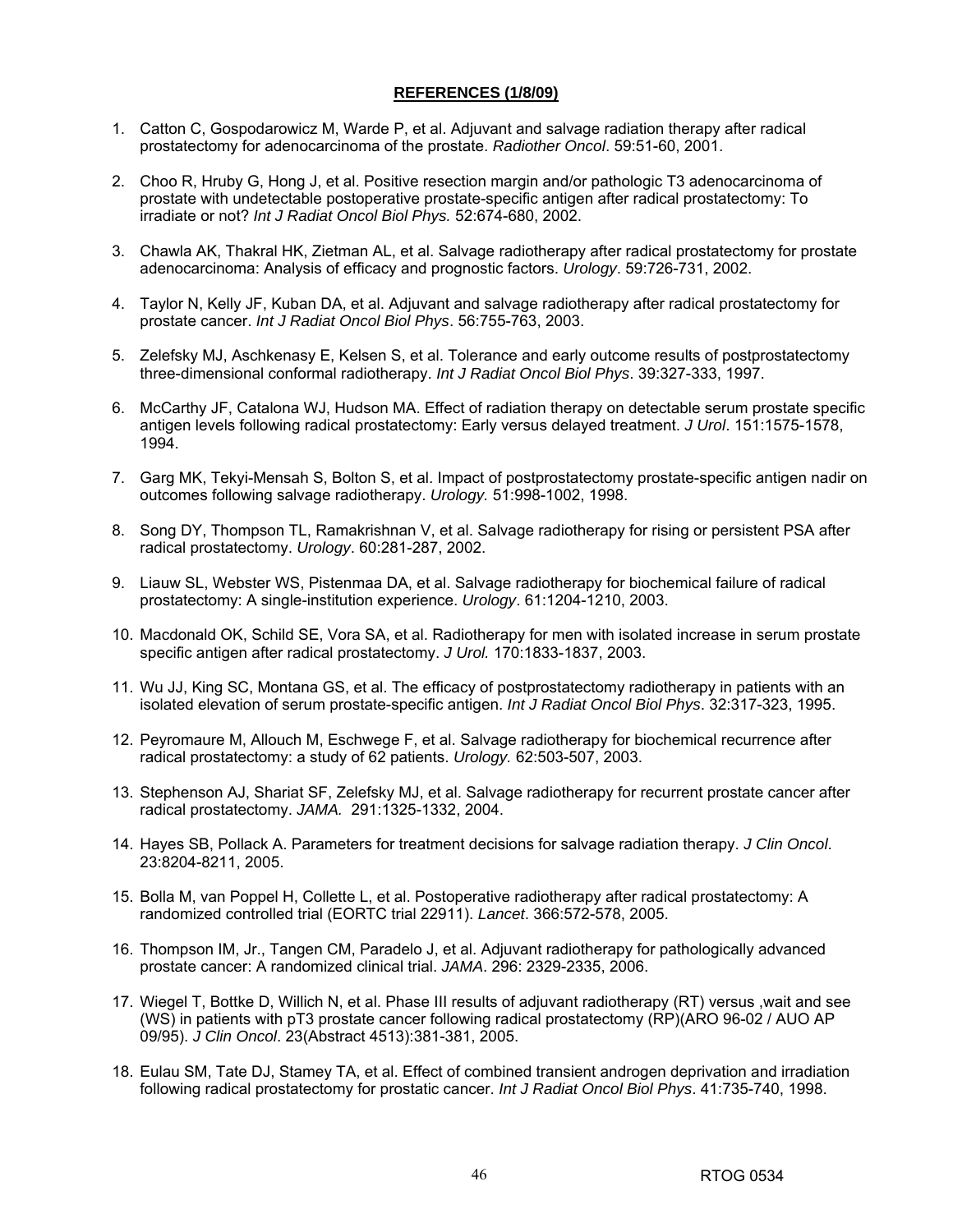**REFERENCES (1/8/09)**

1. Catton C, Gospodarowicz M, Warde P, et al. Adjuvant and salvage radiation therapy after radical prostatectomy for adenocarcinoma of the prostate. *Radiother Oncol*. 59:51-60, 2001.

2. Choo R, Hruby G, Hong J, et al. Positive resection margin and/or pathologic T3 adenocarcinoma of prostate with undetectable postoperative prostate-specific antigen after radical prostatectomy: To irradiate or not? *Int J Radiat Oncol Biol Phys.* 52:674-680, 2002.

3. Chawla AK, Thakral HK, Zietman AL, et al. Salvage radiotherapy after radical prostatectomy for prostate adenocarcinoma: Analysis of efficacy and prognostic factors. *Urology*. 59:726-731, 2002.

4. Taylor N, Kelly JF, Kuban DA, et al. Adjuvant and salvage radiotherapy after radical prostatectomy for prostate cancer. *Int J Radiat Oncol Biol Phys*. 56:755-763, 2003.

5. Zelefsky MJ, Aschkenasy E, Kelsen S, et al. Tolerance and early outcome results of postprostatectomy three-dimensional conformal radiotherapy. *Int J Radiat Oncol Biol Phys*. 39:327-333, 1997.

6. McCarthy JF, Catalona WJ, Hudson MA. Effect of radiation therapy on detectable serum prostate specific antigen levels following radical prostatectomy: Early versus delayed treatment. *J Urol*. 151:1575-1578, 1994.

7. Garg MK, Tekyi-Mensah S, Bolton S, et al. Impact of postprostatectomy prostate-specific antigen nadir on outcomes following salvage radiotherapy. *Urology.* 51:998-1002, 1998.

8. Song DY, Thompson TL, Ramakrishnan V, et al. Salvage radiotherapy for rising or persistent PSA after radical prostatectomy. *Urology*. 60:281-287, 2002.

9. Liauw SL, Webster WS, Pistenmaa DA, et al. Salvage radiotherapy for biochemical failure of radical prostatectomy: A single-institution experience. *Urology*. 61:1204-1210, 2003.

10. Macdonald OK, Schild SE, Vora SA, et al. Radiotherapy for men with isolated increase in serum prostate specific antigen after radical prostatectomy. *J Urol.* 170:1833-1837, 2003.

11. Wu JJ, King SC, Montana GS, et al. The efficacy of postprostatectomy radiotherapy in patients with an isolated elevation of serum prostate-specific antigen. *Int J Radiat Oncol Biol Phys*. 32:317-323, 1995.

12. Peyromaure M, Allouch M, Eschwege F, et al. Salvage radiotherapy for biochemical recurrence after radical prostatectomy: a study of 62 patients. *Urology.* 62:503-507, 2003.

13. Stephenson AJ, Shariat SF, Zelefsky MJ, et al. Salvage radiotherapy for recurrent prostate cancer after radical prostatectomy. *JAMA.* 291:1325-1332, 2004.

14. Hayes SB, Pollack A. Parameters for treatment decisions for salvage radiation therapy. *J Clin Oncol*. 23:8204-8211, 2005.

15. Bolla M, van Poppel H, Collette L, et al. Postoperative radiotherapy after radical prostatectomy: A randomized controlled trial (EORTC trial 22911). *Lancet*. 366:572-578, 2005.

16. Thompson IM, Jr., Tangen CM, Paradelo J, et al. Adjuvant radiotherapy for pathologically advanced prostate cancer: A randomized clinical trial. *JAMA*. 296: 2329-2335, 2006.

17. Wiegel T, Bottke D, Willich N, et al. Phase III results of adjuvant radiotherapy (RT) versus ,wait and see (WS) in patients with pT3 prostate cancer following radical prostatectomy (RP)(ARO 96-02 / AUO AP 09/95). *J Clin Oncol*. 23(Abstract 4513):381-381, 2005.

18. Eulau SM, Tate DJ, Stamey TA, et al. Effect of combined transient androgen deprivation and irradiation following radical prostatectomy for prostatic cancer. *Int J Radiat Oncol Biol Phys*. 41:735-740, 1998.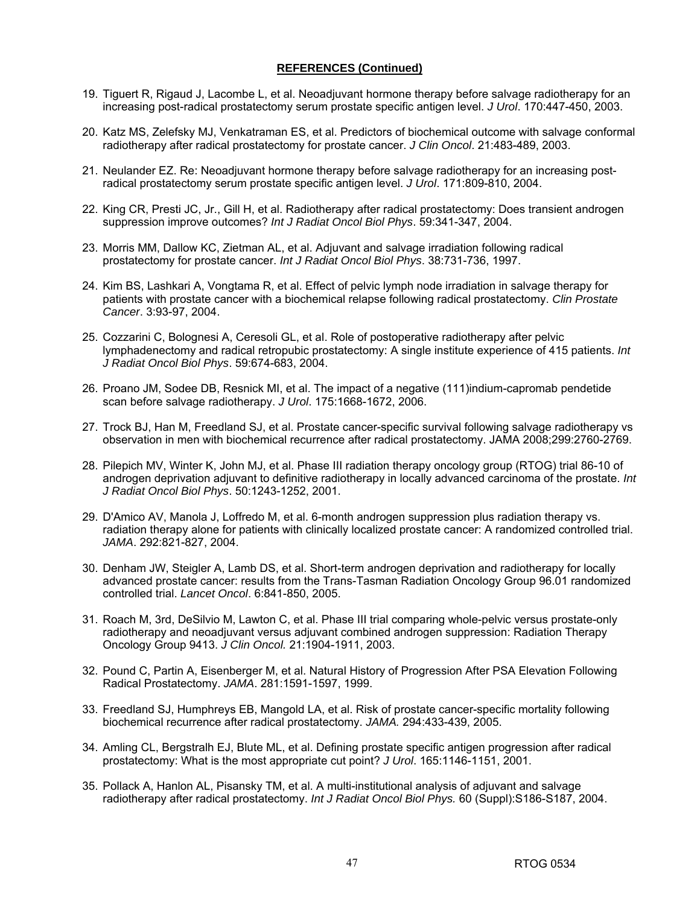**REFERENCES (Continued)**

19. Tiguert R, Rigaud J, Lacombe L, et al. Neoadjuvant hormone therapy before salvage radiotherapy for an increasing post-radical prostatectomy serum prostate specific antigen level. *J Urol*. 170:447-450, 2003.

20. Katz MS, Zelefsky MJ, Venkatraman ES, et al. Predictors of biochemical outcome with salvage conformal radiotherapy after radical prostatectomy for prostate cancer. *J Clin Oncol*. 21:483-489, 2003.

21. Neulander EZ. Re: Neoadjuvant hormone therapy before salvage radiotherapy for an increasing post-radical prostatectomy serum prostate specific antigen level. *J Urol*. 171:809-810, 2004.

22. King CR, Presti JC, Jr., Gill H, et al. Radiotherapy after radical prostatectomy: Does transient androgen suppression improve outcomes? *Int J Radiat Oncol Biol Phys*. 59:341-347, 2004.

23. Morris MM, Dallow KC, Zietman AL, et al. Adjuvant and salvage irradiation following radical prostatectomy for prostate cancer. *Int J Radiat Oncol Biol Phys*. 38:731-736, 1997.

24. Kim BS, Lashkari A, Vongtama R, et al. Effect of pelvic lymph node irradiation in salvage therapy for patients with prostate cancer with a biochemical relapse following radical prostatectomy. *Clin Prostate Cancer*. 3:93-97, 2004.

25. Cozzarini C, Bolognesi A, Ceresoli GL, et al. Role of postoperative radiotherapy after pelvic lymphadenectomy and radical retropubic prostatectomy: A single institute experience of 415 patients. *Int J Radiat Oncol Biol Phys*. 59:674-683, 2004.

26. Proano JM, Sodee DB, Resnick MI, et al. The impact of a negative (111)indium-capromab pendetide scan before salvage radiotherapy. *J Urol*. 175:1668-1672, 2006.

27. Trock BJ, Han M, Freedland SJ, et al. Prostate cancer-specific survival following salvage radiotherapy vs observation in men with biochemical recurrence after radical prostatectomy. JAMA 2008;299:2760-2769.

28. Pilepich MV, Winter K, John MJ, et al. Phase III radiation therapy oncology group (RTOG) trial 86-10 of androgen deprivation adjuvant to definitive radiotherapy in locally advanced carcinoma of the prostate. *Int J Radiat Oncol Biol Phys*. 50:1243-1252, 2001.

29. D'Amico AV, Manola J, Loffredo M, et al. 6-month androgen suppression plus radiation therapy vs. radiation therapy alone for patients with clinically localized prostate cancer: A randomized controlled trial. *JAMA*. 292:821-827, 2004.

30. Denham JW, Steigler A, Lamb DS, et al. Short-term androgen deprivation and radiotherapy for locally advanced prostate cancer: results from the Trans-Tasman Radiation Oncology Group 96.01 randomized controlled trial. *Lancet Oncol*. 6:841-850, 2005.

31. Roach M, 3rd, DeSilvio M, Lawton C, et al. Phase III trial comparing whole-pelvic versus prostate-only radiotherapy and neoadjuvant versus adjuvant combined androgen suppression: Radiation Therapy Oncology Group 9413. *J Clin Oncol.* 21:1904-1911, 2003.

32. Pound C, Partin A, Eisenberger M, et al. Natural History of Progression After PSA Elevation Following Radical Prostatectomy. *JAMA*. 281:1591-1597, 1999.

33. Freedland SJ, Humphreys EB, Mangold LA, et al. Risk of prostate cancer-specific mortality following biochemical recurrence after radical prostatectomy. *JAMA.* 294:433-439, 2005.

34. Amling CL, Bergstralh EJ, Blute ML, et al. Defining prostate specific antigen progression after radical prostatectomy: What is the most appropriate cut point? *J Urol*. 165:1146-1151, 2001.

35. Pollack A, Hanlon AL, Pisansky TM, et al. A multi-institutional analysis of adjuvant and salvage radiotherapy after radical prostatectomy. *Int J Radiat Oncol Biol Phys.* 60 (Suppl):S186-S187, 2004.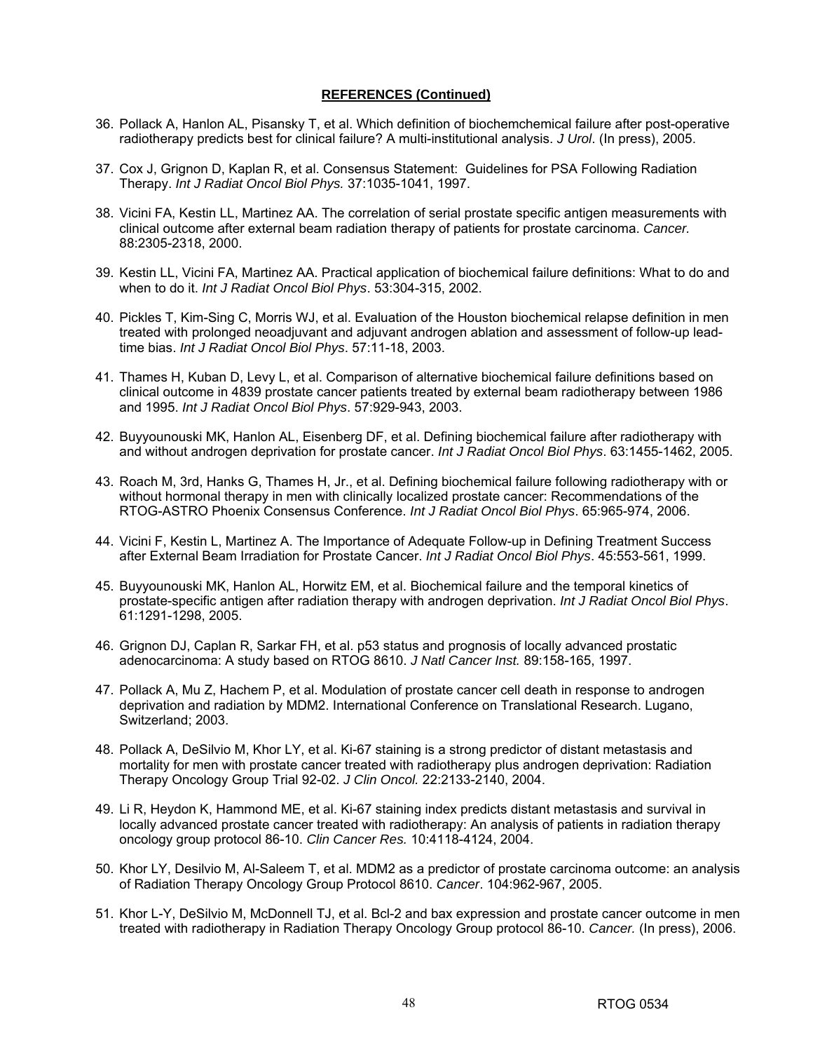**REFERENCES (Continued)**

36. Pollack A, Hanlon AL, Pisansky T, et al. Which definition of biochemchemical failure after post-operative radiotherapy predicts best for clinical failure? A multi-institutional analysis. *J Urol*. (In press), 2005.

37. Cox J, Grignon D, Kaplan R, et al. Consensus Statement: Guidelines for PSA Following Radiation Therapy. *Int J Radiat Oncol Biol Phys.* 37:1035-1041, 1997.

38. Vicini FA, Kestin LL, Martinez AA. The correlation of serial prostate specific antigen measurements with clinical outcome after external beam radiation therapy of patients for prostate carcinoma. *Cancer.* 88:2305-2318, 2000.

39. Kestin LL, Vicini FA, Martinez AA. Practical application of biochemical failure definitions: What to do and when to do it. *Int J Radiat Oncol Biol Phys*. 53:304-315, 2002.

40. Pickles T, Kim-Sing C, Morris WJ, et al. Evaluation of the Houston biochemical relapse definition in men treated with prolonged neoadjuvant and adjuvant androgen ablation and assessment of follow-up lead-time bias. *Int J Radiat Oncol Biol Phys*. 57:11-18, 2003.

41. Thames H, Kuban D, Levy L, et al. Comparison of alternative biochemical failure definitions based on clinical outcome in 4839 prostate cancer patients treated by external beam radiotherapy between 1986 and 1995. *Int J Radiat Oncol Biol Phys*. 57:929-943, 2003.

42. Buyyounouski MK, Hanlon AL, Eisenberg DF, et al. Defining biochemical failure after radiotherapy with and without androgen deprivation for prostate cancer. *Int J Radiat Oncol Biol Phys*. 63:1455-1462, 2005.

43. Roach M, 3rd, Hanks G, Thames H, Jr., et al. Defining biochemical failure following radiotherapy with or without hormonal therapy in men with clinically localized prostate cancer: Recommendations of the RTOG-ASTRO Phoenix Consensus Conference. *Int J Radiat Oncol Biol Phys*. 65:965-974, 2006.

44. Vicini F, Kestin L, Martinez A. The Importance of Adequate Follow-up in Defining Treatment Success after External Beam Irradiation for Prostate Cancer. *Int J Radiat Oncol Biol Phys*. 45:553-561, 1999.

45. Buyyounouski MK, Hanlon AL, Horwitz EM, et al. Biochemical failure and the temporal kinetics of prostate-specific antigen after radiation therapy with androgen deprivation. *Int J Radiat Oncol Biol Phys*. 61:1291-1298, 2005.

46. Grignon DJ, Caplan R, Sarkar FH, et al. p53 status and prognosis of locally advanced prostatic adenocarcinoma: A study based on RTOG 8610. *J Natl Cancer Inst.* 89:158-165, 1997.

47. Pollack A, Mu Z, Hachem P, et al. Modulation of prostate cancer cell death in response to androgen deprivation and radiation by MDM2. International Conference on Translational Research. Lugano, Switzerland; 2003.

48. Pollack A, DeSilvio M, Khor LY, et al. Ki-67 staining is a strong predictor of distant metastasis and mortality for men with prostate cancer treated with radiotherapy plus androgen deprivation: Radiation Therapy Oncology Group Trial 92-02. *J Clin Oncol.* 22:2133-2140, 2004.

49. Li R, Heydon K, Hammond ME, et al. Ki-67 staining index predicts distant metastasis and survival in locally advanced prostate cancer treated with radiotherapy: An analysis of patients in radiation therapy oncology group protocol 86-10. *Clin Cancer Res.* 10:4118-4124, 2004.

50. Khor LY, Desilvio M, Al-Saleem T, et al. MDM2 as a predictor of prostate carcinoma outcome: an analysis of Radiation Therapy Oncology Group Protocol 8610. *Cancer*. 104:962-967, 2005.

51. Khor L-Y, DeSilvio M, McDonnell TJ, et al. Bcl-2 and bax expression and prostate cancer outcome in men treated with radiotherapy in Radiation Therapy Oncology Group protocol 86-10. *Cancer.* (In press), 2006.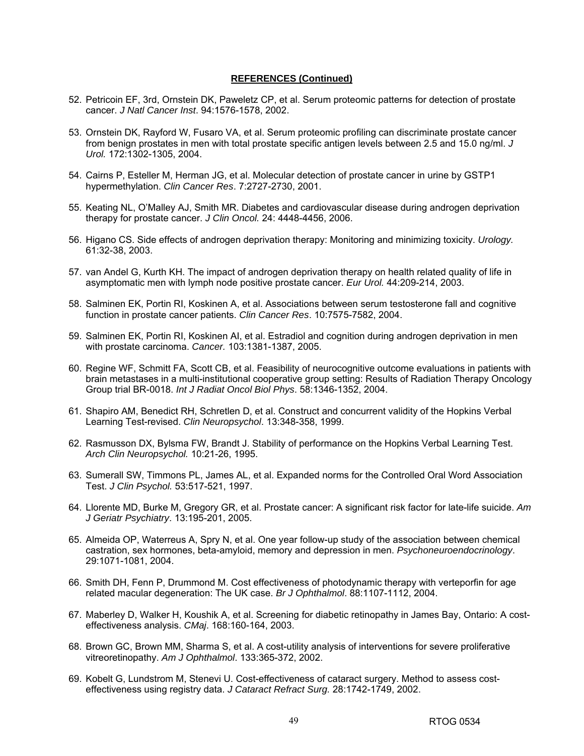**REFERENCES (Continued)**

52. Petricoin EF, 3rd, Ornstein DK, Paweletz CP, et al. Serum proteomic patterns for detection of prostate cancer. *J Natl Cancer Inst*. 94:1576-1578, 2002.

53. Ornstein DK, Rayford W, Fusaro VA, et al. Serum proteomic profiling can discriminate prostate cancer from benign prostates in men with total prostate specific antigen levels between 2.5 and 15.0 ng/ml. *J Urol.* 172:1302-1305, 2004.

54. Cairns P, Esteller M, Herman JG, et al. Molecular detection of prostate cancer in urine by GSTP1 hypermethylation. *Clin Cancer Res*. 7:2727-2730, 2001.

55. Keating NL, O'Malley AJ, Smith MR. Diabetes and cardiovascular disease during androgen deprivation therapy for prostate cancer. *J Clin Oncol.* 24: 4448-4456, 2006.

56. Higano CS. Side effects of androgen deprivation therapy: Monitoring and minimizing toxicity. *Urology.* 61:32-38, 2003.

57. van Andel G, Kurth KH. The impact of androgen deprivation therapy on health related quality of life in asymptomatic men with lymph node positive prostate cancer. *Eur Urol.* 44:209-214, 2003.

58. Salminen EK, Portin RI, Koskinen A, et al. Associations between serum testosterone fall and cognitive function in prostate cancer patients. *Clin Cancer Res*. 10:7575-7582, 2004.

59. Salminen EK, Portin RI, Koskinen AI, et al. Estradiol and cognition during androgen deprivation in men with prostate carcinoma. *Cancer.* 103:1381-1387, 2005.

60. Regine WF, Schmitt FA, Scott CB, et al. Feasibility of neurocognitive outcome evaluations in patients with brain metastases in a multi-institutional cooperative group setting: Results of Radiation Therapy Oncology Group trial BR-0018. *Int J Radiat Oncol Biol Phys*. 58:1346-1352, 2004.

61. Shapiro AM, Benedict RH, Schretlen D, et al. Construct and concurrent validity of the Hopkins Verbal Learning Test-revised. *Clin Neuropsychol*. 13:348-358, 1999.

62. Rasmusson DX, Bylsma FW, Brandt J. Stability of performance on the Hopkins Verbal Learning Test. *Arch Clin Neuropsychol.* 10:21-26, 1995.

63. Sumerall SW, Timmons PL, James AL, et al. Expanded norms for the Controlled Oral Word Association Test. *J Clin Psychol.* 53:517-521, 1997.

64. Llorente MD, Burke M, Gregory GR, et al. Prostate cancer: A significant risk factor for late-life suicide. *Am J Geriatr Psychiatry*. 13:195-201, 2005.

65. Almeida OP, Waterreus A, Spry N, et al. One year follow-up study of the association between chemical castration, sex hormones, beta-amyloid, memory and depression in men. *Psychoneuroendocrinology*. 29:1071-1081, 2004.

66. Smith DH, Fenn P, Drummond M. Cost effectiveness of photodynamic therapy with verteporfin for age related macular degeneration: The UK case. *Br J Ophthalmol*. 88:1107-1112, 2004.

67. Maberley D, Walker H, Koushik A, et al. Screening for diabetic retinopathy in James Bay, Ontario: A cost-effectiveness analysis. *CMaj*. 168:160-164, 2003.

68. Brown GC, Brown MM, Sharma S, et al. A cost-utility analysis of interventions for severe proliferative vitreoretinopathy. *Am J Ophthalmol*. 133:365-372, 2002.

69. Kobelt G, Lundstrom M, Stenevi U. Cost-effectiveness of cataract surgery. Method to assess cost-effectiveness using registry data. *J Cataract Refract Surg.* 28:1742-1749, 2002.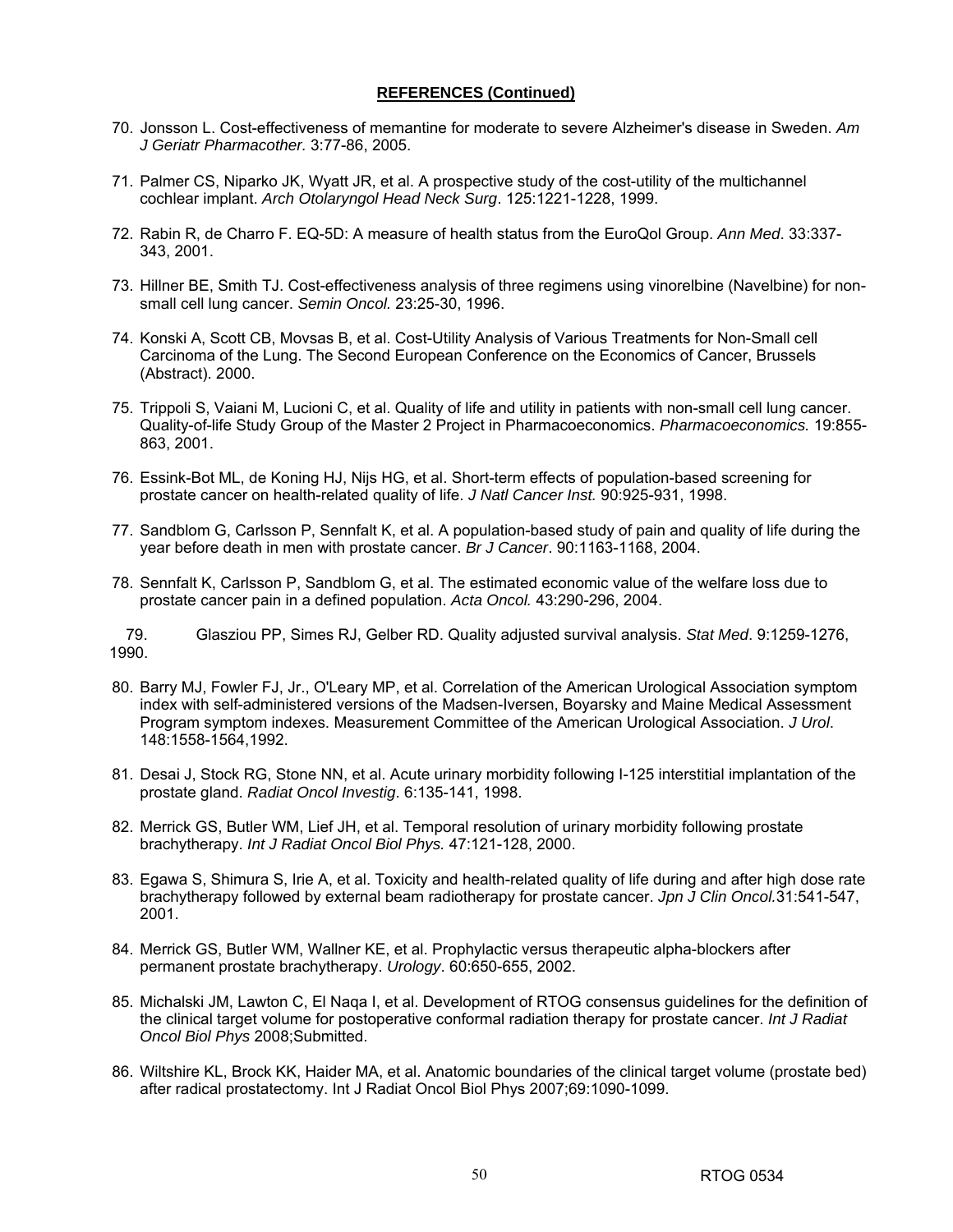**REFERENCES (Continued)**

70. Jonsson L. Cost-effectiveness of memantine for moderate to severe Alzheimer's disease in Sweden. *Am J Geriatr Pharmacother.* 3:77-86, 2005.

71. Palmer CS, Niparko JK, Wyatt JR, et al. A prospective study of the cost-utility of the multichannel cochlear implant. *Arch Otolaryngol Head Neck Surg*. 125:1221-1228, 1999.

72. Rabin R, de Charro F. EQ-5D: A measure of health status from the EuroQol Group. *Ann Med.* 33:337-343, 2001.

73. Hillner BE, Smith TJ. Cost-effectiveness analysis of three regimens using vinorelbine (Navelbine) for non-small cell lung cancer. *Semin Oncol.* 23:25-30, 1996.

74. Konski A, Scott CB, Movsas B, et al. Cost-Utility Analysis of Various Treatments for Non-Small cell Carcinoma of the Lung. The Second European Conference on the Economics of Cancer, Brussels (Abstract). 2000.

75. Trippoli S, Vaiani M, Lucioni C, et al. Quality of life and utility in patients with non-small cell lung cancer. Quality-of-life Study Group of the Master 2 Project in Pharmacoeconomics. *Pharmacoeconomics.* 19:855-863, 2001.

76. Essink-Bot ML, de Koning HJ, Nijs HG, et al. Short-term effects of population-based screening for prostate cancer on health-related quality of life. *J Natl Cancer Inst.* 90:925-931, 1998.

77. Sandblom G, Carlsson P, Sennfalt K, et al. A population-based study of pain and quality of life during the year before death in men with prostate cancer. *Br J Cancer*. 90:1163-1168, 2004.

78. Sennfalt K, Carlsson P, Sandblom G, et al. The estimated economic value of the welfare loss due to prostate cancer pain in a defined population. *Acta Oncol.* 43:290-296, 2004.

79. Glasziou PP, Simes RJ, Gelber RD. Quality adjusted survival analysis. *Stat Med*. 9:1259-1276, 1990.

80. Barry MJ, Fowler FJ, Jr., O'Leary MP, et al. Correlation of the American Urological Association symptom index with self-administered versions of the Madsen-Iversen, Boyarsky and Maine Medical Assessment Program symptom indexes. Measurement Committee of the American Urological Association. *J Urol*. 148:1558-1564,1992.

81. Desai J, Stock RG, Stone NN, et al. Acute urinary morbidity following I-125 interstitial implantation of the prostate gland. *Radiat Oncol Investig*. 6:135-141, 1998.

82. Merrick GS, Butler WM, Lief JH, et al. Temporal resolution of urinary morbidity following prostate brachytherapy. *Int J Radiat Oncol Biol Phys.* 47:121-128, 2000.

83. Egawa S, Shimura S, Irie A, et al. Toxicity and health-related quality of life during and after high dose rate brachytherapy followed by external beam radiotherapy for prostate cancer. *Jpn J Clin Oncol.*31:541-547, 2001.

84. Merrick GS, Butler WM, Wallner KE, et al. Prophylactic versus therapeutic alpha-blockers after permanent prostate brachytherapy. *Urology*. 60:650-655, 2002.

85. Michalski JM, Lawton C, El Naqa I, et al. Development of RTOG consensus guidelines for the definition of the clinical target volume for postoperative conformal radiation therapy for prostate cancer. *Int J Radiat Oncol Biol Phys* 2008;Submitted.

86. Wiltshire KL, Brock KK, Haider MA, et al. Anatomic boundaries of the clinical target volume (prostate bed) after radical prostatectomy. Int J Radiat Oncol Biol Phys 2007;69:1090-1099.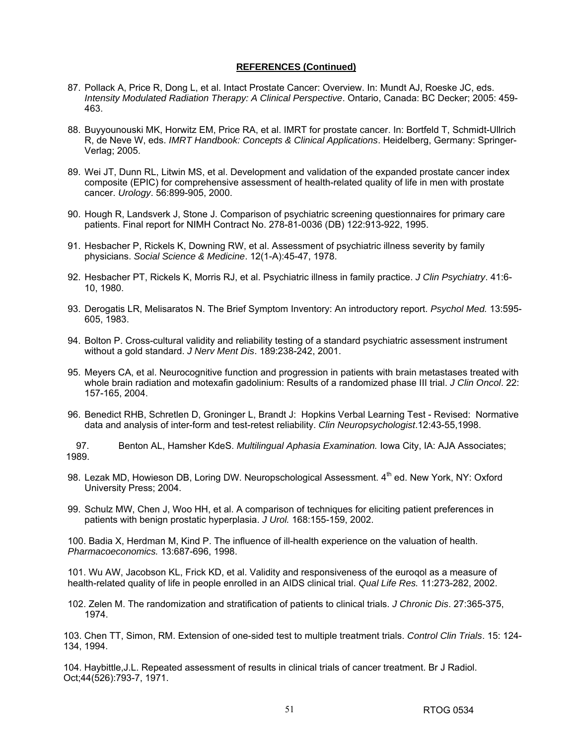**REFERENCES (Continued)**

87. Pollack A, Price R, Dong L, et al. Intact Prostate Cancer: Overview. In: Mundt AJ, Roeske JC, eds. *Intensity Modulated Radiation Therapy: A Clinical Perspective*. Ontario, Canada: BC Decker; 2005: 459-463.

88. Buyyounouski MK, Horwitz EM, Price RA, et al. IMRT for prostate cancer. In: Bortfeld T, Schmidt-Ullrich R, de Neve W, eds. *IMRT Handbook: Concepts & Clinical Applications*. Heidelberg, Germany: Springer-Verlag; 2005.

89. Wei JT, Dunn RL, Litwin MS, et al. Development and validation of the expanded prostate cancer index composite (EPIC) for comprehensive assessment of health-related quality of life in men with prostate cancer. *Urology*. 56:899-905, 2000.

90. Hough R, Landsverk J, Stone J. Comparison of psychiatric screening questionnaires for primary care patients. Final report for NIMH Contract No. 278-81-0036 (DB) 122:913-922, 1995.

91. Hesbacher P, Rickels K, Downing RW, et al. Assessment of psychiatric illness severity by family physicians. *Social Science & Medicine*. 12(1-A):45-47, 1978.

92. Hesbacher PT, Rickels K, Morris RJ, et al. Psychiatric illness in family practice. *J Clin Psychiatry*. 41:6-10, 1980.

93. Derogatis LR, Melisaratos N. The Brief Symptom Inventory: An introductory report. *Psychol Med.* 13:595-605, 1983.

94. Bolton P. Cross-cultural validity and reliability testing of a standard psychiatric assessment instrument without a gold standard. *J Nerv Ment Dis*. 189:238-242, 2001.

95. Meyers CA, et al. Neurocognitive function and progression in patients with brain metastases treated with whole brain radiation and motexafin gadolinium: Results of a randomized phase III trial. *J Clin Oncol*. 22: 157-165, 2004.

96. Benedict RHB, Schretlen D, Groninger L, Brandt J: Hopkins Verbal Learning Test - Revised: Normative data and analysis of inter-form and test-retest reliability. *Clin Neuropsychologist*.12:43-55,1998.

97. Benton AL, Hamsher KdeS. *Multilingual Aphasia Examination.* Iowa City, IA: AJA Associates; 1989.

98. Lezak MD, Howieson DB, Loring DW. Neuropschological Assessment. 4th ed. New York, NY: Oxford University Press; 2004.

99. Schulz MW, Chen J, Woo HH, et al. A comparison of techniques for eliciting patient preferences in patients with benign prostatic hyperplasia. *J Urol.* 168:155-159, 2002.

100. Badia X, Herdman M, Kind P. The influence of ill-health experience on the valuation of health. *Pharmacoeconomics.* 13:687-696, 1998.

101. Wu AW, Jacobson KL, Frick KD, et al. Validity and responsiveness of the euroqol as a measure of health-related quality of life in people enrolled in an AIDS clinical trial. *Qual Life Res.* 11:273-282, 2002.

102. Zelen M. The randomization and stratification of patients to clinical trials. *J Chronic Dis*. 27:365-375, 1974.

103. Chen TT, Simon, RM. Extension of one-sided test to multiple treatment trials. *Control Clin Trials*. 15: 124-134, 1994.

104. Haybittle,J.L. Repeated assessment of results in clinical trials of cancer treatment. Br J Radiol. Oct;44(526):793-7, 1971.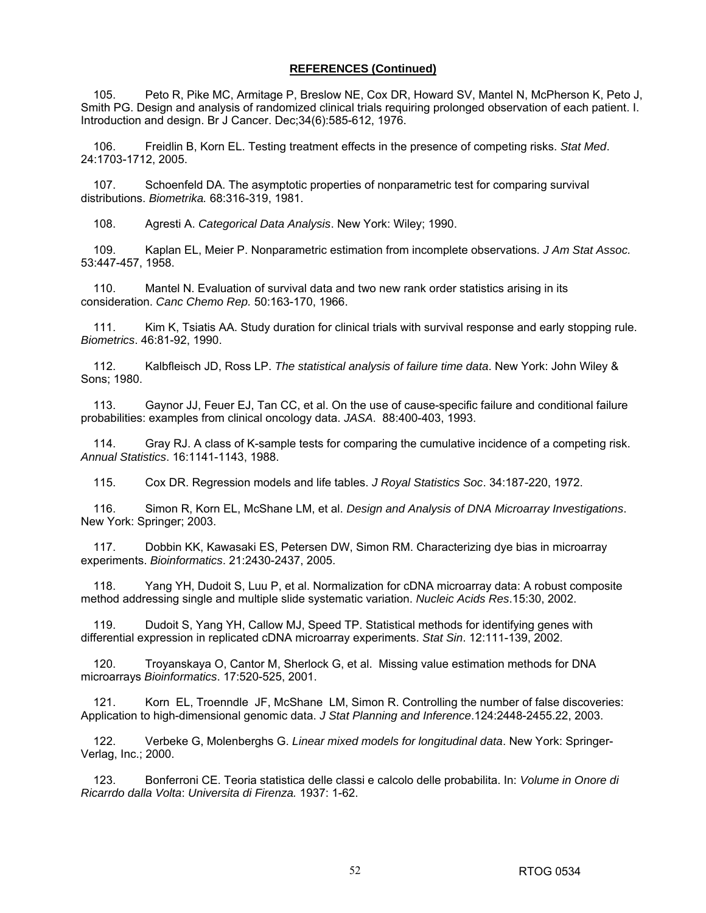**REFERENCES (Continued)**

105. Peto R, Pike MC, Armitage P, Breslow NE, Cox DR, Howard SV, Mantel N, McPherson K, Peto J, Smith PG. Design and analysis of randomized clinical trials requiring prolonged observation of each patient. I. Introduction and design. Br J Cancer. Dec;34(6):585-612, 1976.

106. Freidlin B, Korn EL. Testing treatment effects in the presence of competing risks. *Stat Med*. 24:1703-1712, 2005.

107. Schoenfeld DA. The asymptotic properties of nonparametric test for comparing survival distributions. *Biometrika.* 68:316-319, 1981.

108. Agresti A. *Categorical Data Analysis*. New York: Wiley; 1990.

109. Kaplan EL, Meier P. Nonparametric estimation from incomplete observations. *J Am Stat Assoc.* 53:447-457, 1958.

110. Mantel N. Evaluation of survival data and two new rank order statistics arising in its consideration. *Canc Chemo Rep.* 50:163-170, 1966.

111. Kim K, Tsiatis AA. Study duration for clinical trials with survival response and early stopping rule. *Biometrics*. 46:81-92, 1990.

112. Kalbfleisch JD, Ross LP. *The statistical analysis of failure time data*. New York: John Wiley & Sons; 1980.

113. Gaynor JJ, Feuer EJ, Tan CC, et al. On the use of cause-specific failure and conditional failure probabilities: examples from clinical oncology data. *JASA*. 88:400-403, 1993.

114. Gray RJ. A class of K-sample tests for comparing the cumulative incidence of a competing risk. *Annual Statistics*. 16:1141-1143, 1988.

115. Cox DR. Regression models and life tables. *J Royal Statistics Soc*. 34:187-220, 1972.

116. Simon R, Korn EL, McShane LM, et al. *Design and Analysis of DNA Microarray Investigations*. New York: Springer; 2003.

117. Dobbin KK, Kawasaki ES, Petersen DW, Simon RM. Characterizing dye bias in microarray experiments. *Bioinformatics*. 21:2430-2437, 2005.

118. Yang YH, Dudoit S, Luu P, et al. Normalization for cDNA microarray data: A robust composite method addressing single and multiple slide systematic variation. *Nucleic Acids Res*.15:30, 2002.

119. Dudoit S, Yang YH, Callow MJ, Speed TP. Statistical methods for identifying genes with differential expression in replicated cDNA microarray experiments. *Stat Sin*. 12:111-139, 2002.

120. Troyanskaya O, Cantor M, Sherlock G, et al. Missing value estimation methods for DNA microarrays *Bioinformatics*. 17:520-525, 2001.

121. Korn EL, Troenndle JF, McShane LM, Simon R. Controlling the number of false discoveries: Application to high-dimensional genomic data. *J Stat Planning and Inference*.124:2448-2455.22, 2003.

122. Verbeke G, Molenberghs G. *Linear mixed models for longitudinal data*. New York: Springer-Verlag, Inc.; 2000.

123. Bonferroni CE. Teoria statistica delle classi e calcolo delle probabilita. In: *Volume in Onore di Ricarrdo dalla Volta*: *Universita di Firenza.* 1937: 1-62.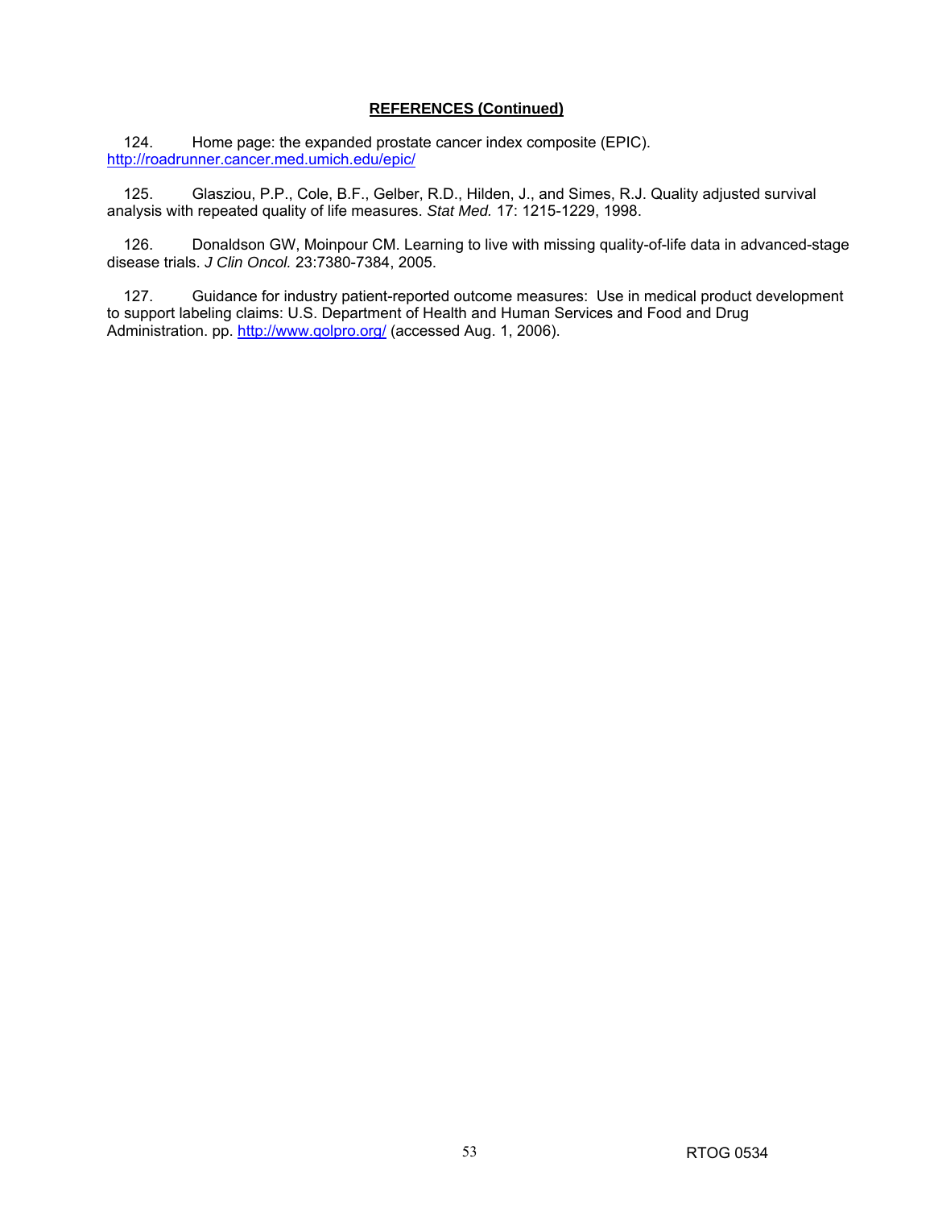**REFERENCES (Continued)**

124. Home page: the expanded prostate cancer index composite (EPIC). http://roadrunner.cancer.med.umich.edu/epic/

125. Glasziou, P.P., Cole, B.F., Gelber, R.D., Hilden, J., and Simes, R.J. Quality adjusted survival analysis with repeated quality of life measures. *Stat Med.* 17: 1215-1229, 1998.

126. Donaldson GW, Moinpour CM. Learning to live with missing quality-of-life data in advanced-stage disease trials. *J Clin Oncol.* 23:7380-7384, 2005.

127. Guidance for industry patient-reported outcome measures: Use in medical product development to support labeling claims: U.S. Department of Health and Human Services and Food and Drug Administration. pp. http://www.qolpro.org/ (accessed Aug. 1, 2006).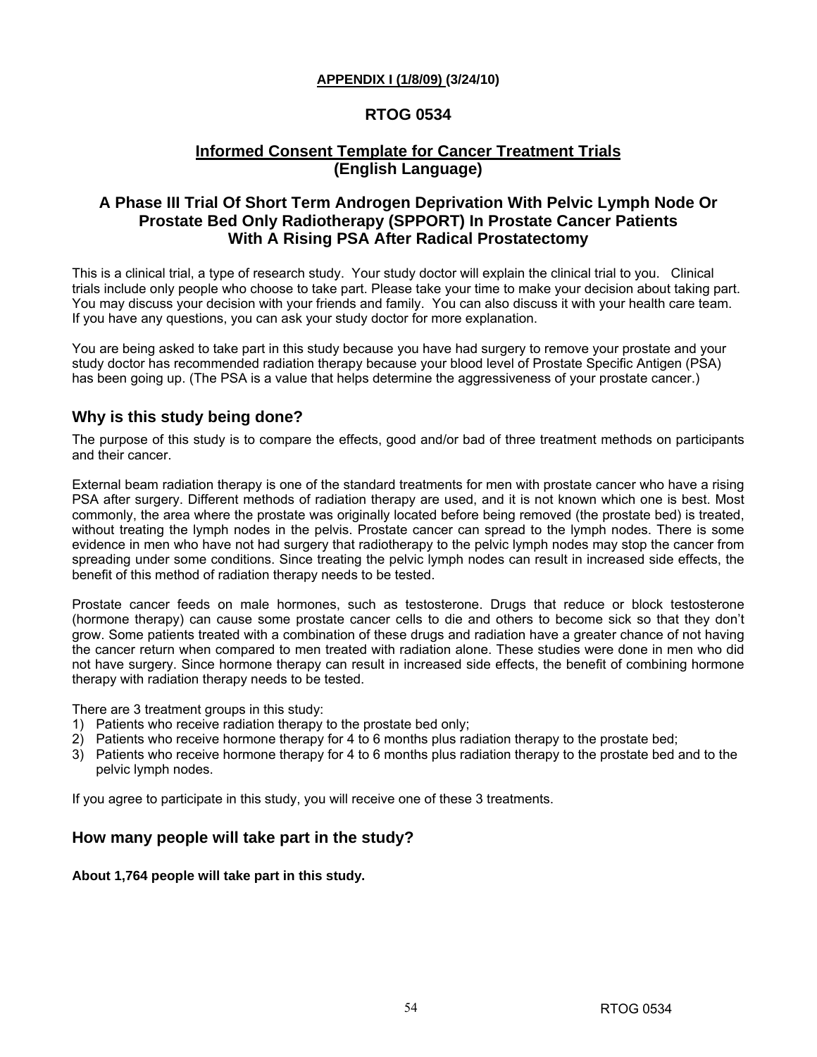**APPENDIX I (1/8/09) (3/24/10)**

# RTOG 0534

## Informed Consent Template for Cancer Treatment Trials (English Language)

## A Phase III Trial Of Short Term Androgen Deprivation With Pelvic Lymph Node Or Prostate Bed Only Radiotherapy (SPPORT) In Prostate Cancer Patients With A Rising PSA After Radical Prostatectomy

This is a clinical trial, a type of research study. Your study doctor will explain the clinical trial to you. Clinical trials include only people who choose to take part. Please take your time to make your decision about taking part. You may discuss your decision with your friends and family. You can also discuss it with your health care team. If you have any questions, you can ask your study doctor for more explanation.

You are being asked to take part in this study because you have had surgery to remove your prostate and your study doctor has recommended radiation therapy because your blood level of Prostate Specific Antigen (PSA) has been going up. (The PSA is a value that helps determine the aggressiveness of your prostate cancer.)

### Why is this study being done?

The purpose of this study is to compare the effects, good and/or bad of three treatment methods on participants and their cancer.

External beam radiation therapy is one of the standard treatments for men with prostate cancer who have a rising PSA after surgery. Different methods of radiation therapy are used, and it is not known which one is best. Most commonly, the area where the prostate was originally located before being removed (the prostate bed) is treated, without treating the lymph nodes in the pelvis. Prostate cancer can spread to the lymph nodes. There is some evidence in men who have not had surgery that radiotherapy to the pelvic lymph nodes may stop the cancer from spreading under some conditions. Since treating the pelvic lymph nodes can result in increased side effects, the benefit of this method of radiation therapy needs to be tested.

Prostate cancer feeds on male hormones, such as testosterone. Drugs that reduce or block testosterone (hormone therapy) can cause some prostate cancer cells to die and others to become sick so that they don't grow. Some patients treated with a combination of these drugs and radiation have a greater chance of not having the cancer return when compared to men treated with radiation alone. These studies were done in men who did not have surgery. Since hormone therapy can result in increased side effects, the benefit of combining hormone therapy with radiation therapy needs to be tested.

There are 3 treatment groups in this study:

1) Patients who receive radiation therapy to the prostate bed only;
2) Patients who receive hormone therapy for 4 to 6 months plus radiation therapy to the prostate bed;
3) Patients who receive hormone therapy for 4 to 6 months plus radiation therapy to the prostate bed and to the pelvic lymph nodes.

If you agree to participate in this study, you will receive one of these 3 treatments.

### How many people will take part in the study?

**About 1,764 people will take part in this study.**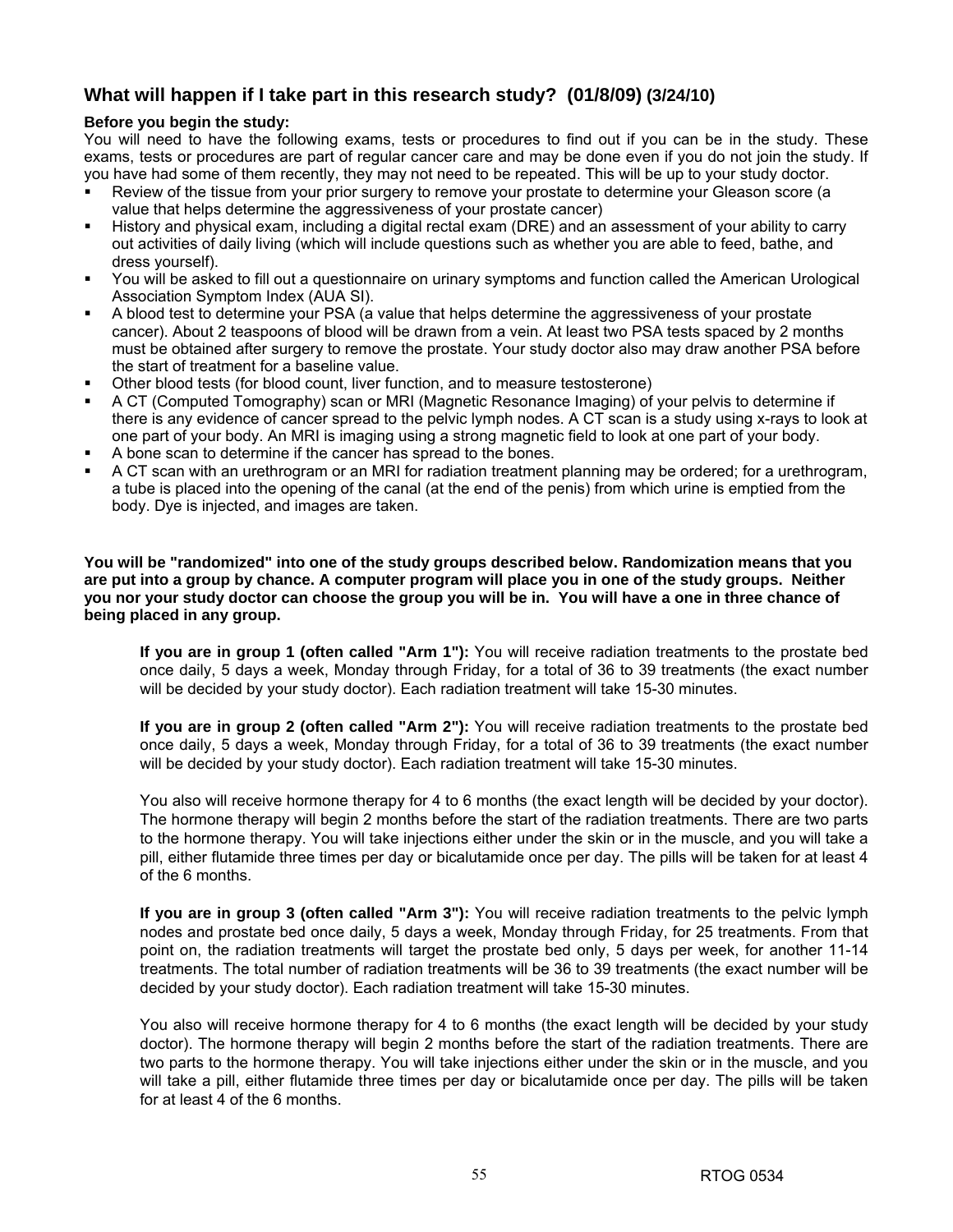## What will happen if I take part in this research study? (01/8/09) (3/24/10)

**Before you begin the study:**

You will need to have the following exams, tests or procedures to find out if you can be in the study. These exams, tests or procedures are part of regular cancer care and may be done even if you do not join the study. If you have had some of them recently, they may not need to be repeated. This will be up to your study doctor.

- Review of the tissue from your prior surgery to remove your prostate to determine your Gleason score (a value that helps determine the aggressiveness of your prostate cancer)
- History and physical exam, including a digital rectal exam (DRE) and an assessment of your ability to carry out activities of daily living (which will include questions such as whether you are able to feed, bathe, and dress yourself).
- You will be asked to fill out a questionnaire on urinary symptoms and function called the American Urological Association Symptom Index (AUA SI).
- A blood test to determine your PSA (a value that helps determine the aggressiveness of your prostate cancer). About 2 teaspoons of blood will be drawn from a vein. At least two PSA tests spaced by 2 months must be obtained after surgery to remove the prostate. Your study doctor also may draw another PSA before the start of treatment for a baseline value.
- Other blood tests (for blood count, liver function, and to measure testosterone)
- A CT (Computed Tomography) scan or MRI (Magnetic Resonance Imaging) of your pelvis to determine if there is any evidence of cancer spread to the pelvic lymph nodes. A CT scan is a study using x-rays to look at one part of your body. An MRI is imaging using a strong magnetic field to look at one part of your body.
- A bone scan to determine if the cancer has spread to the bones.
- A CT scan with an urethrogram or an MRI for radiation treatment planning may be ordered; for a urethrogram, a tube is placed into the opening of the canal (at the end of the penis) from which urine is emptied from the body. Dye is injected, and images are taken.

**You will be "randomized" into one of the study groups described below. Randomization means that you are put into a group by chance. A computer program will place you in one of the study groups. Neither you nor your study doctor can choose the group you will be in. You will have a one in three chance of being placed in any group.**

**If you are in group 1 (often called "Arm 1"):** You will receive radiation treatments to the prostate bed once daily, 5 days a week, Monday through Friday, for a total of 36 to 39 treatments (the exact number will be decided by your study doctor). Each radiation treatment will take 15-30 minutes.

**If you are in group 2 (often called "Arm 2"):** You will receive radiation treatments to the prostate bed once daily, 5 days a week, Monday through Friday, for a total of 36 to 39 treatments (the exact number will be decided by your study doctor). Each radiation treatment will take 15-30 minutes.

You also will receive hormone therapy for 4 to 6 months (the exact length will be decided by your doctor). The hormone therapy will begin 2 months before the start of the radiation treatments. There are two parts to the hormone therapy. You will take injections either under the skin or in the muscle, and you will take a pill, either flutamide three times per day or bicalutamide once per day. The pills will be taken for at least 4 of the 6 months.

**If you are in group 3 (often called "Arm 3"):** You will receive radiation treatments to the pelvic lymph nodes and prostate bed once daily, 5 days a week, Monday through Friday, for 25 treatments. From that point on, the radiation treatments will target the prostate bed only, 5 days per week, for another 11-14 treatments. The total number of radiation treatments will be 36 to 39 treatments (the exact number will be decided by your study doctor). Each radiation treatment will take 15-30 minutes.

You also will receive hormone therapy for 4 to 6 months (the exact length will be decided by your study doctor). The hormone therapy will begin 2 months before the start of the radiation treatments. There are two parts to the hormone therapy. You will take injections either under the skin or in the muscle, and you will take a pill, either flutamide three times per day or bicalutamide once per day. The pills will be taken for at least 4 of the 6 months.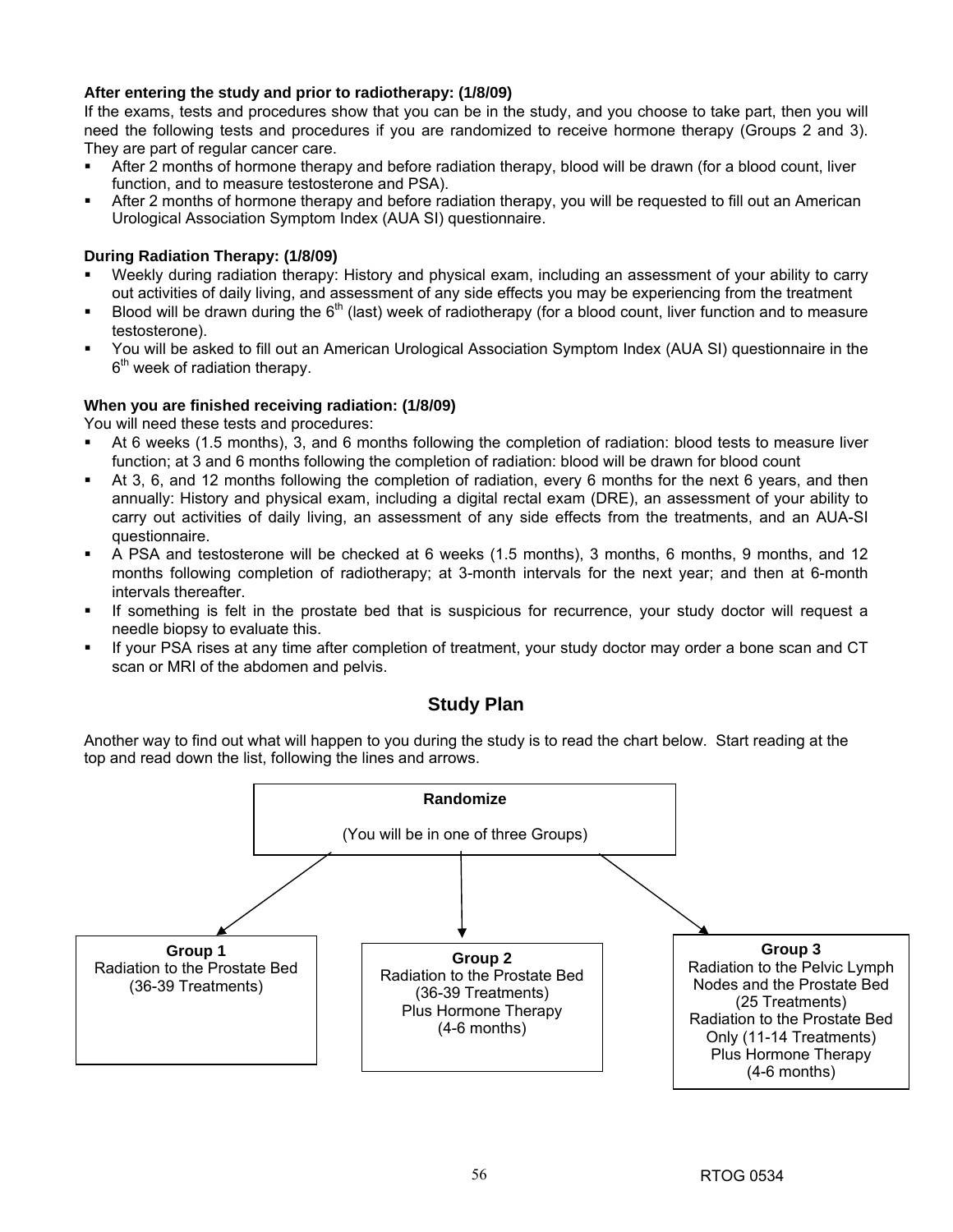**After entering the study and prior to radiotherapy: (1/8/09)**

If the exams, tests and procedures show that you can be in the study, and you choose to take part, then you will need the following tests and procedures if you are randomized to receive hormone therapy (Groups 2 and 3). They are part of regular cancer care.

- After 2 months of hormone therapy and before radiation therapy, blood will be drawn (for a blood count, liver function, and to measure testosterone and PSA).
- After 2 months of hormone therapy and before radiation therapy, you will be requested to fill out an American Urological Association Symptom Index (AUA SI) questionnaire.

**During Radiation Therapy: (1/8/09)**

- Weekly during radiation therapy: History and physical exam, including an assessment of your ability to carry out activities of daily living, and assessment of any side effects you may be experiencing from the treatment
- Blood will be drawn during the 6th (last) week of radiotherapy (for a blood count, liver function and to measure testosterone).
- You will be asked to fill out an American Urological Association Symptom Index (AUA SI) questionnaire in the 6th week of radiation therapy.

**When you are finished receiving radiation: (1/8/09)**

You will need these tests and procedures:

- At 6 weeks (1.5 months), 3, and 6 months following the completion of radiation: blood tests to measure liver function; at 3 and 6 months following the completion of radiation: blood will be drawn for blood count
- At 3, 6, and 12 months following the completion of radiation, every 6 months for the next 6 years, and then annually: History and physical exam, including a digital rectal exam (DRE), an assessment of your ability to carry out activities of daily living, an assessment of any side effects from the treatments, and an AUA-SI questionnaire.
- A PSA and testosterone will be checked at 6 weeks (1.5 months), 3 months, 6 months, 9 months, and 12 months following completion of radiotherapy; at 3-month intervals for the next year; and then at 6-month intervals thereafter.
- If something is felt in the prostate bed that is suspicious for recurrence, your study doctor will request a needle biopsy to evaluate this.
- If your PSA rises at any time after completion of treatment, your study doctor may order a bone scan and CT scan or MRI of the abdomen and pelvis.

## Study Plan

Another way to find out what will happen to you during the study is to read the chart below. Start reading at the top and read down the list, following the lines and arrows.

**Randomize**

(You will be in one of three Groups)

**Group 1**
Radiation to the Prostate Bed
(36-39 Treatments)

**Group 2**
Radiation to the Prostate Bed
(36-39 Treatments)
Plus Hormone Therapy
(4-6 months)

**Group 3**
Radiation to the Pelvic Lymph Nodes and the Prostate Bed
(25 Treatments)
Radiation to the Prostate Bed Only (11-14 Treatments)
Plus Hormone Therapy
(4-6 months)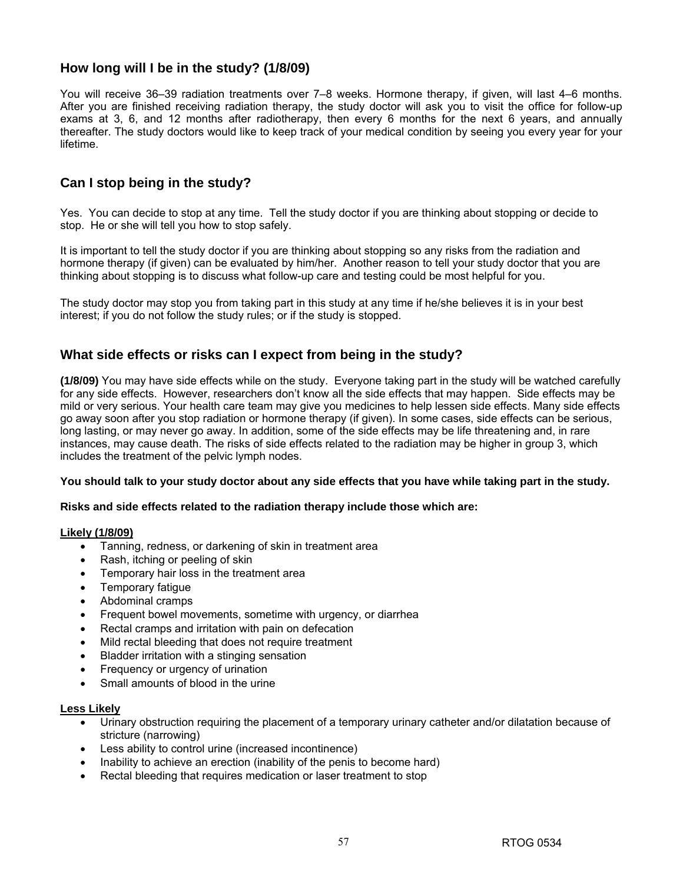## How long will I be in the study? (1/8/09)

You will receive 36–39 radiation treatments over 7–8 weeks. Hormone therapy, if given, will last 4–6 months. After you are finished receiving radiation therapy, the study doctor will ask you to visit the office for follow-up exams at 3, 6, and 12 months after radiotherapy, then every 6 months for the next 6 years, and annually thereafter. The study doctors would like to keep track of your medical condition by seeing you every year for your lifetime.

## Can I stop being in the study?

Yes. You can decide to stop at any time. Tell the study doctor if you are thinking about stopping or decide to stop. He or she will tell you how to stop safely.

It is important to tell the study doctor if you are thinking about stopping so any risks from the radiation and hormone therapy (if given) can be evaluated by him/her. Another reason to tell your study doctor that you are thinking about stopping is to discuss what follow-up care and testing could be most helpful for you.

The study doctor may stop you from taking part in this study at any time if he/she believes it is in your best interest; if you do not follow the study rules; or if the study is stopped.

## What side effects or risks can I expect from being in the study?

**(1/8/09)** You may have side effects while on the study. Everyone taking part in the study will be watched carefully for any side effects. However, researchers don't know all the side effects that may happen. Side effects may be mild or very serious. Your health care team may give you medicines to help lessen side effects. Many side effects go away soon after you stop radiation or hormone therapy (if given). In some cases, side effects can be serious, long lasting, or may never go away. In addition, some of the side effects may be life threatening and, in rare instances, may cause death. The risks of side effects related to the radiation may be higher in group 3, which includes the treatment of the pelvic lymph nodes.

**You should talk to your study doctor about any side effects that you have while taking part in the study.**

**Risks and side effects related to the radiation therapy include those which are:**

**Likely (1/8/09)**

- Tanning, redness, or darkening of skin in treatment area
- Rash, itching or peeling of skin
- Temporary hair loss in the treatment area
- Temporary fatigue
- Abdominal cramps
- Frequent bowel movements, sometime with urgency, or diarrhea
- Rectal cramps and irritation with pain on defecation
- Mild rectal bleeding that does not require treatment
- Bladder irritation with a stinging sensation
- Frequency or urgency of urination
- Small amounts of blood in the urine

**Less Likely**

- Urinary obstruction requiring the placement of a temporary urinary catheter and/or dilatation because of stricture (narrowing)
- Less ability to control urine (increased incontinence)
- Inability to achieve an erection (inability of the penis to become hard)
- Rectal bleeding that requires medication or laser treatment to stop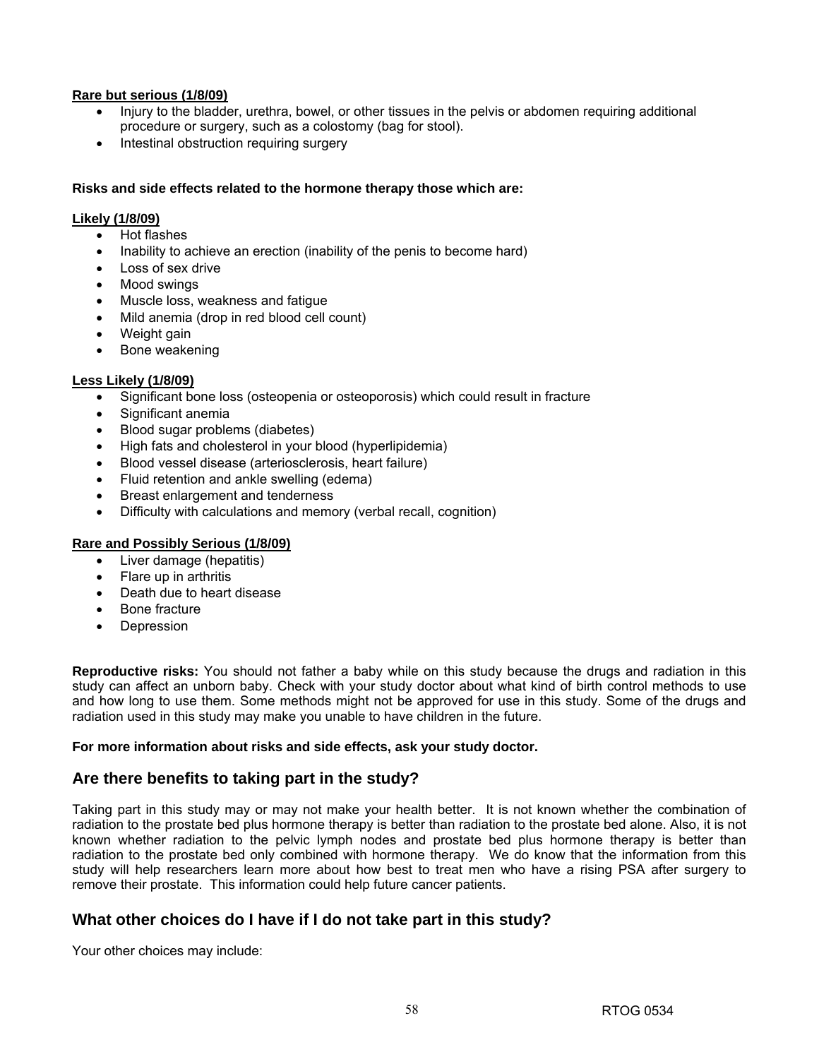**Rare but serious (1/8/09)**

- Injury to the bladder, urethra, bowel, or other tissues in the pelvis or abdomen requiring additional procedure or surgery, such as a colostomy (bag for stool).
- Intestinal obstruction requiring surgery

**Risks and side effects related to the hormone therapy those which are:**

**Likely (1/8/09)**

- Hot flashes
- Inability to achieve an erection (inability of the penis to become hard)
- Loss of sex drive
- Mood swings
- Muscle loss, weakness and fatigue
- Mild anemia (drop in red blood cell count)
- Weight gain
- Bone weakening

**Less Likely (1/8/09)**

- Significant bone loss (osteopenia or osteoporosis) which could result in fracture
- Significant anemia
- Blood sugar problems (diabetes)
- High fats and cholesterol in your blood (hyperlipidemia)
- Blood vessel disease (arteriosclerosis, heart failure)
- Fluid retention and ankle swelling (edema)
- Breast enlargement and tenderness
- Difficulty with calculations and memory (verbal recall, cognition)

**Rare and Possibly Serious (1/8/09)**

- Liver damage (hepatitis)
- Flare up in arthritis
- Death due to heart disease
- Bone fracture
- Depression

**Reproductive risks:** You should not father a baby while on this study because the drugs and radiation in this study can affect an unborn baby. Check with your study doctor about what kind of birth control methods to use and how long to use them. Some methods might not be approved for use in this study. Some of the drugs and radiation used in this study may make you unable to have children in the future.

**For more information about risks and side effects, ask your study doctor.**

## Are there benefits to taking part in the study?

Taking part in this study may or may not make your health better. It is not known whether the combination of radiation to the prostate bed plus hormone therapy is better than radiation to the prostate bed alone. Also, it is not known whether radiation to the pelvic lymph nodes and prostate bed plus hormone therapy is better than radiation to the prostate bed only combined with hormone therapy. We do know that the information from this study will help researchers learn more about how best to treat men who have a rising PSA after surgery to remove their prostate. This information could help future cancer patients.

## What other choices do I have if I do not take part in this study?

Your other choices may include: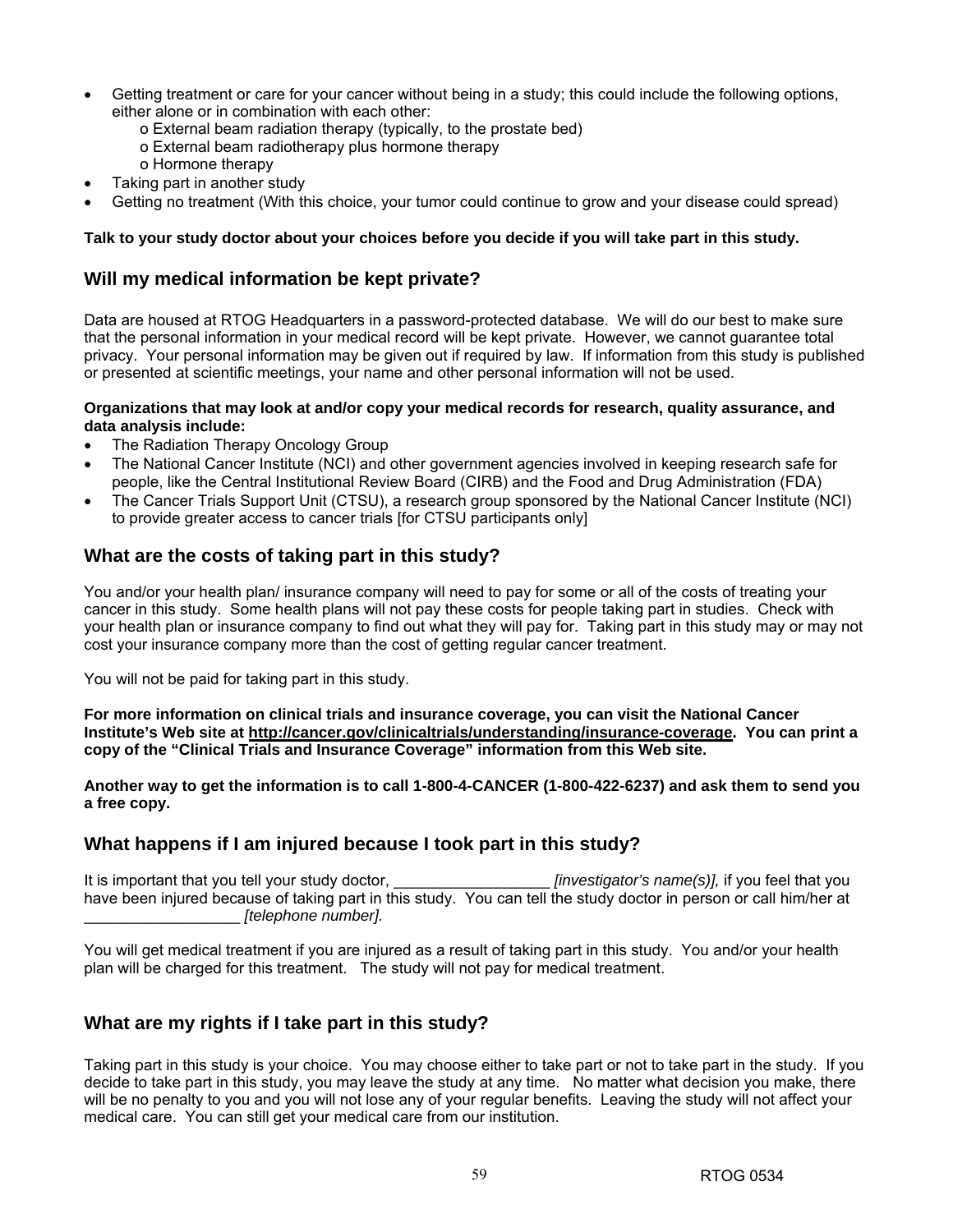- Getting treatment or care for your cancer without being in a study; this could include the following options, either alone or in combination with each other:
  - o External beam radiation therapy (typically, to the prostate bed)
  - o External beam radiotherapy plus hormone therapy
  - o Hormone therapy
- Taking part in another study
- Getting no treatment (With this choice, your tumor could continue to grow and your disease could spread)

**Talk to your study doctor about your choices before you decide if you will take part in this study.**

## Will my medical information be kept private?

Data are housed at RTOG Headquarters in a password-protected database. We will do our best to make sure that the personal information in your medical record will be kept private. However, we cannot guarantee total privacy. Your personal information may be given out if required by law. If information from this study is published or presented at scientific meetings, your name and other personal information will not be used.

**Organizations that may look at and/or copy your medical records for research, quality assurance, and data analysis include:**

- The Radiation Therapy Oncology Group
- The National Cancer Institute (NCI) and other government agencies involved in keeping research safe for people, like the Central Institutional Review Board (CIRB) and the Food and Drug Administration (FDA)
- The Cancer Trials Support Unit (CTSU), a research group sponsored by the National Cancer Institute (NCI) to provide greater access to cancer trials [for CTSU participants only]

## What are the costs of taking part in this study?

You and/or your health plan/ insurance company will need to pay for some or all of the costs of treating your cancer in this study. Some health plans will not pay these costs for people taking part in studies. Check with your health plan or insurance company to find out what they will pay for. Taking part in this study may or may not cost your insurance company more than the cost of getting regular cancer treatment.

You will not be paid for taking part in this study.

**For more information on clinical trials and insurance coverage, you can visit the National Cancer Institute's Web site at http://cancer.gov/clinicaltrials/understanding/insurance-coverage. You can print a copy of the "Clinical Trials and Insurance Coverage" information from this Web site.**

**Another way to get the information is to call 1-800-4-CANCER (1-800-422-6237) and ask them to send you a free copy.**

## What happens if I am injured because I took part in this study?

It is important that you tell your study doctor, __________________ *[investigator's name(s)],* if you feel that you have been injured because of taking part in this study. You can tell the study doctor in person or call him/her at __________________ *[telephone number].*

You will get medical treatment if you are injured as a result of taking part in this study. You and/or your health plan will be charged for this treatment. The study will not pay for medical treatment.

## What are my rights if I take part in this study?

Taking part in this study is your choice. You may choose either to take part or not to take part in the study. If you decide to take part in this study, you may leave the study at any time. No matter what decision you make, there will be no penalty to you and you will not lose any of your regular benefits. Leaving the study will not affect your medical care. You can still get your medical care from our institution.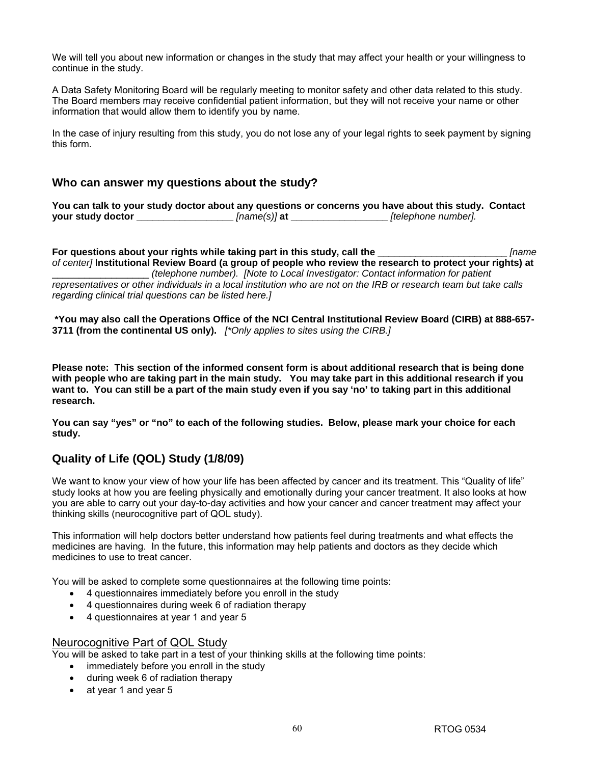We will tell you about new information or changes in the study that may affect your health or your willingness to continue in the study.

A Data Safety Monitoring Board will be regularly meeting to monitor safety and other data related to this study. The Board members may receive confidential patient information, but they will not receive your name or other information that would allow them to identify you by name.

In the case of injury resulting from this study, you do not lose any of your legal rights to seek payment by signing this form.

## Who can answer my questions about the study?

**You can talk to your study doctor about any questions or concerns you have about this study. Contact your study doctor** __________________ *[name(s)]* **at** __________________ *[telephone number].*

**For questions about your rights while taking part in this study, call the** ________________________ *[name of center]* I**nstitutional Review Board (a group of people who review the research to protect your rights) at** __________________ *(telephone number). [Note to Local Investigator: Contact information for patient representatives or other individuals in a local institution who are not on the IRB or research team but take calls regarding clinical trial questions can be listed here.]*

**\*You may also call the Operations Office of the NCI Central Institutional Review Board (CIRB) at 888-657-3711 (from the continental US only).** *[\*Only applies to sites using the CIRB.]*

**Please note: This section of the informed consent form is about additional research that is being done with people who are taking part in the main study. You may take part in this additional research if you want to. You can still be a part of the main study even if you say 'no' to taking part in this additional research.**

**You can say "yes" or "no" to each of the following studies. Below, please mark your choice for each study.**

## Quality of Life (QOL) Study (1/8/09)

We want to know your view of how your life has been affected by cancer and its treatment. This "Quality of life" study looks at how you are feeling physically and emotionally during your cancer treatment. It also looks at how you are able to carry out your day-to-day activities and how your cancer and cancer treatment may affect your thinking skills (neurocognitive part of QOL study).

This information will help doctors better understand how patients feel during treatments and what effects the medicines are having. In the future, this information may help patients and doctors as they decide which medicines to use to treat cancer.

You will be asked to complete some questionnaires at the following time points:

- 4 questionnaires immediately before you enroll in the study
- 4 questionnaires during week 6 of radiation therapy
- 4 questionnaires at year 1 and year 5

### Neurocognitive Part of QOL Study

You will be asked to take part in a test of your thinking skills at the following time points:

- immediately before you enroll in the study
- during week 6 of radiation therapy
- at year 1 and year 5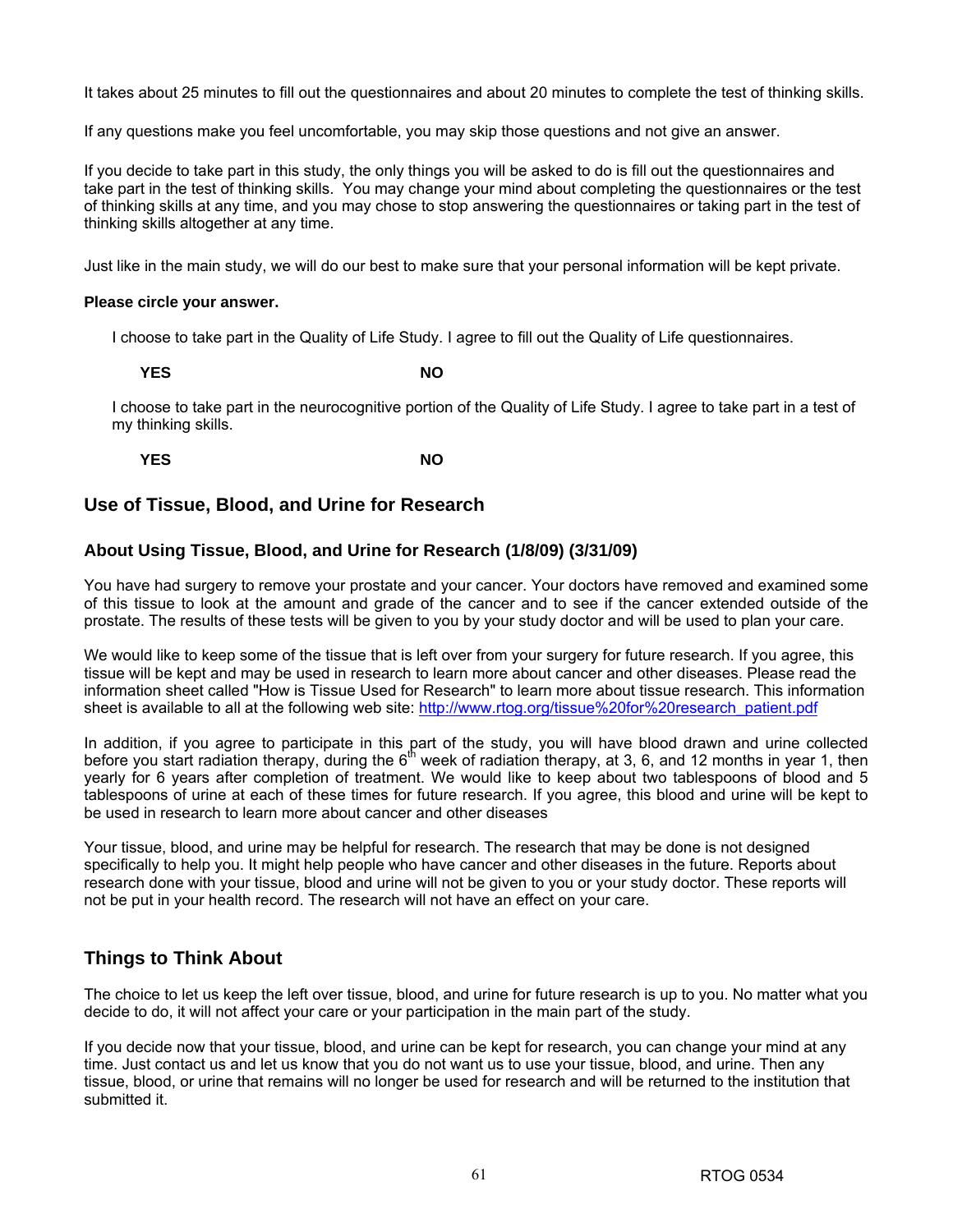It takes about 25 minutes to fill out the questionnaires and about 20 minutes to complete the test of thinking skills.

If any questions make you feel uncomfortable, you may skip those questions and not give an answer.

If you decide to take part in this study, the only things you will be asked to do is fill out the questionnaires and take part in the test of thinking skills. You may change your mind about completing the questionnaires or the test of thinking skills at any time, and you may chose to stop answering the questionnaires or taking part in the test of thinking skills altogether at any time.

Just like in the main study, we will do our best to make sure that your personal information will be kept private.

**Please circle your answer.**

I choose to take part in the Quality of Life Study. I agree to fill out the Quality of Life questionnaires.

**YES** **NO**

I choose to take part in the neurocognitive portion of the Quality of Life Study. I agree to take part in a test of my thinking skills.

**YES** **NO**

## Use of Tissue, Blood, and Urine for Research

### About Using Tissue, Blood, and Urine for Research (1/8/09) (3/31/09)

You have had surgery to remove your prostate and your cancer. Your doctors have removed and examined some of this tissue to look at the amount and grade of the cancer and to see if the cancer extended outside of the prostate. The results of these tests will be given to you by your study doctor and will be used to plan your care.

We would like to keep some of the tissue that is left over from your surgery for future research. If you agree, this tissue will be kept and may be used in research to learn more about cancer and other diseases. Please read the information sheet called "How is Tissue Used for Research" to learn more about tissue research. This information sheet is available to all at the following web site: http://www.rtog.org/tissue%20for%20research_patient.pdf

In addition, if you agree to participate in this part of the study, you will have blood drawn and urine collected before you start radiation therapy, during the 6th week of radiation therapy, at 3, 6, and 12 months in year 1, then yearly for 6 years after completion of treatment. We would like to keep about two tablespoons of blood and 5 tablespoons of urine at each of these times for future research. If you agree, this blood and urine will be kept to be used in research to learn more about cancer and other diseases

Your tissue, blood, and urine may be helpful for research. The research that may be done is not designed specifically to help you. It might help people who have cancer and other diseases in the future. Reports about research done with your tissue, blood and urine will not be given to you or your study doctor. These reports will not be put in your health record. The research will not have an effect on your care.

## Things to Think About

The choice to let us keep the left over tissue, blood, and urine for future research is up to you. No matter what you decide to do, it will not affect your care or your participation in the main part of the study.

If you decide now that your tissue, blood, and urine can be kept for research, you can change your mind at any time. Just contact us and let us know that you do not want us to use your tissue, blood, and urine. Then any tissue, blood, or urine that remains will no longer be used for research and will be returned to the institution that submitted it.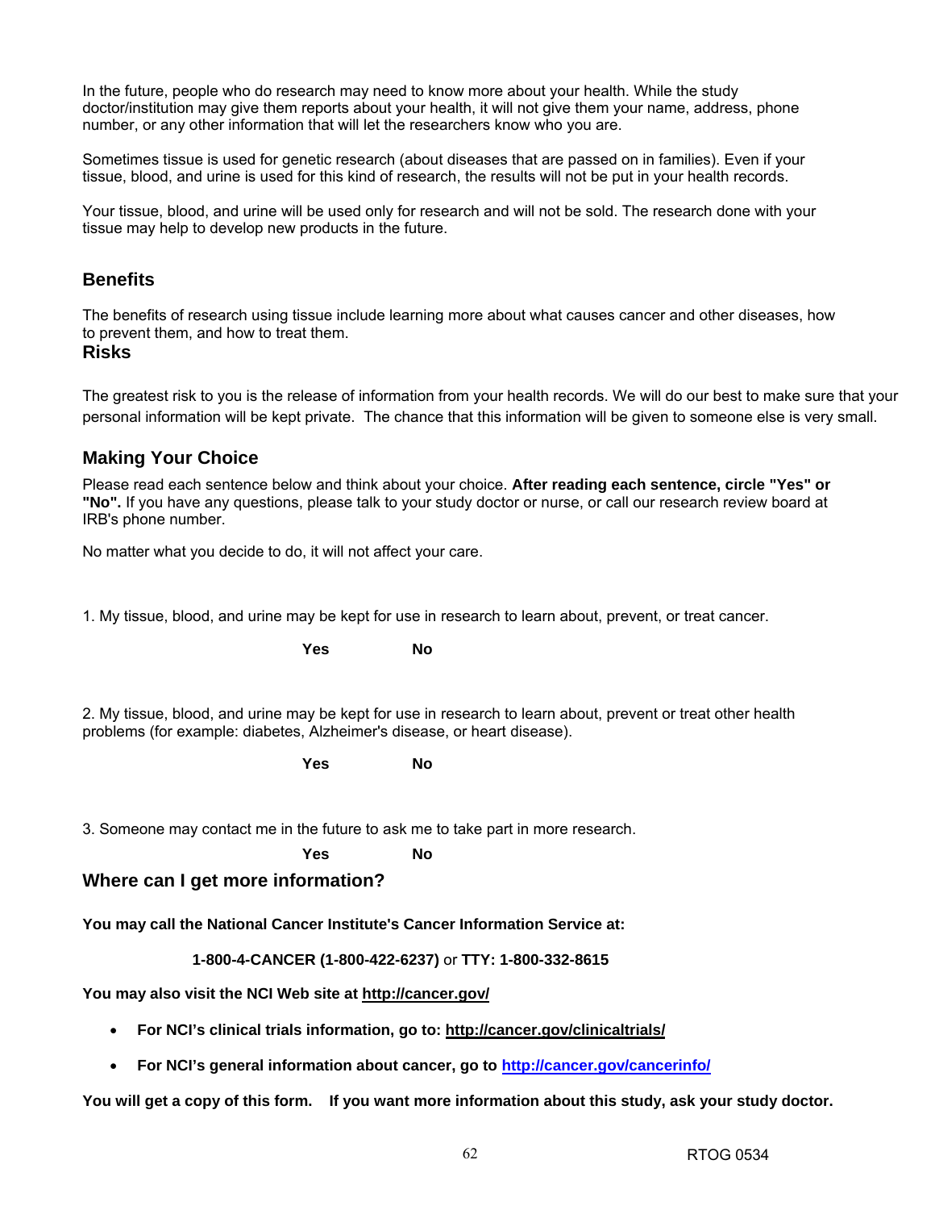In the future, people who do research may need to know more about your health. While the study doctor/institution may give them reports about your health, it will not give them your name, address, phone number, or any other information that will let the researchers know who you are.

Sometimes tissue is used for genetic research (about diseases that are passed on in families). Even if your tissue, blood, and urine is used for this kind of research, the results will not be put in your health records.

Your tissue, blood, and urine will be used only for research and will not be sold. The research done with your tissue may help to develop new products in the future.

## Benefits

The benefits of research using tissue include learning more about what causes cancer and other diseases, how to prevent them, and how to treat them.

## Risks

The greatest risk to you is the release of information from your health records. We will do our best to make sure that your personal information will be kept private. The chance that this information will be given to someone else is very small.

## Making Your Choice

Please read each sentence below and think about your choice. **After reading each sentence, circle "Yes" or "No".** If you have any questions, please talk to your study doctor or nurse, or call our research review board at IRB's phone number.

No matter what you decide to do, it will not affect your care.

1. My tissue, blood, and urine may be kept for use in research to learn about, prevent, or treat cancer.

   **Yes** **No**

2. My tissue, blood, and urine may be kept for use in research to learn about, prevent or treat other health problems (for example: diabetes, Alzheimer's disease, or heart disease).

   **Yes** **No**

3. Someone may contact me in the future to ask me to take part in more research.

   **Yes** **No**

## Where can I get more information?

**You may call the National Cancer Institute's Cancer Information Service at:**

**1-800-4-CANCER (1-800-422-6237)** or **TTY: 1-800-332-8615**

**You may also visit the NCI Web site at http://cancer.gov/**

- **For NCI's clinical trials information, go to: http://cancer.gov/clinicaltrials/**
- **For NCI's general information about cancer, go to http://cancer.gov/cancerinfo/**

**You will get a copy of this form. If you want more information about this study, ask your study doctor.**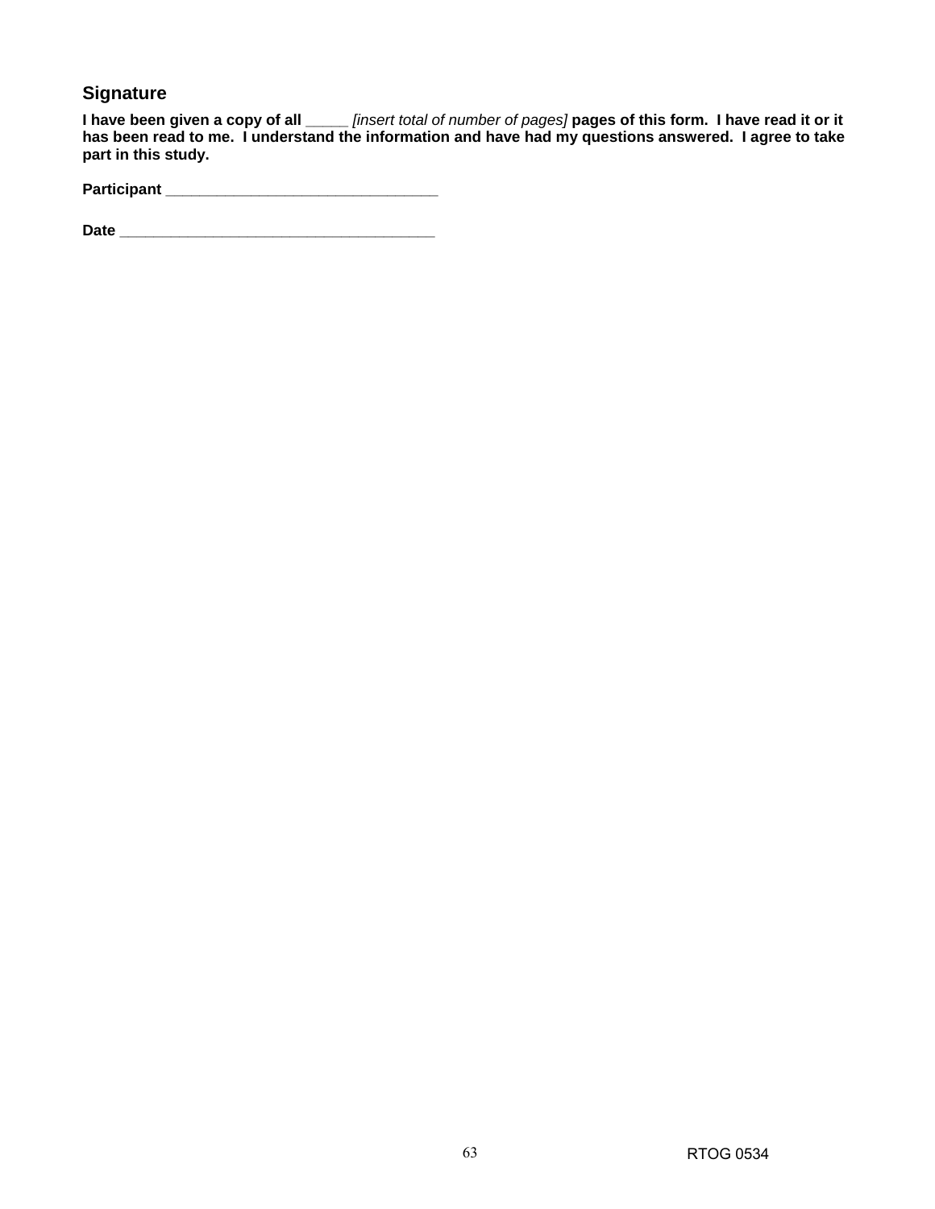## Signature

**I have been given a copy of all** _____ *[insert total of number of pages]* **pages of this form. I have read it or it has been read to me. I understand the information and have had my questions answered. I agree to take part in this study.**

**Participant** ________________________________

**Date** _____________________________________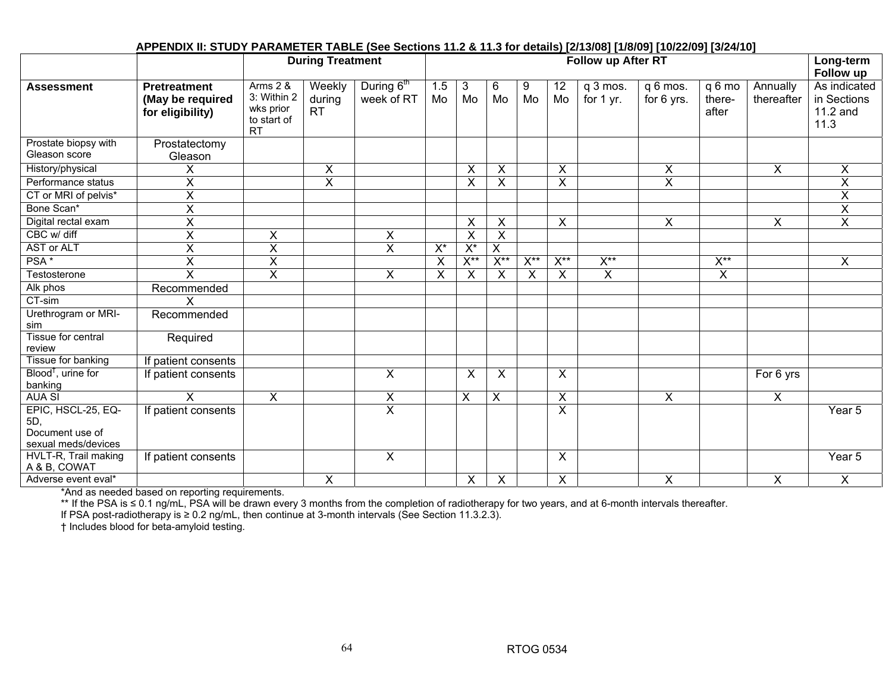## APPENDIX II: STUDY PARAMETER TABLE (See Sections 11.2 & 11.3 for details) [2/13/08] [1/8/09] [10/22/09] [3/24/10]

| | | During Treatment | | | Follow up After RT | | | | | | | | | Long-term Follow up |
|---|---|---|---|---|---|---|---|---|---|---|---|---|---|---|
| **Assessment** | **Pretreatment (May be required for eligibility)** | Arms 2 & 3: Within 2 wks prior to start of RT | Weekly during RT | During 6th week of RT | 1.5 Mo | 3 Mo | 6 Mo | 9 Mo | 12 Mo | q 3 mos. for 1 yr. | q 6 mos. for 6 yrs. | q 6 mo there-after | Annually thereafter | As indicated in Sections 11.2 and 11.3 |
| Prostate biopsy with Gleason score | Prostatectomy Gleason | | | | | | | | | | | | | |
| History/physical | X | | X | | | X | X | | X | | X | | X | X |
| Performance status | X | | X | | | X | X | | X | | X | | | X |
| CT or MRI of pelvis* | X | | | | | | | | | | | | | X |
| Bone Scan* | X | | | | | | | | | | | | | X |
| Digital rectal exam | X | | | | | X | X | | X | | X | | X | X |
| CBC w/ diff | X | X | | X | | X | X | | | | | | | |
| AST or ALT | X | X | | X | X* | X* | X | | | | | | | |
| PSA * | X | X | | | X | X** | X** | X** | X** | X** | | X** | | X |
| Testosterone | X | X | | X | X | X | X | X | X | X | | X | | |
| Alk phos | Recommended | | | | | | | | | | | | | |
| CT-sim | X | | | | | | | | | | | | | |
| Urethrogram or MRI-sim | Recommended | | | | | | | | | | | | | |
| Tissue for central review | Required | | | | | | | | | | | | | |
| Tissue for banking | If patient consents | | | | | | | | | | | | | |
| Blood†, urine for banking | If patient consents | | | X | | X | X | | X | | | | For 6 yrs | |
| AUA SI | X | X | | X | | X | X | | X | | X | | X | |
| EPIC, HSCL-25, EQ-5D, Document use of sexual meds/devices | If patient consents | | | X | | | | | X | | | | | Year 5 |
| HVLT-R, Trail making A & B, COWAT | If patient consents | | | X | | | | | X | | | | | Year 5 |
| Adverse event eval* | | | X | | | X | X | | X | | X | | X | X |

*And as needed based on reporting requirements.

** If the PSA is ≤ 0.1 ng/mL, PSA will be drawn every 3 months from the completion of radiotherapy for two years, and at 6-month intervals thereafter. If PSA post-radiotherapy is ≥ 0.2 ng/mL, then continue at 3-month intervals (See Section 11.3.2.3).

† Includes blood for beta-amyloid testing.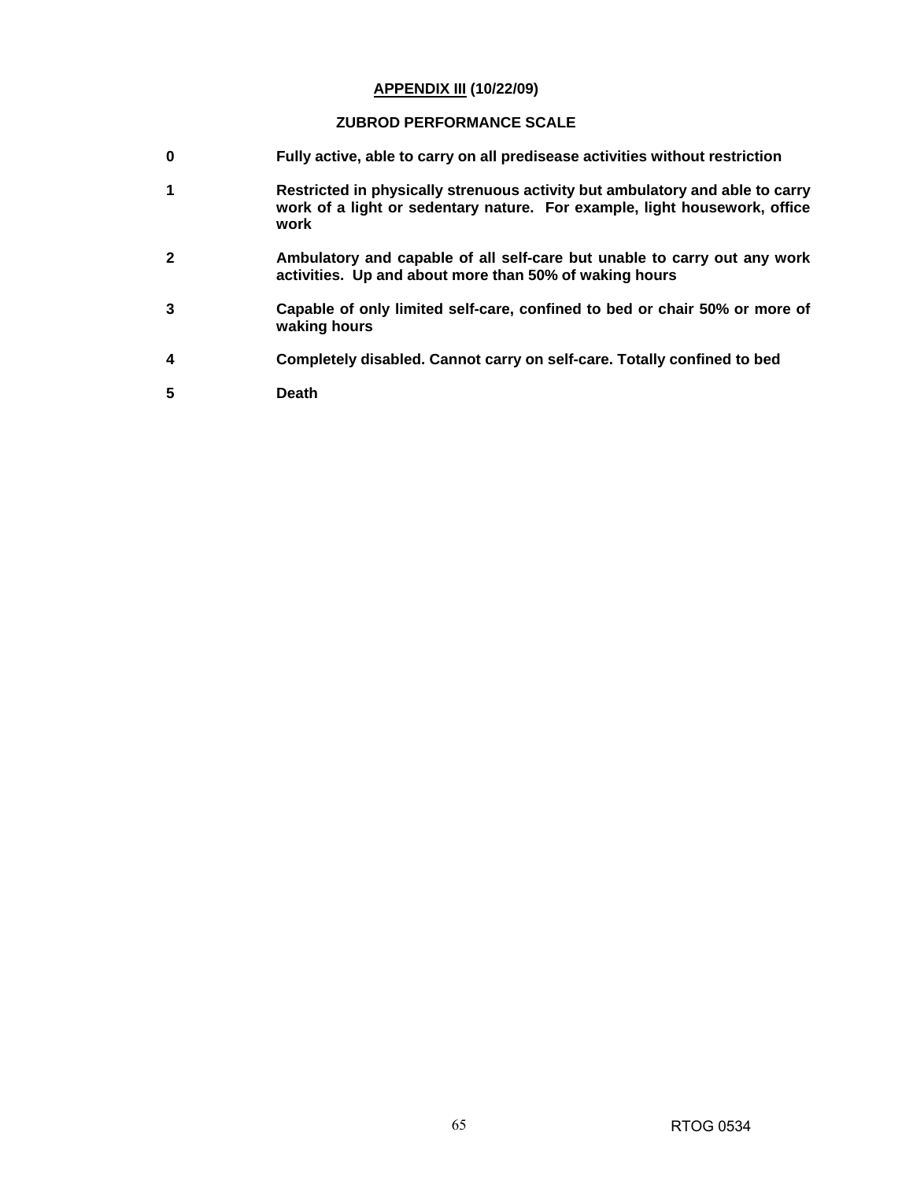## **APPENDIX III (10/22/09)**

### ZUBROD PERFORMANCE SCALE

**0** **Fully active, able to carry on all predisease activities without restriction**

**1** **Restricted in physically strenuous activity but ambulatory and able to carry work of a light or sedentary nature. For example, light housework, office work**

**2** **Ambulatory and capable of all self-care but unable to carry out any work activities. Up and about more than 50% of waking hours**

**3** **Capable of only limited self-care, confined to bed or chair 50% or more of waking hours**

**4** **Completely disabled. Cannot carry on self-care. Totally confined to bed**

**5** **Death**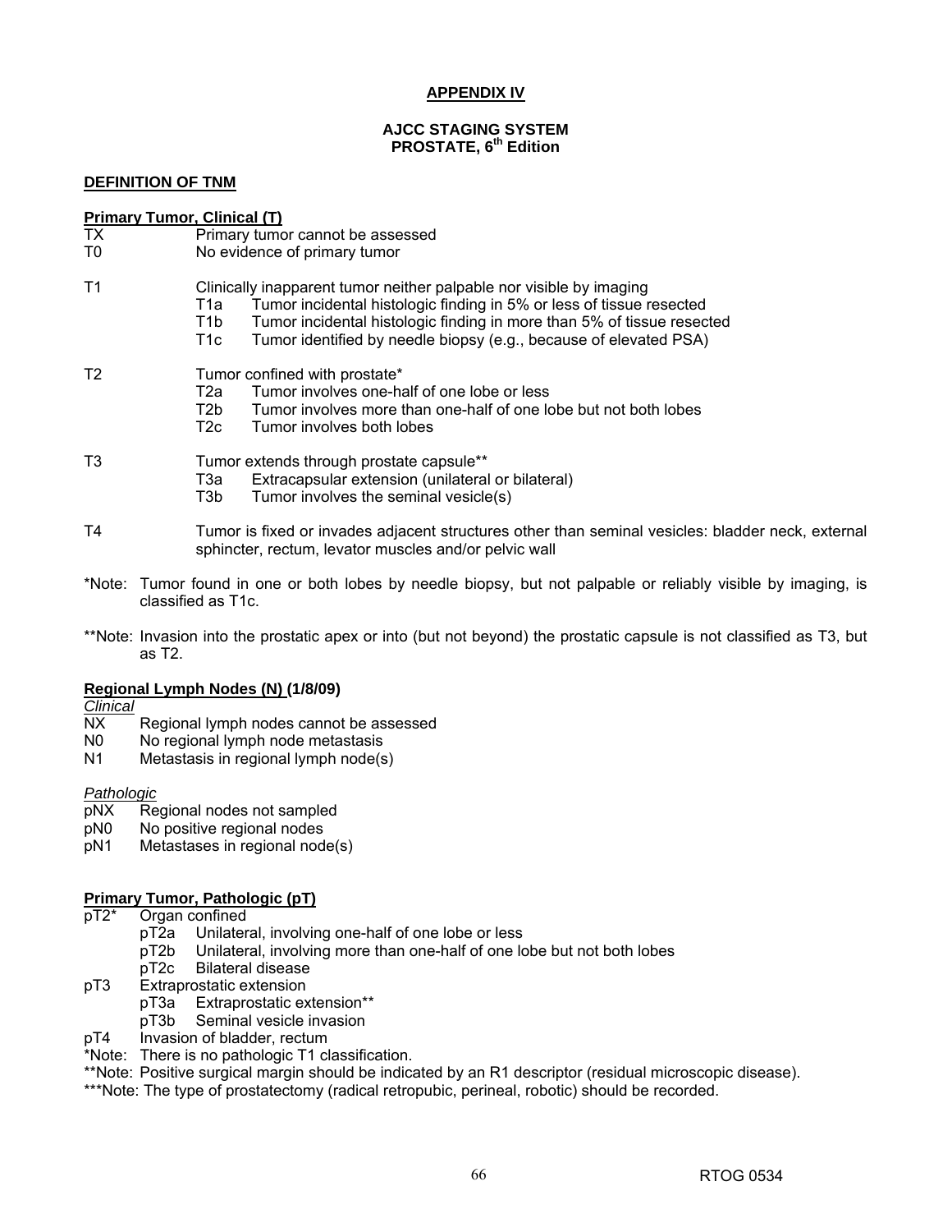# APPENDIX IV

## AJCC STAGING SYSTEM
## PROSTATE, 6th Edition

### DEFINITION OF TNM

**Primary Tumor, Clinical (T)**

- TX Primary tumor cannot be assessed
- T0 No evidence of primary tumor

- T1 Clinically inapparent tumor neither palpable nor visible by imaging
  - T1a Tumor incidental histologic finding in 5% or less of tissue resected
  - T1b Tumor incidental histologic finding in more than 5% of tissue resected
  - T1c Tumor identified by needle biopsy (e.g., because of elevated PSA)

- T2 Tumor confined with prostate*
  - T2a Tumor involves one-half of one lobe or less
  - T2b Tumor involves more than one-half of one lobe but not both lobes
  - T2c Tumor involves both lobes

- T3 Tumor extends through prostate capsule**
  - T3a Extracapsular extension (unilateral or bilateral)
  - T3b Tumor involves the seminal vesicle(s)

- T4 Tumor is fixed or invades adjacent structures other than seminal vesicles: bladder neck, external sphincter, rectum, levator muscles and/or pelvic wall

*Note: Tumor found in one or both lobes by needle biopsy, but not palpable or reliably visible by imaging, is classified as T1c.

**Note: Invasion into the prostatic apex or into (but not beyond) the prostatic capsule is not classified as T3, but as T2.

**Regional Lymph Nodes (N) (1/8/09)**

*Clinical*

- NX Regional lymph nodes cannot be assessed
- N0 No regional lymph node metastasis
- N1 Metastasis in regional lymph node(s)

*Pathologic*

- pNX Regional nodes not sampled
- pN0 No positive regional nodes
- pN1 Metastases in regional node(s)

**Primary Tumor, Pathologic (pT)**

- pT2* Organ confined
  - pT2a Unilateral, involving one-half of one lobe or less
  - pT2b Unilateral, involving more than one-half of one lobe but not both lobes
  - pT2c Bilateral disease
- pT3 Extraprostatic extension
  - pT3a Extraprostatic extension**
  - pT3b Seminal vesicle invasion
- pT4 Invasion of bladder, rectum

*Note: There is no pathologic T1 classification.

**Note: Positive surgical margin should be indicated by an R1 descriptor (residual microscopic disease).

***Note: The type of prostatectomy (radical retropubic, perineal, robotic) should be recorded.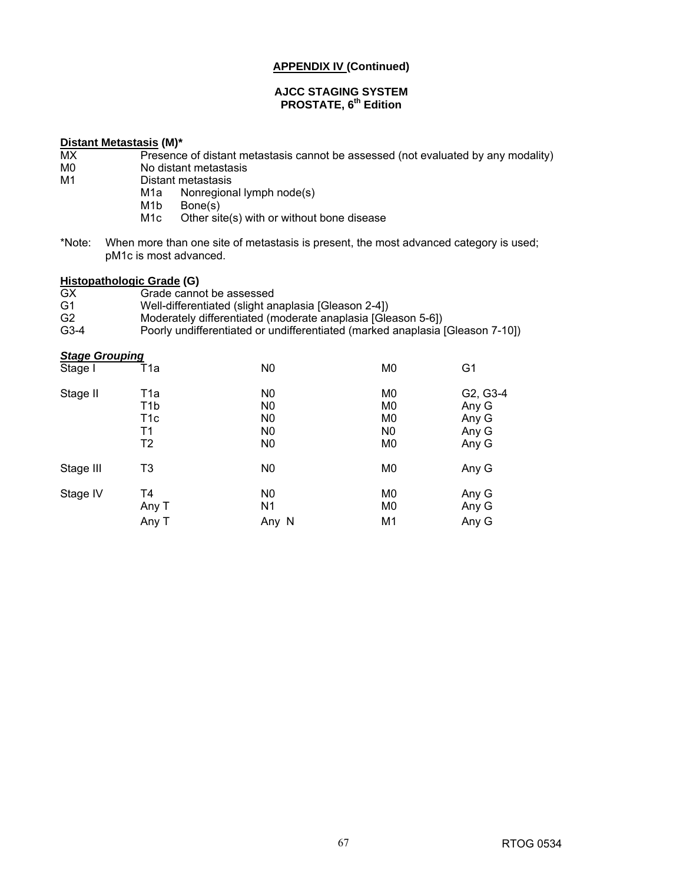## APPENDIX IV (Continued)

### AJCC STAGING SYSTEM
### PROSTATE, 6th Edition

**Distant Metastasis (M)***

| | |
|---|---|
| MX | Presence of distant metastasis cannot be assessed (not evaluated by any modality) |
| M0 | No distant metastasis |
| M1 | Distant metastasis |
| | M1a Nonregional lymph node(s) |
| | M1b Bone(s) |
| | M1c Other site(s) with or without bone disease |

*Note: When more than one site of metastasis is present, the most advanced category is used; pM1c is most advanced.

**Histopathologic Grade (G)**

| | |
|---|---|
| GX | Grade cannot be assessed |
| G1 | Well-differentiated (slight anaplasia [Gleason 2-4]) |
| G2 | Moderately differentiated (moderate anaplasia [Gleason 5-6]) |
| G3-4 | Poorly undifferentiated or undifferentiated (marked anaplasia [Gleason 7-10]) |

***Stage Grouping***

| | | | | |
|---|---|---|---|---|
| Stage I | T1a | N0 | M0 | G1 |
| Stage II | T1a | N0 | M0 | G2, G3-4 |
| | T1b | N0 | M0 | Any G |
| | T1c | N0 | M0 | Any G |
| | T1 | N0 | N0 | Any G |
| | T2 | N0 | M0 | Any G |
| Stage III | T3 | N0 | M0 | Any G |
| Stage IV | T4 | N0 | M0 | Any G |
| | Any T | N1 | M0 | Any G |
| | Any T | Any N | M1 | Any G |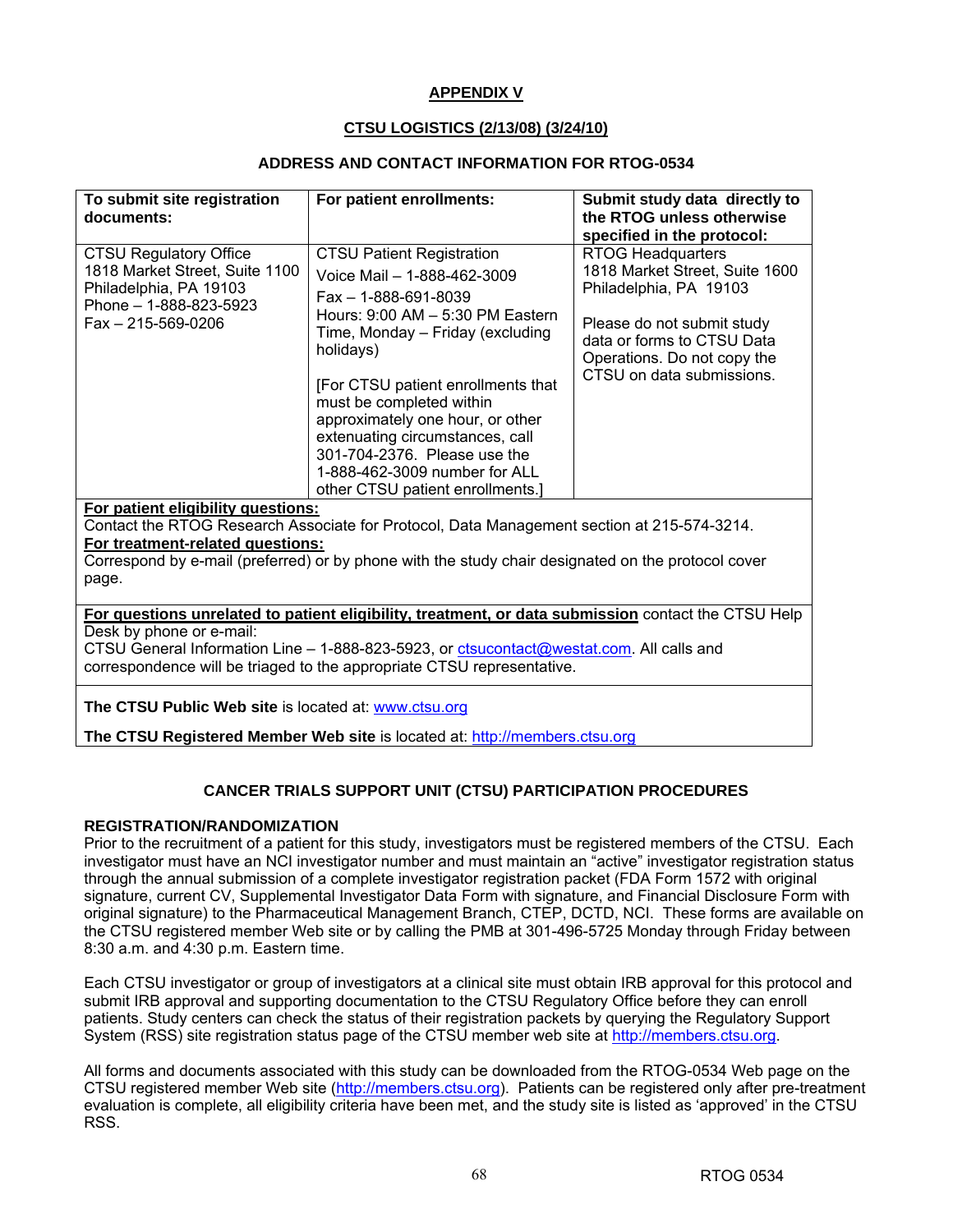## APPENDIX V

### CTSU LOGISTICS (2/13/08) (3/24/10)

### ADDRESS AND CONTACT INFORMATION FOR RTOG-0534

| To submit site registration documents: | For patient enrollments: | Submit study data directly to the RTOG unless otherwise specified in the protocol: |
|---|---|---|
| CTSU Regulatory Office<br>1818 Market Street, Suite 1100<br>Philadelphia, PA 19103<br>Phone – 1-888-823-5923<br>Fax – 215-569-0206 | CTSU Patient Registration<br>Voice Mail – 1-888-462-3009<br>Fax – 1-888-691-8039<br>Hours: 9:00 AM – 5:30 PM Eastern Time, Monday – Friday (excluding holidays)<br><br>[For CTSU patient enrollments that must be completed within approximately one hour, or other extenuating circumstances, call 301-704-2376. Please use the 1-888-462-3009 number for ALL other CTSU patient enrollments.] | RTOG Headquarters<br>1818 Market Street, Suite 1600<br>Philadelphia, PA 19103<br><br>Please do not submit study data or forms to CTSU Data Operations. Do not copy the CTSU on data submissions. |

**For patient eligibility questions:**
Contact the RTOG Research Associate for Protocol, Data Management section at 215-574-3214.

**For treatment-related questions:**
Correspond by e-mail (preferred) or by phone with the study chair designated on the protocol cover page.

**For questions unrelated to patient eligibility, treatment, or data submission** contact the CTSU Help Desk by phone or e-mail:
CTSU General Information Line – 1-888-823-5923, or ctsucontact@westat.com. All calls and correspondence will be triaged to the appropriate CTSU representative.

**The CTSU Public Web site** is located at: www.ctsu.org

**The CTSU Registered Member Web site** is located at: http://members.ctsu.org

### CANCER TRIALS SUPPORT UNIT (CTSU) PARTICIPATION PROCEDURES

**REGISTRATION/RANDOMIZATION**

Prior to the recruitment of a patient for this study, investigators must be registered members of the CTSU. Each investigator must have an NCI investigator number and must maintain an "active" investigator registration status through the annual submission of a complete investigator registration packet (FDA Form 1572 with original signature, current CV, Supplemental Investigator Data Form with signature, and Financial Disclosure Form with original signature) to the Pharmaceutical Management Branch, CTEP, DCTD, NCI. These forms are available on the CTSU registered member Web site or by calling the PMB at 301-496-5725 Monday through Friday between 8:30 a.m. and 4:30 p.m. Eastern time.

Each CTSU investigator or group of investigators at a clinical site must obtain IRB approval for this protocol and submit IRB approval and supporting documentation to the CTSU Regulatory Office before they can enroll patients. Study centers can check the status of their registration packets by querying the Regulatory Support System (RSS) site registration status page of the CTSU member web site at http://members.ctsu.org.

All forms and documents associated with this study can be downloaded from the RTOG-0534 Web page on the CTSU registered member Web site (http://members.ctsu.org). Patients can be registered only after pre-treatment evaluation is complete, all eligibility criteria have been met, and the study site is listed as 'approved' in the CTSU RSS.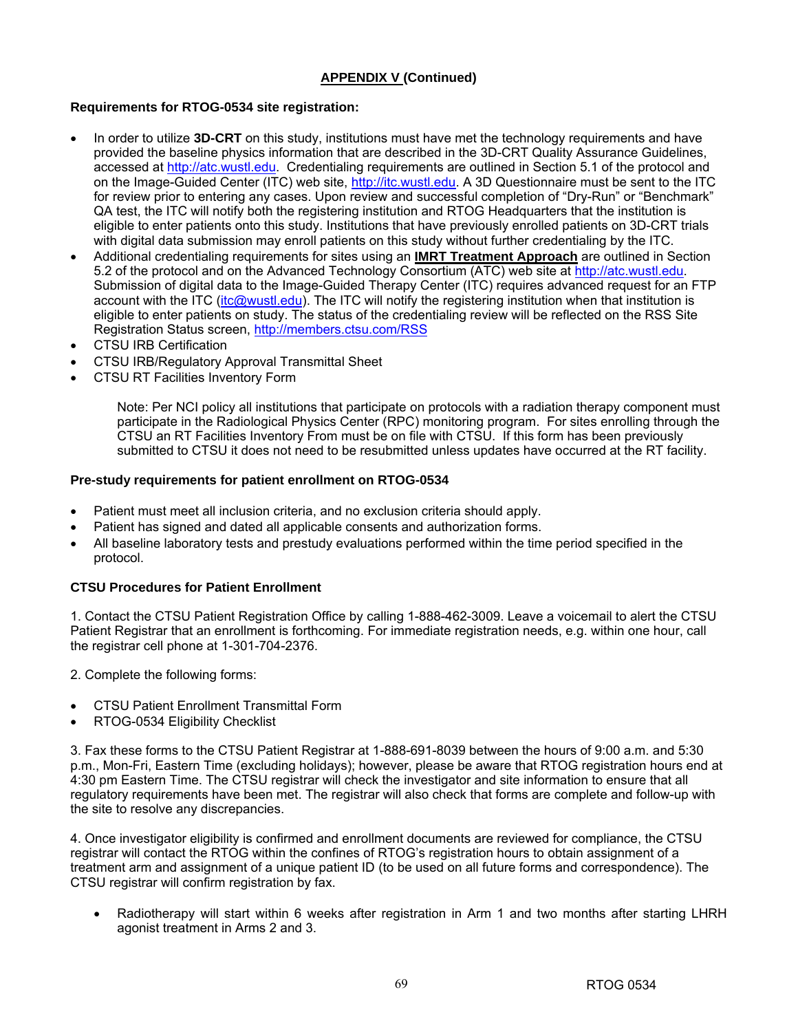**APPENDIX V (Continued)**

**Requirements for RTOG-0534 site registration:**

- In order to utilize **3D-CRT** on this study, institutions must have met the technology requirements and have provided the baseline physics information that are described in the 3D-CRT Quality Assurance Guidelines, accessed at http://atc.wustl.edu. Credentialing requirements are outlined in Section 5.1 of the protocol and on the Image-Guided Center (ITC) web site, http://itc.wustl.edu. A 3D Questionnaire must be sent to the ITC for review prior to entering any cases. Upon review and successful completion of "Dry-Run" or "Benchmark" QA test, the ITC will notify both the registering institution and RTOG Headquarters that the institution is eligible to enter patients onto this study. Institutions that have previously enrolled patients on 3D-CRT trials with digital data submission may enroll patients on this study without further credentialing by the ITC.
- Additional credentialing requirements for sites using an **IMRT Treatment Approach** are outlined in Section 5.2 of the protocol and on the Advanced Technology Consortium (ATC) web site at http://atc.wustl.edu. Submission of digital data to the Image-Guided Therapy Center (ITC) requires advanced request for an FTP account with the ITC (itc@wustl.edu). The ITC will notify the registering institution when that institution is eligible to enter patients on study. The status of the credentialing review will be reflected on the RSS Site Registration Status screen, http://members.ctsu.com/RSS
- CTSU IRB Certification
- CTSU IRB/Regulatory Approval Transmittal Sheet
- CTSU RT Facilities Inventory Form

  Note: Per NCI policy all institutions that participate on protocols with a radiation therapy component must participate in the Radiological Physics Center (RPC) monitoring program. For sites enrolling through the CTSU an RT Facilities Inventory From must be on file with CTSU. If this form has been previously submitted to CTSU it does not need to be resubmitted unless updates have occurred at the RT facility.

**Pre-study requirements for patient enrollment on RTOG-0534**

- Patient must meet all inclusion criteria, and no exclusion criteria should apply.
- Patient has signed and dated all applicable consents and authorization forms.
- All baseline laboratory tests and prestudy evaluations performed within the time period specified in the protocol.

**CTSU Procedures for Patient Enrollment**

1. Contact the CTSU Patient Registration Office by calling 1-888-462-3009. Leave a voicemail to alert the CTSU Patient Registrar that an enrollment is forthcoming. For immediate registration needs, e.g. within one hour, call the registrar cell phone at 1-301-704-2376.

2. Complete the following forms:

- CTSU Patient Enrollment Transmittal Form
- RTOG-0534 Eligibility Checklist

3. Fax these forms to the CTSU Patient Registrar at 1-888-691-8039 between the hours of 9:00 a.m. and 5:30 p.m., Mon-Fri, Eastern Time (excluding holidays); however, please be aware that RTOG registration hours end at 4:30 pm Eastern Time. The CTSU registrar will check the investigator and site information to ensure that all regulatory requirements have been met. The registrar will also check that forms are complete and follow-up with the site to resolve any discrepancies.

4. Once investigator eligibility is confirmed and enrollment documents are reviewed for compliance, the CTSU registrar will contact the RTOG within the confines of RTOG's registration hours to obtain assignment of a treatment arm and assignment of a unique patient ID (to be used on all future forms and correspondence). The CTSU registrar will confirm registration by fax.

- Radiotherapy will start within 6 weeks after registration in Arm 1 and two months after starting LHRH agonist treatment in Arms 2 and 3.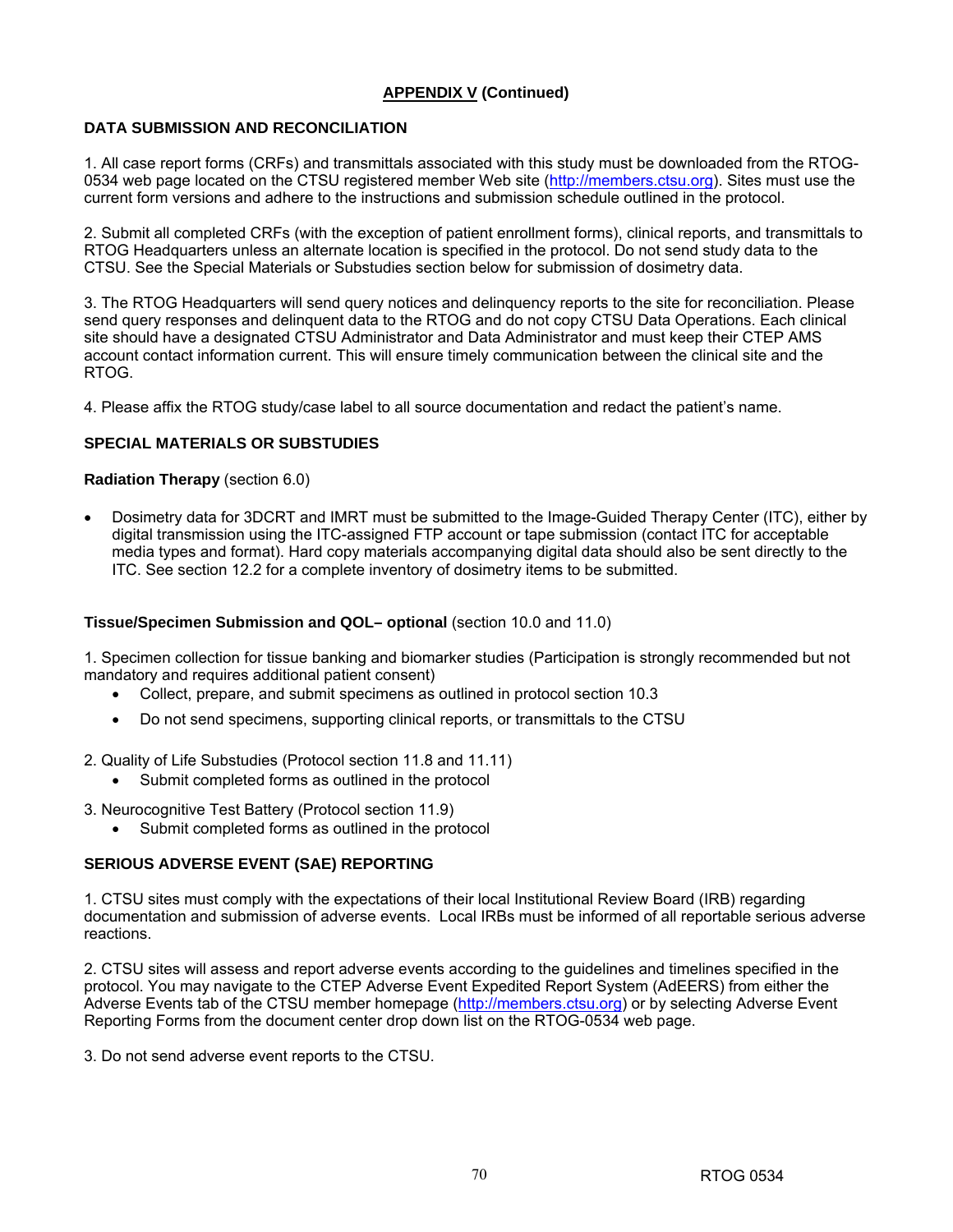**APPENDIX V (Continued)**

## DATA SUBMISSION AND RECONCILIATION

1. All case report forms (CRFs) and transmittals associated with this study must be downloaded from the RTOG-0534 web page located on the CTSU registered member Web site (http://members.ctsu.org). Sites must use the current form versions and adhere to the instructions and submission schedule outlined in the protocol.

2. Submit all completed CRFs (with the exception of patient enrollment forms), clinical reports, and transmittals to RTOG Headquarters unless an alternate location is specified in the protocol. Do not send study data to the CTSU. See the Special Materials or Substudies section below for submission of dosimetry data.

3. The RTOG Headquarters will send query notices and delinquency reports to the site for reconciliation. Please send query responses and delinquent data to the RTOG and do not copy CTSU Data Operations. Each clinical site should have a designated CTSU Administrator and Data Administrator and must keep their CTEP AMS account contact information current. This will ensure timely communication between the clinical site and the RTOG.

4. Please affix the RTOG study/case label to all source documentation and redact the patient's name.

## SPECIAL MATERIALS OR SUBSTUDIES

**Radiation Therapy** (section 6.0)

- Dosimetry data for 3DCRT and IMRT must be submitted to the Image-Guided Therapy Center (ITC), either by digital transmission using the ITC-assigned FTP account or tape submission (contact ITC for acceptable media types and format). Hard copy materials accompanying digital data should also be sent directly to the ITC. See section 12.2 for a complete inventory of dosimetry items to be submitted.

**Tissue/Specimen Submission and QOL– optional** (section 10.0 and 11.0)

1. Specimen collection for tissue banking and biomarker studies (Participation is strongly recommended but not mandatory and requires additional patient consent)
   - Collect, prepare, and submit specimens as outlined in protocol section 10.3
   - Do not send specimens, supporting clinical reports, or transmittals to the CTSU

2. Quality of Life Substudies (Protocol section 11.8 and 11.11)
   - Submit completed forms as outlined in the protocol

3. Neurocognitive Test Battery (Protocol section 11.9)
   - Submit completed forms as outlined in the protocol

## SERIOUS ADVERSE EVENT (SAE) REPORTING

1. CTSU sites must comply with the expectations of their local Institutional Review Board (IRB) regarding documentation and submission of adverse events. Local IRBs must be informed of all reportable serious adverse reactions.

2. CTSU sites will assess and report adverse events according to the guidelines and timelines specified in the protocol. You may navigate to the CTEP Adverse Event Expedited Report System (AdEERS) from either the Adverse Events tab of the CTSU member homepage (http://members.ctsu.org) or by selecting Adverse Event Reporting Forms from the document center drop down list on the RTOG-0534 web page.

3. Do not send adverse event reports to the CTSU.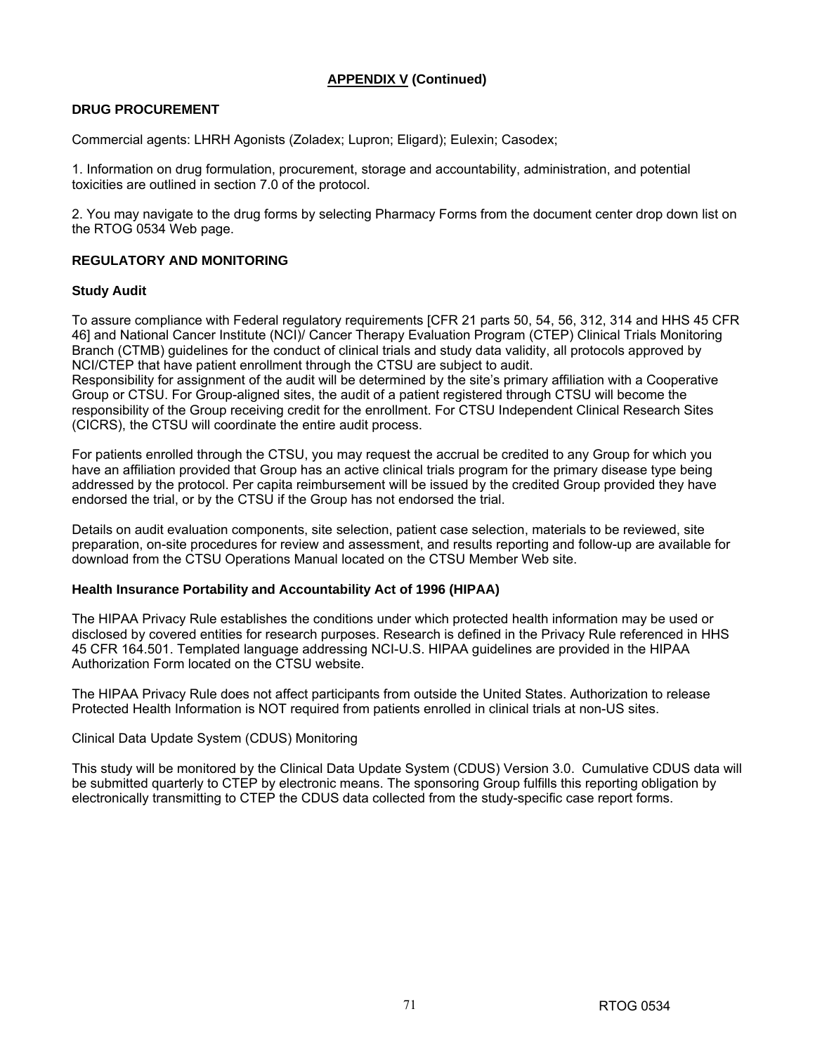## APPENDIX V (Continued)

### DRUG PROCUREMENT

Commercial agents: LHRH Agonists (Zoladex; Lupron; Eligard); Eulexin; Casodex;

1. Information on drug formulation, procurement, storage and accountability, administration, and potential toxicities are outlined in section 7.0 of the protocol.

2. You may navigate to the drug forms by selecting Pharmacy Forms from the document center drop down list on the RTOG 0534 Web page.

### REGULATORY AND MONITORING

#### Study Audit

To assure compliance with Federal regulatory requirements [CFR 21 parts 50, 54, 56, 312, 314 and HHS 45 CFR 46] and National Cancer Institute (NCI)/ Cancer Therapy Evaluation Program (CTEP) Clinical Trials Monitoring Branch (CTMB) guidelines for the conduct of clinical trials and study data validity, all protocols approved by NCI/CTEP that have patient enrollment through the CTSU are subject to audit.
Responsibility for assignment of the audit will be determined by the site's primary affiliation with a Cooperative Group or CTSU. For Group-aligned sites, the audit of a patient registered through CTSU will become the responsibility of the Group receiving credit for the enrollment. For CTSU Independent Clinical Research Sites (CICRS), the CTSU will coordinate the entire audit process.

For patients enrolled through the CTSU, you may request the accrual be credited to any Group for which you have an affiliation provided that Group has an active clinical trials program for the primary disease type being addressed by the protocol. Per capita reimbursement will be issued by the credited Group provided they have endorsed the trial, or by the CTSU if the Group has not endorsed the trial.

Details on audit evaluation components, site selection, patient case selection, materials to be reviewed, site preparation, on-site procedures for review and assessment, and results reporting and follow-up are available for download from the CTSU Operations Manual located on the CTSU Member Web site.

#### Health Insurance Portability and Accountability Act of 1996 (HIPAA)

The HIPAA Privacy Rule establishes the conditions under which protected health information may be used or disclosed by covered entities for research purposes. Research is defined in the Privacy Rule referenced in HHS 45 CFR 164.501. Templated language addressing NCI-U.S. HIPAA guidelines are provided in the HIPAA Authorization Form located on the CTSU website.

The HIPAA Privacy Rule does not affect participants from outside the United States. Authorization to release Protected Health Information is NOT required from patients enrolled in clinical trials at non-US sites.

Clinical Data Update System (CDUS) Monitoring

This study will be monitored by the Clinical Data Update System (CDUS) Version 3.0. Cumulative CDUS data will be submitted quarterly to CTEP by electronic means. The sponsoring Group fulfills this reporting obligation by electronically transmitting to CTEP the CDUS data collected from the study-specific case report forms.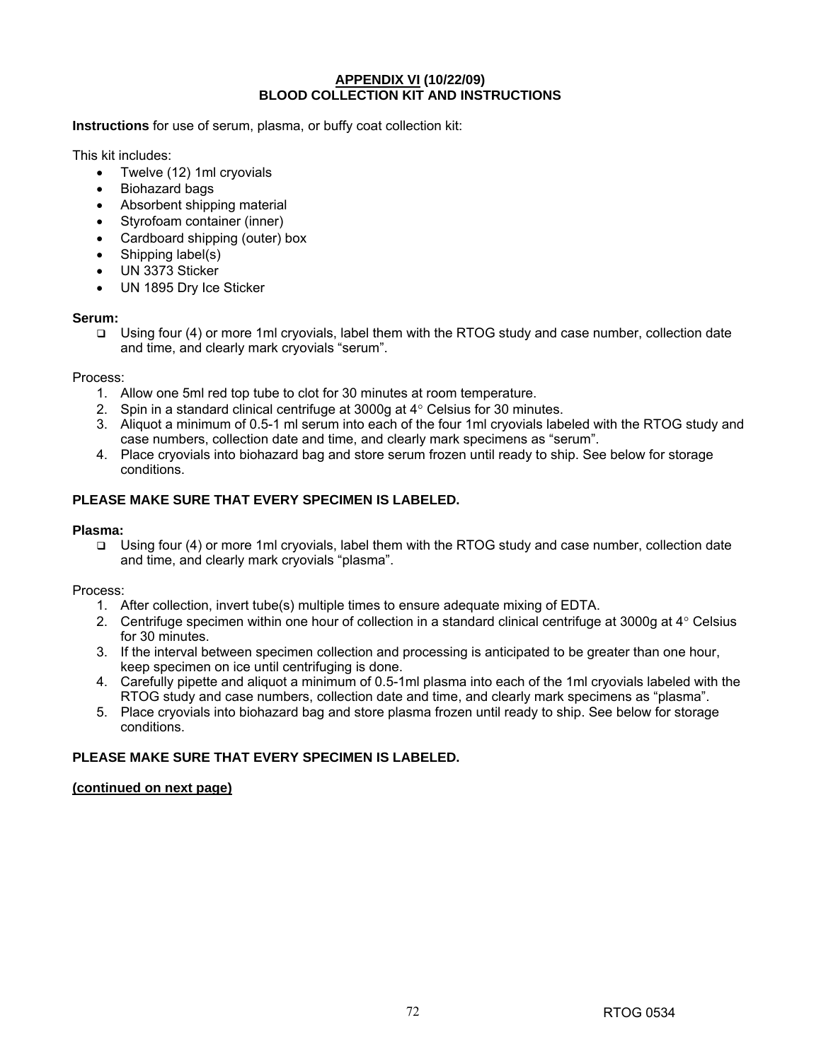## APPENDIX VI (10/22/09)
## BLOOD COLLECTION KIT AND INSTRUCTIONS

**Instructions** for use of serum, plasma, or buffy coat collection kit:

This kit includes:

- Twelve (12) 1ml cryovials
- Biohazard bags
- Absorbent shipping material
- Styrofoam container (inner)
- Cardboard shipping (outer) box
- Shipping label(s)
- UN 3373 Sticker
- UN 1895 Dry Ice Sticker

**Serum:**

- ❑ Using four (4) or more 1ml cryovials, label them with the RTOG study and case number, collection date and time, and clearly mark cryovials “serum”.

Process:

1. Allow one 5ml red top tube to clot for 30 minutes at room temperature.
2. Spin in a standard clinical centrifuge at 3000g at 4° Celsius for 30 minutes.
3. Aliquot a minimum of 0.5-1 ml serum into each of the four 1ml cryovials labeled with the RTOG study and case numbers, collection date and time, and clearly mark specimens as “serum”.
4. Place cryovials into biohazard bag and store serum frozen until ready to ship. See below for storage conditions.

**PLEASE MAKE SURE THAT EVERY SPECIMEN IS LABELED.**

**Plasma:**

- ❑ Using four (4) or more 1ml cryovials, label them with the RTOG study and case number, collection date and time, and clearly mark cryovials “plasma”.

Process:

1. After collection, invert tube(s) multiple times to ensure adequate mixing of EDTA.
2. Centrifuge specimen within one hour of collection in a standard clinical centrifuge at 3000g at 4° Celsius for 30 minutes.
3. If the interval between specimen collection and processing is anticipated to be greater than one hour, keep specimen on ice until centrifuging is done.
4. Carefully pipette and aliquot a minimum of 0.5-1ml plasma into each of the 1ml cryovials labeled with the RTOG study and case numbers, collection date and time, and clearly mark specimens as “plasma”.
5. Place cryovials into biohazard bag and store plasma frozen until ready to ship. See below for storage conditions.

**PLEASE MAKE SURE THAT EVERY SPECIMEN IS LABELED.**

**(continued on next page)**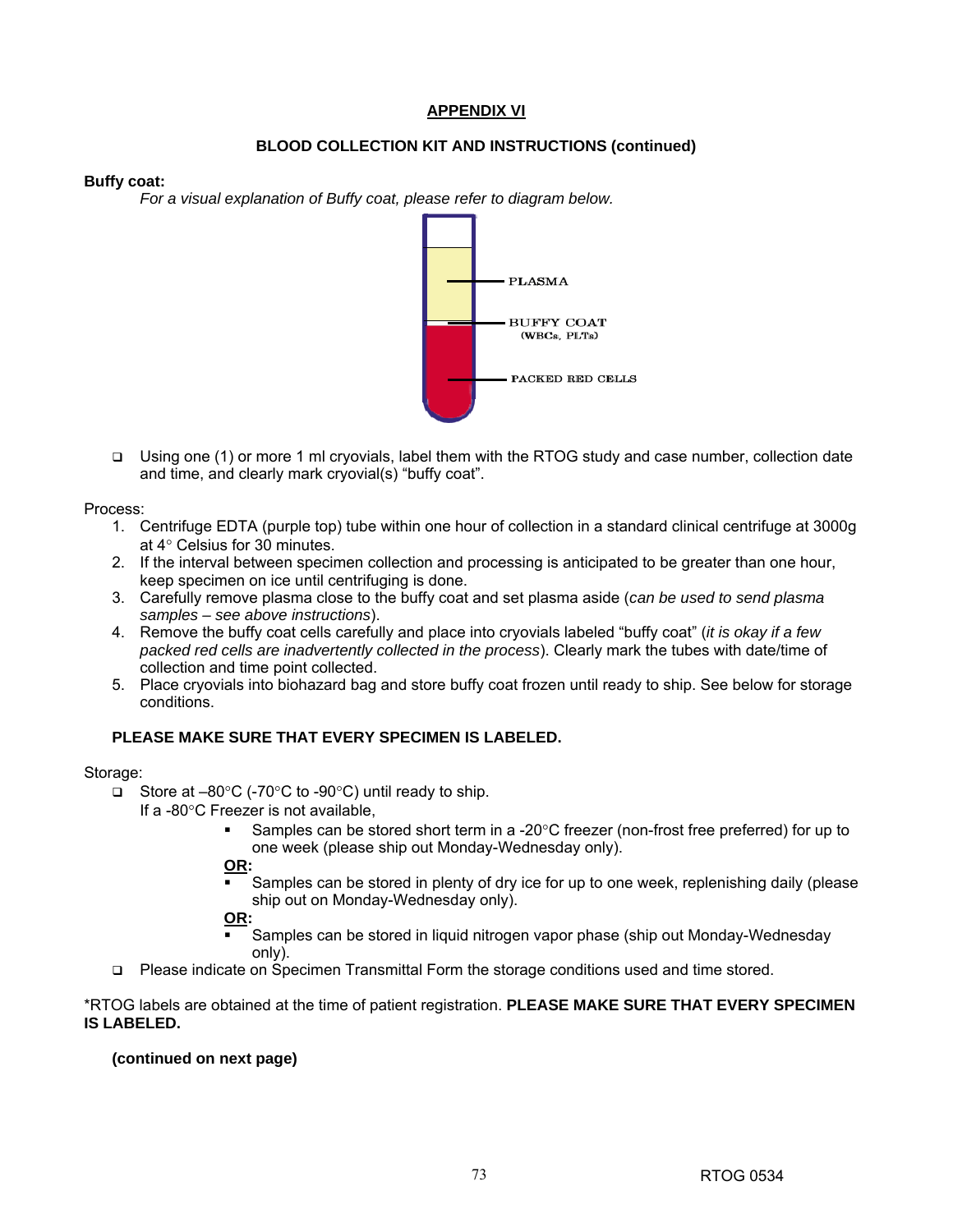## APPENDIX VI

### BLOOD COLLECTION KIT AND INSTRUCTIONS (continued)

**Buffy coat:**

*For a visual explanation of Buffy coat, please refer to diagram below.*

PLASMA

BUFFY COAT (WBCs, PLTs)

PACKED RED CELLS

- ❑ Using one (1) or more 1 ml cryovials, label them with the RTOG study and case number, collection date and time, and clearly mark cryovial(s) "buffy coat".

Process:

1. Centrifuge EDTA (purple top) tube within one hour of collection in a standard clinical centrifuge at 3000g at 4° Celsius for 30 minutes.
2. If the interval between specimen collection and processing is anticipated to be greater than one hour, keep specimen on ice until centrifuging is done.
3. Carefully remove plasma close to the buffy coat and set plasma aside (*can be used to send plasma samples – see above instructions*).
4. Remove the buffy coat cells carefully and place into cryovials labeled "buffy coat" (*it is okay if a few packed red cells are inadvertently collected in the process*). Clearly mark the tubes with date/time of collection and time point collected.
5. Place cryovials into biohazard bag and store buffy coat frozen until ready to ship. See below for storage conditions.

**PLEASE MAKE SURE THAT EVERY SPECIMEN IS LABELED.**

Storage:

- ❑ Store at –80°C (-70°C to -90°C) until ready to ship.
  If a -80°C Freezer is not available,
  - Samples can be stored short term in a -20°C freezer (non-frost free preferred) for up to one week (please ship out Monday-Wednesday only).

  **OR:**
  - Samples can be stored in plenty of dry ice for up to one week, replenishing daily (please ship out on Monday-Wednesday only).

  **OR:**
  - Samples can be stored in liquid nitrogen vapor phase (ship out Monday-Wednesday only).
- ❑ Please indicate on Specimen Transmittal Form the storage conditions used and time stored.

*RTOG labels are obtained at the time of patient registration. **PLEASE MAKE SURE THAT EVERY SPECIMEN IS LABELED.**

**(continued on next page)**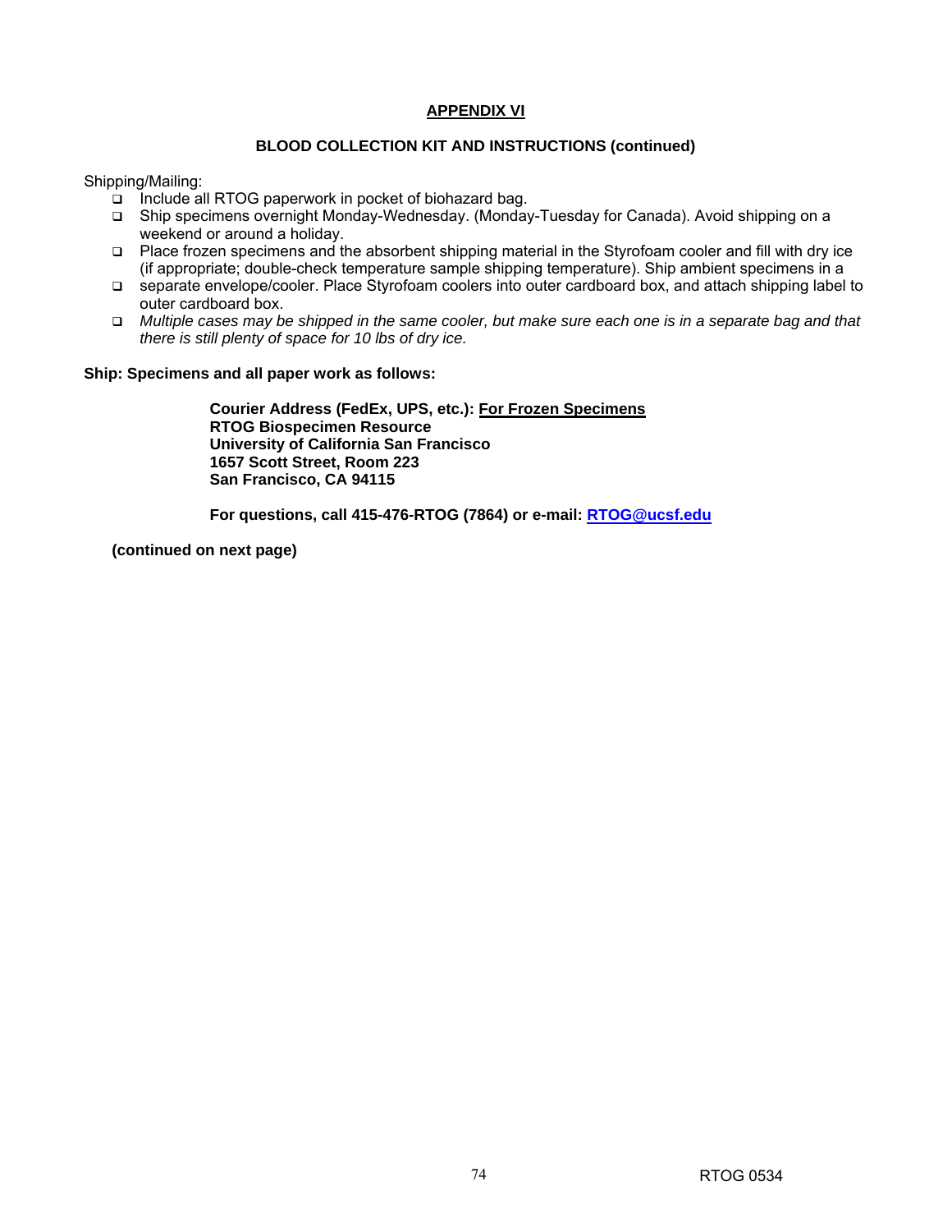## APPENDIX VI

### BLOOD COLLECTION KIT AND INSTRUCTIONS (continued)

Shipping/Mailing:

- Include all RTOG paperwork in pocket of biohazard bag.
- Ship specimens overnight Monday-Wednesday. (Monday-Tuesday for Canada). Avoid shipping on a weekend or around a holiday.
- Place frozen specimens and the absorbent shipping material in the Styrofoam cooler and fill with dry ice (if appropriate; double-check temperature sample shipping temperature). Ship ambient specimens in a
- separate envelope/cooler. Place Styrofoam coolers into outer cardboard box, and attach shipping label to outer cardboard box.
- *Multiple cases may be shipped in the same cooler, but make sure each one is in a separate bag and that there is still plenty of space for 10 lbs of dry ice.*

**Ship: Specimens and all paper work as follows:**

**Courier Address (FedEx, UPS, etc.): For Frozen Specimens**
**RTOG Biospecimen Resource**
**University of California San Francisco**
**1657 Scott Street, Room 223**
**San Francisco, CA 94115**

**For questions, call 415-476-RTOG (7864) or e-mail: RTOG@ucsf.edu**

**(continued on next page)**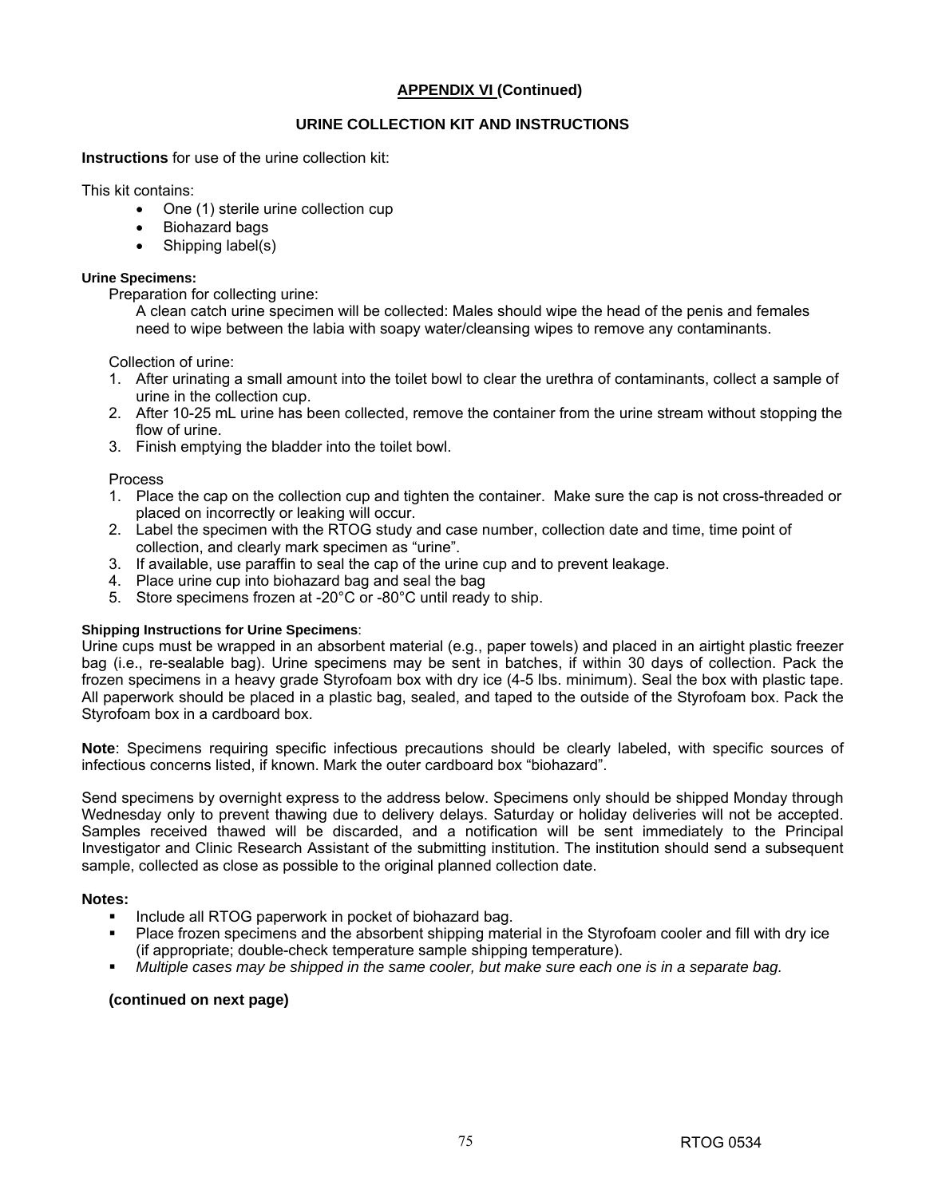## APPENDIX VI (Continued)

### URINE COLLECTION KIT AND INSTRUCTIONS

**Instructions** for use of the urine collection kit:

This kit contains:

- One (1) sterile urine collection cup
- Biohazard bags
- Shipping label(s)

**Urine Specimens:**

Preparation for collecting urine:

A clean catch urine specimen will be collected: Males should wipe the head of the penis and females need to wipe between the labia with soapy water/cleansing wipes to remove any contaminants.

Collection of urine:

1. After urinating a small amount into the toilet bowl to clear the urethra of contaminants, collect a sample of urine in the collection cup.
2. After 10-25 mL urine has been collected, remove the container from the urine stream without stopping the flow of urine.
3. Finish emptying the bladder into the toilet bowl.

Process

1. Place the cap on the collection cup and tighten the container. Make sure the cap is not cross-threaded or placed on incorrectly or leaking will occur.
2. Label the specimen with the RTOG study and case number, collection date and time, time point of collection, and clearly mark specimen as “urine”.
3. If available, use paraffin to seal the cap of the urine cup and to prevent leakage.
4. Place urine cup into biohazard bag and seal the bag
5. Store specimens frozen at -20°C or -80°C until ready to ship.

**Shipping Instructions for Urine Specimens**:

Urine cups must be wrapped in an absorbent material (e.g., paper towels) and placed in an airtight plastic freezer bag (i.e., re-sealable bag). Urine specimens may be sent in batches, if within 30 days of collection. Pack the frozen specimens in a heavy grade Styrofoam box with dry ice (4-5 lbs. minimum). Seal the box with plastic tape. All paperwork should be placed in a plastic bag, sealed, and taped to the outside of the Styrofoam box. Pack the Styrofoam box in a cardboard box.

**Note**: Specimens requiring specific infectious precautions should be clearly labeled, with specific sources of infectious concerns listed, if known. Mark the outer cardboard box “biohazard”.

Send specimens by overnight express to the address below. Specimens only should be shipped Monday through Wednesday only to prevent thawing due to delivery delays. Saturday or holiday deliveries will not be accepted. Samples received thawed will be discarded, and a notification will be sent immediately to the Principal Investigator and Clinic Research Assistant of the submitting institution. The institution should send a subsequent sample, collected as close as possible to the original planned collection date.

**Notes:**

- Include all RTOG paperwork in pocket of biohazard bag.
- Place frozen specimens and the absorbent shipping material in the Styrofoam cooler and fill with dry ice (if appropriate; double-check temperature sample shipping temperature).
- *Multiple cases may be shipped in the same cooler, but make sure each one is in a separate bag.*

**(continued on next page)**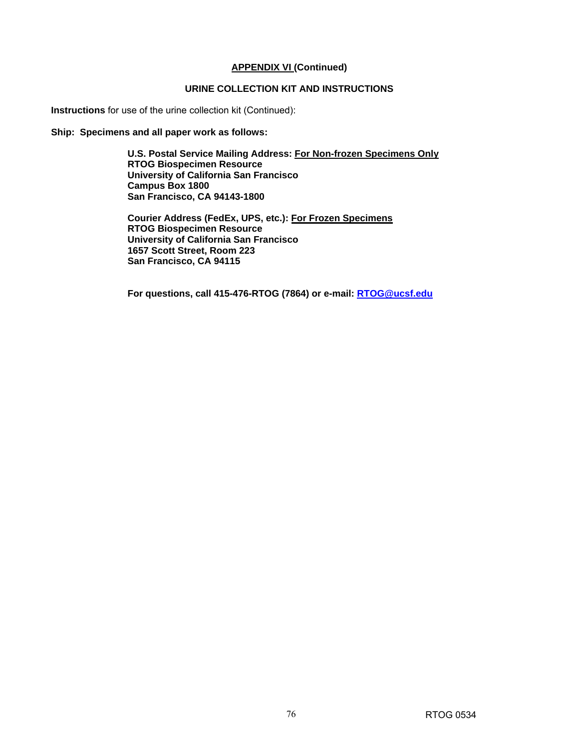## APPENDIX VI (Continued)

### URINE COLLECTION KIT AND INSTRUCTIONS

**Instructions** for use of the urine collection kit (Continued):

**Ship: Specimens and all paper work as follows:**

**U.S. Postal Service Mailing Address: <u>For Non-frozen Specimens Only</u>**
**RTOG Biospecimen Resource**
**University of California San Francisco**
**Campus Box 1800**
**San Francisco, CA 94143-1800**

**Courier Address (FedEx, UPS, etc.): <u>For Frozen Specimens</u>**
**RTOG Biospecimen Resource**
**University of California San Francisco**
**1657 Scott Street, Room 223**
**San Francisco, CA 94115**

**For questions, call 415-476-RTOG (7864) or e-mail: RTOG@ucsf.edu**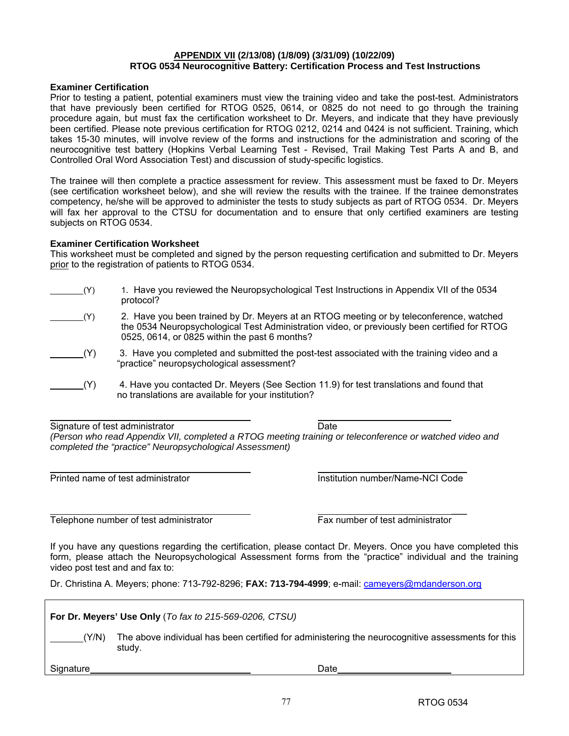**APPENDIX VII (2/13/08) (1/8/09) (3/31/09) (10/22/09)**
**RTOG 0534 Neurocognitive Battery: Certification Process and Test Instructions**

**Examiner Certification**

Prior to testing a patient, potential examiners must view the training video and take the post-test. Administrators that have previously been certified for RTOG 0525, 0614, or 0825 do not need to go through the training procedure again, but must fax the certification worksheet to Dr. Meyers, and indicate that they have previously been certified. Please note previous certification for RTOG 0212, 0214 and 0424 is not sufficient. Training, which takes 15-30 minutes, will involve review of the forms and instructions for the administration and scoring of the neurocognitive test battery (Hopkins Verbal Learning Test - Revised, Trail Making Test Parts A and B, and Controlled Oral Word Association Test) and discussion of study-specific logistics.

The trainee will then complete a practice assessment for review. This assessment must be faxed to Dr. Meyers (see certification worksheet below), and she will review the results with the trainee. If the trainee demonstrates competency, he/she will be approved to administer the tests to study subjects as part of RTOG 0534. Dr. Meyers will fax her approval to the CTSU for documentation and to ensure that only certified examiners are testing subjects on RTOG 0534.

**Examiner Certification Worksheet**

This worksheet must be completed and signed by the person requesting certification and submitted to Dr. Meyers prior to the registration of patients to RTOG 0534.

_______(Y) 1. Have you reviewed the Neuropsychological Test Instructions in Appendix VII of the 0534 protocol?

_______(Y) 2. Have you been trained by Dr. Meyers at an RTOG meeting or by teleconference, watched the 0534 Neuropsychological Test Administration video, or previously been certified for RTOG 0525, 0614, or 0825 within the past 6 months?

_______(Y) 3. Have you completed and submitted the post-test associated with the training video and a "practice" neuropsychological assessment?

_______(Y) 4. Have you contacted Dr. Meyers (See Section 11.9) for test translations and found that no translations are available for your institution?

________________________________ ________________________
Signature of test administrator Date

*(Person who read Appendix VII, completed a RTOG meeting training or teleconference or watched video and completed the "practice" Neuropsychological Assessment)*

________________________________ ________________________
Printed name of test administrator Institution number/Name-NCI Code

________________________________ ________________________
Telephone number of test administrator Fax number of test administrator

If you have any questions regarding the certification, please contact Dr. Meyers. Once you have completed this form, please attach the Neuropsychological Assessment forms from the "practice" individual and the training video post test and and fax to:

Dr. Christina A. Meyers; phone: 713-792-8296; **FAX: 713-794-4999**; e-mail: cameyers@mdanderson.org

**For Dr. Meyers' Use Only** (*To fax to 215-569-0206, CTSU)*

_______(Y/N) The above individual has been certified for administering the neurocognitive assessments for this study.

Signature________________________________ Date______________________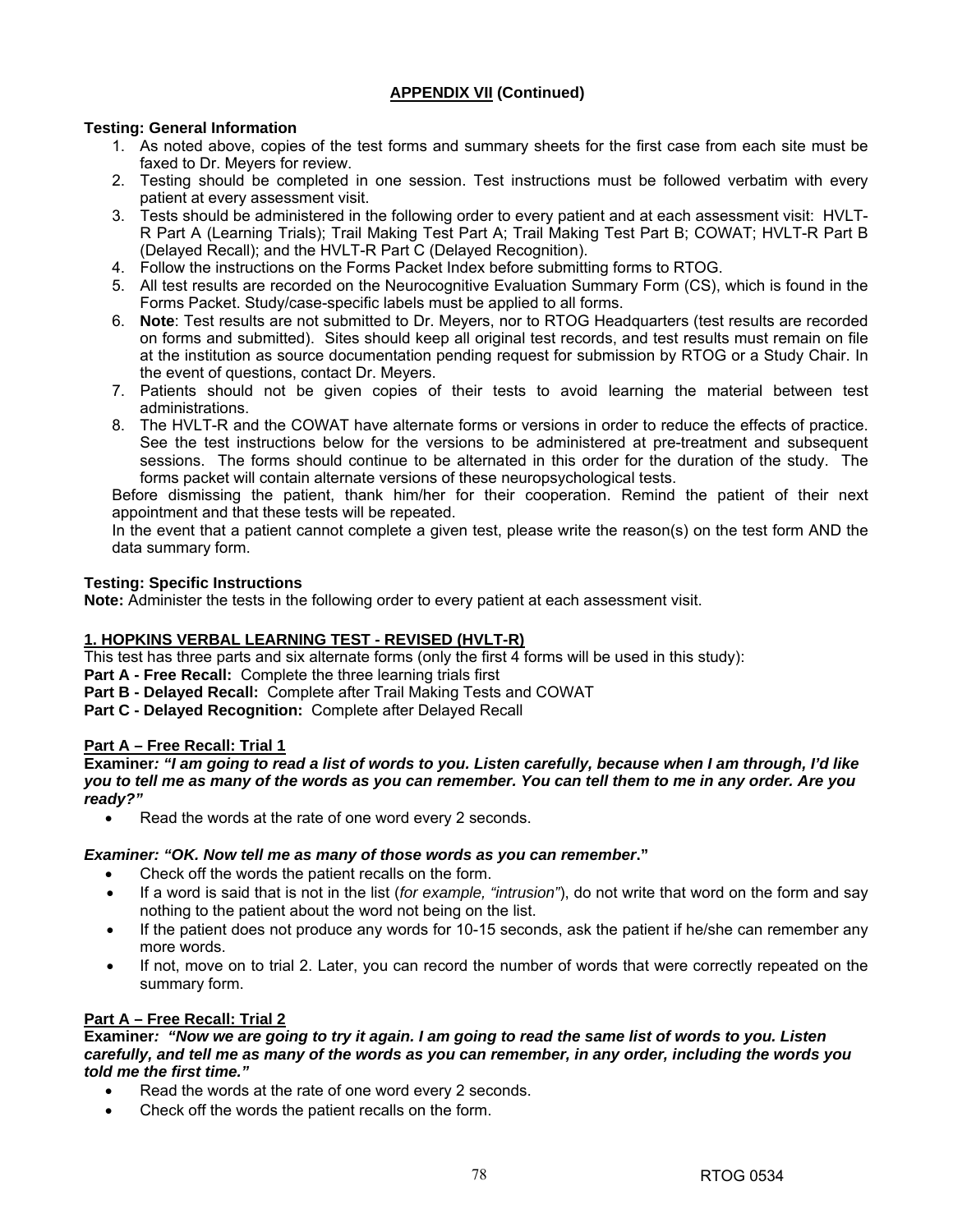## APPENDIX VII (Continued)

**Testing: General Information**

1. As noted above, copies of the test forms and summary sheets for the first case from each site must be faxed to Dr. Meyers for review.
2. Testing should be completed in one session. Test instructions must be followed verbatim with every patient at every assessment visit.
3. Tests should be administered in the following order to every patient and at each assessment visit: HVLT-R Part A (Learning Trials); Trail Making Test Part A; Trail Making Test Part B; COWAT; HVLT-R Part B (Delayed Recall); and the HVLT-R Part C (Delayed Recognition).
4. Follow the instructions on the Forms Packet Index before submitting forms to RTOG.
5. All test results are recorded on the Neurocognitive Evaluation Summary Form (CS), which is found in the Forms Packet. Study/case-specific labels must be applied to all forms.
6. **Note**: Test results are not submitted to Dr. Meyers, nor to RTOG Headquarters (test results are recorded on forms and submitted). Sites should keep all original test records, and test results must remain on file at the institution as source documentation pending request for submission by RTOG or a Study Chair. In the event of questions, contact Dr. Meyers.
7. Patients should not be given copies of their tests to avoid learning the material between test administrations.
8. The HVLT-R and the COWAT have alternate forms or versions in order to reduce the effects of practice. See the test instructions below for the versions to be administered at pre-treatment and subsequent sessions. The forms should continue to be alternated in this order for the duration of the study. The forms packet will contain alternate versions of these neuropsychological tests.

Before dismissing the patient, thank him/her for their cooperation. Remind the patient of their next appointment and that these tests will be repeated.

In the event that a patient cannot complete a given test, please write the reason(s) on the test form AND the data summary form.

**Testing: Specific Instructions**

**Note:** Administer the tests in the following order to every patient at each assessment visit.

**1. HOPKINS VERBAL LEARNING TEST - REVISED (HVLT-R)**

This test has three parts and six alternate forms (only the first 4 forms will be used in this study):

**Part A - Free Recall:** Complete the three learning trials first

**Part B - Delayed Recall:** Complete after Trail Making Tests and COWAT

**Part C - Delayed Recognition:** Complete after Delayed Recall

**Part A – Free Recall: Trial 1**

**Examiner*: "I am going to read a list of words to you. Listen carefully, because when I am through, I'd like you to tell me as many of the words as you can remember. You can tell them to me in any order. Are you ready?"***

- Read the words at the rate of one word every 2 seconds.

***Examiner: "OK. Now tell me as many of those words as you can remember*."**

- Check off the words the patient recalls on the form.
- If a word is said that is not in the list (*for example, "intrusion"*), do not write that word on the form and say nothing to the patient about the word not being on the list.
- If the patient does not produce any words for 10-15 seconds, ask the patient if he/she can remember any more words.
- If not, move on to trial 2. Later, you can record the number of words that were correctly repeated on the summary form.

**Part A – Free Recall: Trial 2**

**Examiner*: "Now we are going to try it again. I am going to read the same list of words to you. Listen carefully, and tell me as many of the words as you can remember, in any order, including the words you told me the first time."***

- Read the words at the rate of one word every 2 seconds.
- Check off the words the patient recalls on the form.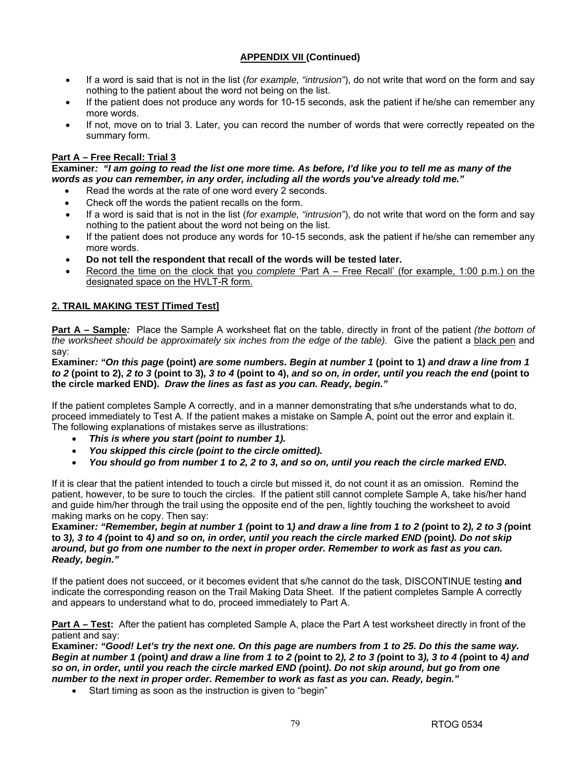**APPENDIX VII (Continued)**

- If a word is said that is not in the list (*for example, "intrusion"*), do not write that word on the form and say nothing to the patient about the word not being on the list.
- If the patient does not produce any words for 10-15 seconds, ask the patient if he/she can remember any more words.
- If not, move on to trial 3. Later, you can record the number of words that were correctly repeated on the summary form.

**Part A – Free Recall: Trial 3**

**Examiner*: "I am going to read the list one more time. As before, I'd like you to tell me as many of the words as you can remember, in any order, including all the words you've already told me."***

- Read the words at the rate of one word every 2 seconds.
- Check off the words the patient recalls on the form.
- If a word is said that is not in the list (*for example, "intrusion"*), do not write that word on the form and say nothing to the patient about the word not being on the list.
- If the patient does not produce any words for 10-15 seconds, ask the patient if he/she can remember any more words.
- **Do not tell the respondent that recall of the words will be tested later.**
- Record the time on the clock that you *complete* 'Part A – Free Recall' (for example, 1:00 p.m.) on the designated space on the HVLT-R form.

**2. TRAIL MAKING TEST [Timed Test]**

**Part A – Sample*:*** Place the Sample A worksheet flat on the table, directly in front of the patient *(the bottom of the worksheet should be approximately six inches from the edge of the table).* Give the patient a black pen and say:

**Examiner*: "On this page* (point) *are some numbers. Begin at number 1* (point to 1) *and draw a line from 1 to 2* (point to 2), *2 to 3* (point to 3)*, 3 to 4* (point to 4), *and so on, in order, until you reach the end* (point to the circle marked END). *Draw the lines as fast as you can. Ready, begin."***

If the patient completes Sample A correctly, and in a manner demonstrating that s/he understands what to do, proceed immediately to Test A. If the patient makes a mistake on Sample A, point out the error and explain it. The following explanations of mistakes serve as illustrations:

- ***This is where you start (point to number 1).***
- ***You skipped this circle (point to the circle omitted).***
- ***You should go from number 1 to 2, 2 to 3, and so on, until you reach the circle marked END.***

If it is clear that the patient intended to touch a circle but missed it, do not count it as an omission. Remind the patient, however, to be sure to touch the circles. If the patient still cannot complete Sample A, take his/her hand and guide him/her through the trail using the opposite end of the pen, lightly touching the worksheet to avoid making marks on he copy. Then say:

**Examiner*: "Remember, begin at number 1 (*point to 1*) and draw a line from 1 to 2 (*point to 2*), 2 to 3 (*point to 3*), 3 to 4 (*point to 4*) and so on, in order, until you reach the circle marked END (*point*). Do not skip around, but go from one number to the next in proper order. Remember to work as fast as you can. Ready, begin."***

If the patient does not succeed, or it becomes evident that s/he cannot do the task, DISCONTINUE testing **and** indicate the corresponding reason on the Trail Making Data Sheet. If the patient completes Sample A correctly and appears to understand what to do, proceed immediately to Part A.

**Part A – Test:** After the patient has completed Sample A, place the Part A test worksheet directly in front of the patient and say:

**Examiner*: "Good! Let's try the next one. On this page are numbers from 1 to 25. Do this the same way. Begin at number 1 (*point*) and draw a line from 1 to 2 (*point to 2*), 2 to 3 (*point to 3*), 3 to 4 (*point to 4*) and so on, in order, until you reach the circle marked END (*point*). Do not skip around, but go from one number to the next in proper order. Remember to work as fast as you can. Ready, begin."***

- Start timing as soon as the instruction is given to "begin"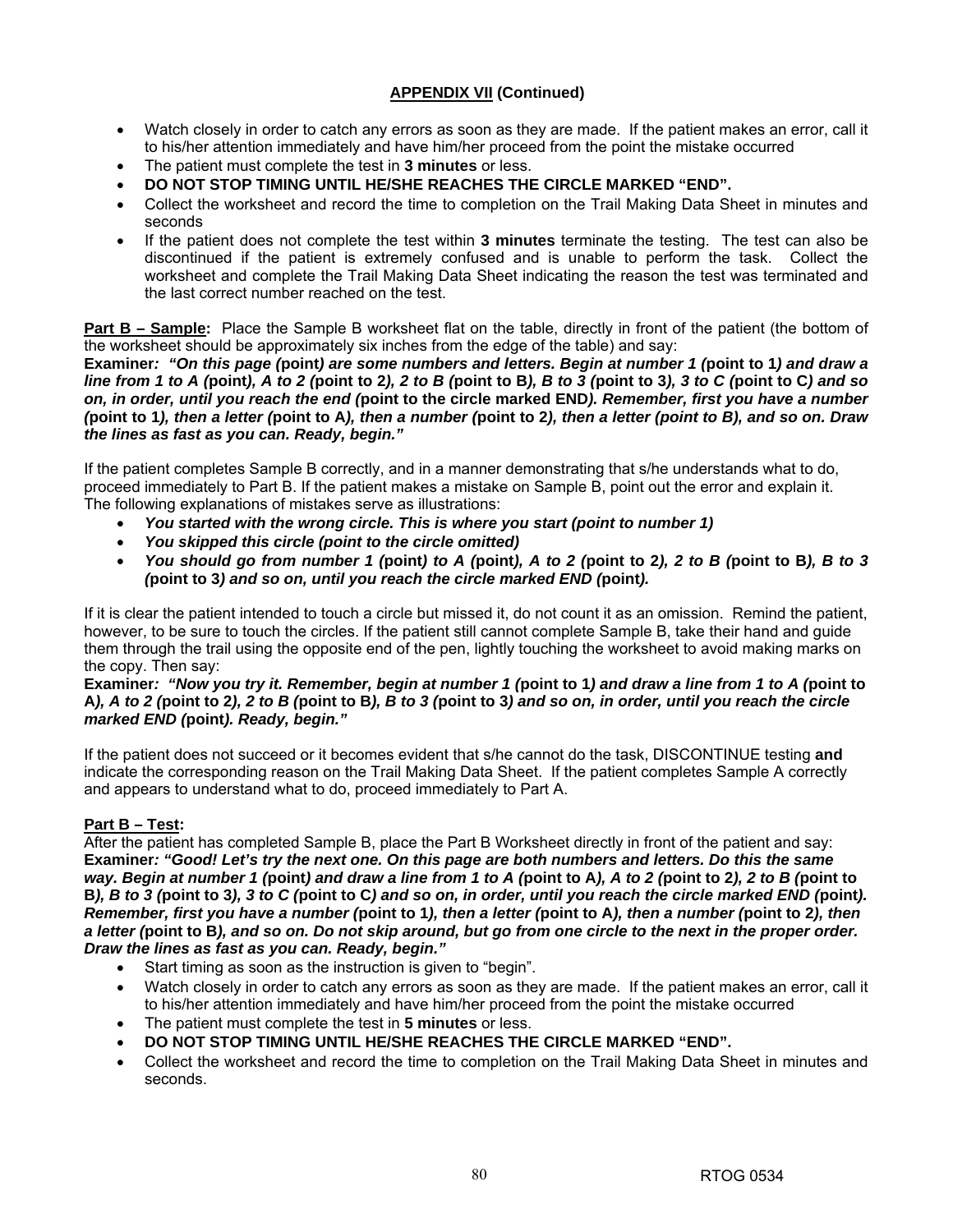## APPENDIX VII (Continued)

- Watch closely in order to catch any errors as soon as they are made. If the patient makes an error, call it to his/her attention immediately and have him/her proceed from the point the mistake occurred
- The patient must complete the test in **3 minutes** or less.
- **DO NOT STOP TIMING UNTIL HE/SHE REACHES THE CIRCLE MARKED "END".**
- Collect the worksheet and record the time to completion on the Trail Making Data Sheet in minutes and seconds
- If the patient does not complete the test within **3 minutes** terminate the testing. The test can also be discontinued if the patient is extremely confused and is unable to perform the task. Collect the worksheet and complete the Trail Making Data Sheet indicating the reason the test was terminated and the last correct number reached on the test.

**Part B – Sample:** Place the Sample B worksheet flat on the table, directly in front of the patient (the bottom of the worksheet should be approximately six inches from the edge of the table) and say:
**Examiner*: "On this page (*point*) are some numbers and letters. Begin at number 1 (*point to 1*) and draw a line from 1 to A (*point*), A to 2 (*point to 2*), 2 to B (*point to B*), B to 3 (*point to 3*), 3 to C (*point to C*) and so on, in order, until you reach the end (*point to the circle marked END*). Remember, first you have a number (*point to 1*), then a letter (*point to A*), then a number (*point to 2*), then a letter (point to B), and so on. Draw the lines as fast as you can. Ready, begin."***

If the patient completes Sample B correctly, and in a manner demonstrating that s/he understands what to do, proceed immediately to Part B. If the patient makes a mistake on Sample B, point out the error and explain it. The following explanations of mistakes serve as illustrations:

- ***You started with the wrong circle. This is where you start (point to number 1)***
- ***You skipped this circle (point to the circle omitted)***
- ***You should go from number 1 (*point*) to A (*point*), A to 2 (*point to 2*), 2 to B (*point to B*), B to 3 (*point to 3*) and so on, until you reach the circle marked END (*point*).***

If it is clear the patient intended to touch a circle but missed it, do not count it as an omission. Remind the patient, however, to be sure to touch the circles. If the patient still cannot complete Sample B, take their hand and guide them through the trail using the opposite end of the pen, lightly touching the worksheet to avoid making marks on the copy. Then say:
**Examiner*: "Now you try it. Remember, begin at number 1 (*point to 1*) and draw a line from 1 to A (*point to A*), A to 2 (*point to 2*), 2 to B (*point to B*), B to 3 (*point to 3*) and so on, in order, until you reach the circle marked END (*point*). Ready, begin."***

If the patient does not succeed or it becomes evident that s/he cannot do the task, DISCONTINUE testing **and** indicate the corresponding reason on the Trail Making Data Sheet. If the patient completes Sample A correctly and appears to understand what to do, proceed immediately to Part A.

**Part B – Test:**
After the patient has completed Sample B, place the Part B Worksheet directly in front of the patient and say:
**Examiner*: "Good! Let's try the next one. On this page are both numbers and letters. Do this the same way. Begin at number 1 (*point*) and draw a line from 1 to A (*point to A*), A to 2 (*point to 2*), 2 to B (*point to B*), B to 3 (*point to 3*), 3 to C (*point to C*) and so on, in order, until you reach the circle marked END (*point*). Remember, first you have a number (*point to 1*), then a letter (*point to A*), then a number (*point to 2*), then a letter (*point to B*), and so on. Do not skip around, but go from one circle to the next in the proper order. Draw the lines as fast as you can. Ready, begin."***

- Start timing as soon as the instruction is given to "begin".
- Watch closely in order to catch any errors as soon as they are made. If the patient makes an error, call it to his/her attention immediately and have him/her proceed from the point the mistake occurred
- The patient must complete the test in **5 minutes** or less.
- **DO NOT STOP TIMING UNTIL HE/SHE REACHES THE CIRCLE MARKED "END".**
- Collect the worksheet and record the time to completion on the Trail Making Data Sheet in minutes and seconds.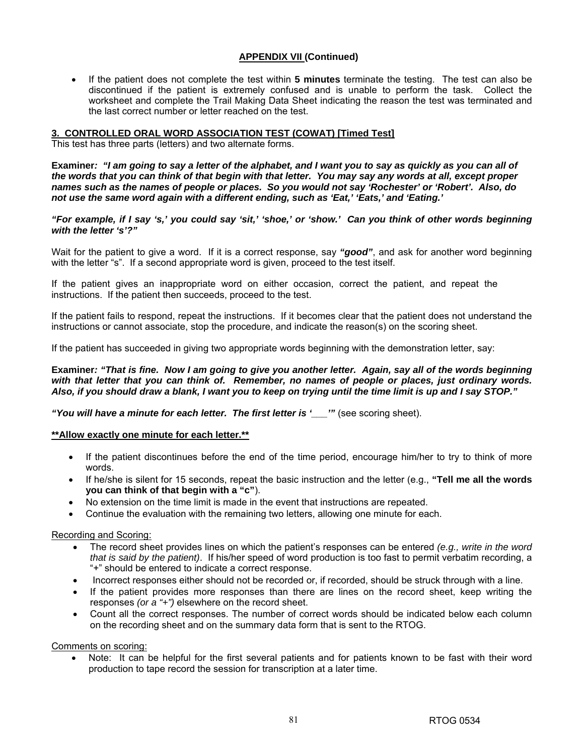## APPENDIX VII (Continued)

- If the patient does not complete the test within **5 minutes** terminate the testing. The test can also be discontinued if the patient is extremely confused and is unable to perform the task. Collect the worksheet and complete the Trail Making Data Sheet indicating the reason the test was terminated and the last correct number or letter reached on the test.

### 3. CONTROLLED ORAL WORD ASSOCIATION TEST (COWAT) [Timed Test]

This test has three parts (letters) and two alternate forms.

**Examiner*: "I am going to say a letter of the alphabet, and I want you to say as quickly as you can all of the words that you can think of that begin with that letter. You may say any words at all, except proper names such as the names of people or places. So you would not say 'Rochester' or 'Robert'. Also, do not use the same word again with a different ending, such as 'Eat,' 'Eats,' and 'Eating.'***

***"For example, if I say 's,' you could say 'sit,' 'shoe,' or 'show.' Can you think of other words beginning with the letter 's'?"***

Wait for the patient to give a word. If it is a correct response, say ***"good"***, and ask for another word beginning with the letter "s". If a second appropriate word is given, proceed to the test itself.

If the patient gives an inappropriate word on either occasion, correct the patient, and repeat the instructions. If the patient then succeeds, proceed to the test.

If the patient fails to respond, repeat the instructions. If it becomes clear that the patient does not understand the instructions or cannot associate, stop the procedure, and indicate the reason(s) on the scoring sheet.

If the patient has succeeded in giving two appropriate words beginning with the demonstration letter, say:

**Examiner*: "That is fine. Now I am going to give you another letter. Again, say all of the words beginning with that letter that you can think of. Remember, no names of people or places, just ordinary words. Also, if you should draw a blank, I want you to keep on trying until the time limit is up and I say STOP."***

***"You will have a minute for each letter. The first letter is '___'"*** (see scoring sheet).

**Allow exactly one minute for each letter.**

- If the patient discontinues before the end of the time period, encourage him/her to try to think of more words.
- If he/she is silent for 15 seconds, repeat the basic instruction and the letter (e.g., **"Tell me all the words you can think of that begin with a "c"**).
- No extension on the time limit is made in the event that instructions are repeated.
- Continue the evaluation with the remaining two letters, allowing one minute for each.

Recording and Scoring:

- The record sheet provides lines on which the patient's responses can be entered *(e.g., write in the word that is said by the patient)*. If his/her speed of word production is too fast to permit verbatim recording, a "+" should be entered to indicate a correct response.
- Incorrect responses either should not be recorded or, if recorded, should be struck through with a line.
- If the patient provides more responses than there are lines on the record sheet, keep writing the responses *(or a "+")* elsewhere on the record sheet.
- Count all the correct responses. The number of correct words should be indicated below each column on the recording sheet and on the summary data form that is sent to the RTOG.

Comments on scoring:

- Note: It can be helpful for the first several patients and for patients known to be fast with their word production to tape record the session for transcription at a later time.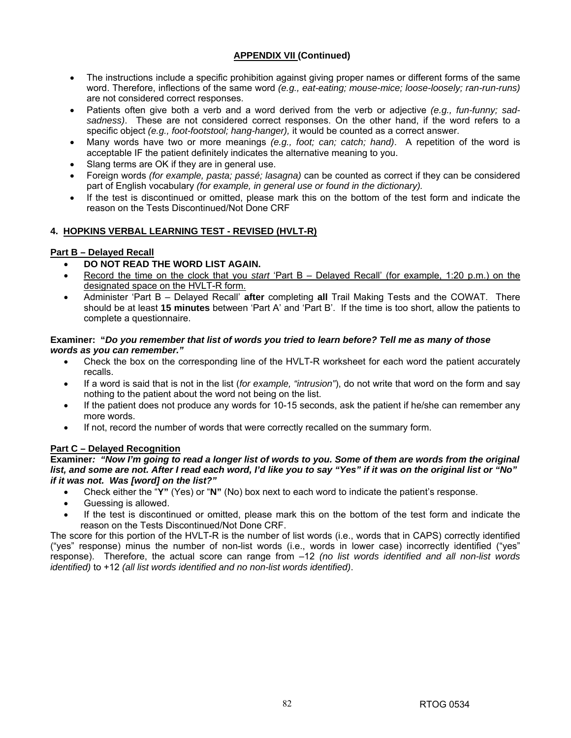## APPENDIX VII (Continued)

- The instructions include a specific prohibition against giving proper names or different forms of the same word. Therefore, inflections of the same word *(e.g., eat-eating; mouse-mice; loose-loosely; ran-run-runs)* are not considered correct responses.
- Patients often give both a verb and a word derived from the verb or adjective *(e.g., fun-funny; sad-sadness)*. These are not considered correct responses. On the other hand, if the word refers to a specific object *(e.g., foot-footstool; hang-hanger),* it would be counted as a correct answer.
- Many words have two or more meanings *(e.g., foot; can; catch; hand)*. A repetition of the word is acceptable IF the patient definitely indicates the alternative meaning to you.
- Slang terms are OK if they are in general use.
- Foreign words *(for example, pasta; passé; lasagna)* can be counted as correct if they can be considered part of English vocabulary *(for example, in general use or found in the dictionary).*
- If the test is discontinued or omitted, please mark this on the bottom of the test form and indicate the reason on the Tests Discontinued/Not Done CRF

### 4. HOPKINS VERBAL LEARNING TEST - REVISED (HVLT-R)

**Part B – Delayed Recall**

- **DO NOT READ THE WORD LIST AGAIN.**
- Record the time on the clock that you *start* 'Part B – Delayed Recall' (for example, 1:20 p.m.) on the designated space on the HVLT-R form.
- Administer 'Part B – Delayed Recall' **after** completing **all** Trail Making Tests and the COWAT. There should be at least **15 minutes** between 'Part A' and 'Part B'. If the time is too short, allow the patients to complete a questionnaire.

**Examiner: "*Do you remember that list of words you tried to learn before? Tell me as many of those words as you can remember."***

- Check the box on the corresponding line of the HVLT-R worksheet for each word the patient accurately recalls.
- If a word is said that is not in the list (*for example, "intrusion"*), do not write that word on the form and say nothing to the patient about the word not being on the list.
- If the patient does not produce any words for 10-15 seconds, ask the patient if he/she can remember any more words.
- If not, record the number of words that were correctly recalled on the summary form.

**Part C – Delayed Recognition**

**Examiner*: "Now I'm going to read a longer list of words to you. Some of them are words from the original list, and some are not. After I read each word, I'd like you to say "Yes" if it was on the original list or "No" if it was not. Was [word] on the list?"***

- Check either the "**Y"** (Yes) or "**N"** (No) box next to each word to indicate the patient's response.
- Guessing is allowed.
- If the test is discontinued or omitted, please mark this on the bottom of the test form and indicate the reason on the Tests Discontinued/Not Done CRF.

The score for this portion of the HVLT-R is the number of list words (i.e., words that in CAPS) correctly identified ("yes" response) minus the number of non-list words (i.e., words in lower case) incorrectly identified ("yes" response). Therefore, the actual score can range from –12 *(no list words identified and all non-list words identified)* to +12 *(all list words identified and no non-list words identified)*.